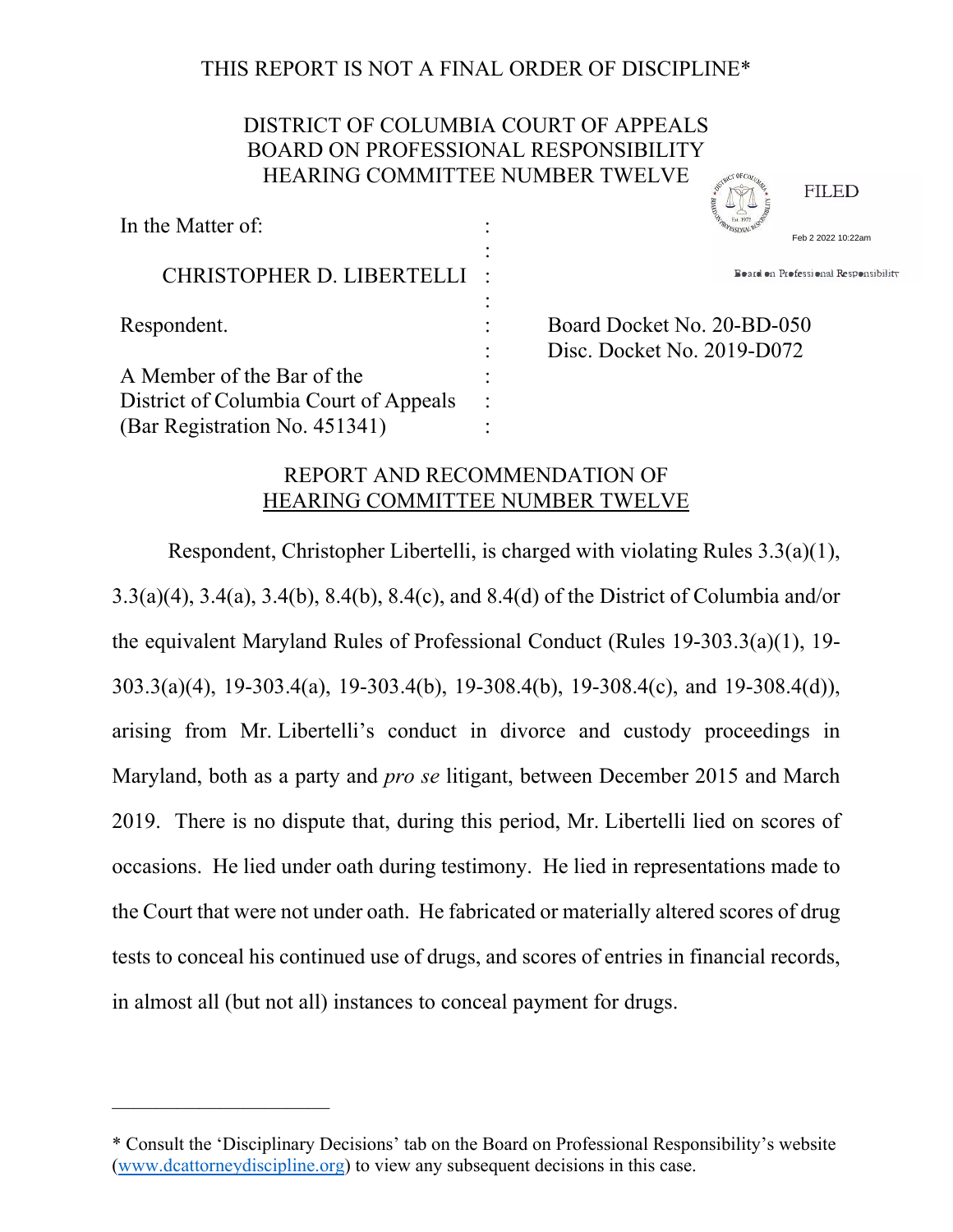THIS REPORT IS NOT A FINAL ORDER OF DISCIPLINE*

DISTRICT OF COLUMBIA COURT OF APPEALS
BOARD ON PROFESSIONAL RESPONSIBILITY
HEARING COMMITTEE NUMBER TWELVE

FILED
Feb 2 2022 10:22am
Board on Professional Responsibility

| | | |
|---|---|---|
| In the Matter of: | : | |
| | : | |
| CHRISTOPHER D. LIBERTELLI | : | |
| | : | |
| Respondent. | : | Board Docket No. 20-BD-050 |
| | : | Disc. Docket No. 2019-D072 |
| A Member of the Bar of the | : | |
| District of Columbia Court of Appeals | : | |
| (Bar Registration No. 451341) | : | |

## REPORT AND RECOMMENDATION OF HEARING COMMITTEE NUMBER TWELVE

Respondent, Christopher Libertelli, is charged with violating Rules 3.3(a)(1), 3.3(a)(4), 3.4(a), 3.4(b), 8.4(b), 8.4(c), and 8.4(d) of the District of Columbia and/or the equivalent Maryland Rules of Professional Conduct (Rules 19-303.3(a)(1), 19-303.3(a)(4), 19-303.4(a), 19-303.4(b), 19-308.4(b), 19-308.4(c), and 19-308.4(d)), arising from Mr. Libertelli's conduct in divorce and custody proceedings in Maryland, both as a party and *pro se* litigant, between December 2015 and March 2019. There is no dispute that, during this period, Mr. Libertelli lied on scores of occasions. He lied under oath during testimony. He lied in representations made to the Court that were not under oath. He fabricated or materially altered scores of drug tests to conceal his continued use of drugs, and scores of entries in financial records, in almost all (but not all) instances to conceal payment for drugs.

---

* Consult the 'Disciplinary Decisions' tab on the Board on Professional Responsibility's website (www.dcattorneydiscipline.org) to view any subsequent decisions in this case.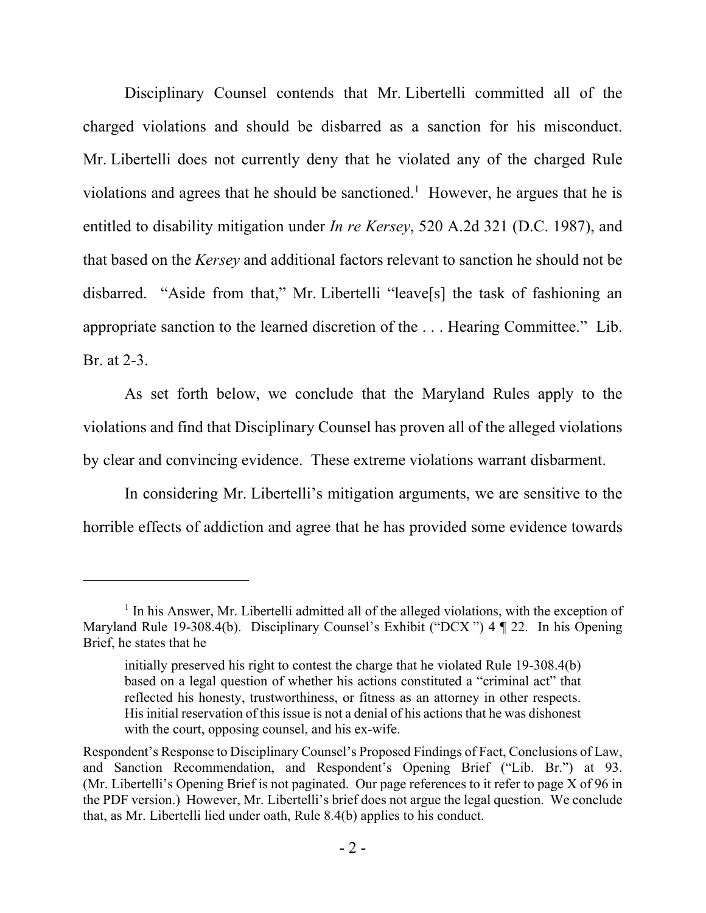Disciplinary Counsel contends that Mr. Libertelli committed all of the charged violations and should be disbarred as a sanction for his misconduct. Mr. Libertelli does not currently deny that he violated any of the charged Rule violations and agrees that he should be sanctioned.[1] However, he argues that he is entitled to disability mitigation under *In re Kersey*, 520 A.2d 321 (D.C. 1987), and that based on the *Kersey* and additional factors relevant to sanction he should not be disbarred. "Aside from that," Mr. Libertelli "leave[s] the task of fashioning an appropriate sanction to the learned discretion of the . . . Hearing Committee." Lib. Br. at 2-3.

As set forth below, we conclude that the Maryland Rules apply to the violations and find that Disciplinary Counsel has proven all of the alleged violations by clear and convincing evidence. These extreme violations warrant disbarment.

In considering Mr. Libertelli's mitigation arguments, we are sensitive to the horrible effects of addiction and agree that he has provided some evidence towards

---

[1] In his Answer, Mr. Libertelli admitted all of the alleged violations, with the exception of Maryland Rule 19-308.4(b). Disciplinary Counsel's Exhibit ("DCX ") 4 ¶ 22. In his Opening Brief, he states that he

> initially preserved his right to contest the charge that he violated Rule 19-308.4(b) based on a legal question of whether his actions constituted a "criminal act" that reflected his honesty, trustworthiness, or fitness as an attorney in other respects. His initial reservation of this issue is not a denial of his actions that he was dishonest with the court, opposing counsel, and his ex-wife.

Respondent's Response to Disciplinary Counsel's Proposed Findings of Fact, Conclusions of Law, and Sanction Recommendation, and Respondent's Opening Brief ("Lib. Br.") at 93. (Mr. Libertelli's Opening Brief is not paginated. Our page references to it refer to page X of 96 in the PDF version.) However, Mr. Libertelli's brief does not argue the legal question. We conclude that, as Mr. Libertelli lied under oath, Rule 8.4(b) applies to his conduct.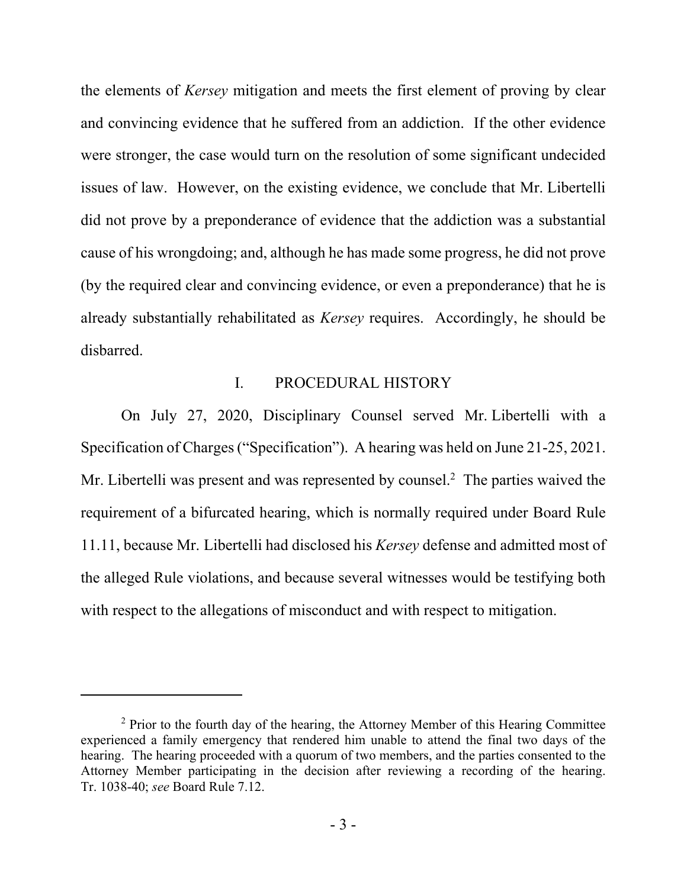the elements of *Kersey* mitigation and meets the first element of proving by clear and convincing evidence that he suffered from an addiction. If the other evidence were stronger, the case would turn on the resolution of some significant undecided issues of law. However, on the existing evidence, we conclude that Mr. Libertelli did not prove by a preponderance of evidence that the addiction was a substantial cause of his wrongdoing; and, although he has made some progress, he did not prove (by the required clear and convincing evidence, or even a preponderance) that he is already substantially rehabilitated as *Kersey* requires. Accordingly, he should be disbarred.

## I. PROCEDURAL HISTORY

On July 27, 2020, Disciplinary Counsel served Mr. Libertelli with a Specification of Charges ("Specification"). A hearing was held on June 21-25, 2021. Mr. Libertelli was present and was represented by counsel.[2] The parties waived the requirement of a bifurcated hearing, which is normally required under Board Rule 11.11, because Mr. Libertelli had disclosed his *Kersey* defense and admitted most of the alleged Rule violations, and because several witnesses would be testifying both with respect to the allegations of misconduct and with respect to mitigation.

---

[2] Prior to the fourth day of the hearing, the Attorney Member of this Hearing Committee experienced a family emergency that rendered him unable to attend the final two days of the hearing. The hearing proceeded with a quorum of two members, and the parties consented to the Attorney Member participating in the decision after reviewing a recording of the hearing. Tr. 1038-40; *see* Board Rule 7.12.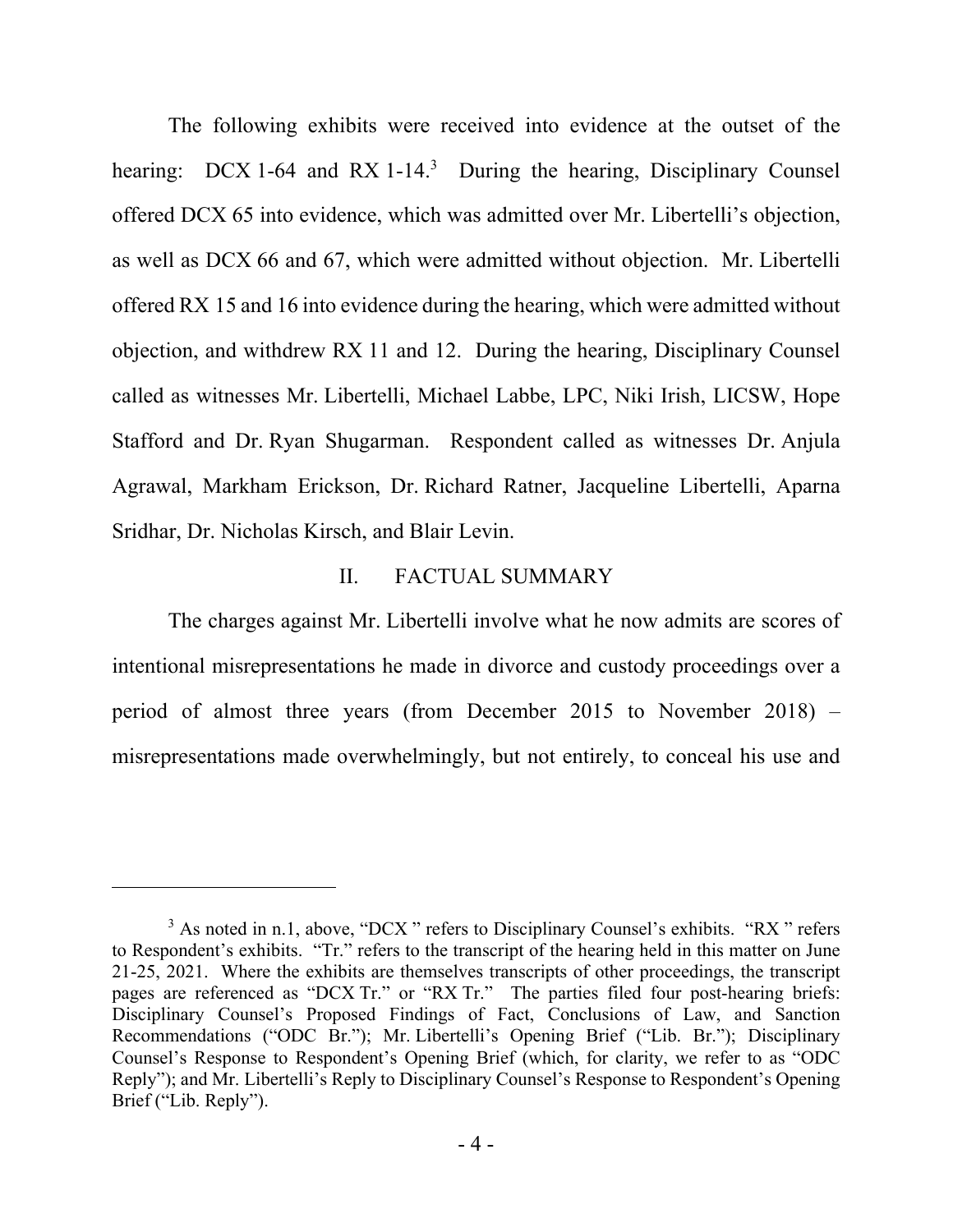The following exhibits were received into evidence at the outset of the hearing: DCX 1-64 and RX 1-14.[3] During the hearing, Disciplinary Counsel offered DCX 65 into evidence, which was admitted over Mr. Libertelli's objection, as well as DCX 66 and 67, which were admitted without objection. Mr. Libertelli offered RX 15 and 16 into evidence during the hearing, which were admitted without objection, and withdrew RX 11 and 12. During the hearing, Disciplinary Counsel called as witnesses Mr. Libertelli, Michael Labbe, LPC, Niki Irish, LICSW, Hope Stafford and Dr. Ryan Shugarman. Respondent called as witnesses Dr. Anjula Agrawal, Markham Erickson, Dr. Richard Ratner, Jacqueline Libertelli, Aparna Sridhar, Dr. Nicholas Kirsch, and Blair Levin.

## II. FACTUAL SUMMARY

The charges against Mr. Libertelli involve what he now admits are scores of intentional misrepresentations he made in divorce and custody proceedings over a period of almost three years (from December 2015 to November 2018) – misrepresentations made overwhelmingly, but not entirely, to conceal his use and

---

[3] As noted in n.1, above, "DCX " refers to Disciplinary Counsel's exhibits. "RX " refers to Respondent's exhibits. "Tr." refers to the transcript of the hearing held in this matter on June 21-25, 2021. Where the exhibits are themselves transcripts of other proceedings, the transcript pages are referenced as "DCX Tr." or "RX Tr." The parties filed four post-hearing briefs: Disciplinary Counsel's Proposed Findings of Fact, Conclusions of Law, and Sanction Recommendations ("ODC Br."); Mr. Libertelli's Opening Brief ("Lib. Br."); Disciplinary Counsel's Response to Respondent's Opening Brief (which, for clarity, we refer to as "ODC Reply"); and Mr. Libertelli's Reply to Disciplinary Counsel's Response to Respondent's Opening Brief ("Lib. Reply").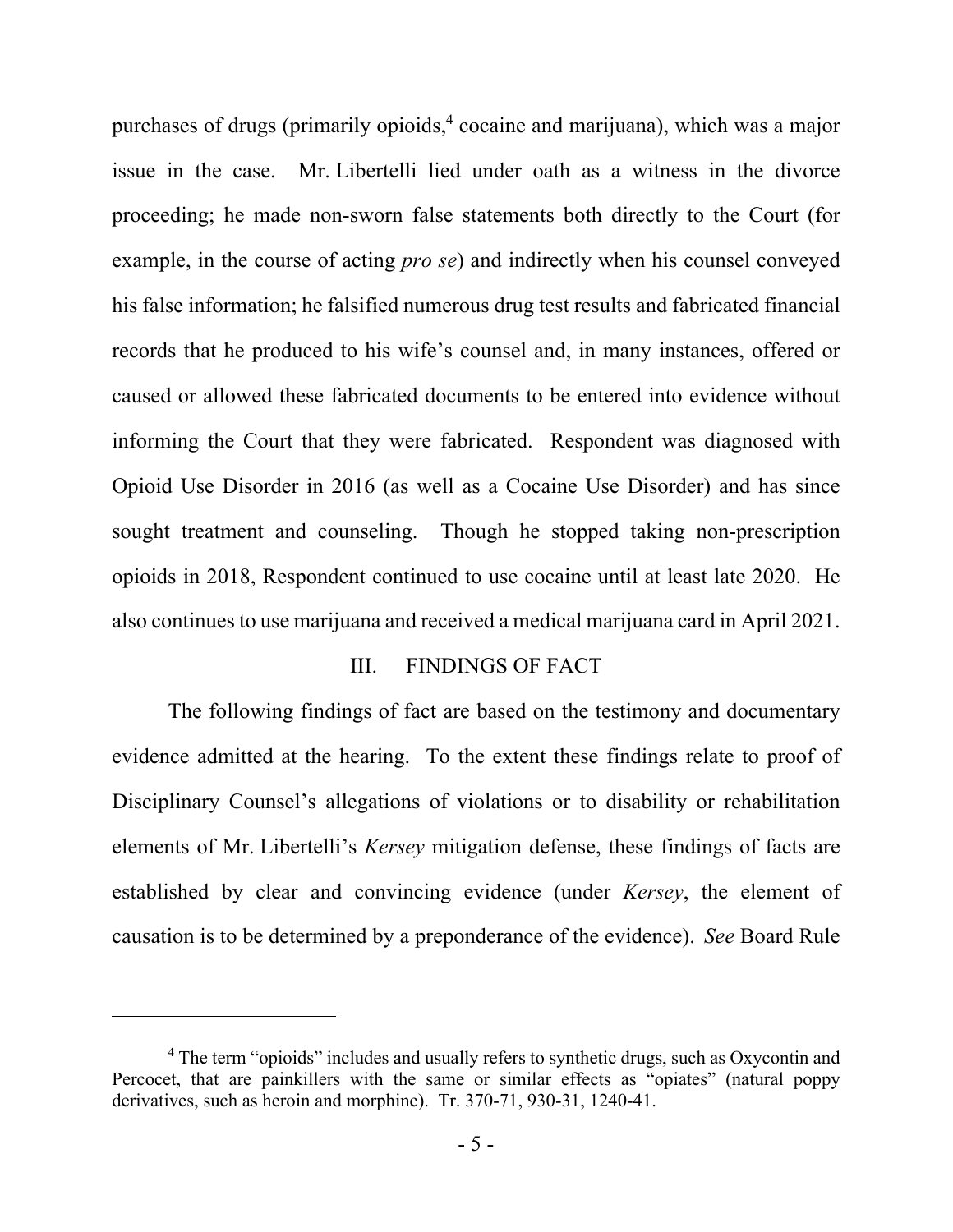purchases of drugs (primarily opioids,[4] cocaine and marijuana), which was a major issue in the case. Mr. Libertelli lied under oath as a witness in the divorce proceeding; he made non-sworn false statements both directly to the Court (for example, in the course of acting *pro se*) and indirectly when his counsel conveyed his false information; he falsified numerous drug test results and fabricated financial records that he produced to his wife's counsel and, in many instances, offered or caused or allowed these fabricated documents to be entered into evidence without informing the Court that they were fabricated. Respondent was diagnosed with Opioid Use Disorder in 2016 (as well as a Cocaine Use Disorder) and has since sought treatment and counseling. Though he stopped taking non-prescription opioids in 2018, Respondent continued to use cocaine until at least late 2020. He also continues to use marijuana and received a medical marijuana card in April 2021.

## III. FINDINGS OF FACT

The following findings of fact are based on the testimony and documentary evidence admitted at the hearing. To the extent these findings relate to proof of Disciplinary Counsel's allegations of violations or to disability or rehabilitation elements of Mr. Libertelli's *Kersey* mitigation defense, these findings of facts are established by clear and convincing evidence (under *Kersey*, the element of causation is to be determined by a preponderance of the evidence). *See* Board Rule

[4] The term "opioids" includes and usually refers to synthetic drugs, such as Oxycontin and Percocet, that are painkillers with the same or similar effects as "opiates" (natural poppy derivatives, such as heroin and morphine). Tr. 370-71, 930-31, 1240-41.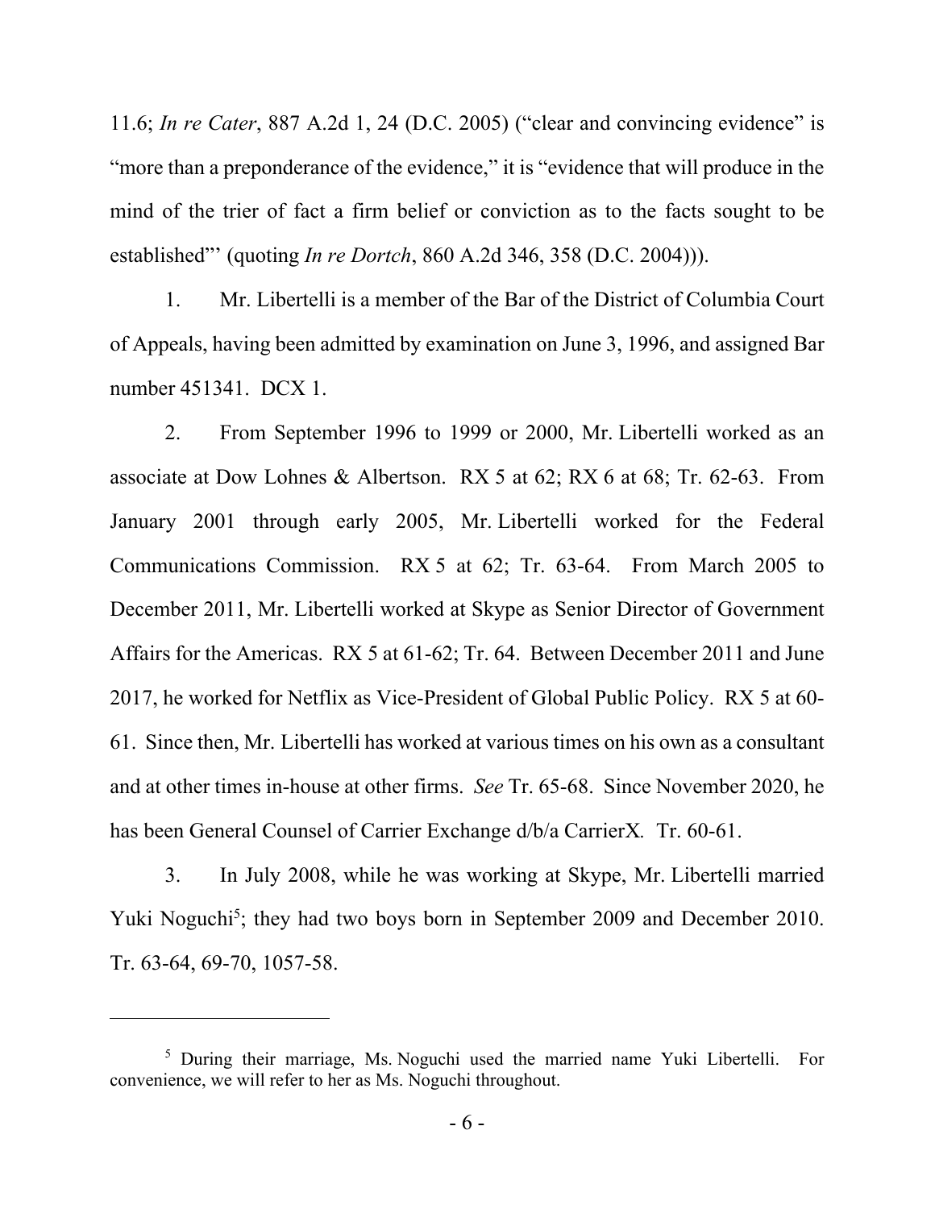11.6; *In re Cater*, 887 A.2d 1, 24 (D.C. 2005) ("clear and convincing evidence" is "more than a preponderance of the evidence," it is "evidence that will produce in the mind of the trier of fact a firm belief or conviction as to the facts sought to be established"' (quoting *In re Dortch*, 860 A.2d 346, 358 (D.C. 2004))).

1. Mr. Libertelli is a member of the Bar of the District of Columbia Court of Appeals, having been admitted by examination on June 3, 1996, and assigned Bar number 451341. DCX 1.

2. From September 1996 to 1999 or 2000, Mr. Libertelli worked as an associate at Dow Lohnes & Albertson. RX 5 at 62; RX 6 at 68; Tr. 62-63. From January 2001 through early 2005, Mr. Libertelli worked for the Federal Communications Commission. RX 5 at 62; Tr. 63-64. From March 2005 to December 2011, Mr. Libertelli worked at Skype as Senior Director of Government Affairs for the Americas. RX 5 at 61-62; Tr. 64. Between December 2011 and June 2017, he worked for Netflix as Vice-President of Global Public Policy. RX 5 at 60-61. Since then, Mr. Libertelli has worked at various times on his own as a consultant and at other times in-house at other firms. *See* Tr. 65-68. Since November 2020, he has been General Counsel of Carrier Exchange d/b/a CarrierX. Tr. 60-61.

3. In July 2008, while he was working at Skype, Mr. Libertelli married Yuki Noguchi[5]; they had two boys born in September 2009 and December 2010. Tr. 63-64, 69-70, 1057-58.

---

[5] During their marriage, Ms. Noguchi used the married name Yuki Libertelli. For convenience, we will refer to her as Ms. Noguchi throughout.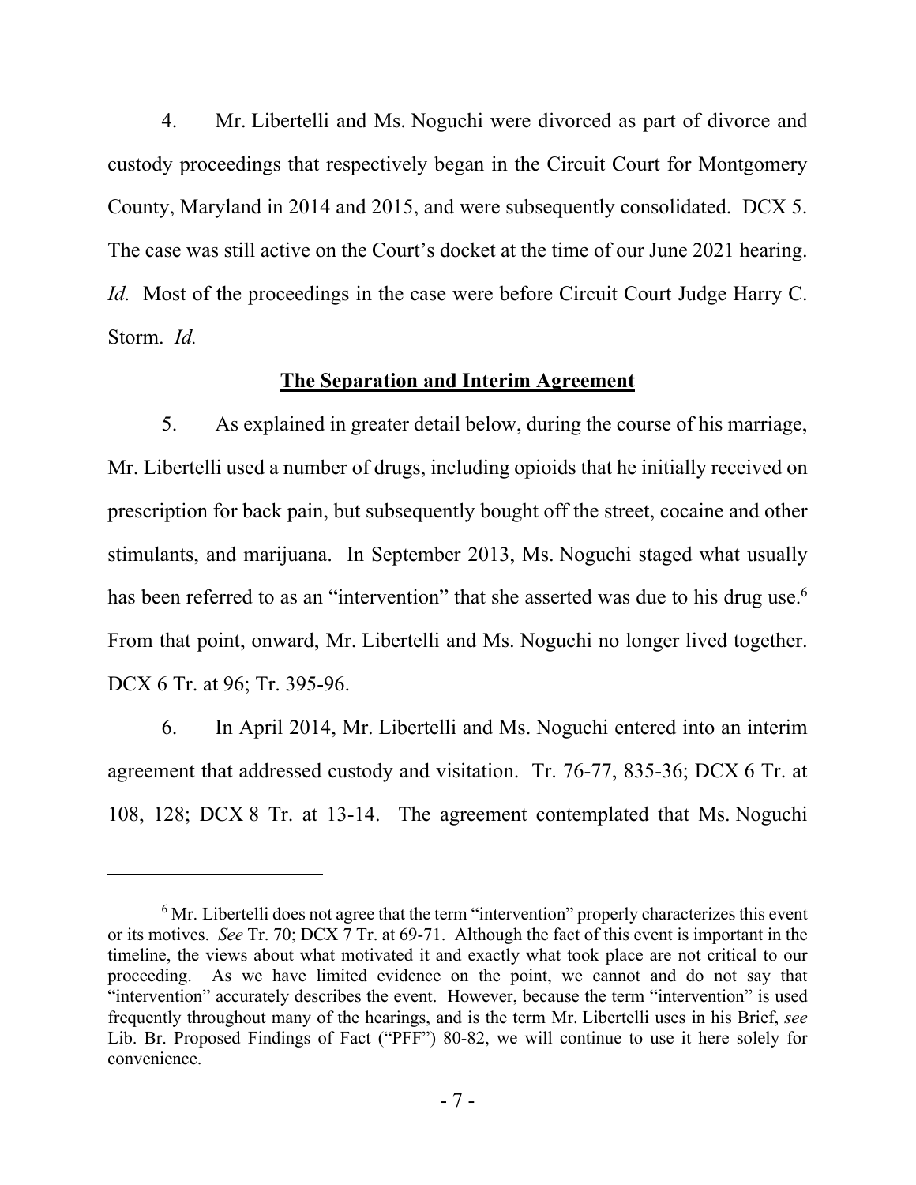4. Mr. Libertelli and Ms. Noguchi were divorced as part of divorce and custody proceedings that respectively began in the Circuit Court for Montgomery County, Maryland in 2014 and 2015, and were subsequently consolidated. DCX 5. The case was still active on the Court's docket at the time of our June 2021 hearing. *Id.* Most of the proceedings in the case were before Circuit Court Judge Harry C. Storm. *Id.*

## **The Separation and Interim Agreement**

5. As explained in greater detail below, during the course of his marriage, Mr. Libertelli used a number of drugs, including opioids that he initially received on prescription for back pain, but subsequently bought off the street, cocaine and other stimulants, and marijuana. In September 2013, Ms. Noguchi staged what usually has been referred to as an "intervention" that she asserted was due to his drug use.[6] From that point, onward, Mr. Libertelli and Ms. Noguchi no longer lived together. DCX 6 Tr. at 96; Tr. 395-96.

6. In April 2014, Mr. Libertelli and Ms. Noguchi entered into an interim agreement that addressed custody and visitation. Tr. 76-77, 835-36; DCX 6 Tr. at 108, 128; DCX 8 Tr. at 13-14. The agreement contemplated that Ms. Noguchi

---

[6] Mr. Libertelli does not agree that the term "intervention" properly characterizes this event or its motives. *See* Tr. 70; DCX 7 Tr. at 69-71. Although the fact of this event is important in the timeline, the views about what motivated it and exactly what took place are not critical to our proceeding. As we have limited evidence on the point, we cannot and do not say that "intervention" accurately describes the event. However, because the term "intervention" is used frequently throughout many of the hearings, and is the term Mr. Libertelli uses in his Brief, *see* Lib. Br. Proposed Findings of Fact ("PFF") 80-82, we will continue to use it here solely for convenience.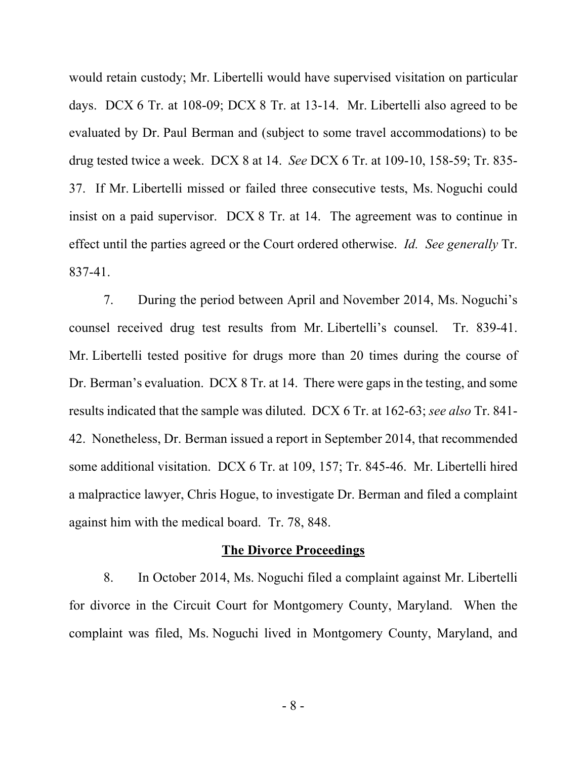would retain custody; Mr. Libertelli would have supervised visitation on particular days. DCX 6 Tr. at 108-09; DCX 8 Tr. at 13-14. Mr. Libertelli also agreed to be evaluated by Dr. Paul Berman and (subject to some travel accommodations) to be drug tested twice a week. DCX 8 at 14. *See* DCX 6 Tr. at 109-10, 158-59; Tr. 835-37. If Mr. Libertelli missed or failed three consecutive tests, Ms. Noguchi could insist on a paid supervisor. DCX 8 Tr. at 14. The agreement was to continue in effect until the parties agreed or the Court ordered otherwise. *Id. See generally* Tr. 837-41.

7. During the period between April and November 2014, Ms. Noguchi's counsel received drug test results from Mr. Libertelli's counsel. Tr. 839-41. Mr. Libertelli tested positive for drugs more than 20 times during the course of Dr. Berman's evaluation. DCX 8 Tr. at 14. There were gaps in the testing, and some results indicated that the sample was diluted. DCX 6 Tr. at 162-63; *see also* Tr. 841-42. Nonetheless, Dr. Berman issued a report in September 2014, that recommended some additional visitation. DCX 6 Tr. at 109, 157; Tr. 845-46. Mr. Libertelli hired a malpractice lawyer, Chris Hogue, to investigate Dr. Berman and filed a complaint against him with the medical board. Tr. 78, 848.

**<u>The Divorce Proceedings</u>**

8. In October 2014, Ms. Noguchi filed a complaint against Mr. Libertelli for divorce in the Circuit Court for Montgomery County, Maryland. When the complaint was filed, Ms. Noguchi lived in Montgomery County, Maryland, and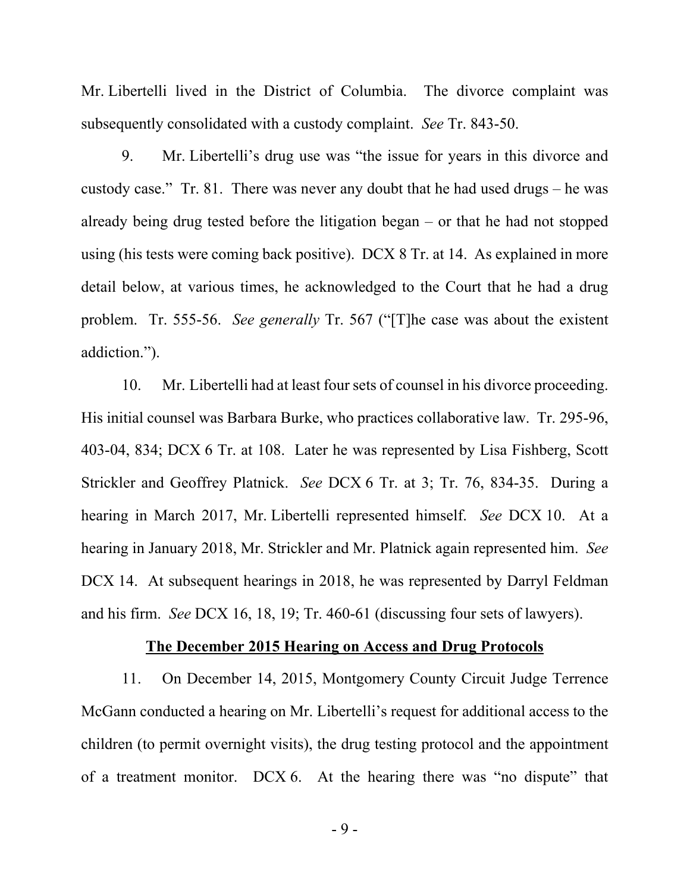Mr. Libertelli lived in the District of Columbia. The divorce complaint was subsequently consolidated with a custody complaint. *See* Tr. 843-50.

9. Mr. Libertelli's drug use was "the issue for years in this divorce and custody case." Tr. 81. There was never any doubt that he had used drugs – he was already being drug tested before the litigation began – or that he had not stopped using (his tests were coming back positive). DCX 8 Tr. at 14. As explained in more detail below, at various times, he acknowledged to the Court that he had a drug problem. Tr. 555-56. *See generally* Tr. 567 ("[T]he case was about the existent addiction.").

10. Mr. Libertelli had at least four sets of counsel in his divorce proceeding. His initial counsel was Barbara Burke, who practices collaborative law. Tr. 295-96, 403-04, 834; DCX 6 Tr. at 108. Later he was represented by Lisa Fishberg, Scott Strickler and Geoffrey Platnick. *See* DCX 6 Tr. at 3; Tr. 76, 834-35. During a hearing in March 2017, Mr. Libertelli represented himself. *See* DCX 10. At a hearing in January 2018, Mr. Strickler and Mr. Platnick again represented him. *See* DCX 14. At subsequent hearings in 2018, he was represented by Darryl Feldman and his firm. *See* DCX 16, 18, 19; Tr. 460-61 (discussing four sets of lawyers).

**<u>The December 2015 Hearing on Access and Drug Protocols</u>**

11. On December 14, 2015, Montgomery County Circuit Judge Terrence McGann conducted a hearing on Mr. Libertelli's request for additional access to the children (to permit overnight visits), the drug testing protocol and the appointment of a treatment monitor. DCX 6. At the hearing there was "no dispute" that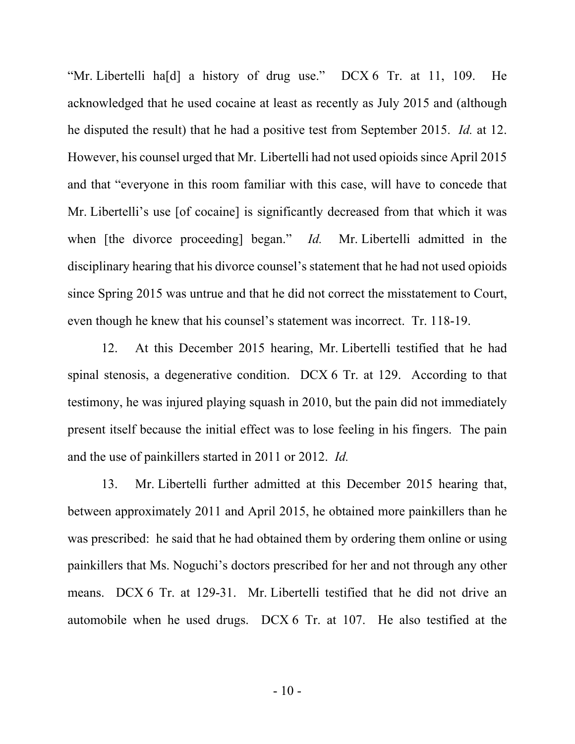"Mr. Libertelli ha[d] a history of drug use." DCX 6 Tr. at 11, 109. He acknowledged that he used cocaine at least as recently as July 2015 and (although he disputed the result) that he had a positive test from September 2015. *Id.* at 12. However, his counsel urged that Mr. Libertelli had not used opioids since April 2015 and that "everyone in this room familiar with this case, will have to concede that Mr. Libertelli's use [of cocaine] is significantly decreased from that which it was when [the divorce proceeding] began." *Id.* Mr. Libertelli admitted in the disciplinary hearing that his divorce counsel's statement that he had not used opioids since Spring 2015 was untrue and that he did not correct the misstatement to Court, even though he knew that his counsel's statement was incorrect. Tr. 118-19.

12. At this December 2015 hearing, Mr. Libertelli testified that he had spinal stenosis, a degenerative condition. DCX 6 Tr. at 129. According to that testimony, he was injured playing squash in 2010, but the pain did not immediately present itself because the initial effect was to lose feeling in his fingers. The pain and the use of painkillers started in 2011 or 2012. *Id.*

13. Mr. Libertelli further admitted at this December 2015 hearing that, between approximately 2011 and April 2015, he obtained more painkillers than he was prescribed: he said that he had obtained them by ordering them online or using painkillers that Ms. Noguchi's doctors prescribed for her and not through any other means. DCX 6 Tr. at 129-31. Mr. Libertelli testified that he did not drive an automobile when he used drugs. DCX 6 Tr. at 107. He also testified at the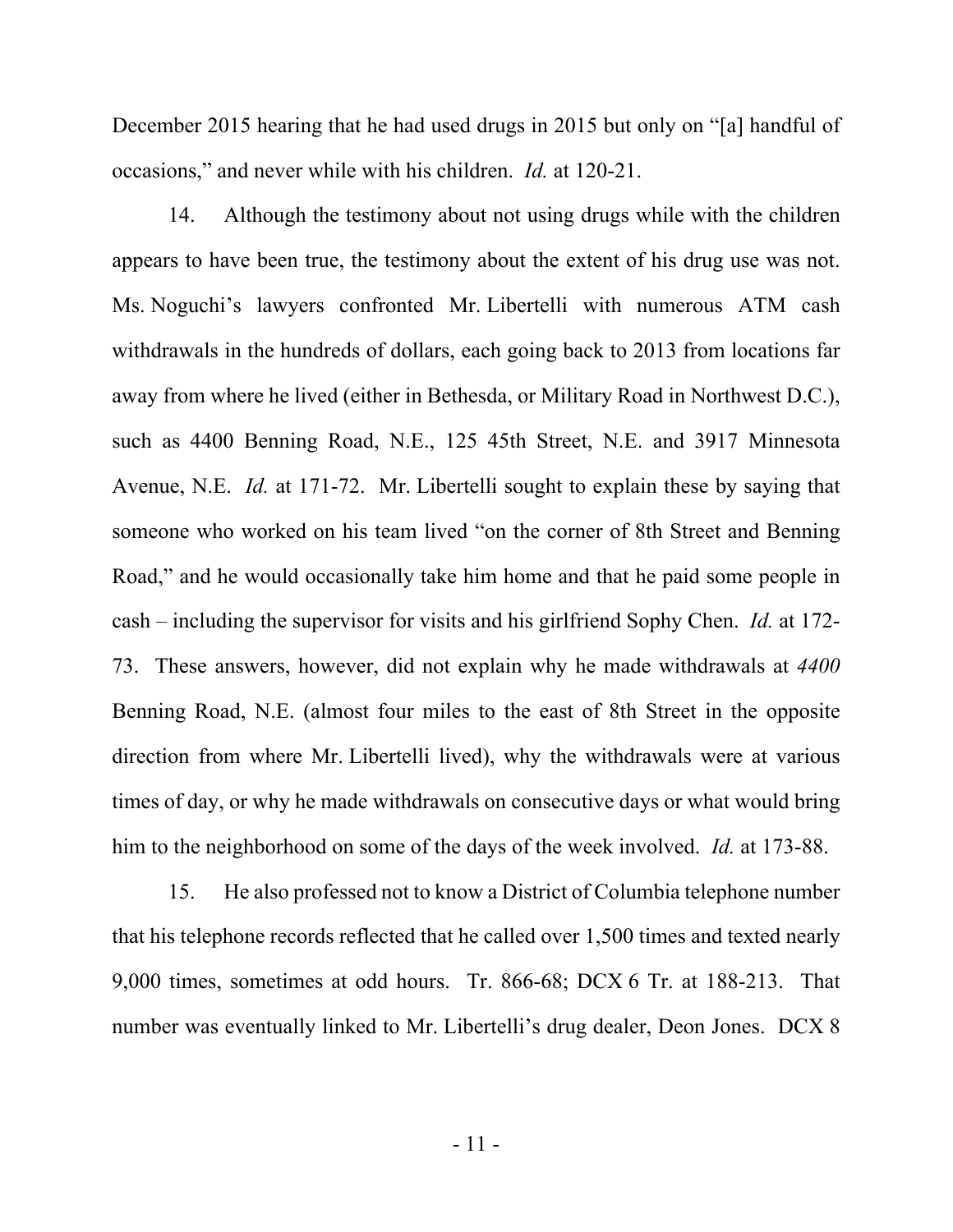December 2015 hearing that he had used drugs in 2015 but only on "[a] handful of occasions," and never while with his children. *Id.* at 120-21.

14. Although the testimony about not using drugs while with the children appears to have been true, the testimony about the extent of his drug use was not. Ms. Noguchi's lawyers confronted Mr. Libertelli with numerous ATM cash withdrawals in the hundreds of dollars, each going back to 2013 from locations far away from where he lived (either in Bethesda, or Military Road in Northwest D.C.), such as 4400 Benning Road, N.E., 125 45th Street, N.E. and 3917 Minnesota Avenue, N.E. *Id.* at 171-72. Mr. Libertelli sought to explain these by saying that someone who worked on his team lived "on the corner of 8th Street and Benning Road," and he would occasionally take him home and that he paid some people in cash – including the supervisor for visits and his girlfriend Sophy Chen. *Id.* at 172-73. These answers, however, did not explain why he made withdrawals at *4400* Benning Road, N.E. (almost four miles to the east of 8th Street in the opposite direction from where Mr. Libertelli lived), why the withdrawals were at various times of day, or why he made withdrawals on consecutive days or what would bring him to the neighborhood on some of the days of the week involved. *Id.* at 173-88.

15. He also professed not to know a District of Columbia telephone number that his telephone records reflected that he called over 1,500 times and texted nearly 9,000 times, sometimes at odd hours. Tr. 866-68; DCX 6 Tr. at 188-213. That number was eventually linked to Mr. Libertelli's drug dealer, Deon Jones. DCX 8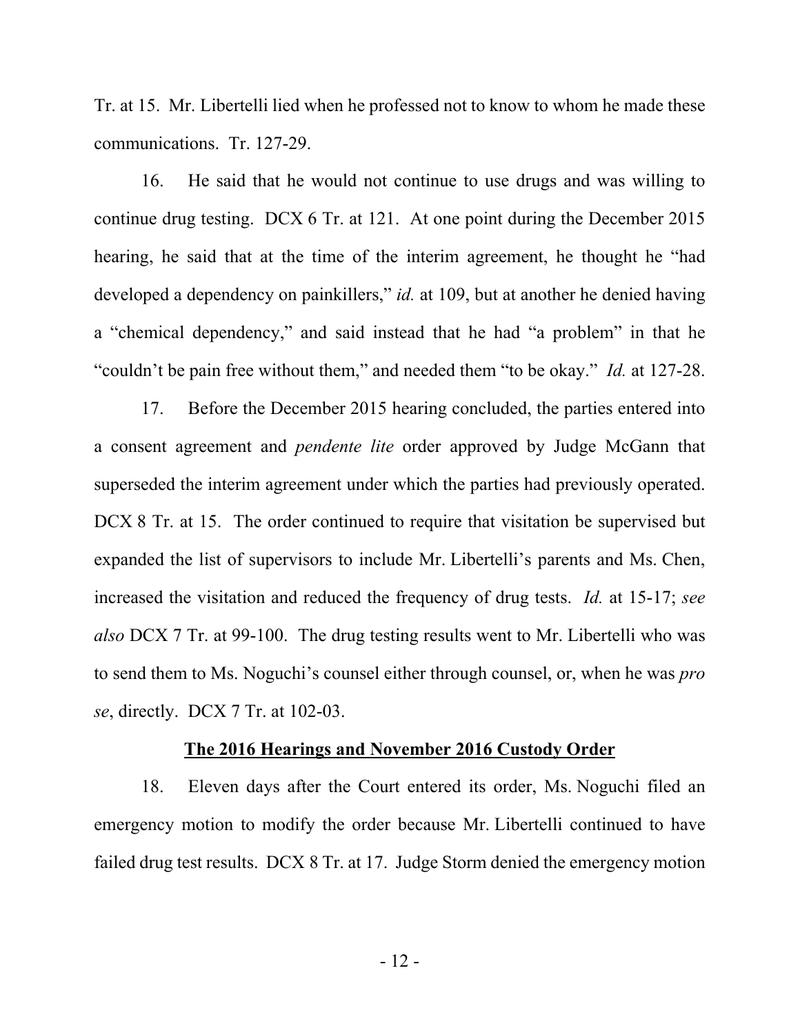Tr. at 15. Mr. Libertelli lied when he professed not to know to whom he made these communications. Tr. 127-29.

16. He said that he would not continue to use drugs and was willing to continue drug testing. DCX 6 Tr. at 121. At one point during the December 2015 hearing, he said that at the time of the interim agreement, he thought he "had developed a dependency on painkillers," *id.* at 109, but at another he denied having a "chemical dependency," and said instead that he had "a problem" in that he "couldn't be pain free without them," and needed them "to be okay." *Id.* at 127-28.

17. Before the December 2015 hearing concluded, the parties entered into a consent agreement and *pendente lite* order approved by Judge McGann that superseded the interim agreement under which the parties had previously operated. DCX 8 Tr. at 15. The order continued to require that visitation be supervised but expanded the list of supervisors to include Mr. Libertelli's parents and Ms. Chen, increased the visitation and reduced the frequency of drug tests. *Id.* at 15-17; *see also* DCX 7 Tr. at 99-100. The drug testing results went to Mr. Libertelli who was to send them to Ms. Noguchi's counsel either through counsel, or, when he was *pro se*, directly. DCX 7 Tr. at 102-03.

**<u>The 2016 Hearings and November 2016 Custody Order</u>**

18. Eleven days after the Court entered its order, Ms. Noguchi filed an emergency motion to modify the order because Mr. Libertelli continued to have failed drug test results. DCX 8 Tr. at 17. Judge Storm denied the emergency motion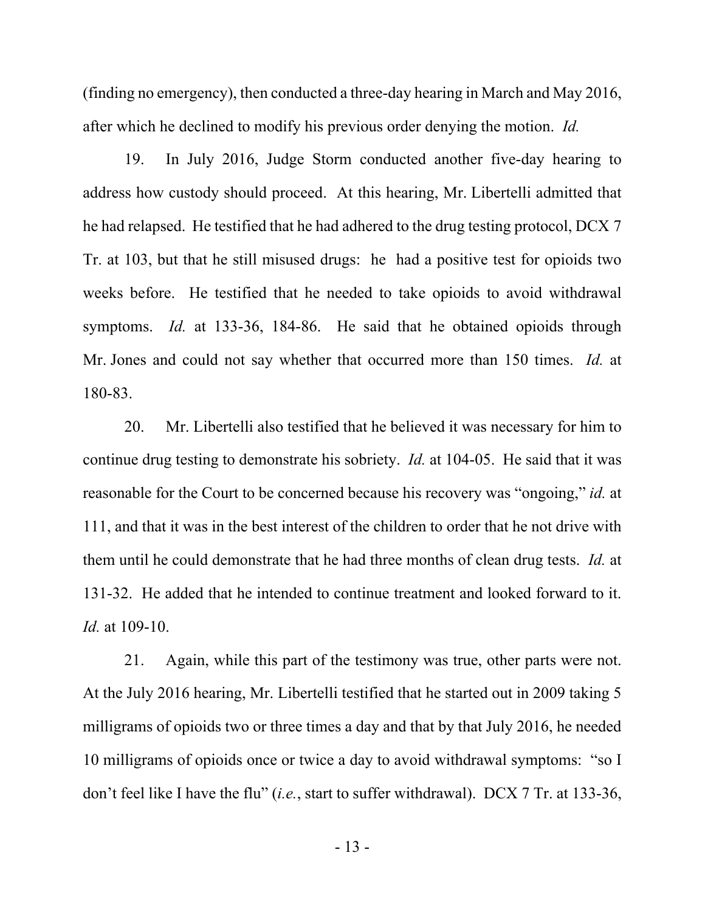(finding no emergency), then conducted a three-day hearing in March and May 2016, after which he declined to modify his previous order denying the motion. *Id.*

19. In July 2016, Judge Storm conducted another five-day hearing to address how custody should proceed. At this hearing, Mr. Libertelli admitted that he had relapsed. He testified that he had adhered to the drug testing protocol, DCX 7 Tr. at 103, but that he still misused drugs: he had a positive test for opioids two weeks before. He testified that he needed to take opioids to avoid withdrawal symptoms. *Id.* at 133-36, 184-86. He said that he obtained opioids through Mr. Jones and could not say whether that occurred more than 150 times. *Id.* at 180-83.

20. Mr. Libertelli also testified that he believed it was necessary for him to continue drug testing to demonstrate his sobriety. *Id.* at 104-05. He said that it was reasonable for the Court to be concerned because his recovery was "ongoing," *id.* at 111, and that it was in the best interest of the children to order that he not drive with them until he could demonstrate that he had three months of clean drug tests. *Id.* at 131-32. He added that he intended to continue treatment and looked forward to it. *Id.* at 109-10.

21. Again, while this part of the testimony was true, other parts were not. At the July 2016 hearing, Mr. Libertelli testified that he started out in 2009 taking 5 milligrams of opioids two or three times a day and that by that July 2016, he needed 10 milligrams of opioids once or twice a day to avoid withdrawal symptoms: "so I don't feel like I have the flu" (*i.e.*, start to suffer withdrawal). DCX 7 Tr. at 133-36,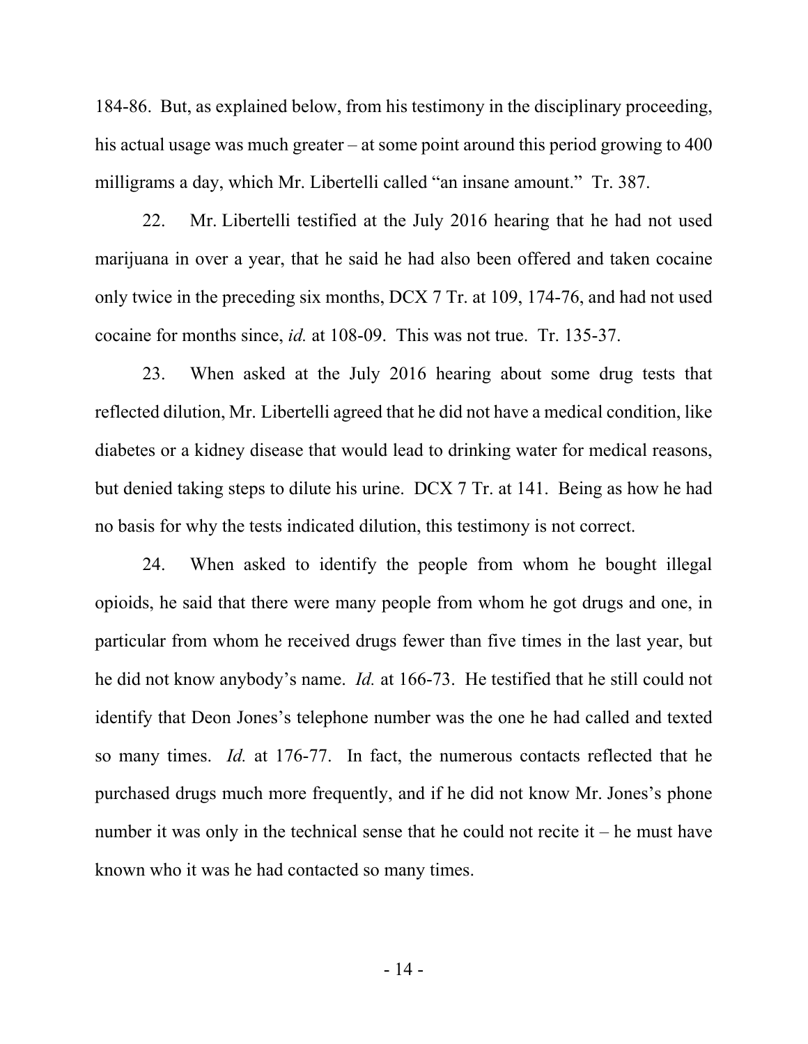184-86. But, as explained below, from his testimony in the disciplinary proceeding, his actual usage was much greater – at some point around this period growing to 400 milligrams a day, which Mr. Libertelli called "an insane amount." Tr. 387.

22. Mr. Libertelli testified at the July 2016 hearing that he had not used marijuana in over a year, that he said he had also been offered and taken cocaine only twice in the preceding six months, DCX 7 Tr. at 109, 174-76, and had not used cocaine for months since, *id.* at 108-09. This was not true. Tr. 135-37.

23. When asked at the July 2016 hearing about some drug tests that reflected dilution, Mr. Libertelli agreed that he did not have a medical condition, like diabetes or a kidney disease that would lead to drinking water for medical reasons, but denied taking steps to dilute his urine. DCX 7 Tr. at 141. Being as how he had no basis for why the tests indicated dilution, this testimony is not correct.

24. When asked to identify the people from whom he bought illegal opioids, he said that there were many people from whom he got drugs and one, in particular from whom he received drugs fewer than five times in the last year, but he did not know anybody's name. *Id.* at 166-73. He testified that he still could not identify that Deon Jones's telephone number was the one he had called and texted so many times. *Id.* at 176-77. In fact, the numerous contacts reflected that he purchased drugs much more frequently, and if he did not know Mr. Jones's phone number it was only in the technical sense that he could not recite it – he must have known who it was he had contacted so many times.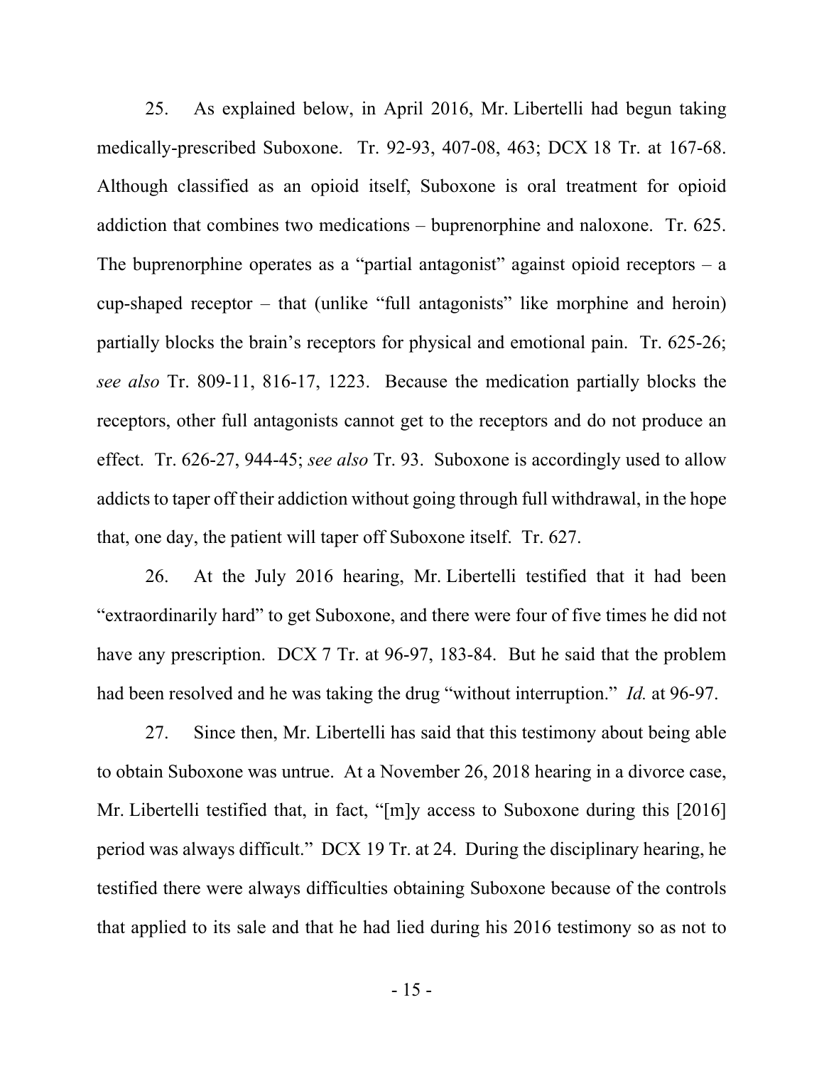25. As explained below, in April 2016, Mr. Libertelli had begun taking medically-prescribed Suboxone. Tr. 92-93, 407-08, 463; DCX 18 Tr. at 167-68. Although classified as an opioid itself, Suboxone is oral treatment for opioid addiction that combines two medications – buprenorphine and naloxone. Tr. 625. The buprenorphine operates as a "partial antagonist" against opioid receptors – a cup-shaped receptor – that (unlike "full antagonists" like morphine and heroin) partially blocks the brain's receptors for physical and emotional pain. Tr. 625-26; *see also* Tr. 809-11, 816-17, 1223. Because the medication partially blocks the receptors, other full antagonists cannot get to the receptors and do not produce an effect. Tr. 626-27, 944-45; *see also* Tr. 93. Suboxone is accordingly used to allow addicts to taper off their addiction without going through full withdrawal, in the hope that, one day, the patient will taper off Suboxone itself. Tr. 627.

26. At the July 2016 hearing, Mr. Libertelli testified that it had been "extraordinarily hard" to get Suboxone, and there were four of five times he did not have any prescription. DCX 7 Tr. at 96-97, 183-84. But he said that the problem had been resolved and he was taking the drug "without interruption." *Id.* at 96-97.

27. Since then, Mr. Libertelli has said that this testimony about being able to obtain Suboxone was untrue. At a November 26, 2018 hearing in a divorce case, Mr. Libertelli testified that, in fact, "[m]y access to Suboxone during this [2016] period was always difficult." DCX 19 Tr. at 24. During the disciplinary hearing, he testified there were always difficulties obtaining Suboxone because of the controls that applied to its sale and that he had lied during his 2016 testimony so as not to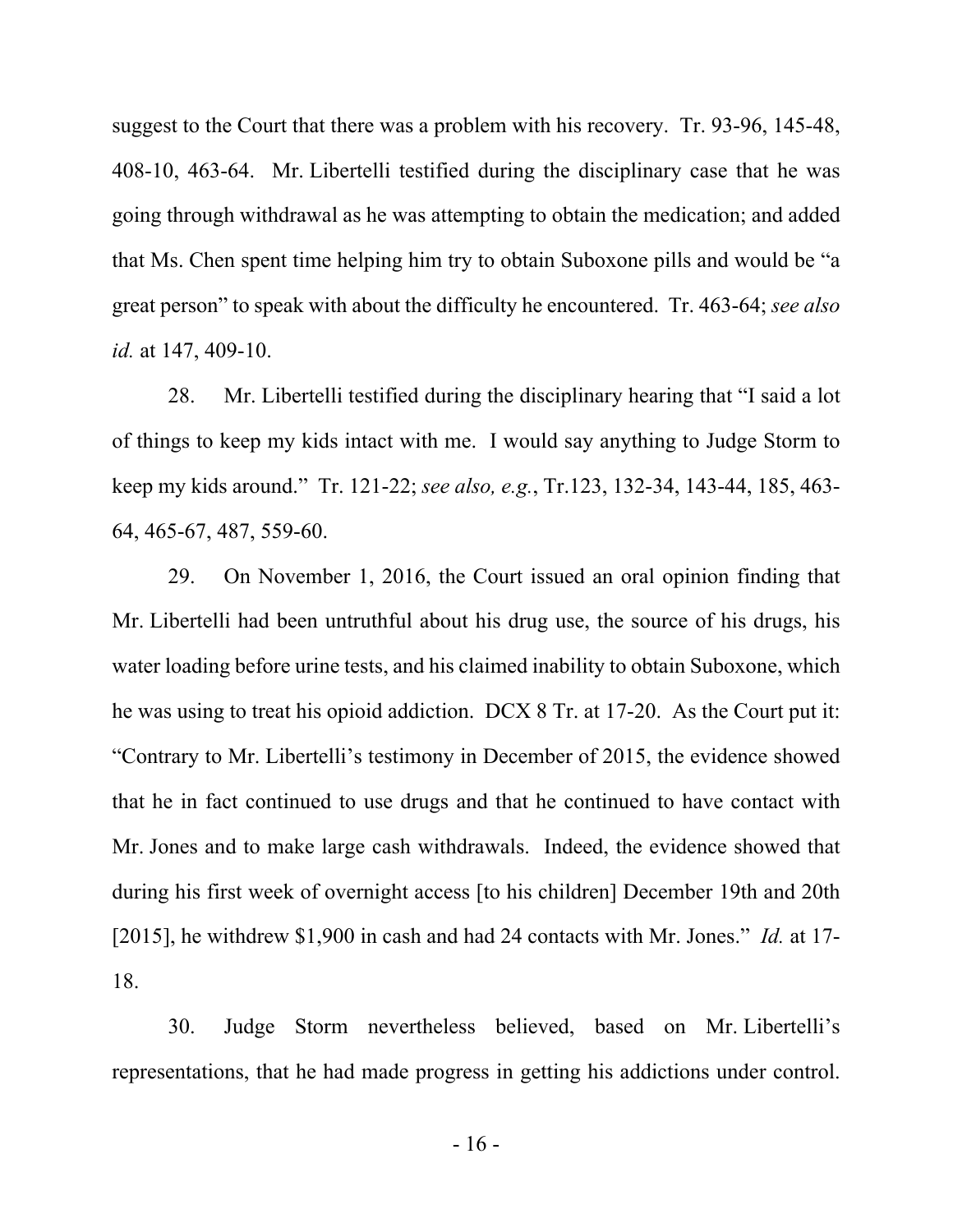suggest to the Court that there was a problem with his recovery. Tr. 93-96, 145-48, 408-10, 463-64. Mr. Libertelli testified during the disciplinary case that he was going through withdrawal as he was attempting to obtain the medication; and added that Ms. Chen spent time helping him try to obtain Suboxone pills and would be "a great person" to speak with about the difficulty he encountered. Tr. 463-64; *see also id.* at 147, 409-10.

28. Mr. Libertelli testified during the disciplinary hearing that "I said a lot of things to keep my kids intact with me. I would say anything to Judge Storm to keep my kids around." Tr. 121-22; *see also, e.g.*, Tr.123, 132-34, 143-44, 185, 463-64, 465-67, 487, 559-60.

29. On November 1, 2016, the Court issued an oral opinion finding that Mr. Libertelli had been untruthful about his drug use, the source of his drugs, his water loading before urine tests, and his claimed inability to obtain Suboxone, which he was using to treat his opioid addiction. DCX 8 Tr. at 17-20. As the Court put it: "Contrary to Mr. Libertelli's testimony in December of 2015, the evidence showed that he in fact continued to use drugs and that he continued to have contact with Mr. Jones and to make large cash withdrawals. Indeed, the evidence showed that during his first week of overnight access [to his children] December 19th and 20th [2015], he withdrew $1,900 in cash and had 24 contacts with Mr. Jones." *Id.* at 17-18.

30. Judge Storm nevertheless believed, based on Mr. Libertelli's representations, that he had made progress in getting his addictions under control.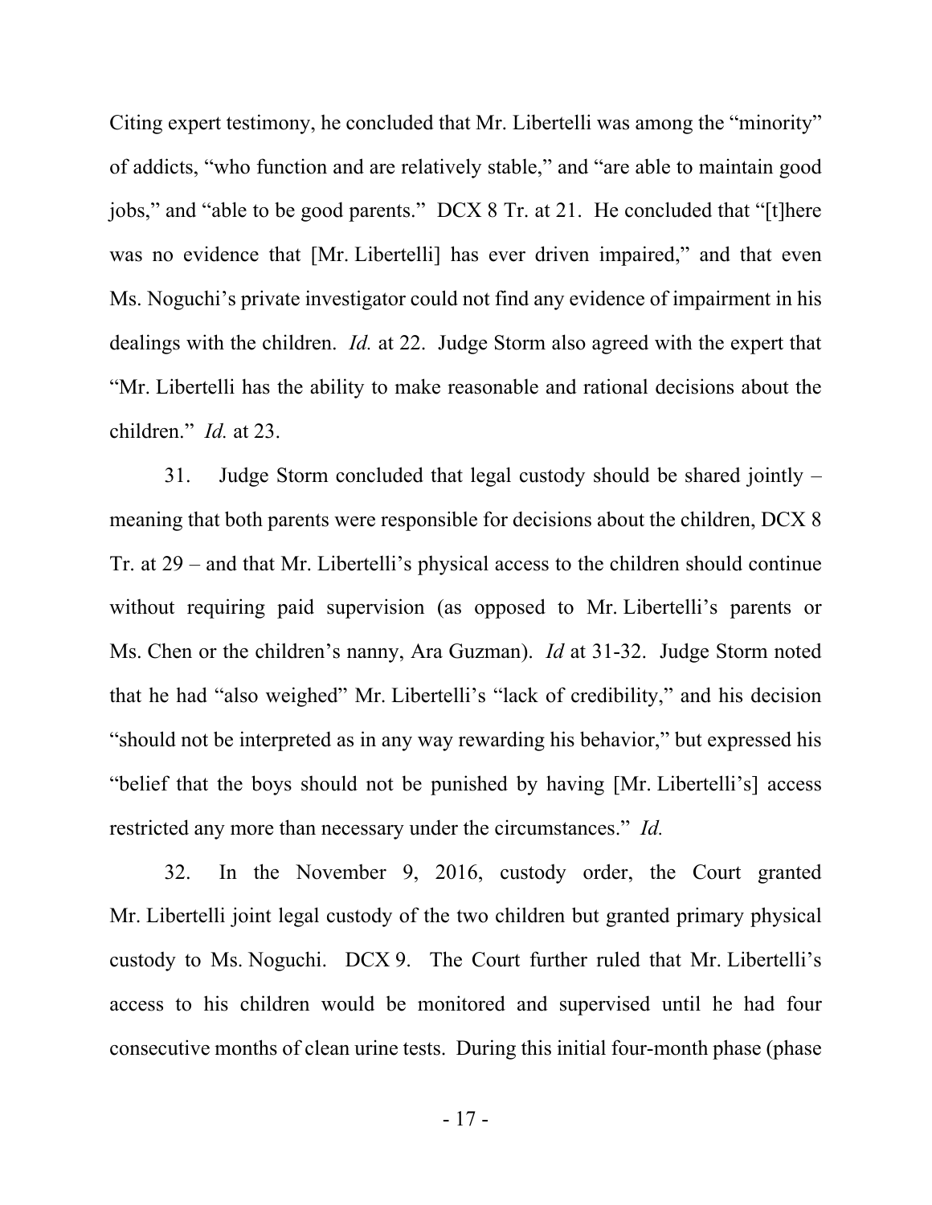Citing expert testimony, he concluded that Mr. Libertelli was among the "minority" of addicts, "who function and are relatively stable," and "are able to maintain good jobs," and "able to be good parents." DCX 8 Tr. at 21. He concluded that "[t]here was no evidence that [Mr. Libertelli] has ever driven impaired," and that even Ms. Noguchi's private investigator could not find any evidence of impairment in his dealings with the children. *Id.* at 22. Judge Storm also agreed with the expert that "Mr. Libertelli has the ability to make reasonable and rational decisions about the children." *Id.* at 23.

31. Judge Storm concluded that legal custody should be shared jointly – meaning that both parents were responsible for decisions about the children, DCX 8 Tr. at 29 – and that Mr. Libertelli's physical access to the children should continue without requiring paid supervision (as opposed to Mr. Libertelli's parents or Ms. Chen or the children's nanny, Ara Guzman). *Id* at 31-32. Judge Storm noted that he had "also weighed" Mr. Libertelli's "lack of credibility," and his decision "should not be interpreted as in any way rewarding his behavior," but expressed his "belief that the boys should not be punished by having [Mr. Libertelli's] access restricted any more than necessary under the circumstances." *Id.*

32. In the November 9, 2016, custody order, the Court granted Mr. Libertelli joint legal custody of the two children but granted primary physical custody to Ms. Noguchi. DCX 9. The Court further ruled that Mr. Libertelli's access to his children would be monitored and supervised until he had four consecutive months of clean urine tests. During this initial four-month phase (phase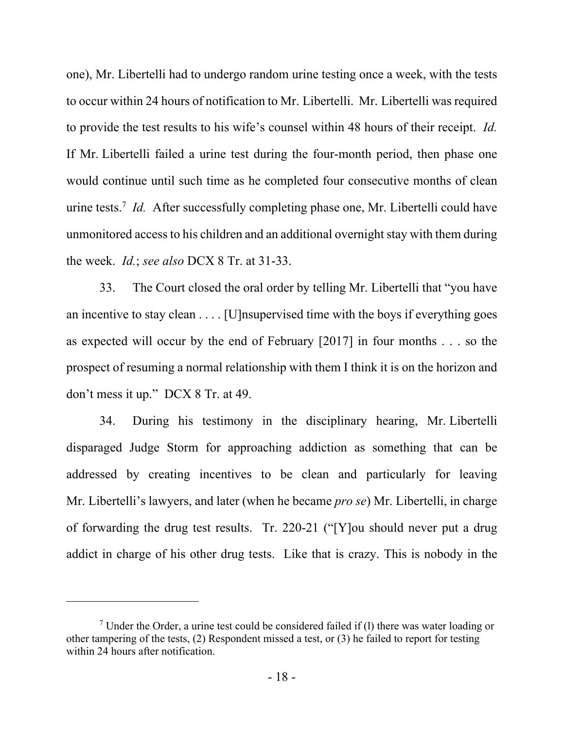one), Mr. Libertelli had to undergo random urine testing once a week, with the tests to occur within 24 hours of notification to Mr. Libertelli. Mr. Libertelli was required to provide the test results to his wife's counsel within 48 hours of their receipt. *Id.* If Mr. Libertelli failed a urine test during the four-month period, then phase one would continue until such time as he completed four consecutive months of clean urine tests.[7] *Id.* After successfully completing phase one, Mr. Libertelli could have unmonitored access to his children and an additional overnight stay with them during the week. *Id.*; *see also* DCX 8 Tr. at 31-33.

33. The Court closed the oral order by telling Mr. Libertelli that "you have an incentive to stay clean . . . . [U]nsupervised time with the boys if everything goes as expected will occur by the end of February [2017] in four months . . . so the prospect of resuming a normal relationship with them I think it is on the horizon and don't mess it up." DCX 8 Tr. at 49.

34. During his testimony in the disciplinary hearing, Mr. Libertelli disparaged Judge Storm for approaching addiction as something that can be addressed by creating incentives to be clean and particularly for leaving Mr. Libertelli's lawyers, and later (when he became *pro se*) Mr. Libertelli, in charge of forwarding the drug test results. Tr. 220-21 ("[Y]ou should never put a drug addict in charge of his other drug tests. Like that is crazy. This is nobody in the

---

[7] Under the Order, a urine test could be considered failed if (l) there was water loading or other tampering of the tests, (2) Respondent missed a test, or (3) he failed to report for testing within 24 hours after notification.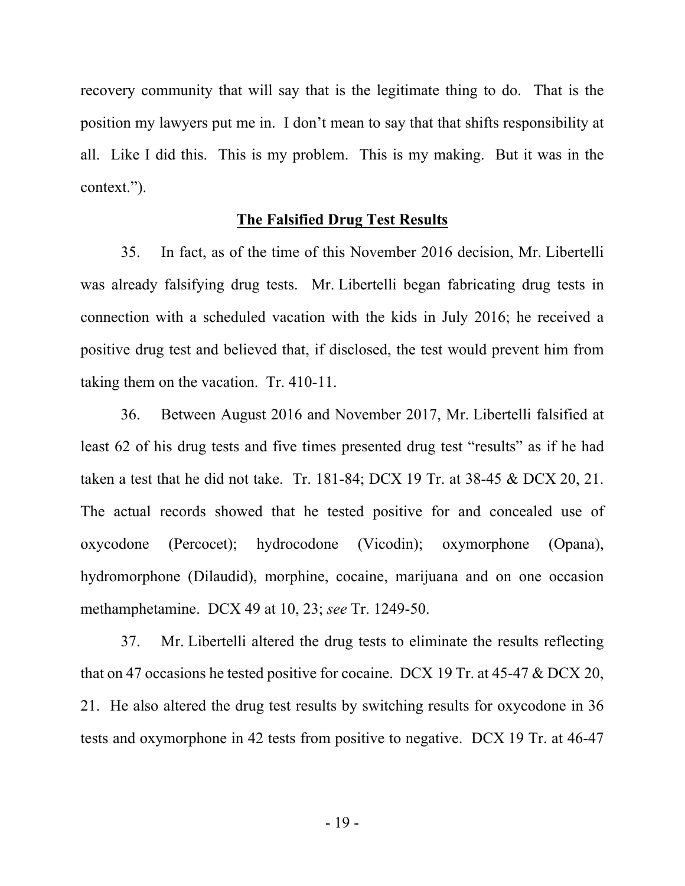recovery community that will say that is the legitimate thing to do. That is the position my lawyers put me in. I don't mean to say that that shifts responsibility at all. Like I did this. This is my problem. This is my making. But it was in the context.").

**The Falsified Drug Test Results**

35. In fact, as of the time of this November 2016 decision, Mr. Libertelli was already falsifying drug tests. Mr. Libertelli began fabricating drug tests in connection with a scheduled vacation with the kids in July 2016; he received a positive drug test and believed that, if disclosed, the test would prevent him from taking them on the vacation. Tr. 410-11.

36. Between August 2016 and November 2017, Mr. Libertelli falsified at least 62 of his drug tests and five times presented drug test "results" as if he had taken a test that he did not take. Tr. 181-84; DCX 19 Tr. at 38-45 & DCX 20, 21. The actual records showed that he tested positive for and concealed use of oxycodone (Percocet); hydrocodone (Vicodin); oxymorphone (Opana), hydromorphone (Dilaudid), morphine, cocaine, marijuana and on one occasion methamphetamine. DCX 49 at 10, 23; *see* Tr. 1249-50.

37. Mr. Libertelli altered the drug tests to eliminate the results reflecting that on 47 occasions he tested positive for cocaine. DCX 19 Tr. at 45-47 & DCX 20, 21. He also altered the drug test results by switching results for oxycodone in 36 tests and oxymorphone in 42 tests from positive to negative. DCX 19 Tr. at 46-47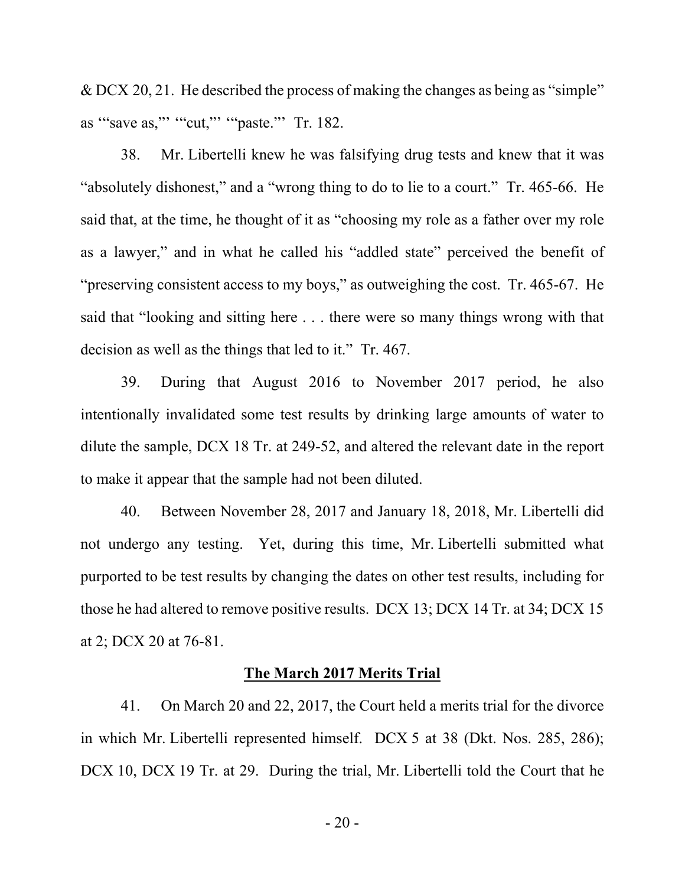& DCX 20, 21. He described the process of making the changes as being as "simple" as '"save as,"' '"cut,"' '"paste."' Tr. 182.

38. Mr. Libertelli knew he was falsifying drug tests and knew that it was "absolutely dishonest," and a "wrong thing to do to lie to a court." Tr. 465-66. He said that, at the time, he thought of it as "choosing my role as a father over my role as a lawyer," and in what he called his "addled state" perceived the benefit of "preserving consistent access to my boys," as outweighing the cost. Tr. 465-67. He said that "looking and sitting here . . . there were so many things wrong with that decision as well as the things that led to it." Tr. 467.

39. During that August 2016 to November 2017 period, he also intentionally invalidated some test results by drinking large amounts of water to dilute the sample, DCX 18 Tr. at 249-52, and altered the relevant date in the report to make it appear that the sample had not been diluted.

40. Between November 28, 2017 and January 18, 2018, Mr. Libertelli did not undergo any testing. Yet, during this time, Mr. Libertelli submitted what purported to be test results by changing the dates on other test results, including for those he had altered to remove positive results. DCX 13; DCX 14 Tr. at 34; DCX 15 at 2; DCX 20 at 76-81.

**The March 2017 Merits Trial**

41. On March 20 and 22, 2017, the Court held a merits trial for the divorce in which Mr. Libertelli represented himself. DCX 5 at 38 (Dkt. Nos. 285, 286); DCX 10, DCX 19 Tr. at 29. During the trial, Mr. Libertelli told the Court that he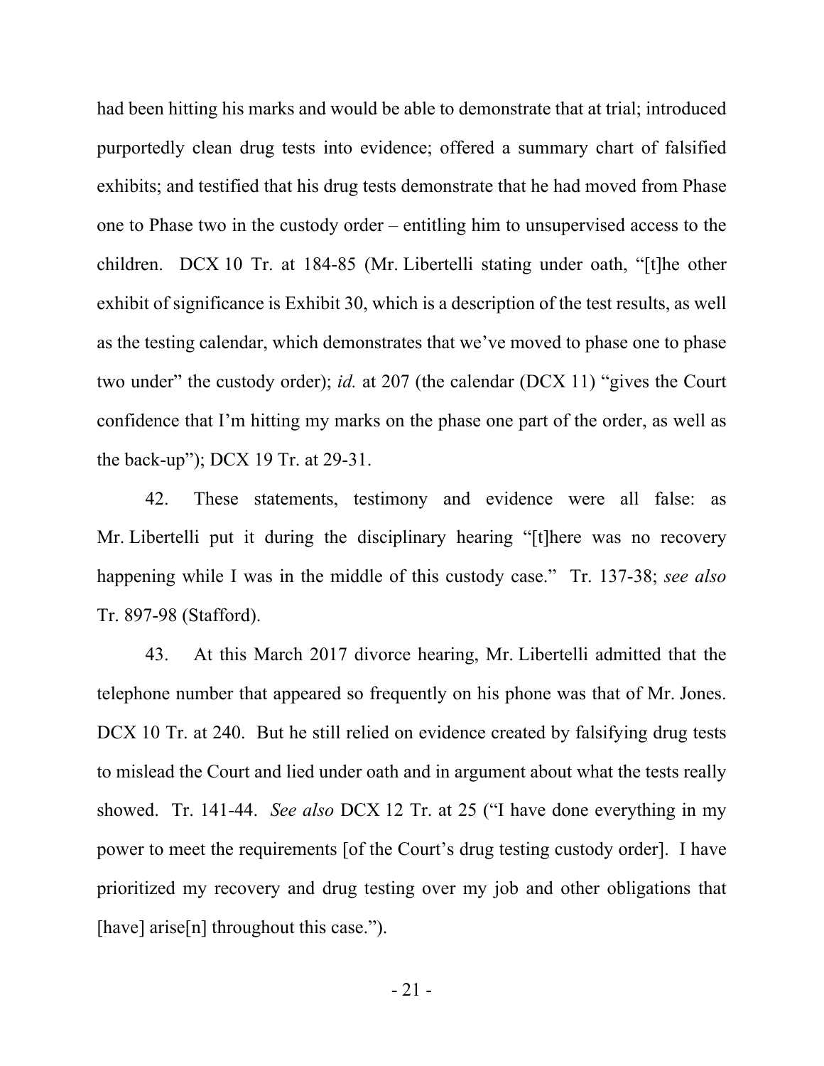had been hitting his marks and would be able to demonstrate that at trial; introduced purportedly clean drug tests into evidence; offered a summary chart of falsified exhibits; and testified that his drug tests demonstrate that he had moved from Phase one to Phase two in the custody order – entitling him to unsupervised access to the children. DCX 10 Tr. at 184-85 (Mr. Libertelli stating under oath, "[t]he other exhibit of significance is Exhibit 30, which is a description of the test results, as well as the testing calendar, which demonstrates that we've moved to phase one to phase two under" the custody order); *id.* at 207 (the calendar (DCX 11) "gives the Court confidence that I'm hitting my marks on the phase one part of the order, as well as the back-up"); DCX 19 Tr. at 29-31.

42. These statements, testimony and evidence were all false: as Mr. Libertelli put it during the disciplinary hearing "[t]here was no recovery happening while I was in the middle of this custody case." Tr. 137-38; *see also* Tr. 897-98 (Stafford).

43. At this March 2017 divorce hearing, Mr. Libertelli admitted that the telephone number that appeared so frequently on his phone was that of Mr. Jones. DCX 10 Tr. at 240. But he still relied on evidence created by falsifying drug tests to mislead the Court and lied under oath and in argument about what the tests really showed. Tr. 141-44. *See also* DCX 12 Tr. at 25 ("I have done everything in my power to meet the requirements [of the Court's drug testing custody order]. I have prioritized my recovery and drug testing over my job and other obligations that [have] arise[n] throughout this case.").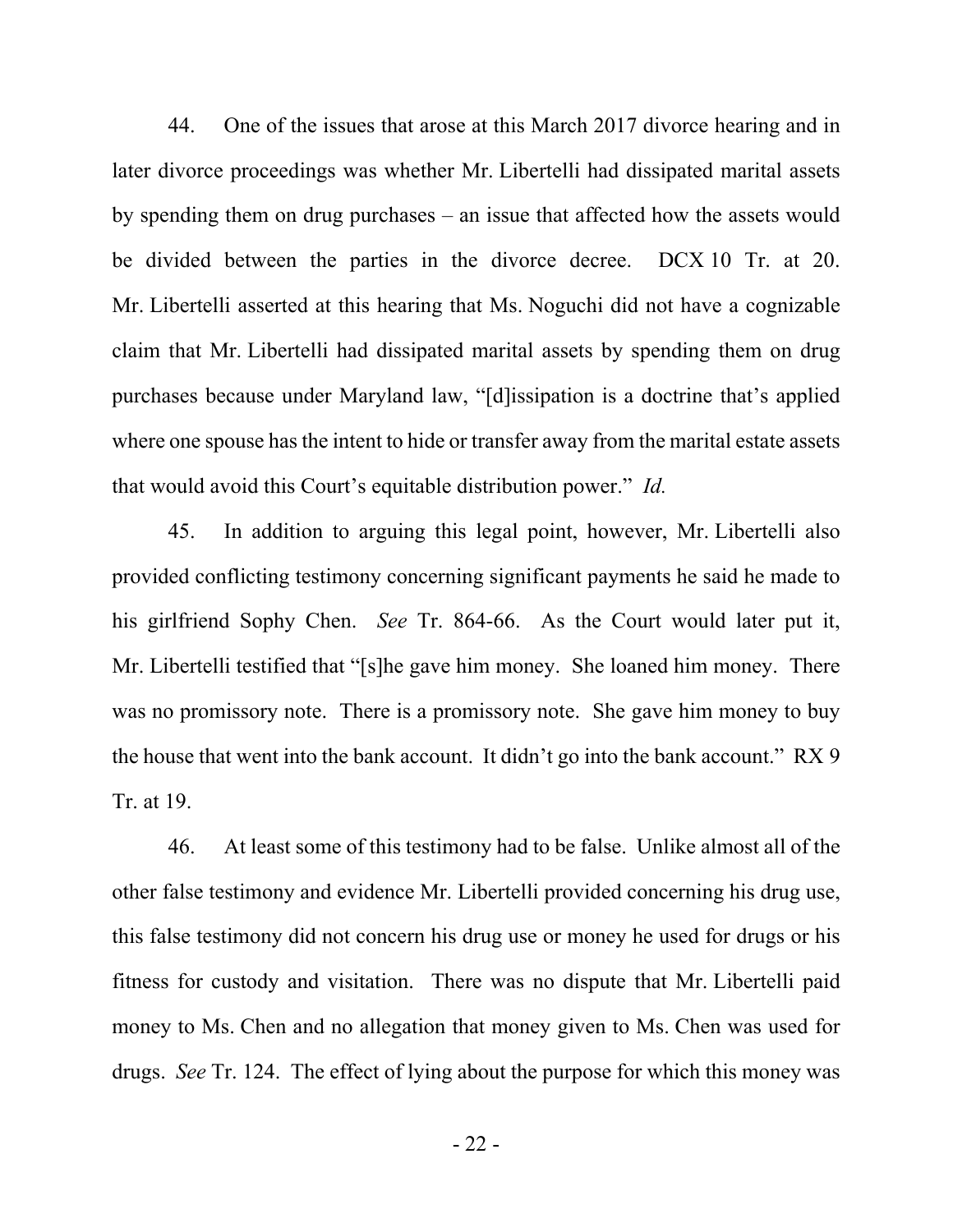44. One of the issues that arose at this March 2017 divorce hearing and in later divorce proceedings was whether Mr. Libertelli had dissipated marital assets by spending them on drug purchases – an issue that affected how the assets would be divided between the parties in the divorce decree. DCX 10 Tr. at 20. Mr. Libertelli asserted at this hearing that Ms. Noguchi did not have a cognizable claim that Mr. Libertelli had dissipated marital assets by spending them on drug purchases because under Maryland law, "[d]issipation is a doctrine that's applied where one spouse has the intent to hide or transfer away from the marital estate assets that would avoid this Court's equitable distribution power." *Id.*

45. In addition to arguing this legal point, however, Mr. Libertelli also provided conflicting testimony concerning significant payments he said he made to his girlfriend Sophy Chen. *See* Tr. 864-66. As the Court would later put it, Mr. Libertelli testified that "[s]he gave him money. She loaned him money. There was no promissory note. There is a promissory note. She gave him money to buy the house that went into the bank account. It didn't go into the bank account." RX 9 Tr. at 19.

46. At least some of this testimony had to be false. Unlike almost all of the other false testimony and evidence Mr. Libertelli provided concerning his drug use, this false testimony did not concern his drug use or money he used for drugs or his fitness for custody and visitation. There was no dispute that Mr. Libertelli paid money to Ms. Chen and no allegation that money given to Ms. Chen was used for drugs. *See* Tr. 124. The effect of lying about the purpose for which this money was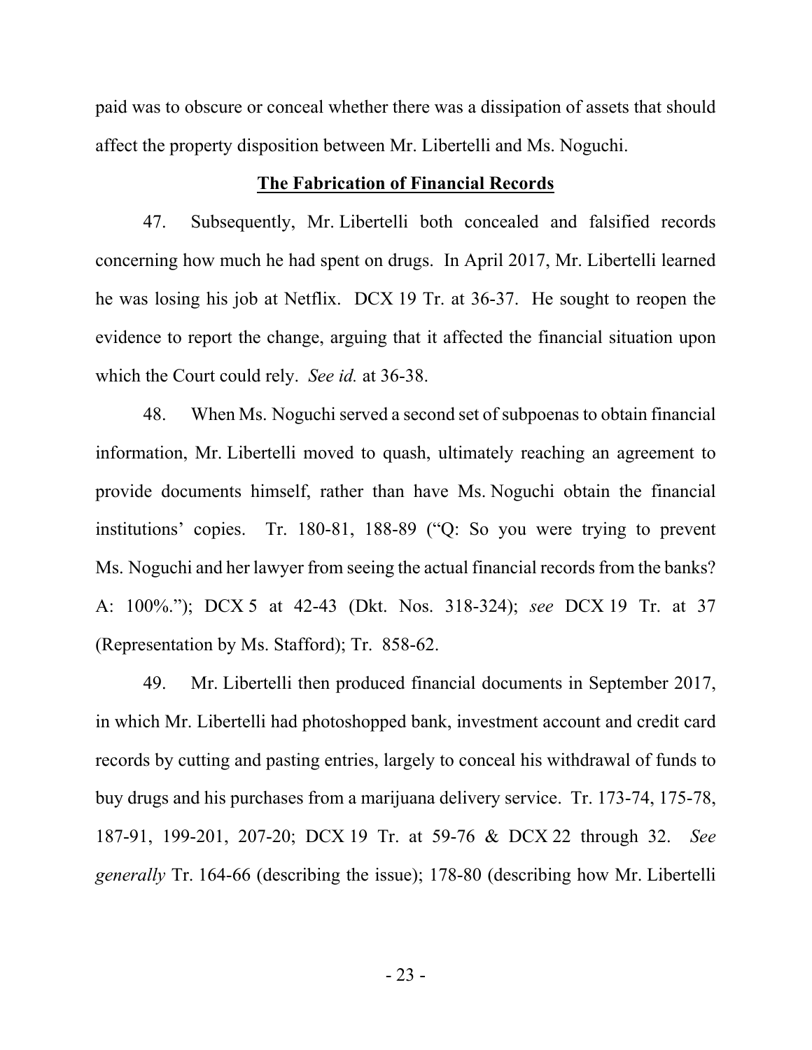paid was to obscure or conceal whether there was a dissipation of assets that should affect the property disposition between Mr. Libertelli and Ms. Noguchi.

**The Fabrication of Financial Records**

47. Subsequently, Mr. Libertelli both concealed and falsified records concerning how much he had spent on drugs. In April 2017, Mr. Libertelli learned he was losing his job at Netflix. DCX 19 Tr. at 36-37. He sought to reopen the evidence to report the change, arguing that it affected the financial situation upon which the Court could rely. *See id.* at 36-38.

48. When Ms. Noguchi served a second set of subpoenas to obtain financial information, Mr. Libertelli moved to quash, ultimately reaching an agreement to provide documents himself, rather than have Ms. Noguchi obtain the financial institutions' copies. Tr. 180-81, 188-89 ("Q: So you were trying to prevent Ms. Noguchi and her lawyer from seeing the actual financial records from the banks? A: 100%."); DCX 5 at 42-43 (Dkt. Nos. 318-324); *see* DCX 19 Tr. at 37 (Representation by Ms. Stafford); Tr. 858-62.

49. Mr. Libertelli then produced financial documents in September 2017, in which Mr. Libertelli had photoshopped bank, investment account and credit card records by cutting and pasting entries, largely to conceal his withdrawal of funds to buy drugs and his purchases from a marijuana delivery service. Tr. 173-74, 175-78, 187-91, 199-201, 207-20; DCX 19 Tr. at 59-76 & DCX 22 through 32. *See generally* Tr. 164-66 (describing the issue); 178-80 (describing how Mr. Libertelli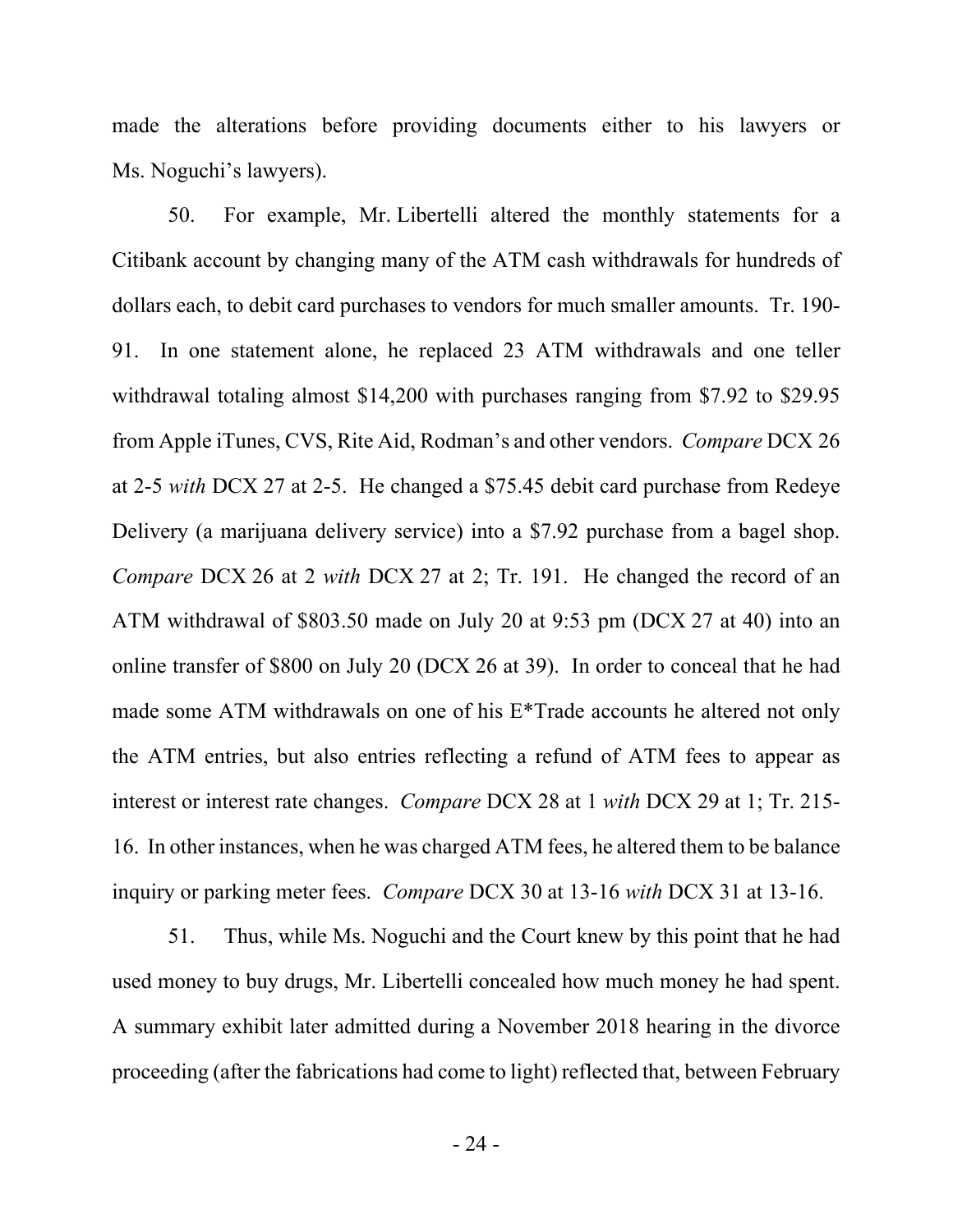made the alterations before providing documents either to his lawyers or Ms. Noguchi's lawyers).

50. For example, Mr. Libertelli altered the monthly statements for a Citibank account by changing many of the ATM cash withdrawals for hundreds of dollars each, to debit card purchases to vendors for much smaller amounts. Tr. 190-91. In one statement alone, he replaced 23 ATM withdrawals and one teller withdrawal totaling almost $14,200 with purchases ranging from $7.92 to $29.95 from Apple iTunes, CVS, Rite Aid, Rodman's and other vendors. *Compare* DCX 26 at 2-5 *with* DCX 27 at 2-5. He changed a $75.45 debit card purchase from Redeye Delivery (a marijuana delivery service) into a $7.92 purchase from a bagel shop. *Compare* DCX 26 at 2 *with* DCX 27 at 2; Tr. 191. He changed the record of an ATM withdrawal of $803.50 made on July 20 at 9:53 pm (DCX 27 at 40) into an online transfer of $800 on July 20 (DCX 26 at 39). In order to conceal that he had made some ATM withdrawals on one of his E*Trade accounts he altered not only the ATM entries, but also entries reflecting a refund of ATM fees to appear as interest or interest rate changes. *Compare* DCX 28 at 1 *with* DCX 29 at 1; Tr. 215-16. In other instances, when he was charged ATM fees, he altered them to be balance inquiry or parking meter fees. *Compare* DCX 30 at 13-16 *with* DCX 31 at 13-16.

51. Thus, while Ms. Noguchi and the Court knew by this point that he had used money to buy drugs, Mr. Libertelli concealed how much money he had spent. A summary exhibit later admitted during a November 2018 hearing in the divorce proceeding (after the fabrications had come to light) reflected that, between February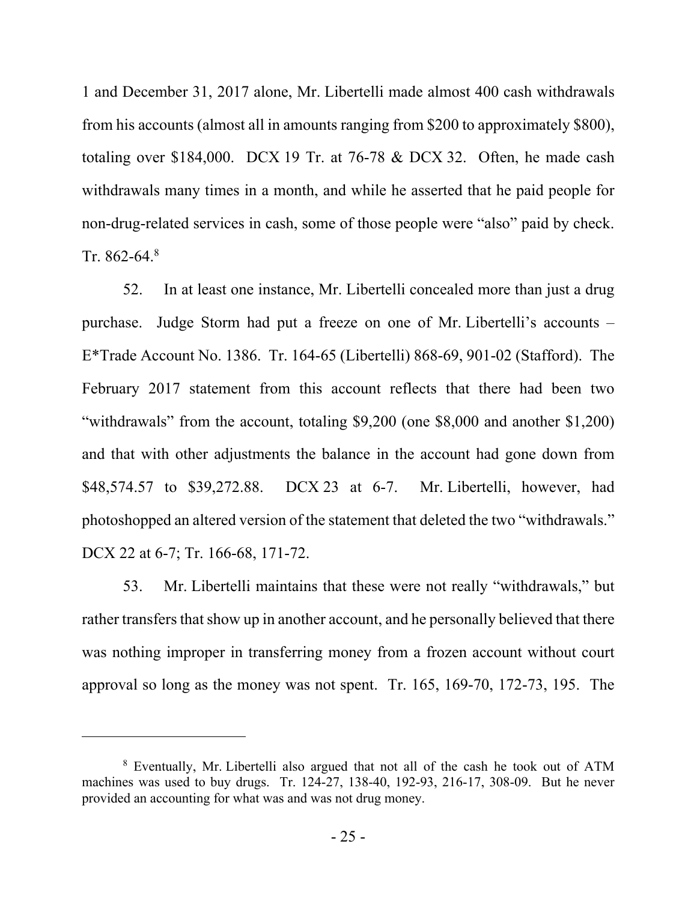1 and December 31, 2017 alone, Mr. Libertelli made almost 400 cash withdrawals from his accounts (almost all in amounts ranging from $200 to approximately $800), totaling over $184,000. DCX 19 Tr. at 76-78 & DCX 32. Often, he made cash withdrawals many times in a month, and while he asserted that he paid people for non-drug-related services in cash, some of those people were "also" paid by check. Tr. 862-64.[8]

52. In at least one instance, Mr. Libertelli concealed more than just a drug purchase. Judge Storm had put a freeze on one of Mr. Libertelli's accounts – E*Trade Account No. 1386. Tr. 164-65 (Libertelli) 868-69, 901-02 (Stafford). The February 2017 statement from this account reflects that there had been two "withdrawals" from the account, totaling $9,200 (one $8,000 and another $1,200) and that with other adjustments the balance in the account had gone down from $48,574.57 to $39,272.88. DCX 23 at 6-7. Mr. Libertelli, however, had photoshopped an altered version of the statement that deleted the two "withdrawals." DCX 22 at 6-7; Tr. 166-68, 171-72.

53. Mr. Libertelli maintains that these were not really "withdrawals," but rather transfers that show up in another account, and he personally believed that there was nothing improper in transferring money from a frozen account without court approval so long as the money was not spent. Tr. 165, 169-70, 172-73, 195. The

[8] Eventually, Mr. Libertelli also argued that not all of the cash he took out of ATM machines was used to buy drugs. Tr. 124-27, 138-40, 192-93, 216-17, 308-09. But he never provided an accounting for what was and was not drug money.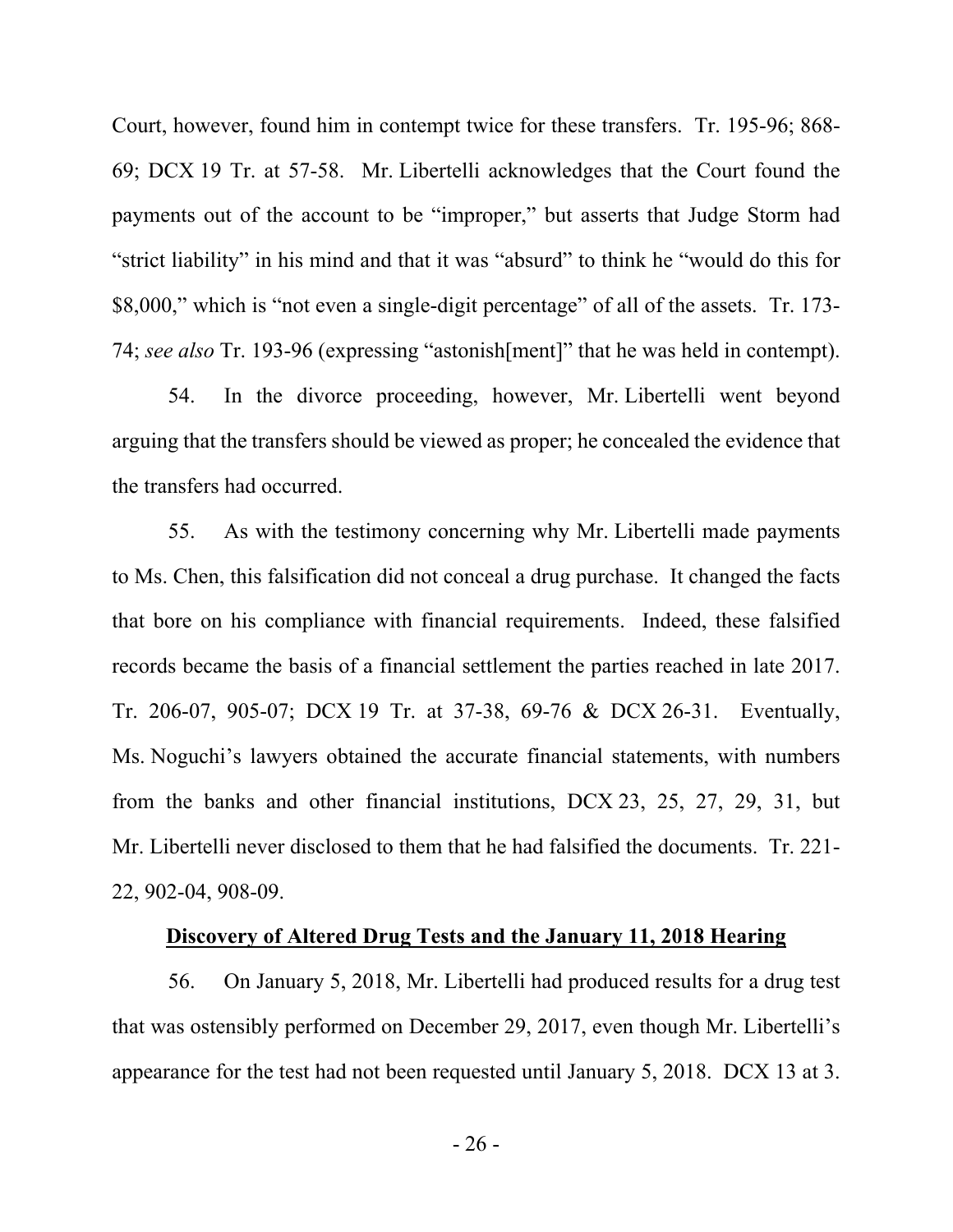Court, however, found him in contempt twice for these transfers. Tr. 195-96; 868-69; DCX 19 Tr. at 57-58. Mr. Libertelli acknowledges that the Court found the payments out of the account to be "improper," but asserts that Judge Storm had "strict liability" in his mind and that it was "absurd" to think he "would do this for $8,000," which is "not even a single-digit percentage" of all of the assets. Tr. 173-74; *see also* Tr. 193-96 (expressing "astonish[ment]" that he was held in contempt).

54. In the divorce proceeding, however, Mr. Libertelli went beyond arguing that the transfers should be viewed as proper; he concealed the evidence that the transfers had occurred.

55. As with the testimony concerning why Mr. Libertelli made payments to Ms. Chen, this falsification did not conceal a drug purchase. It changed the facts that bore on his compliance with financial requirements. Indeed, these falsified records became the basis of a financial settlement the parties reached in late 2017. Tr. 206-07, 905-07; DCX 19 Tr. at 37-38, 69-76 & DCX 26-31. Eventually, Ms. Noguchi's lawyers obtained the accurate financial statements, with numbers from the banks and other financial institutions, DCX 23, 25, 27, 29, 31, but Mr. Libertelli never disclosed to them that he had falsified the documents. Tr. 221-22, 902-04, 908-09.

**<u>Discovery of Altered Drug Tests and the January 11, 2018 Hearing</u>**

56. On January 5, 2018, Mr. Libertelli had produced results for a drug test that was ostensibly performed on December 29, 2017, even though Mr. Libertelli's appearance for the test had not been requested until January 5, 2018. DCX 13 at 3.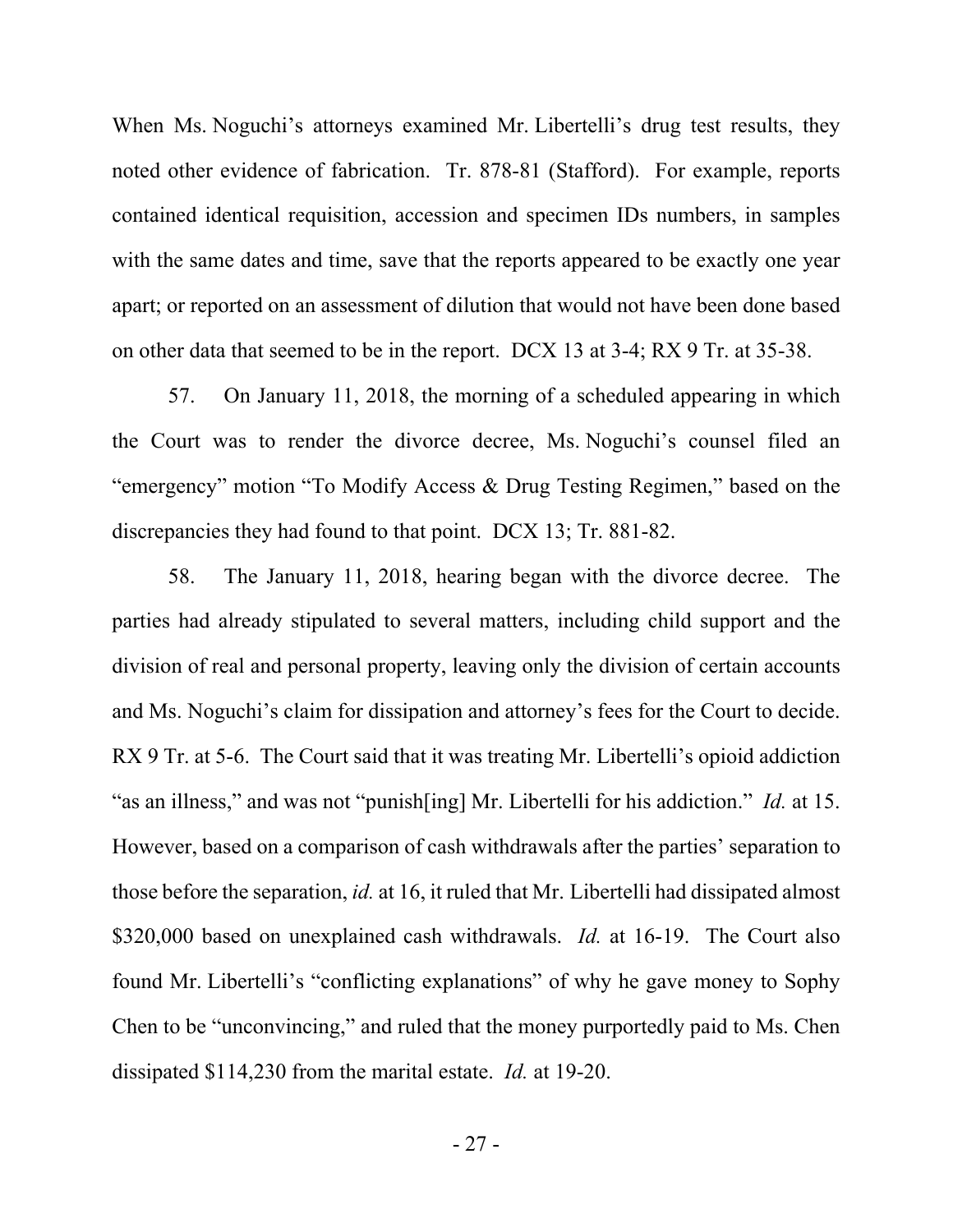When Ms. Noguchi's attorneys examined Mr. Libertelli's drug test results, they noted other evidence of fabrication. Tr. 878-81 (Stafford). For example, reports contained identical requisition, accession and specimen IDs numbers, in samples with the same dates and time, save that the reports appeared to be exactly one year apart; or reported on an assessment of dilution that would not have been done based on other data that seemed to be in the report. DCX 13 at 3-4; RX 9 Tr. at 35-38.

57. On January 11, 2018, the morning of a scheduled appearing in which the Court was to render the divorce decree, Ms. Noguchi's counsel filed an "emergency" motion "To Modify Access & Drug Testing Regimen," based on the discrepancies they had found to that point. DCX 13; Tr. 881-82.

58. The January 11, 2018, hearing began with the divorce decree. The parties had already stipulated to several matters, including child support and the division of real and personal property, leaving only the division of certain accounts and Ms. Noguchi's claim for dissipation and attorney's fees for the Court to decide. RX 9 Tr. at 5-6. The Court said that it was treating Mr. Libertelli's opioid addiction "as an illness," and was not "punish[ing] Mr. Libertelli for his addiction." *Id.* at 15. However, based on a comparison of cash withdrawals after the parties' separation to those before the separation, *id.* at 16, it ruled that Mr. Libertelli had dissipated almost $320,000 based on unexplained cash withdrawals. *Id.* at 16-19. The Court also found Mr. Libertelli's "conflicting explanations" of why he gave money to Sophy Chen to be "unconvincing," and ruled that the money purportedly paid to Ms. Chen dissipated $114,230 from the marital estate. *Id.* at 19-20.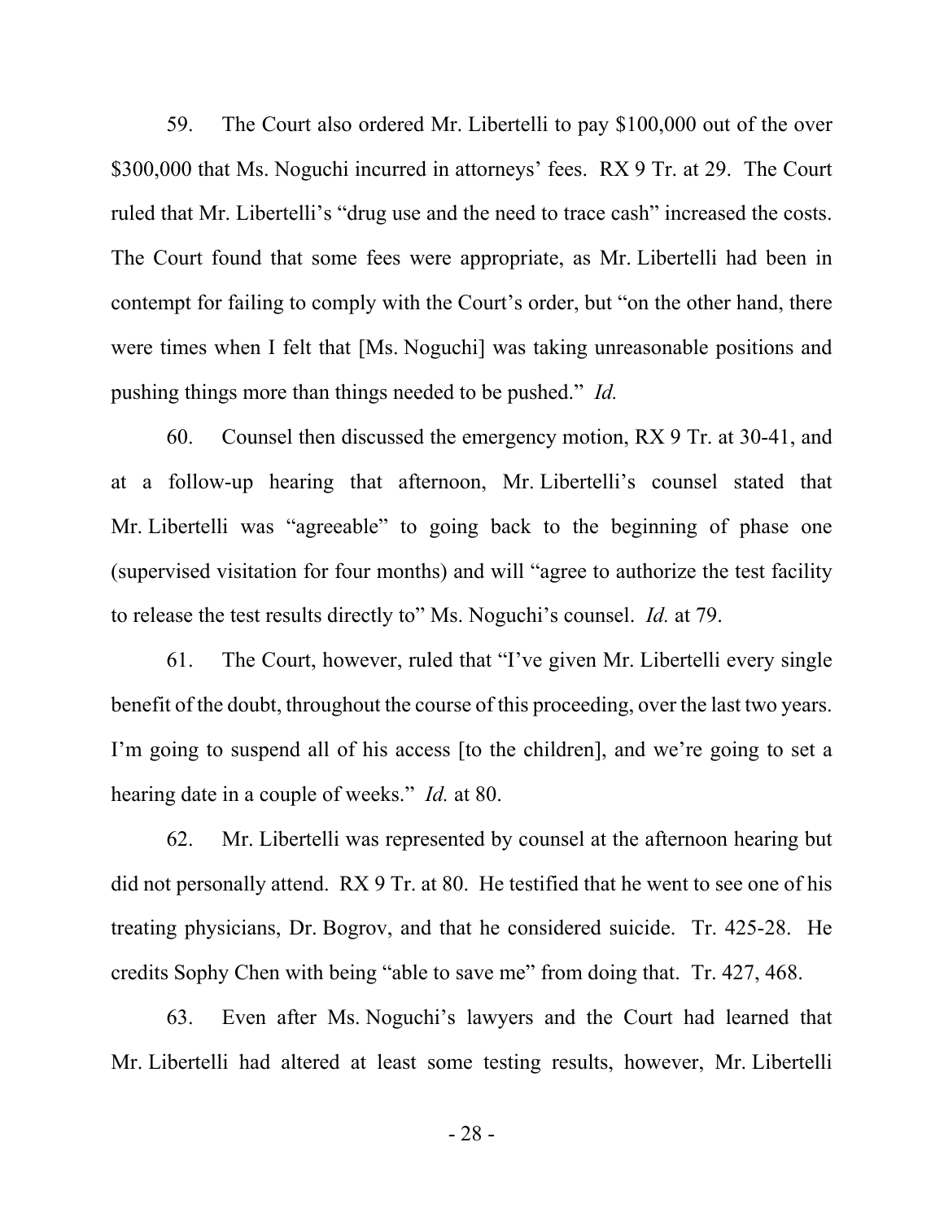59. The Court also ordered Mr. Libertelli to pay $100,000 out of the over $300,000 that Ms. Noguchi incurred in attorneys' fees. RX 9 Tr. at 29. The Court ruled that Mr. Libertelli's "drug use and the need to trace cash" increased the costs. The Court found that some fees were appropriate, as Mr. Libertelli had been in contempt for failing to comply with the Court's order, but "on the other hand, there were times when I felt that [Ms. Noguchi] was taking unreasonable positions and pushing things more than things needed to be pushed." *Id.*

60. Counsel then discussed the emergency motion, RX 9 Tr. at 30-41, and at a follow-up hearing that afternoon, Mr. Libertelli's counsel stated that Mr. Libertelli was "agreeable" to going back to the beginning of phase one (supervised visitation for four months) and will "agree to authorize the test facility to release the test results directly to" Ms. Noguchi's counsel. *Id.* at 79.

61. The Court, however, ruled that "I've given Mr. Libertelli every single benefit of the doubt, throughout the course of this proceeding, over the last two years. I'm going to suspend all of his access [to the children], and we're going to set a hearing date in a couple of weeks." *Id.* at 80.

62. Mr. Libertelli was represented by counsel at the afternoon hearing but did not personally attend. RX 9 Tr. at 80. He testified that he went to see one of his treating physicians, Dr. Bogrov, and that he considered suicide. Tr. 425-28. He credits Sophy Chen with being "able to save me" from doing that. Tr. 427, 468.

63. Even after Ms. Noguchi's lawyers and the Court had learned that Mr. Libertelli had altered at least some testing results, however, Mr. Libertelli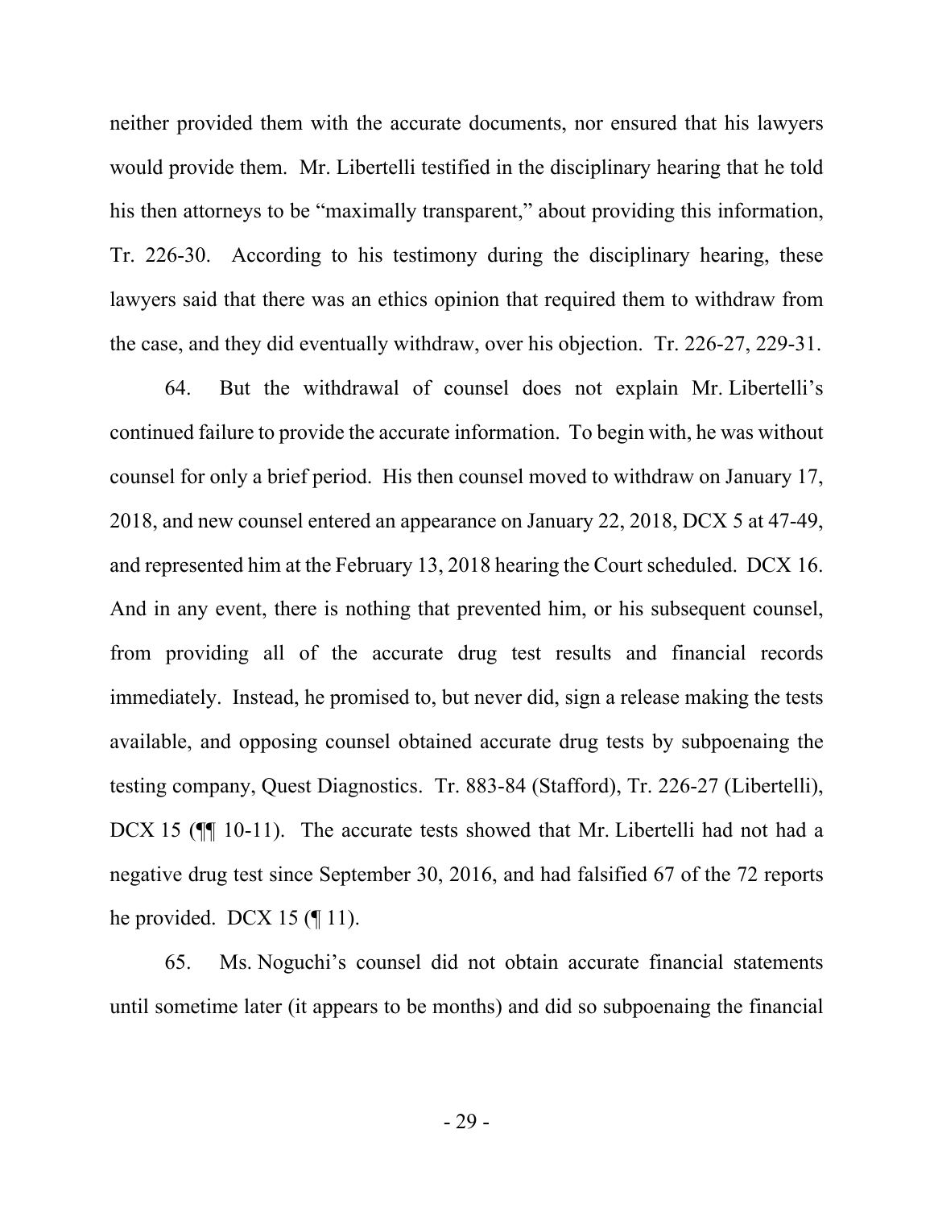neither provided them with the accurate documents, nor ensured that his lawyers would provide them. Mr. Libertelli testified in the disciplinary hearing that he told his then attorneys to be "maximally transparent," about providing this information, Tr. 226-30. According to his testimony during the disciplinary hearing, these lawyers said that there was an ethics opinion that required them to withdraw from the case, and they did eventually withdraw, over his objection. Tr. 226-27, 229-31.

64. But the withdrawal of counsel does not explain Mr. Libertelli's continued failure to provide the accurate information. To begin with, he was without counsel for only a brief period. His then counsel moved to withdraw on January 17, 2018, and new counsel entered an appearance on January 22, 2018, DCX 5 at 47-49, and represented him at the February 13, 2018 hearing the Court scheduled. DCX 16. And in any event, there is nothing that prevented him, or his subsequent counsel, from providing all of the accurate drug test results and financial records immediately. Instead, he promised to, but never did, sign a release making the tests available, and opposing counsel obtained accurate drug tests by subpoenaing the testing company, Quest Diagnostics. Tr. 883-84 (Stafford), Tr. 226-27 (Libertelli), DCX 15 (¶¶ 10-11). The accurate tests showed that Mr. Libertelli had not had a negative drug test since September 30, 2016, and had falsified 67 of the 72 reports he provided. DCX 15 (¶ 11).

65. Ms. Noguchi's counsel did not obtain accurate financial statements until sometime later (it appears to be months) and did so subpoenaing the financial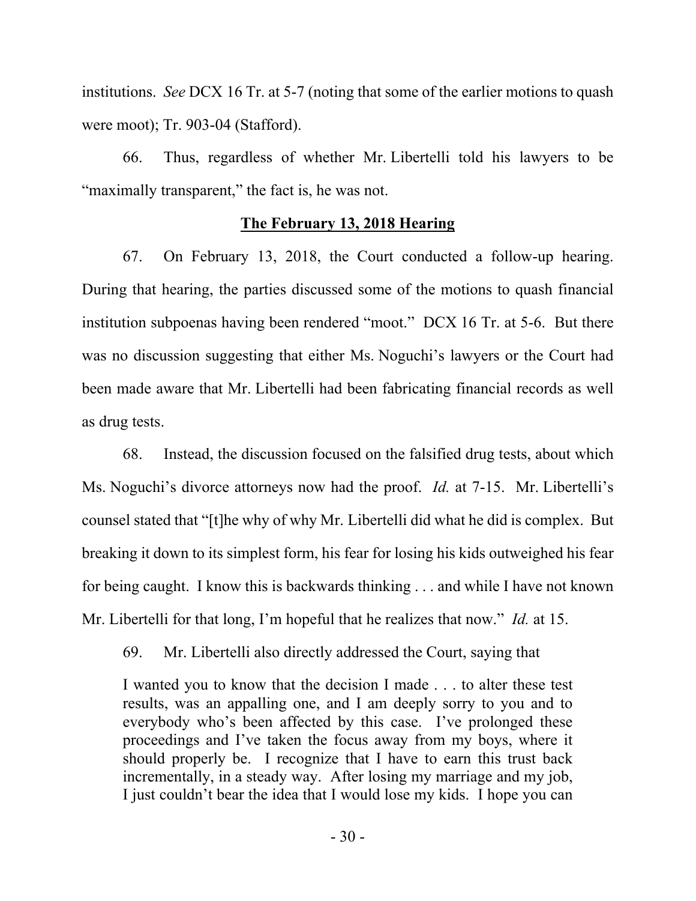institutions. *See* DCX 16 Tr. at 5-7 (noting that some of the earlier motions to quash were moot); Tr. 903-04 (Stafford).

66. Thus, regardless of whether Mr. Libertelli told his lawyers to be "maximally transparent," the fact is, he was not.

## The February 13, 2018 Hearing

67. On February 13, 2018, the Court conducted a follow-up hearing. During that hearing, the parties discussed some of the motions to quash financial institution subpoenas having been rendered "moot." DCX 16 Tr. at 5-6. But there was no discussion suggesting that either Ms. Noguchi's lawyers or the Court had been made aware that Mr. Libertelli had been fabricating financial records as well as drug tests.

68. Instead, the discussion focused on the falsified drug tests, about which Ms. Noguchi's divorce attorneys now had the proof. *Id.* at 7-15. Mr. Libertelli's counsel stated that "[t]he why of why Mr. Libertelli did what he did is complex. But breaking it down to its simplest form, his fear for losing his kids outweighed his fear for being caught. I know this is backwards thinking . . . and while I have not known Mr. Libertelli for that long, I'm hopeful that he realizes that now." *Id.* at 15.

69. Mr. Libertelli also directly addressed the Court, saying that

> I wanted you to know that the decision I made . . . to alter these test results, was an appalling one, and I am deeply sorry to you and to everybody who's been affected by this case. I've prolonged these proceedings and I've taken the focus away from my boys, where it should properly be. I recognize that I have to earn this trust back incrementally, in a steady way. After losing my marriage and my job, I just couldn't bear the idea that I would lose my kids. I hope you can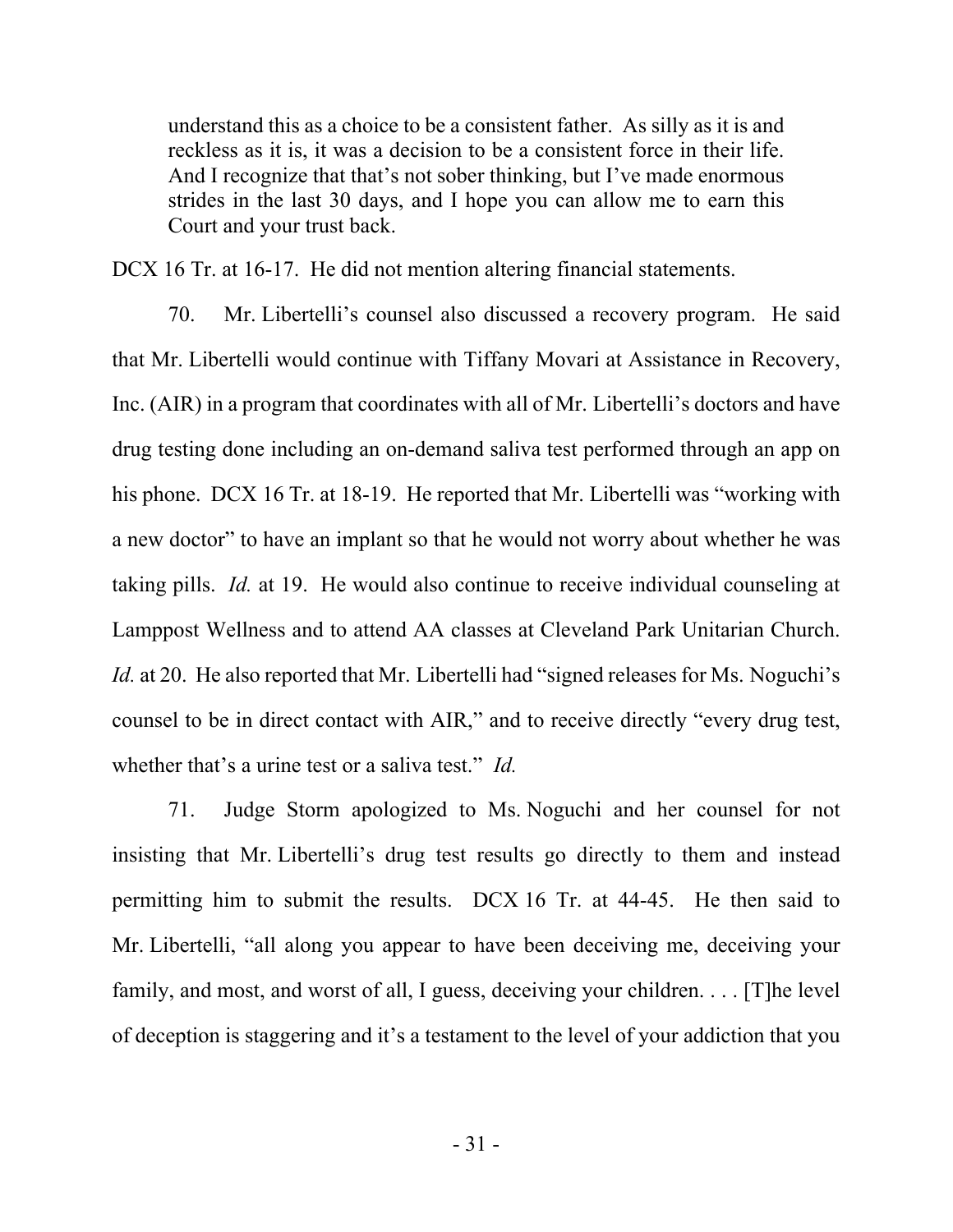> understand this as a choice to be a consistent father. As silly as it is and reckless as it is, it was a decision to be a consistent force in their life. And I recognize that that's not sober thinking, but I've made enormous strides in the last 30 days, and I hope you can allow me to earn this Court and your trust back.

DCX 16 Tr. at 16-17. He did not mention altering financial statements.

70. Mr. Libertelli's counsel also discussed a recovery program. He said that Mr. Libertelli would continue with Tiffany Movari at Assistance in Recovery, Inc. (AIR) in a program that coordinates with all of Mr. Libertelli's doctors and have drug testing done including an on-demand saliva test performed through an app on his phone. DCX 16 Tr. at 18-19. He reported that Mr. Libertelli was "working with a new doctor" to have an implant so that he would not worry about whether he was taking pills. *Id.* at 19. He would also continue to receive individual counseling at Lamppost Wellness and to attend AA classes at Cleveland Park Unitarian Church. *Id.* at 20. He also reported that Mr. Libertelli had "signed releases for Ms. Noguchi's counsel to be in direct contact with AIR," and to receive directly "every drug test, whether that's a urine test or a saliva test." *Id.*

71. Judge Storm apologized to Ms. Noguchi and her counsel for not insisting that Mr. Libertelli's drug test results go directly to them and instead permitting him to submit the results. DCX 16 Tr. at 44-45. He then said to Mr. Libertelli, "all along you appear to have been deceiving me, deceiving your family, and most, and worst of all, I guess, deceiving your children. . . . [T]he level of deception is staggering and it's a testament to the level of your addiction that you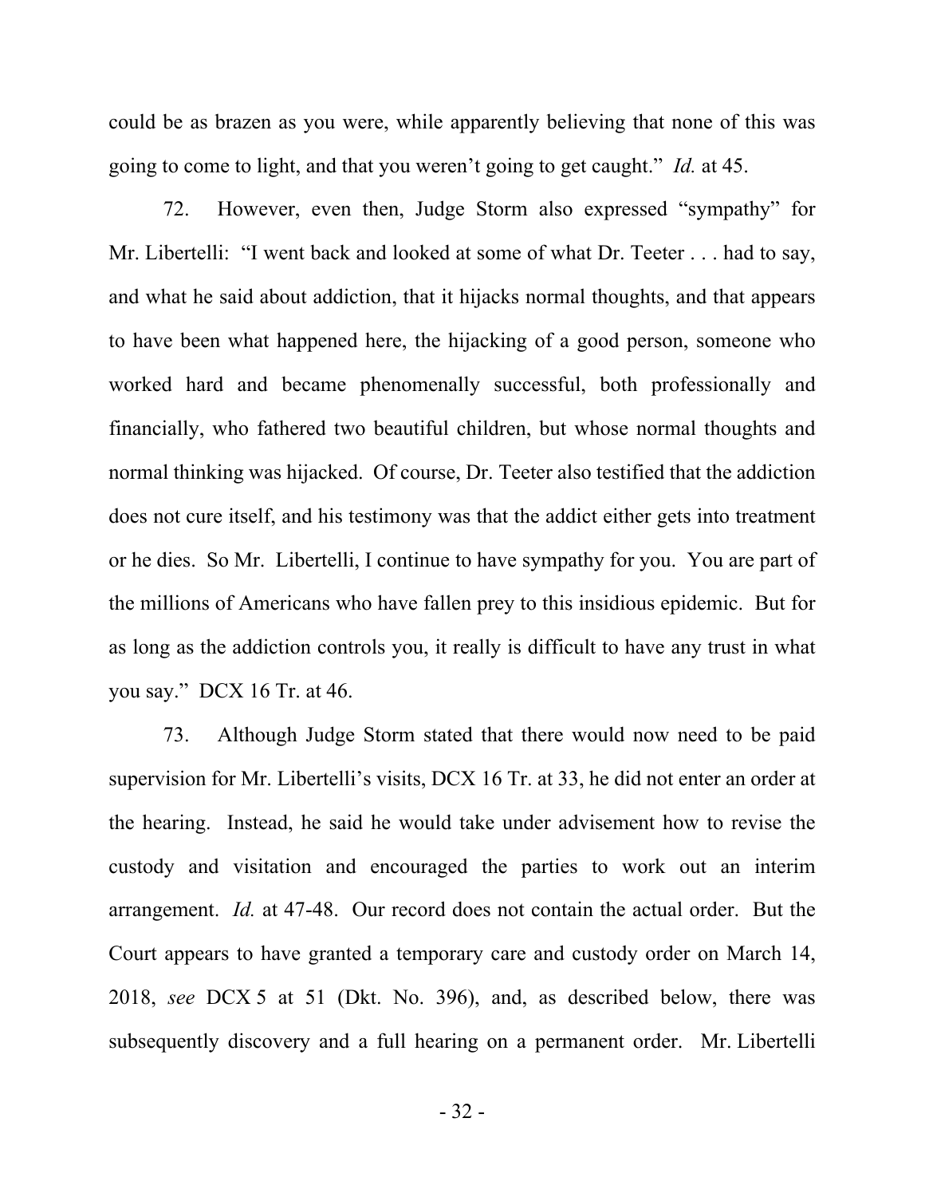could be as brazen as you were, while apparently believing that none of this was going to come to light, and that you weren't going to get caught." *Id.* at 45.

72. However, even then, Judge Storm also expressed "sympathy" for Mr. Libertelli: "I went back and looked at some of what Dr. Teeter . . . had to say, and what he said about addiction, that it hijacks normal thoughts, and that appears to have been what happened here, the hijacking of a good person, someone who worked hard and became phenomenally successful, both professionally and financially, who fathered two beautiful children, but whose normal thoughts and normal thinking was hijacked. Of course, Dr. Teeter also testified that the addiction does not cure itself, and his testimony was that the addict either gets into treatment or he dies. So Mr. Libertelli, I continue to have sympathy for you. You are part of the millions of Americans who have fallen prey to this insidious epidemic. But for as long as the addiction controls you, it really is difficult to have any trust in what you say." DCX 16 Tr. at 46.

73. Although Judge Storm stated that there would now need to be paid supervision for Mr. Libertelli's visits, DCX 16 Tr. at 33, he did not enter an order at the hearing. Instead, he said he would take under advisement how to revise the custody and visitation and encouraged the parties to work out an interim arrangement. *Id.* at 47-48. Our record does not contain the actual order. But the Court appears to have granted a temporary care and custody order on March 14, 2018, *see* DCX 5 at 51 (Dkt. No. 396), and, as described below, there was subsequently discovery and a full hearing on a permanent order. Mr. Libertelli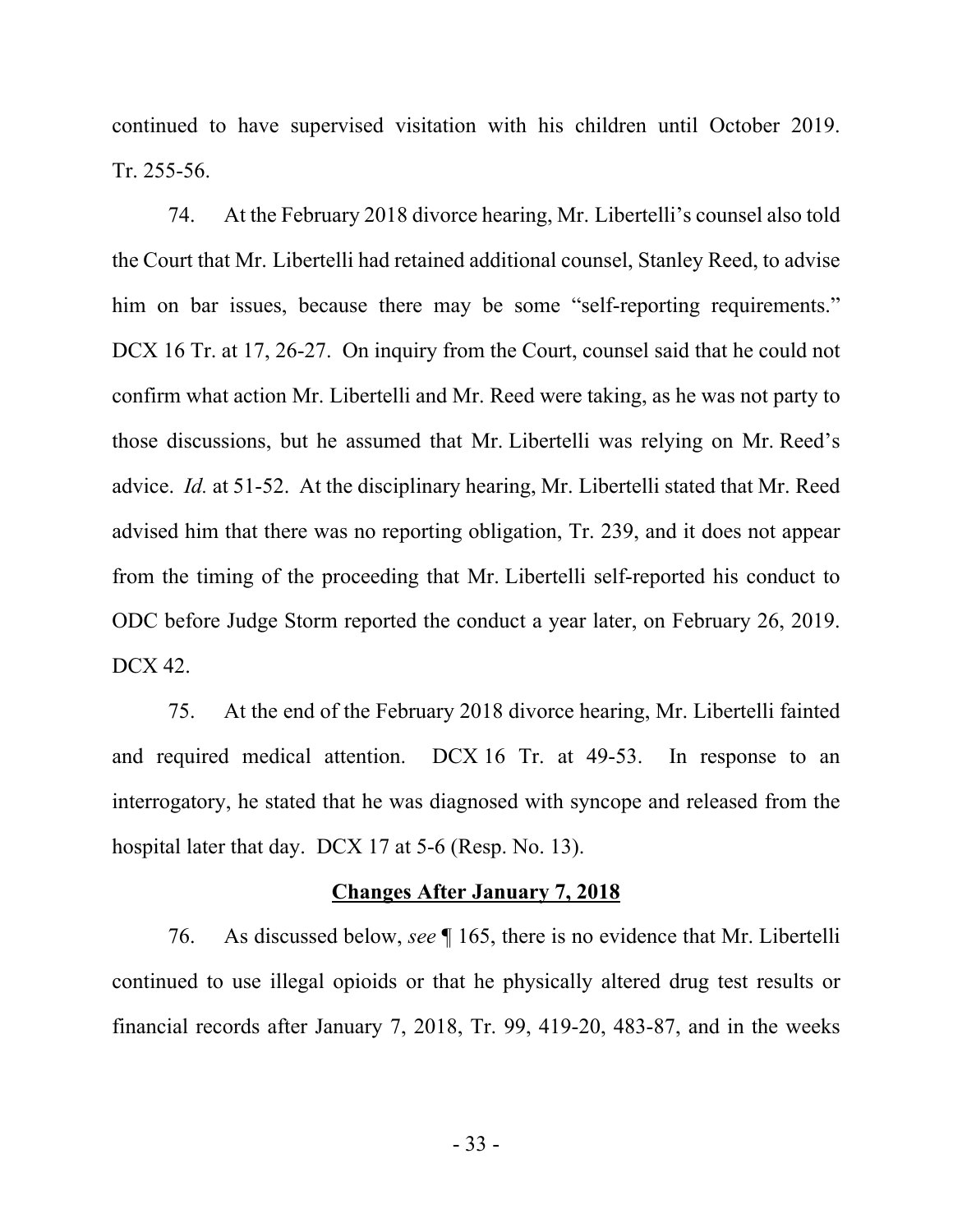continued to have supervised visitation with his children until October 2019. Tr. 255-56.

74. At the February 2018 divorce hearing, Mr. Libertelli's counsel also told the Court that Mr. Libertelli had retained additional counsel, Stanley Reed, to advise him on bar issues, because there may be some "self-reporting requirements." DCX 16 Tr. at 17, 26-27. On inquiry from the Court, counsel said that he could not confirm what action Mr. Libertelli and Mr. Reed were taking, as he was not party to those discussions, but he assumed that Mr. Libertelli was relying on Mr. Reed's advice. *Id.* at 51-52. At the disciplinary hearing, Mr. Libertelli stated that Mr. Reed advised him that there was no reporting obligation, Tr. 239, and it does not appear from the timing of the proceeding that Mr. Libertelli self-reported his conduct to ODC before Judge Storm reported the conduct a year later, on February 26, 2019. DCX 42.

75. At the end of the February 2018 divorce hearing, Mr. Libertelli fainted and required medical attention. DCX 16 Tr. at 49-53. In response to an interrogatory, he stated that he was diagnosed with syncope and released from the hospital later that day. DCX 17 at 5-6 (Resp. No. 13).

**Changes After January 7, 2018**

76. As discussed below, *see* ¶ 165, there is no evidence that Mr. Libertelli continued to use illegal opioids or that he physically altered drug test results or financial records after January 7, 2018, Tr. 99, 419-20, 483-87, and in the weeks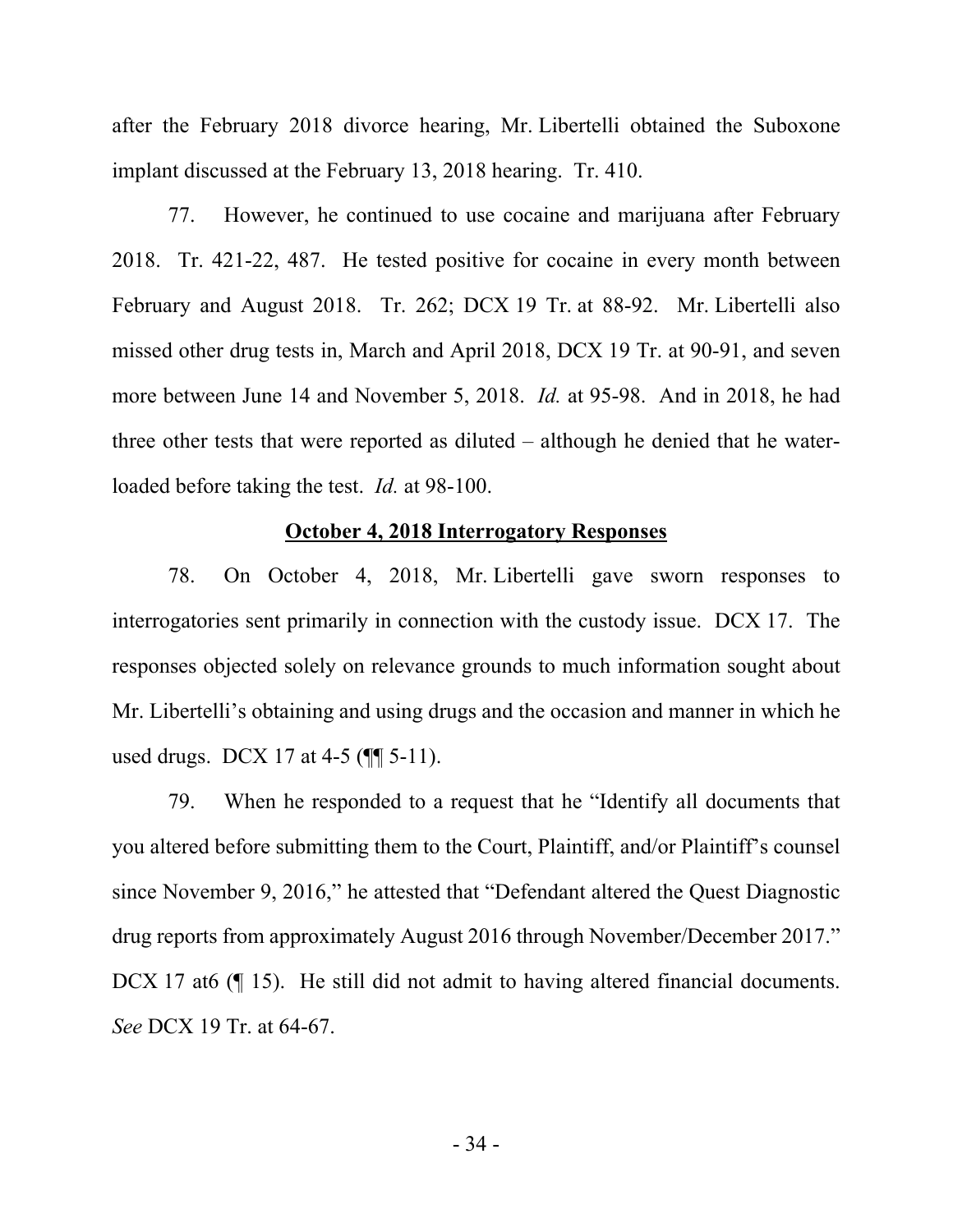after the February 2018 divorce hearing, Mr. Libertelli obtained the Suboxone implant discussed at the February 13, 2018 hearing. Tr. 410.

77. However, he continued to use cocaine and marijuana after February 2018. Tr. 421-22, 487. He tested positive for cocaine in every month between February and August 2018. Tr. 262; DCX 19 Tr. at 88-92. Mr. Libertelli also missed other drug tests in, March and April 2018, DCX 19 Tr. at 90-91, and seven more between June 14 and November 5, 2018. *Id.* at 95-98. And in 2018, he had three other tests that were reported as diluted – although he denied that he water-loaded before taking the test. *Id.* at 98-100.

**October 4, 2018 Interrogatory Responses**

78. On October 4, 2018, Mr. Libertelli gave sworn responses to interrogatories sent primarily in connection with the custody issue. DCX 17. The responses objected solely on relevance grounds to much information sought about Mr. Libertelli's obtaining and using drugs and the occasion and manner in which he used drugs. DCX 17 at 4-5 (¶¶ 5-11).

79. When he responded to a request that he "Identify all documents that you altered before submitting them to the Court, Plaintiff, and/or Plaintiff's counsel since November 9, 2016," he attested that "Defendant altered the Quest Diagnostic drug reports from approximately August 2016 through November/December 2017." DCX 17 at6 (¶ 15). He still did not admit to having altered financial documents. *See* DCX 19 Tr. at 64-67.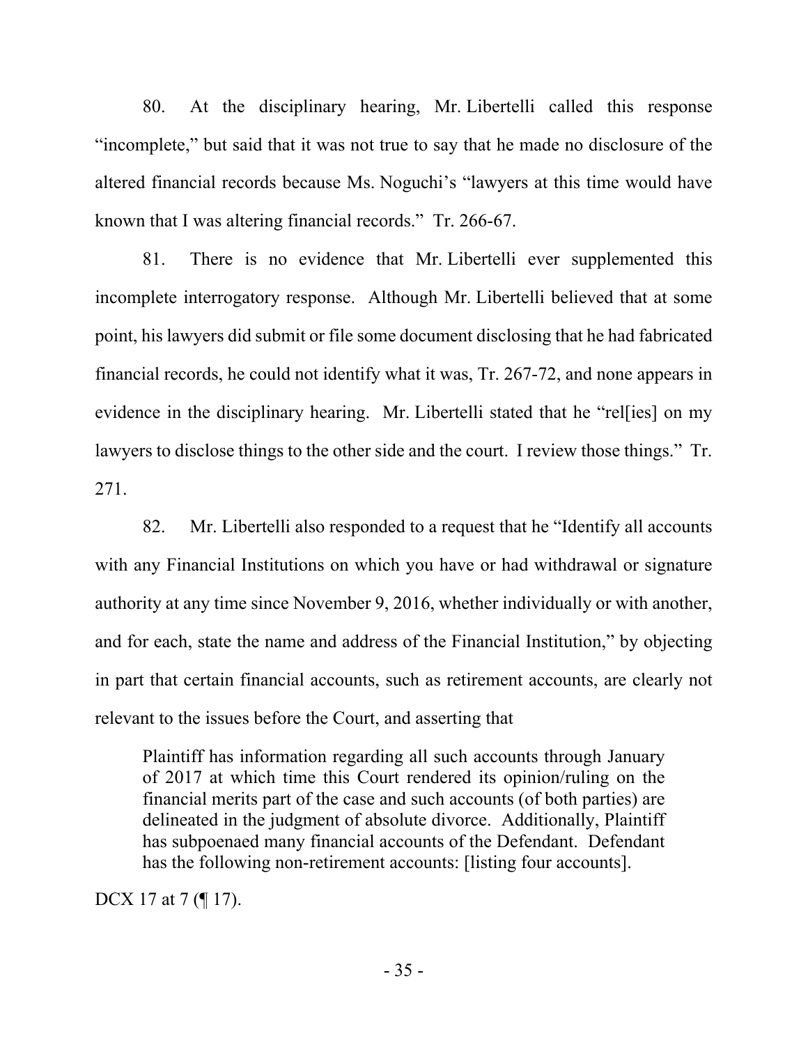80. At the disciplinary hearing, Mr. Libertelli called this response "incomplete," but said that it was not true to say that he made no disclosure of the altered financial records because Ms. Noguchi's "lawyers at this time would have known that I was altering financial records." Tr. 266-67.

81. There is no evidence that Mr. Libertelli ever supplemented this incomplete interrogatory response. Although Mr. Libertelli believed that at some point, his lawyers did submit or file some document disclosing that he had fabricated financial records, he could not identify what it was, Tr. 267-72, and none appears in evidence in the disciplinary hearing. Mr. Libertelli stated that he "rel[ies] on my lawyers to disclose things to the other side and the court. I review those things." Tr. 271.

82. Mr. Libertelli also responded to a request that he "Identify all accounts with any Financial Institutions on which you have or had withdrawal or signature authority at any time since November 9, 2016, whether individually or with another, and for each, state the name and address of the Financial Institution," by objecting in part that certain financial accounts, such as retirement accounts, are clearly not relevant to the issues before the Court, and asserting that

> Plaintiff has information regarding all such accounts through January of 2017 at which time this Court rendered its opinion/ruling on the financial merits part of the case and such accounts (of both parties) are delineated in the judgment of absolute divorce. Additionally, Plaintiff has subpoenaed many financial accounts of the Defendant. Defendant has the following non-retirement accounts: [listing four accounts].

DCX 17 at 7 (¶ 17).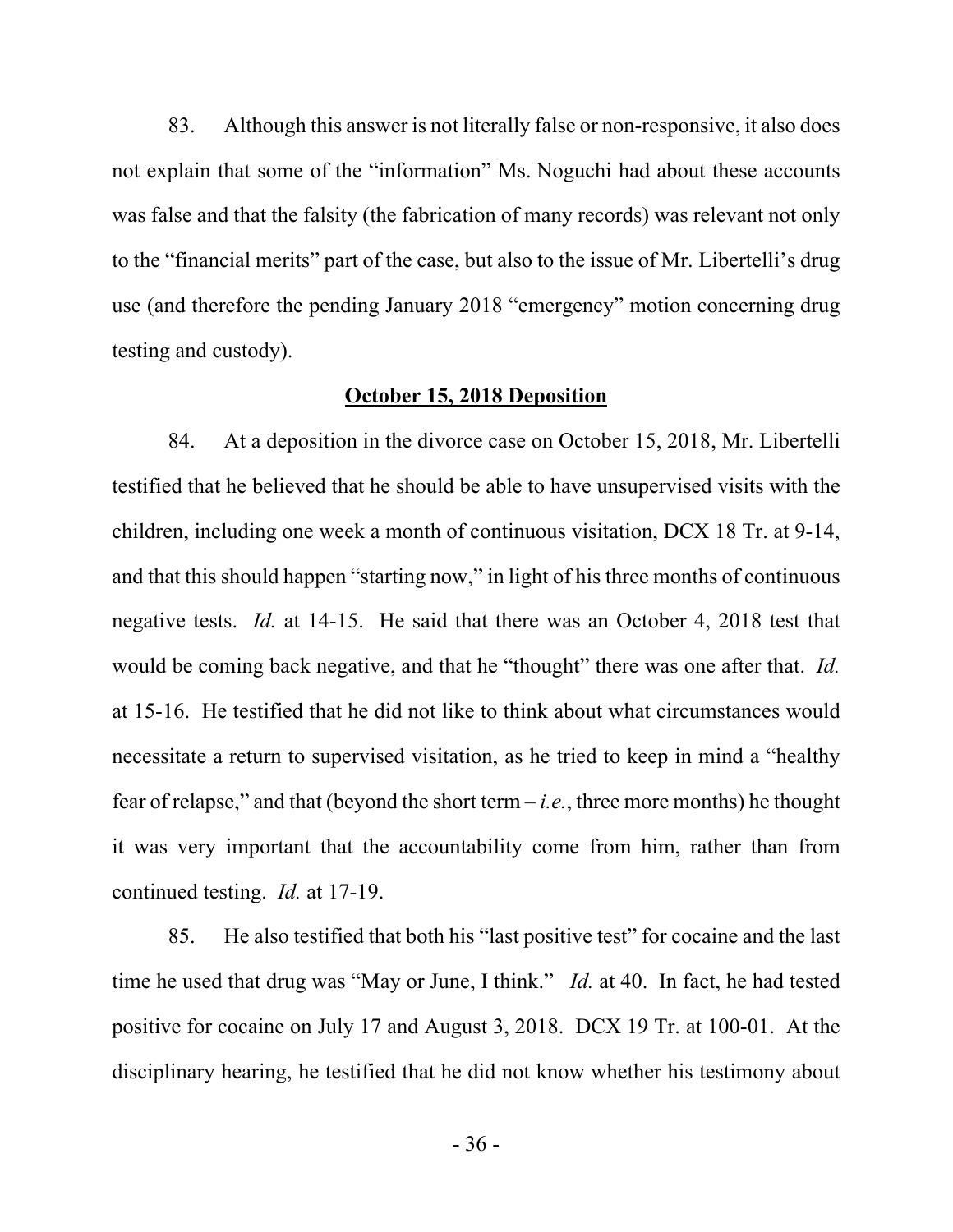83. Although this answer is not literally false or non-responsive, it also does not explain that some of the "information" Ms. Noguchi had about these accounts was false and that the falsity (the fabrication of many records) was relevant not only to the "financial merits" part of the case, but also to the issue of Mr. Libertelli's drug use (and therefore the pending January 2018 "emergency" motion concerning drug testing and custody).

## October 15, 2018 Deposition

84. At a deposition in the divorce case on October 15, 2018, Mr. Libertelli testified that he believed that he should be able to have unsupervised visits with the children, including one week a month of continuous visitation, DCX 18 Tr. at 9-14, and that this should happen "starting now," in light of his three months of continuous negative tests. *Id.* at 14-15. He said that there was an October 4, 2018 test that would be coming back negative, and that he "thought" there was one after that. *Id.* at 15-16. He testified that he did not like to think about what circumstances would necessitate a return to supervised visitation, as he tried to keep in mind a "healthy fear of relapse," and that (beyond the short term – *i.e.*, three more months) he thought it was very important that the accountability come from him, rather than from continued testing. *Id.* at 17-19.

85. He also testified that both his "last positive test" for cocaine and the last time he used that drug was "May or June, I think." *Id.* at 40. In fact, he had tested positive for cocaine on July 17 and August 3, 2018. DCX 19 Tr. at 100-01. At the disciplinary hearing, he testified that he did not know whether his testimony about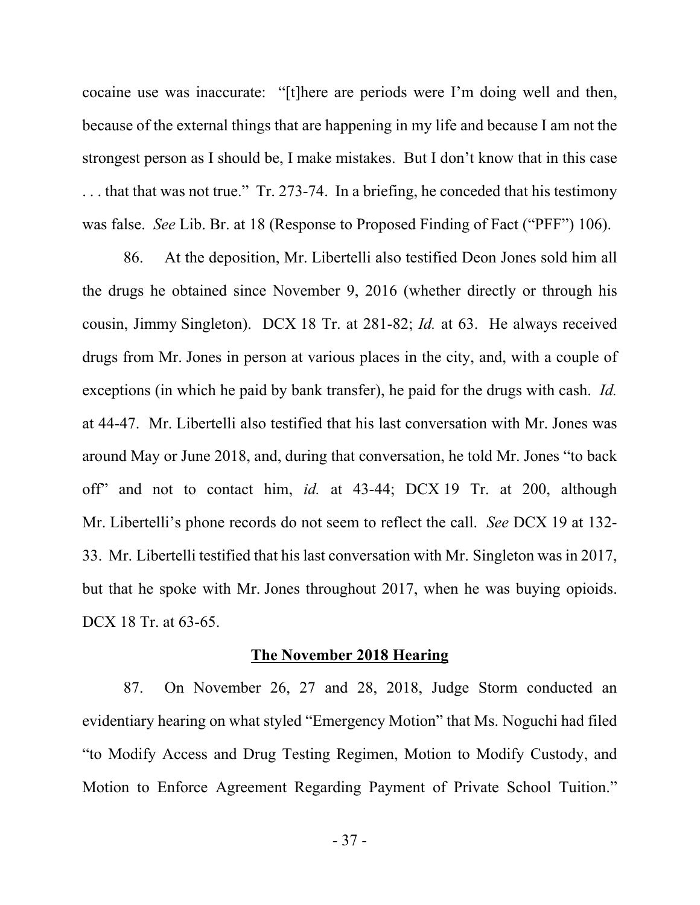cocaine use was inaccurate: "[t]here are periods were I'm doing well and then, because of the external things that are happening in my life and because I am not the strongest person as I should be, I make mistakes. But I don't know that in this case . . . that that was not true." Tr. 273-74. In a briefing, he conceded that his testimony was false. *See* Lib. Br. at 18 (Response to Proposed Finding of Fact ("PFF") 106).

86. At the deposition, Mr. Libertelli also testified Deon Jones sold him all the drugs he obtained since November 9, 2016 (whether directly or through his cousin, Jimmy Singleton). DCX 18 Tr. at 281-82; *Id.* at 63. He always received drugs from Mr. Jones in person at various places in the city, and, with a couple of exceptions (in which he paid by bank transfer), he paid for the drugs with cash. *Id.* at 44-47. Mr. Libertelli also testified that his last conversation with Mr. Jones was around May or June 2018, and, during that conversation, he told Mr. Jones "to back off" and not to contact him, *id.* at 43-44; DCX 19 Tr. at 200, although Mr. Libertelli's phone records do not seem to reflect the call. *See* DCX 19 at 132-33. Mr. Libertelli testified that his last conversation with Mr. Singleton was in 2017, but that he spoke with Mr. Jones throughout 2017, when he was buying opioids. DCX 18 Tr. at 63-65.

## The November 2018 Hearing

87. On November 26, 27 and 28, 2018, Judge Storm conducted an evidentiary hearing on what styled "Emergency Motion" that Ms. Noguchi had filed "to Modify Access and Drug Testing Regimen, Motion to Modify Custody, and Motion to Enforce Agreement Regarding Payment of Private School Tuition."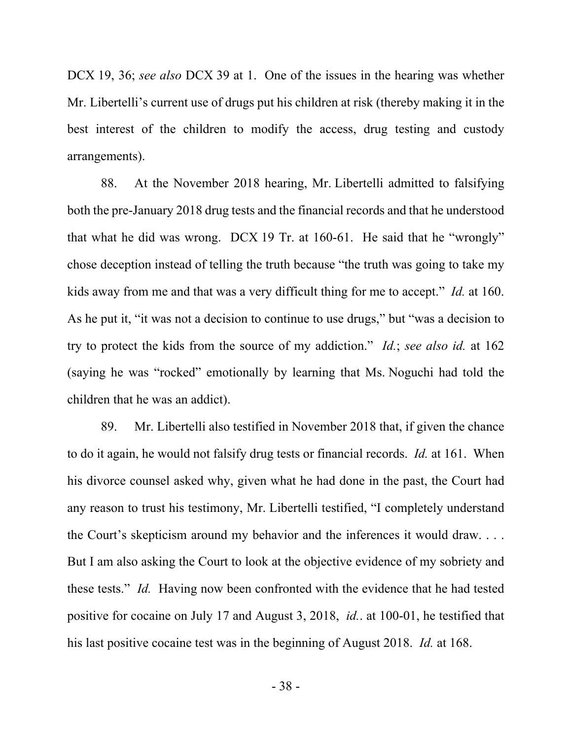DCX 19, 36; *see also* DCX 39 at 1. One of the issues in the hearing was whether Mr. Libertelli's current use of drugs put his children at risk (thereby making it in the best interest of the children to modify the access, drug testing and custody arrangements).

88. At the November 2018 hearing, Mr. Libertelli admitted to falsifying both the pre-January 2018 drug tests and the financial records and that he understood that what he did was wrong. DCX 19 Tr. at 160-61. He said that he "wrongly" chose deception instead of telling the truth because "the truth was going to take my kids away from me and that was a very difficult thing for me to accept." *Id.* at 160. As he put it, "it was not a decision to continue to use drugs," but "was a decision to try to protect the kids from the source of my addiction." *Id.*; *see also id.* at 162 (saying he was "rocked" emotionally by learning that Ms. Noguchi had told the children that he was an addict).

89. Mr. Libertelli also testified in November 2018 that, if given the chance to do it again, he would not falsify drug tests or financial records. *Id.* at 161. When his divorce counsel asked why, given what he had done in the past, the Court had any reason to trust his testimony, Mr. Libertelli testified, "I completely understand the Court's skepticism around my behavior and the inferences it would draw. . . . But I am also asking the Court to look at the objective evidence of my sobriety and these tests." *Id.* Having now been confronted with the evidence that he had tested positive for cocaine on July 17 and August 3, 2018, *id.*. at 100-01, he testified that his last positive cocaine test was in the beginning of August 2018. *Id.* at 168.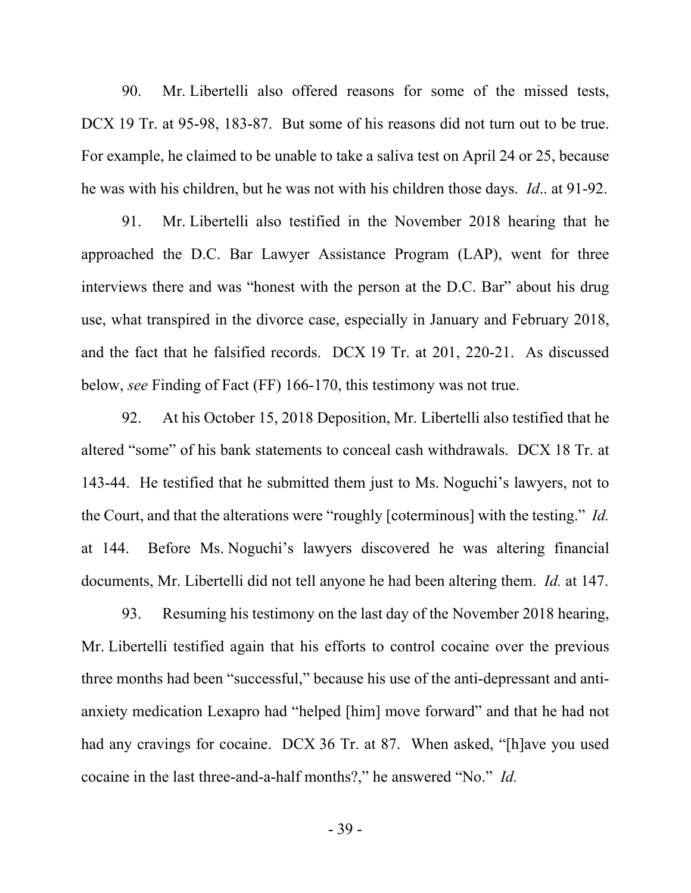90. Mr. Libertelli also offered reasons for some of the missed tests, DCX 19 Tr. at 95-98, 183-87. But some of his reasons did not turn out to be true. For example, he claimed to be unable to take a saliva test on April 24 or 25, because he was with his children, but he was not with his children those days. *Id*.. at 91-92.

91. Mr. Libertelli also testified in the November 2018 hearing that he approached the D.C. Bar Lawyer Assistance Program (LAP), went for three interviews there and was "honest with the person at the D.C. Bar" about his drug use, what transpired in the divorce case, especially in January and February 2018, and the fact that he falsified records. DCX 19 Tr. at 201, 220-21. As discussed below, *see* Finding of Fact (FF) 166-170, this testimony was not true.

92. At his October 15, 2018 Deposition, Mr. Libertelli also testified that he altered "some" of his bank statements to conceal cash withdrawals. DCX 18 Tr. at 143-44. He testified that he submitted them just to Ms. Noguchi's lawyers, not to the Court, and that the alterations were "roughly [coterminous] with the testing." *Id.* at 144. Before Ms. Noguchi's lawyers discovered he was altering financial documents, Mr. Libertelli did not tell anyone he had been altering them. *Id.* at 147.

93. Resuming his testimony on the last day of the November 2018 hearing, Mr. Libertelli testified again that his efforts to control cocaine over the previous three months had been "successful," because his use of the anti-depressant and anti-anxiety medication Lexapro had "helped [him] move forward" and that he had not had any cravings for cocaine. DCX 36 Tr. at 87. When asked, "[h]ave you used cocaine in the last three-and-a-half months?," he answered "No." *Id.*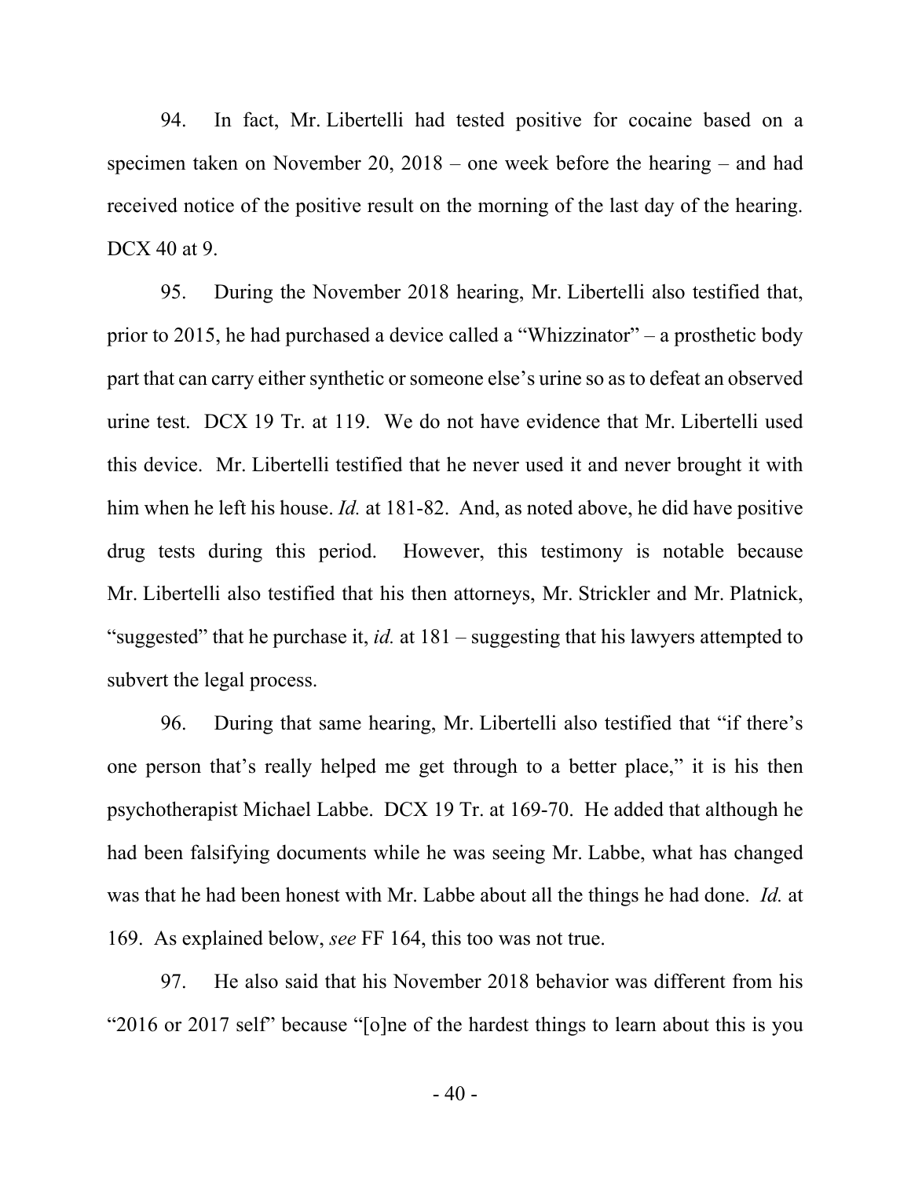94. In fact, Mr. Libertelli had tested positive for cocaine based on a specimen taken on November 20, 2018 – one week before the hearing – and had received notice of the positive result on the morning of the last day of the hearing. DCX 40 at 9.

95. During the November 2018 hearing, Mr. Libertelli also testified that, prior to 2015, he had purchased a device called a "Whizzinator" – a prosthetic body part that can carry either synthetic or someone else's urine so as to defeat an observed urine test. DCX 19 Tr. at 119. We do not have evidence that Mr. Libertelli used this device. Mr. Libertelli testified that he never used it and never brought it with him when he left his house. *Id.* at 181-82. And, as noted above, he did have positive drug tests during this period. However, this testimony is notable because Mr. Libertelli also testified that his then attorneys, Mr. Strickler and Mr. Platnick, "suggested" that he purchase it, *id.* at 181 – suggesting that his lawyers attempted to subvert the legal process.

96. During that same hearing, Mr. Libertelli also testified that "if there's one person that's really helped me get through to a better place," it is his then psychotherapist Michael Labbe. DCX 19 Tr. at 169-70. He added that although he had been falsifying documents while he was seeing Mr. Labbe, what has changed was that he had been honest with Mr. Labbe about all the things he had done. *Id.* at 169. As explained below, *see* FF 164, this too was not true.

97. He also said that his November 2018 behavior was different from his "2016 or 2017 self" because "[o]ne of the hardest things to learn about this is you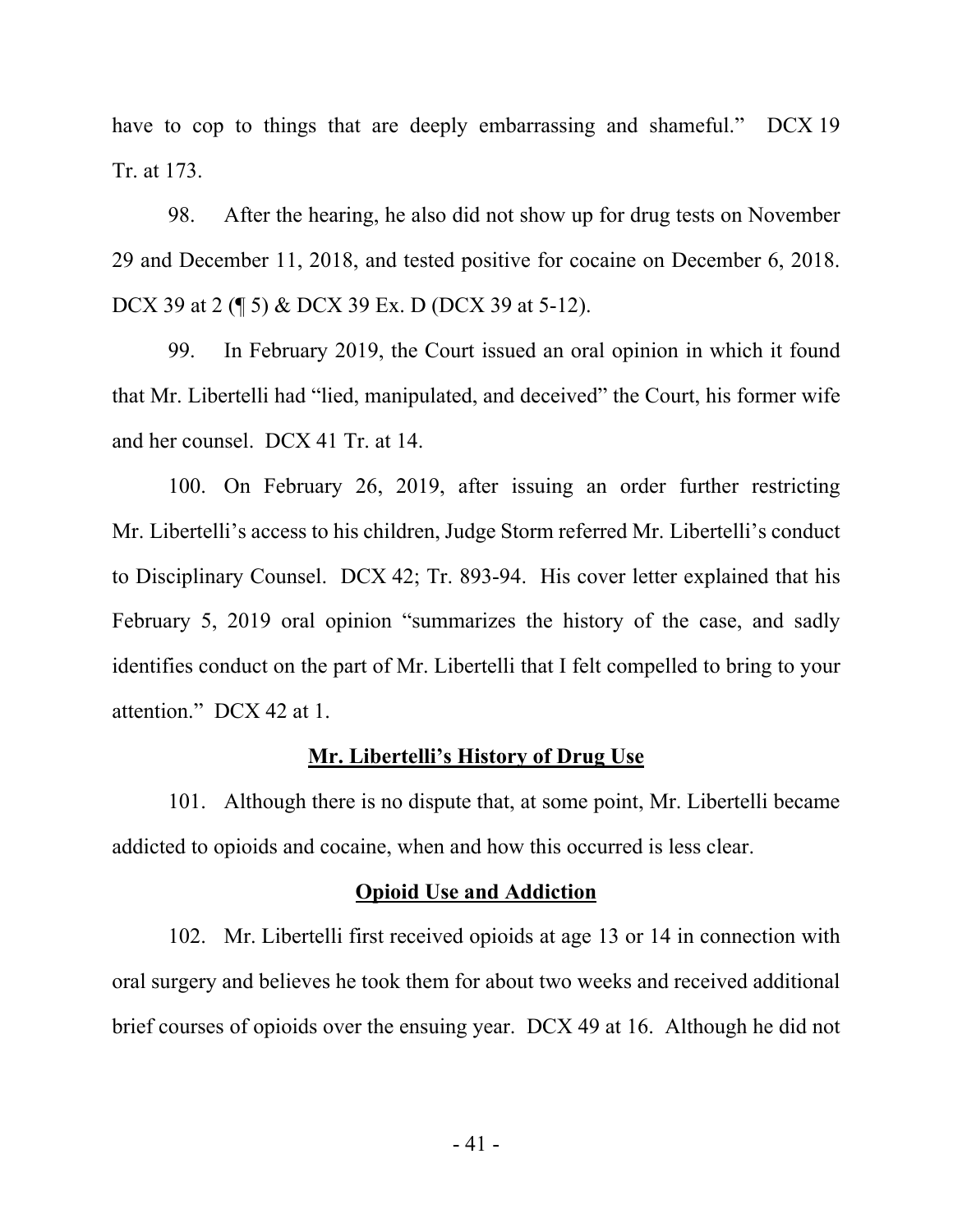have to cop to things that are deeply embarrassing and shameful." DCX 19 Tr. at 173.

98. After the hearing, he also did not show up for drug tests on November 29 and December 11, 2018, and tested positive for cocaine on December 6, 2018. DCX 39 at 2 (¶ 5) & DCX 39 Ex. D (DCX 39 at 5-12).

99. In February 2019, the Court issued an oral opinion in which it found that Mr. Libertelli had "lied, manipulated, and deceived" the Court, his former wife and her counsel. DCX 41 Tr. at 14.

100. On February 26, 2019, after issuing an order further restricting Mr. Libertelli's access to his children, Judge Storm referred Mr. Libertelli's conduct to Disciplinary Counsel. DCX 42; Tr. 893-94. His cover letter explained that his February 5, 2019 oral opinion "summarizes the history of the case, and sadly identifies conduct on the part of Mr. Libertelli that I felt compelled to bring to your attention." DCX 42 at 1.

## Mr. Libertelli's History of Drug Use

101. Although there is no dispute that, at some point, Mr. Libertelli became addicted to opioids and cocaine, when and how this occurred is less clear.

### Opioid Use and Addiction

102. Mr. Libertelli first received opioids at age 13 or 14 in connection with oral surgery and believes he took them for about two weeks and received additional brief courses of opioids over the ensuing year. DCX 49 at 16. Although he did not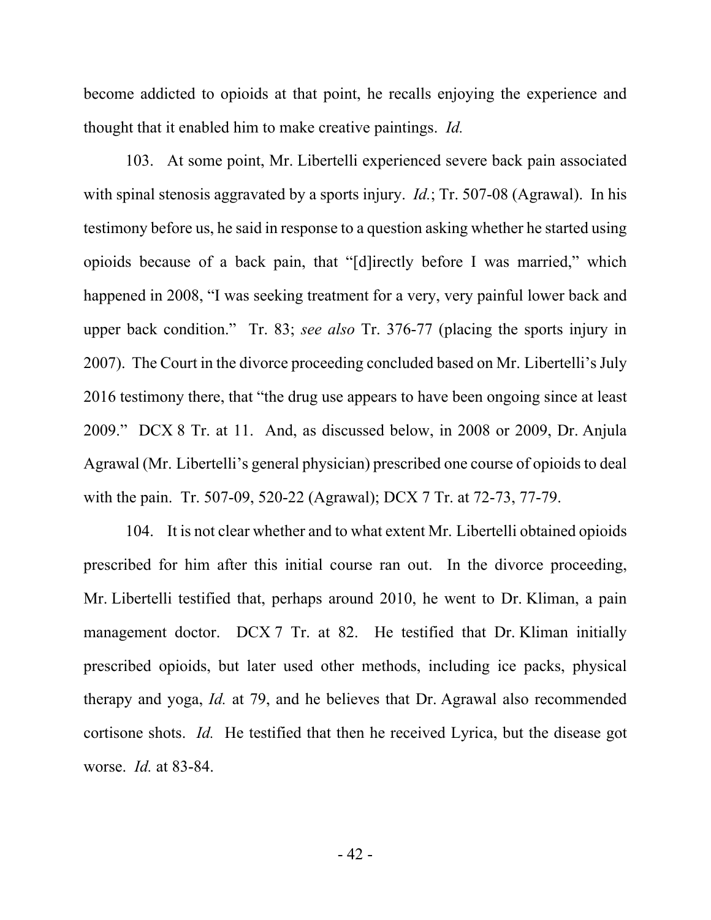become addicted to opioids at that point, he recalls enjoying the experience and thought that it enabled him to make creative paintings. *Id.*

103. At some point, Mr. Libertelli experienced severe back pain associated with spinal stenosis aggravated by a sports injury. *Id.*; Tr. 507-08 (Agrawal). In his testimony before us, he said in response to a question asking whether he started using opioids because of a back pain, that "[d]irectly before I was married," which happened in 2008, "I was seeking treatment for a very, very painful lower back and upper back condition." Tr. 83; *see also* Tr. 376-77 (placing the sports injury in 2007). The Court in the divorce proceeding concluded based on Mr. Libertelli's July 2016 testimony there, that "the drug use appears to have been ongoing since at least 2009." DCX 8 Tr. at 11. And, as discussed below, in 2008 or 2009, Dr. Anjula Agrawal (Mr. Libertelli's general physician) prescribed one course of opioids to deal with the pain. Tr. 507-09, 520-22 (Agrawal); DCX 7 Tr. at 72-73, 77-79.

104. It is not clear whether and to what extent Mr. Libertelli obtained opioids prescribed for him after this initial course ran out. In the divorce proceeding, Mr. Libertelli testified that, perhaps around 2010, he went to Dr. Kliman, a pain management doctor. DCX 7 Tr. at 82. He testified that Dr. Kliman initially prescribed opioids, but later used other methods, including ice packs, physical therapy and yoga, *Id.* at 79, and he believes that Dr. Agrawal also recommended cortisone shots. *Id.* He testified that then he received Lyrica, but the disease got worse. *Id.* at 83-84.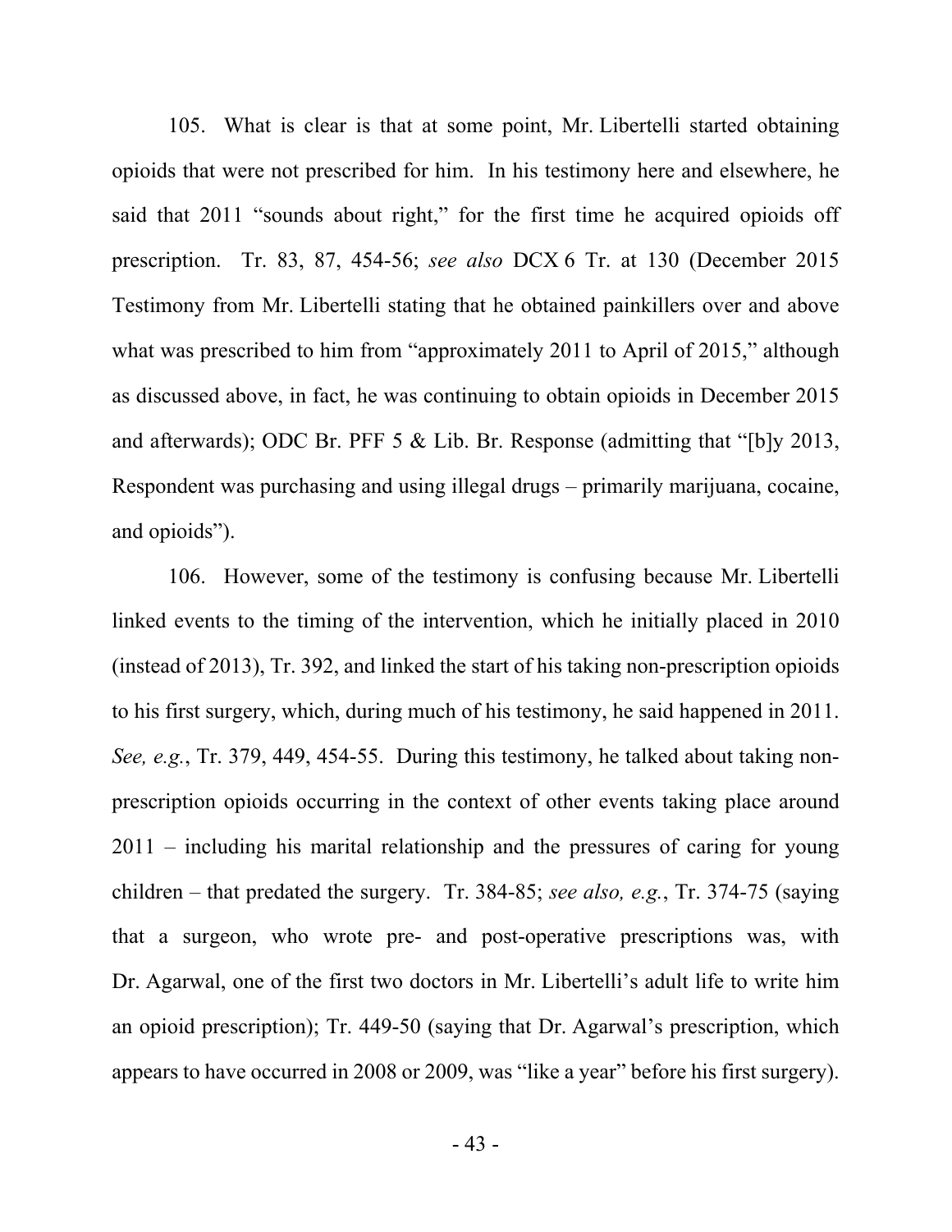105. What is clear is that at some point, Mr. Libertelli started obtaining opioids that were not prescribed for him. In his testimony here and elsewhere, he said that 2011 "sounds about right," for the first time he acquired opioids off prescription. Tr. 83, 87, 454-56; *see also* DCX 6 Tr. at 130 (December 2015 Testimony from Mr. Libertelli stating that he obtained painkillers over and above what was prescribed to him from "approximately 2011 to April of 2015," although as discussed above, in fact, he was continuing to obtain opioids in December 2015 and afterwards); ODC Br. PFF 5 & Lib. Br. Response (admitting that "[b]y 2013, Respondent was purchasing and using illegal drugs – primarily marijuana, cocaine, and opioids").

106. However, some of the testimony is confusing because Mr. Libertelli linked events to the timing of the intervention, which he initially placed in 2010 (instead of 2013), Tr. 392, and linked the start of his taking non-prescription opioids to his first surgery, which, during much of his testimony, he said happened in 2011. *See, e.g.*, Tr. 379, 449, 454-55. During this testimony, he talked about taking non-prescription opioids occurring in the context of other events taking place around 2011 – including his marital relationship and the pressures of caring for young children – that predated the surgery. Tr. 384-85; *see also, e.g.*, Tr. 374-75 (saying that a surgeon, who wrote pre- and post-operative prescriptions was, with Dr. Agarwal, one of the first two doctors in Mr. Libertelli's adult life to write him an opioid prescription); Tr. 449-50 (saying that Dr. Agarwal's prescription, which appears to have occurred in 2008 or 2009, was "like a year" before his first surgery).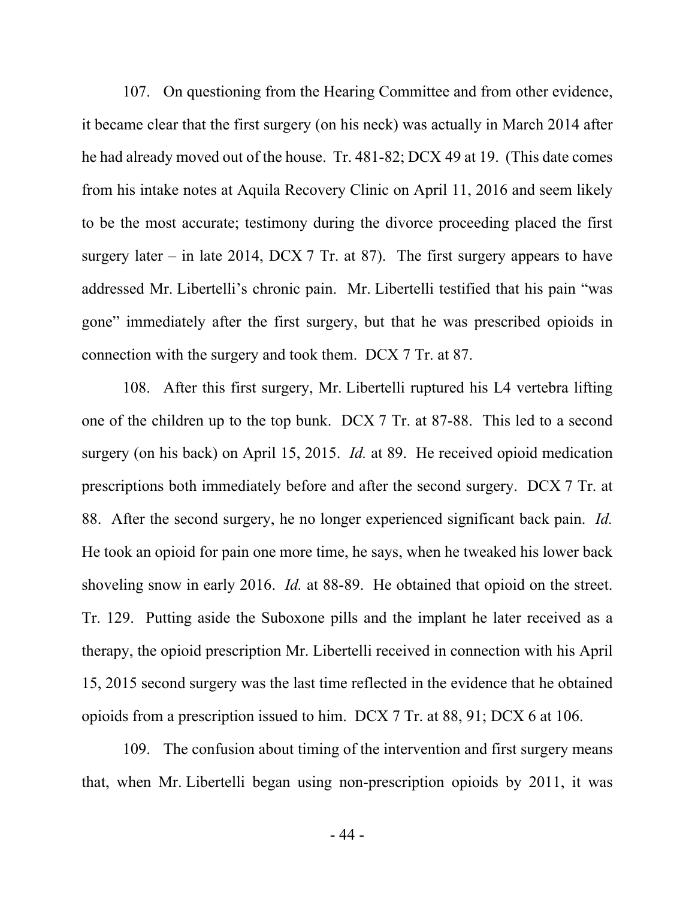107. On questioning from the Hearing Committee and from other evidence, it became clear that the first surgery (on his neck) was actually in March 2014 after he had already moved out of the house. Tr. 481-82; DCX 49 at 19. (This date comes from his intake notes at Aquila Recovery Clinic on April 11, 2016 and seem likely to be the most accurate; testimony during the divorce proceeding placed the first surgery later – in late 2014, DCX 7 Tr. at 87). The first surgery appears to have addressed Mr. Libertelli's chronic pain. Mr. Libertelli testified that his pain "was gone" immediately after the first surgery, but that he was prescribed opioids in connection with the surgery and took them. DCX 7 Tr. at 87.

108. After this first surgery, Mr. Libertelli ruptured his L4 vertebra lifting one of the children up to the top bunk. DCX 7 Tr. at 87-88. This led to a second surgery (on his back) on April 15, 2015. *Id.* at 89. He received opioid medication prescriptions both immediately before and after the second surgery. DCX 7 Tr. at 88. After the second surgery, he no longer experienced significant back pain. *Id.* He took an opioid for pain one more time, he says, when he tweaked his lower back shoveling snow in early 2016. *Id.* at 88-89. He obtained that opioid on the street. Tr. 129. Putting aside the Suboxone pills and the implant he later received as a therapy, the opioid prescription Mr. Libertelli received in connection with his April 15, 2015 second surgery was the last time reflected in the evidence that he obtained opioids from a prescription issued to him. DCX 7 Tr. at 88, 91; DCX 6 at 106.

109. The confusion about timing of the intervention and first surgery means that, when Mr. Libertelli began using non-prescription opioids by 2011, it was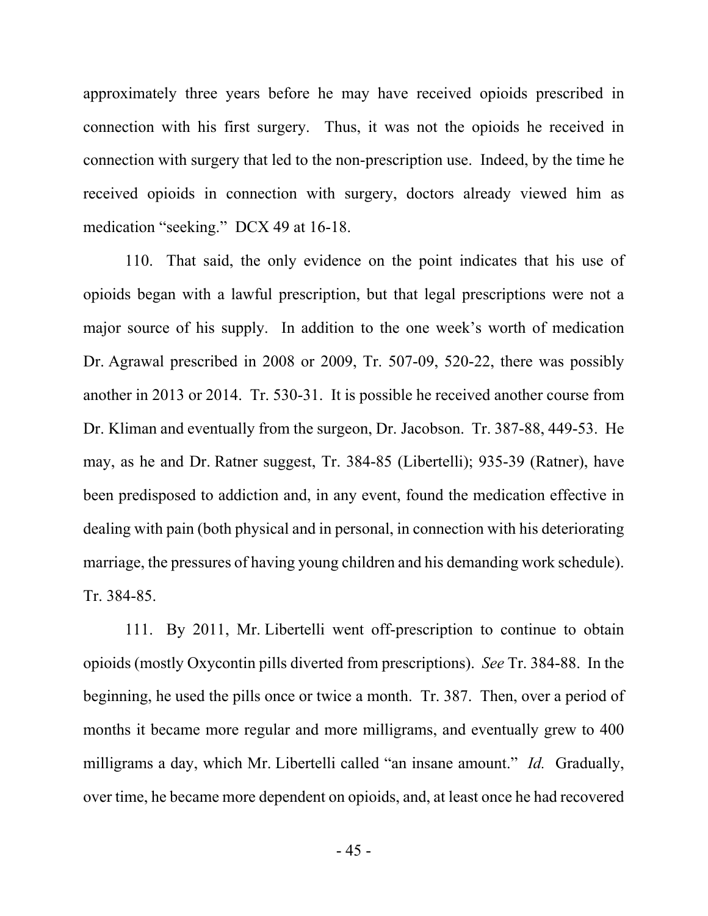approximately three years before he may have received opioids prescribed in connection with his first surgery. Thus, it was not the opioids he received in connection with surgery that led to the non-prescription use. Indeed, by the time he received opioids in connection with surgery, doctors already viewed him as medication "seeking." DCX 49 at 16-18.

110. That said, the only evidence on the point indicates that his use of opioids began with a lawful prescription, but that legal prescriptions were not a major source of his supply. In addition to the one week's worth of medication Dr. Agrawal prescribed in 2008 or 2009, Tr. 507-09, 520-22, there was possibly another in 2013 or 2014. Tr. 530-31. It is possible he received another course from Dr. Kliman and eventually from the surgeon, Dr. Jacobson. Tr. 387-88, 449-53. He may, as he and Dr. Ratner suggest, Tr. 384-85 (Libertelli); 935-39 (Ratner), have been predisposed to addiction and, in any event, found the medication effective in dealing with pain (both physical and in personal, in connection with his deteriorating marriage, the pressures of having young children and his demanding work schedule). Tr. 384-85.

111. By 2011, Mr. Libertelli went off-prescription to continue to obtain opioids (mostly Oxycontin pills diverted from prescriptions). *See* Tr. 384-88. In the beginning, he used the pills once or twice a month. Tr. 387. Then, over a period of months it became more regular and more milligrams, and eventually grew to 400 milligrams a day, which Mr. Libertelli called "an insane amount." *Id.* Gradually, over time, he became more dependent on opioids, and, at least once he had recovered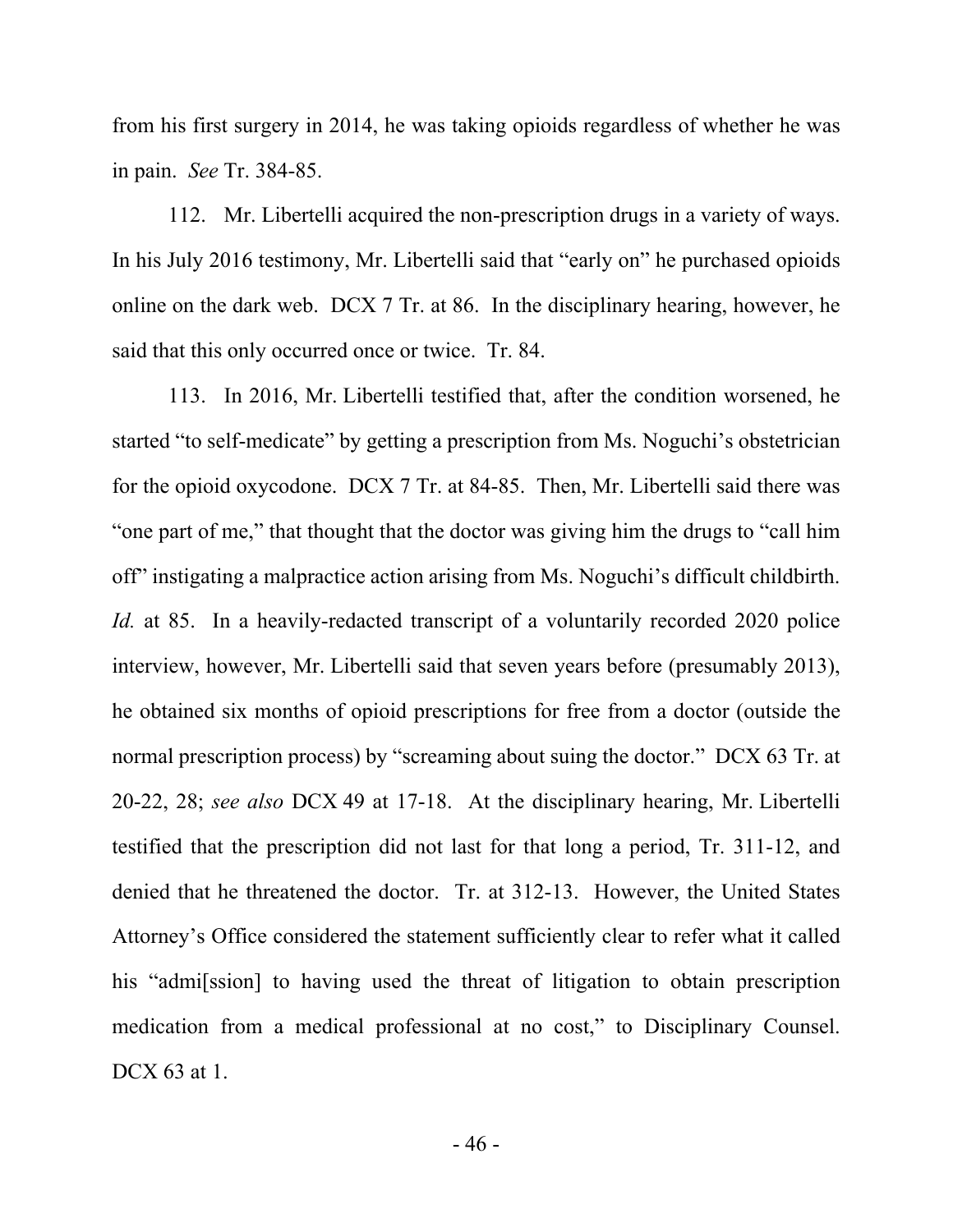from his first surgery in 2014, he was taking opioids regardless of whether he was in pain. *See* Tr. 384-85.

112. Mr. Libertelli acquired the non-prescription drugs in a variety of ways. In his July 2016 testimony, Mr. Libertelli said that "early on" he purchased opioids online on the dark web. DCX 7 Tr. at 86. In the disciplinary hearing, however, he said that this only occurred once or twice. Tr. 84.

113. In 2016, Mr. Libertelli testified that, after the condition worsened, he started "to self-medicate" by getting a prescription from Ms. Noguchi's obstetrician for the opioid oxycodone. DCX 7 Tr. at 84-85. Then, Mr. Libertelli said there was "one part of me," that thought that the doctor was giving him the drugs to "call him off" instigating a malpractice action arising from Ms. Noguchi's difficult childbirth. *Id.* at 85. In a heavily-redacted transcript of a voluntarily recorded 2020 police interview, however, Mr. Libertelli said that seven years before (presumably 2013), he obtained six months of opioid prescriptions for free from a doctor (outside the normal prescription process) by "screaming about suing the doctor." DCX 63 Tr. at 20-22, 28; *see also* DCX 49 at 17-18. At the disciplinary hearing, Mr. Libertelli testified that the prescription did not last for that long a period, Tr. 311-12, and denied that he threatened the doctor. Tr. at 312-13. However, the United States Attorney's Office considered the statement sufficiently clear to refer what it called his "admi[ssion] to having used the threat of litigation to obtain prescription medication from a medical professional at no cost," to Disciplinary Counsel. DCX 63 at 1.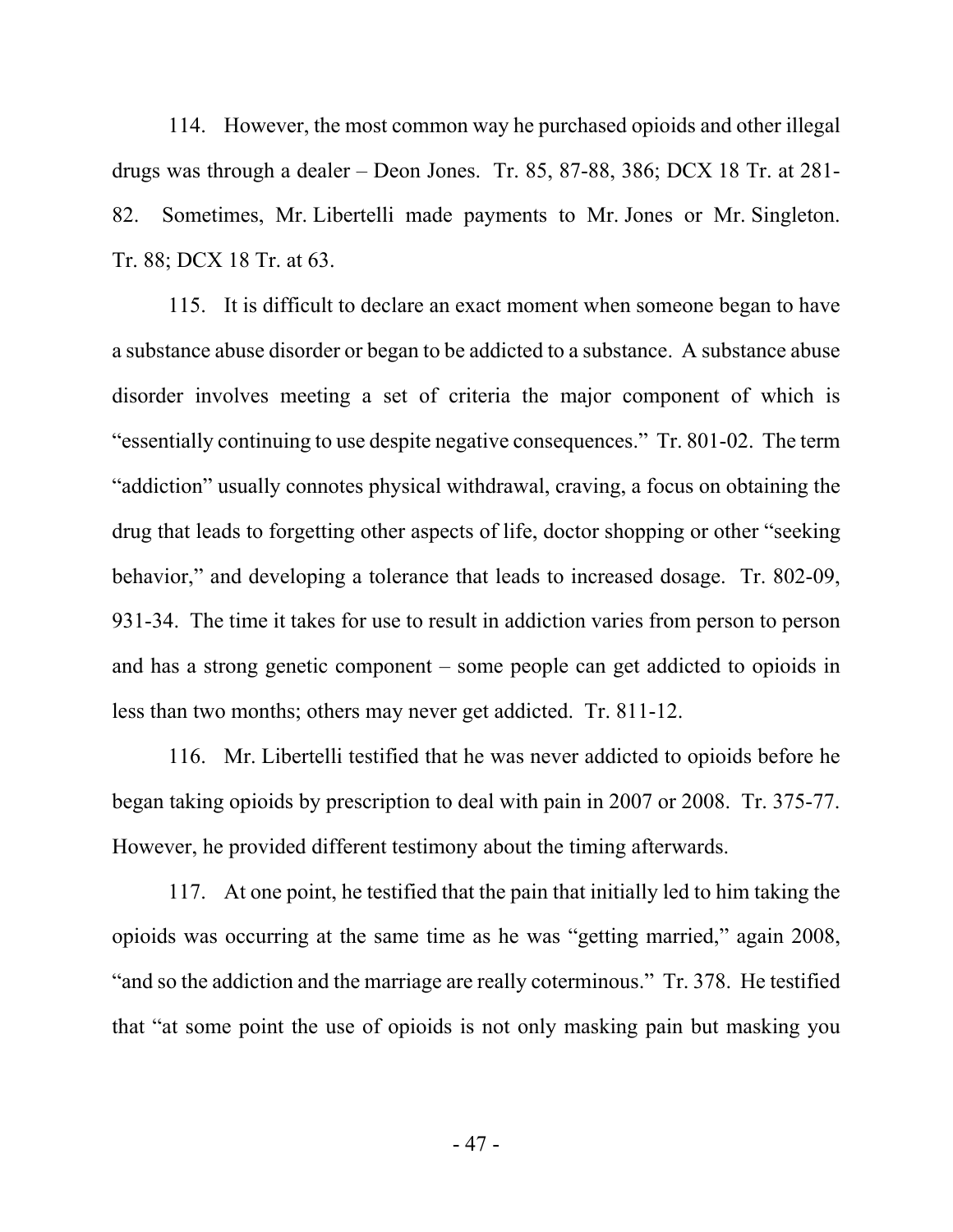114. However, the most common way he purchased opioids and other illegal drugs was through a dealer – Deon Jones. Tr. 85, 87-88, 386; DCX 18 Tr. at 281-82. Sometimes, Mr. Libertelli made payments to Mr. Jones or Mr. Singleton. Tr. 88; DCX 18 Tr. at 63.

115. It is difficult to declare an exact moment when someone began to have a substance abuse disorder or began to be addicted to a substance. A substance abuse disorder involves meeting a set of criteria the major component of which is "essentially continuing to use despite negative consequences." Tr. 801-02. The term "addiction" usually connotes physical withdrawal, craving, a focus on obtaining the drug that leads to forgetting other aspects of life, doctor shopping or other "seeking behavior," and developing a tolerance that leads to increased dosage. Tr. 802-09, 931-34. The time it takes for use to result in addiction varies from person to person and has a strong genetic component – some people can get addicted to opioids in less than two months; others may never get addicted. Tr. 811-12.

116. Mr. Libertelli testified that he was never addicted to opioids before he began taking opioids by prescription to deal with pain in 2007 or 2008. Tr. 375-77. However, he provided different testimony about the timing afterwards.

117. At one point, he testified that the pain that initially led to him taking the opioids was occurring at the same time as he was "getting married," again 2008, "and so the addiction and the marriage are really coterminous." Tr. 378. He testified that "at some point the use of opioids is not only masking pain but masking you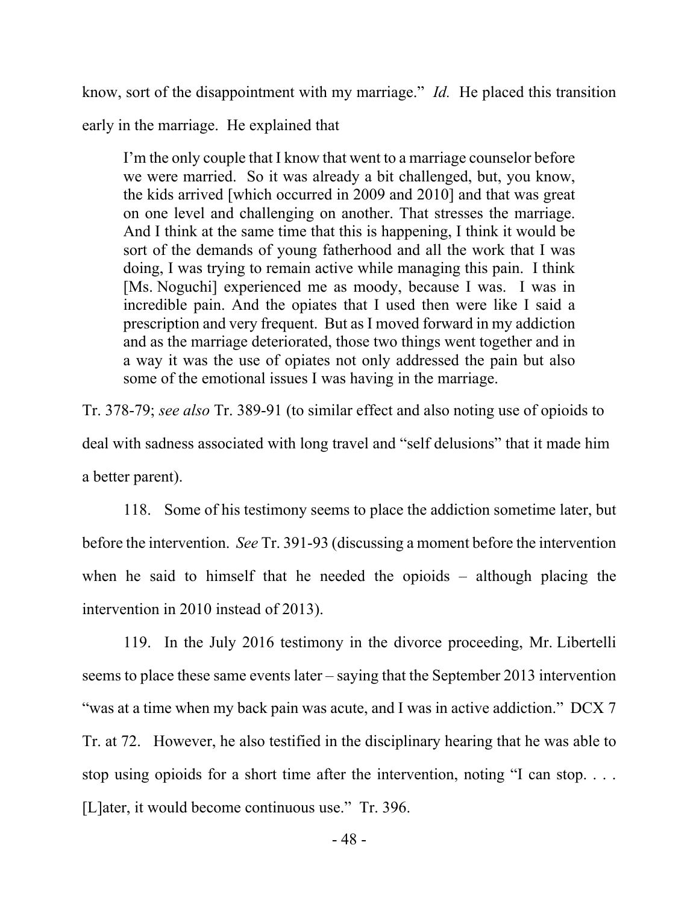know, sort of the disappointment with my marriage." *Id.* He placed this transition early in the marriage. He explained that

> I'm the only couple that I know that went to a marriage counselor before we were married. So it was already a bit challenged, but, you know, the kids arrived [which occurred in 2009 and 2010] and that was great on one level and challenging on another. That stresses the marriage. And I think at the same time that this is happening, I think it would be sort of the demands of young fatherhood and all the work that I was doing, I was trying to remain active while managing this pain. I think [Ms. Noguchi] experienced me as moody, because I was. I was in incredible pain. And the opiates that I used then were like I said a prescription and very frequent. But as I moved forward in my addiction and as the marriage deteriorated, those two things went together and in a way it was the use of opiates not only addressed the pain but also some of the emotional issues I was having in the marriage.

Tr. 378-79; *see also* Tr. 389-91 (to similar effect and also noting use of opioids to deal with sadness associated with long travel and "self delusions" that it made him a better parent).

118. Some of his testimony seems to place the addiction sometime later, but before the intervention. *See* Tr. 391-93 (discussing a moment before the intervention when he said to himself that he needed the opioids – although placing the intervention in 2010 instead of 2013).

119. In the July 2016 testimony in the divorce proceeding, Mr. Libertelli seems to place these same events later – saying that the September 2013 intervention "was at a time when my back pain was acute, and I was in active addiction." DCX 7 Tr. at 72. However, he also testified in the disciplinary hearing that he was able to stop using opioids for a short time after the intervention, noting "I can stop. . . . [L]ater, it would become continuous use." Tr. 396.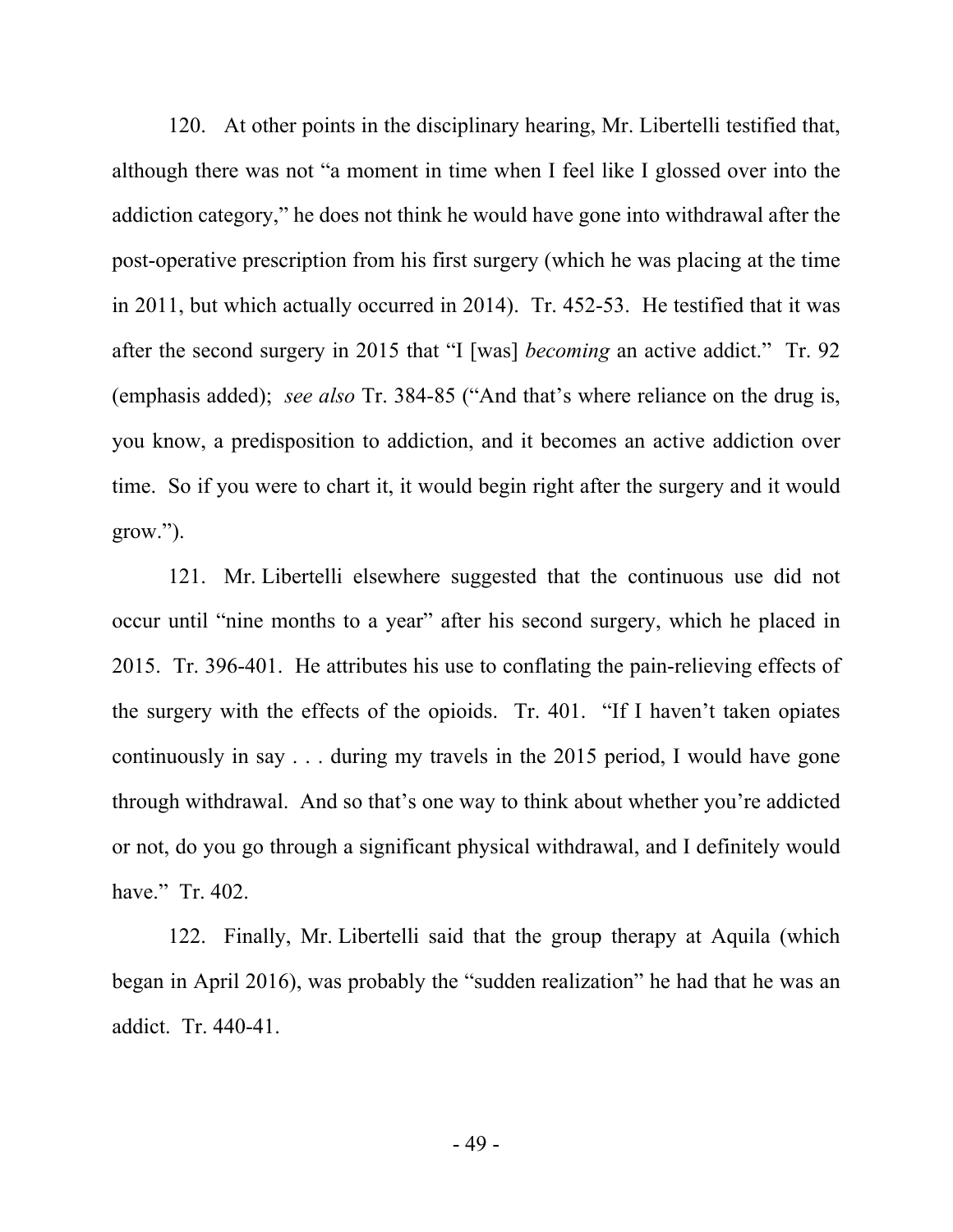120. At other points in the disciplinary hearing, Mr. Libertelli testified that, although there was not "a moment in time when I feel like I glossed over into the addiction category," he does not think he would have gone into withdrawal after the post-operative prescription from his first surgery (which he was placing at the time in 2011, but which actually occurred in 2014). Tr. 452-53. He testified that it was after the second surgery in 2015 that "I [was] *becoming* an active addict." Tr. 92 (emphasis added); *see also* Tr. 384-85 ("And that's where reliance on the drug is, you know, a predisposition to addiction, and it becomes an active addiction over time. So if you were to chart it, it would begin right after the surgery and it would grow.").

121. Mr. Libertelli elsewhere suggested that the continuous use did not occur until "nine months to a year" after his second surgery, which he placed in 2015. Tr. 396-401. He attributes his use to conflating the pain-relieving effects of the surgery with the effects of the opioids. Tr. 401. "If I haven't taken opiates continuously in say . . . during my travels in the 2015 period, I would have gone through withdrawal. And so that's one way to think about whether you're addicted or not, do you go through a significant physical withdrawal, and I definitely would have." Tr. 402.

122. Finally, Mr. Libertelli said that the group therapy at Aquila (which began in April 2016), was probably the "sudden realization" he had that he was an addict. Tr. 440-41.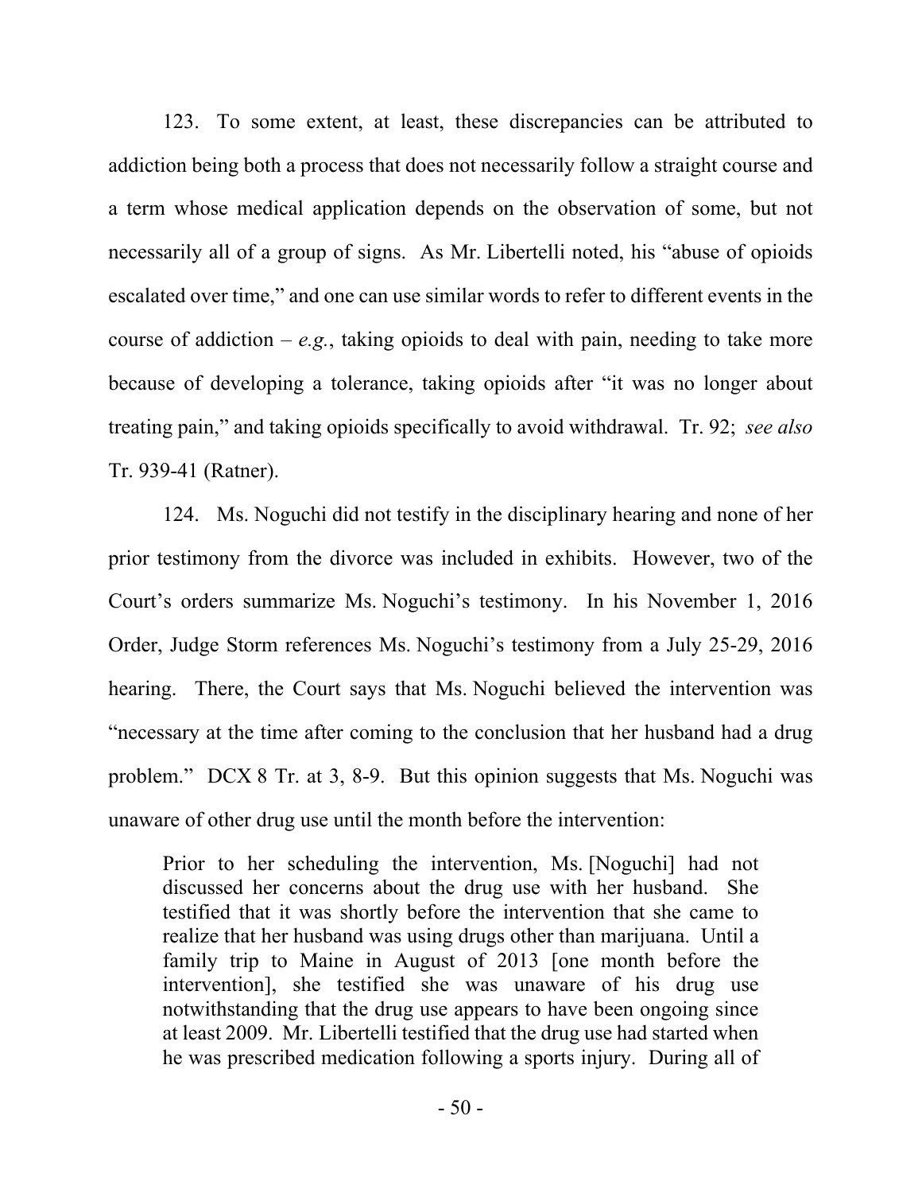123. To some extent, at least, these discrepancies can be attributed to addiction being both a process that does not necessarily follow a straight course and a term whose medical application depends on the observation of some, but not necessarily all of a group of signs. As Mr. Libertelli noted, his "abuse of opioids escalated over time," and one can use similar words to refer to different events in the course of addiction – *e.g.*, taking opioids to deal with pain, needing to take more because of developing a tolerance, taking opioids after "it was no longer about treating pain," and taking opioids specifically to avoid withdrawal. Tr. 92; *see also* Tr. 939-41 (Ratner).

124. Ms. Noguchi did not testify in the disciplinary hearing and none of her prior testimony from the divorce was included in exhibits. However, two of the Court's orders summarize Ms. Noguchi's testimony. In his November 1, 2016 Order, Judge Storm references Ms. Noguchi's testimony from a July 25-29, 2016 hearing. There, the Court says that Ms. Noguchi believed the intervention was "necessary at the time after coming to the conclusion that her husband had a drug problem." DCX 8 Tr. at 3, 8-9. But this opinion suggests that Ms. Noguchi was unaware of other drug use until the month before the intervention:

> Prior to her scheduling the intervention, Ms. [Noguchi] had not discussed her concerns about the drug use with her husband. She testified that it was shortly before the intervention that she came to realize that her husband was using drugs other than marijuana. Until a family trip to Maine in August of 2013 [one month before the intervention], she testified she was unaware of his drug use notwithstanding that the drug use appears to have been ongoing since at least 2009. Mr. Libertelli testified that the drug use had started when he was prescribed medication following a sports injury. During all of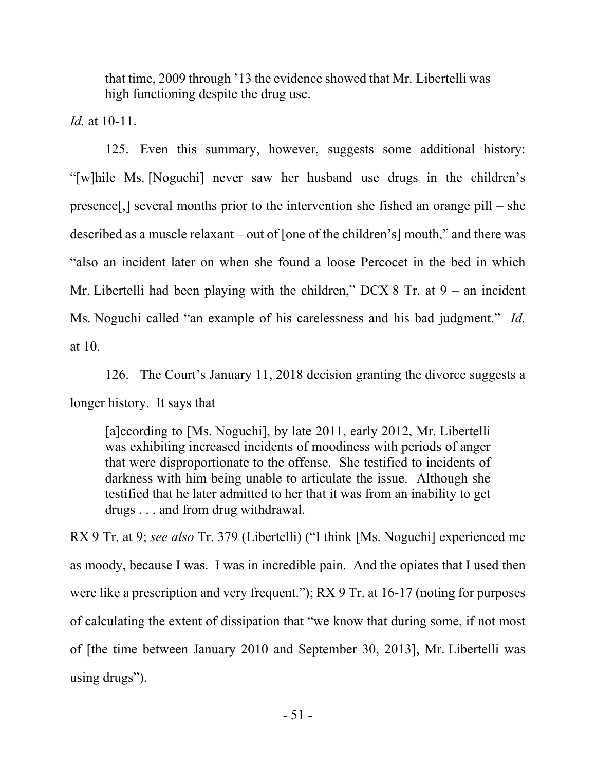> that time, 2009 through '13 the evidence showed that Mr. Libertelli was high functioning despite the drug use.

*Id.* at 10-11.

125. Even this summary, however, suggests some additional history: "[w]hile Ms. [Noguchi] never saw her husband use drugs in the children's presence[,] several months prior to the intervention she fished an orange pill – she described as a muscle relaxant – out of [one of the children's] mouth," and there was "also an incident later on when she found a loose Percocet in the bed in which Mr. Libertelli had been playing with the children," DCX 8 Tr. at 9 – an incident Ms. Noguchi called "an example of his carelessness and his bad judgment." *Id.* at 10.

126. The Court's January 11, 2018 decision granting the divorce suggests a longer history. It says that

> [a]ccording to [Ms. Noguchi], by late 2011, early 2012, Mr. Libertelli was exhibiting increased incidents of moodiness with periods of anger that were disproportionate to the offense. She testified to incidents of darkness with him being unable to articulate the issue. Although she testified that he later admitted to her that it was from an inability to get drugs . . . and from drug withdrawal.

RX 9 Tr. at 9; *see also* Tr. 379 (Libertelli) ("I think [Ms. Noguchi] experienced me as moody, because I was. I was in incredible pain. And the opiates that I used then were like a prescription and very frequent."); RX 9 Tr. at 16-17 (noting for purposes of calculating the extent of dissipation that "we know that during some, if not most of [the time between January 2010 and September 30, 2013], Mr. Libertelli was using drugs").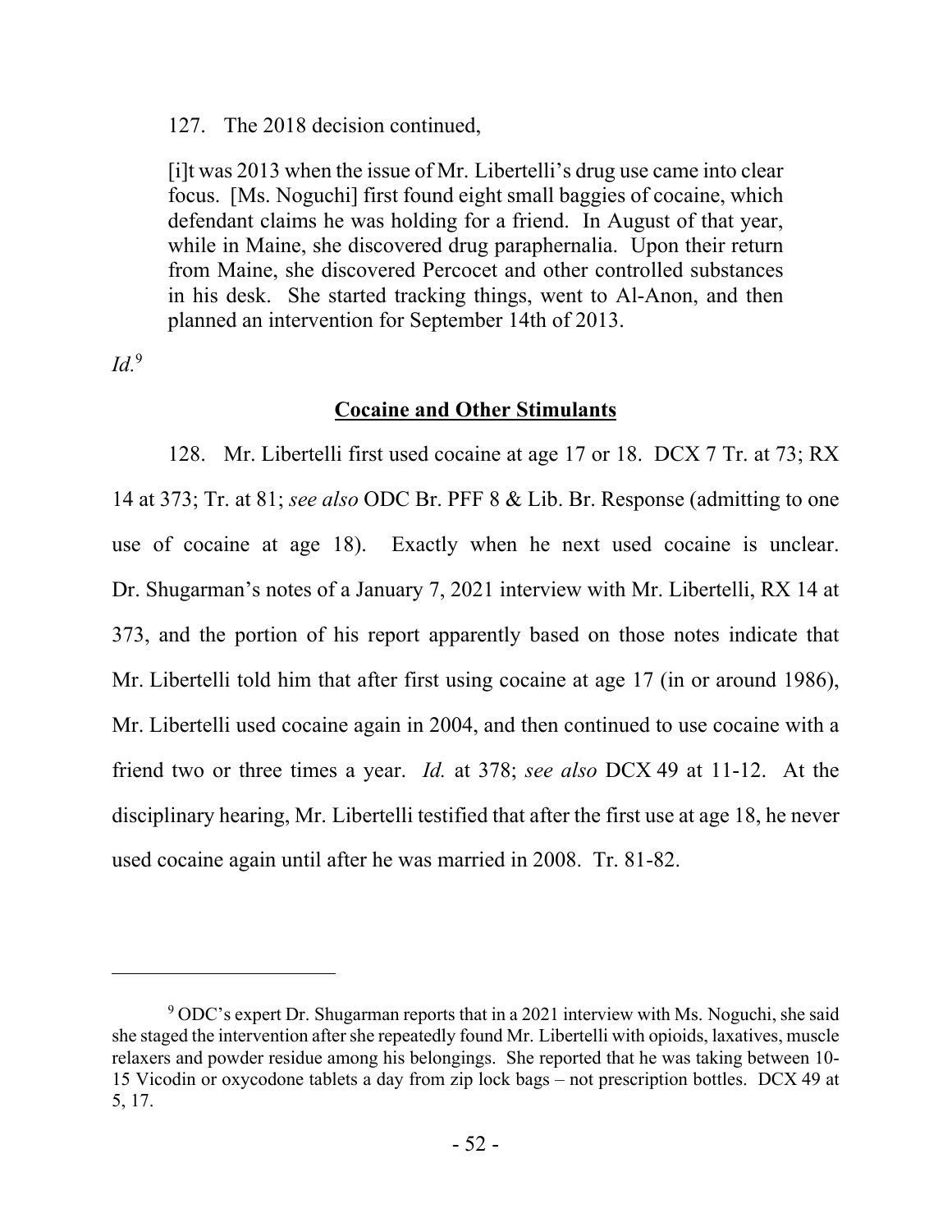127. The 2018 decision continued,

> [i]t was 2013 when the issue of Mr. Libertelli's drug use came into clear focus. [Ms. Noguchi] first found eight small baggies of cocaine, which defendant claims he was holding for a friend. In August of that year, while in Maine, she discovered drug paraphernalia. Upon their return from Maine, she discovered Percocet and other controlled substances in his desk. She started tracking things, went to Al-Anon, and then planned an intervention for September 14th of 2013.

*Id.*[9]

## Cocaine and Other Stimulants

128. Mr. Libertelli first used cocaine at age 17 or 18. DCX 7 Tr. at 73; RX 14 at 373; Tr. at 81; *see also* ODC Br. PFF 8 & Lib. Br. Response (admitting to one use of cocaine at age 18). Exactly when he next used cocaine is unclear. Dr. Shugarman's notes of a January 7, 2021 interview with Mr. Libertelli, RX 14 at 373, and the portion of his report apparently based on those notes indicate that Mr. Libertelli told him that after first using cocaine at age 17 (in or around 1986), Mr. Libertelli used cocaine again in 2004, and then continued to use cocaine with a friend two or three times a year. *Id.* at 378; *see also* DCX 49 at 11-12. At the disciplinary hearing, Mr. Libertelli testified that after the first use at age 18, he never used cocaine again until after he was married in 2008. Tr. 81-82.

---

[9] ODC's expert Dr. Shugarman reports that in a 2021 interview with Ms. Noguchi, she said she staged the intervention after she repeatedly found Mr. Libertelli with opioids, laxatives, muscle relaxers and powder residue among his belongings. She reported that he was taking between 10-15 Vicodin or oxycodone tablets a day from zip lock bags – not prescription bottles. DCX 49 at 5, 17.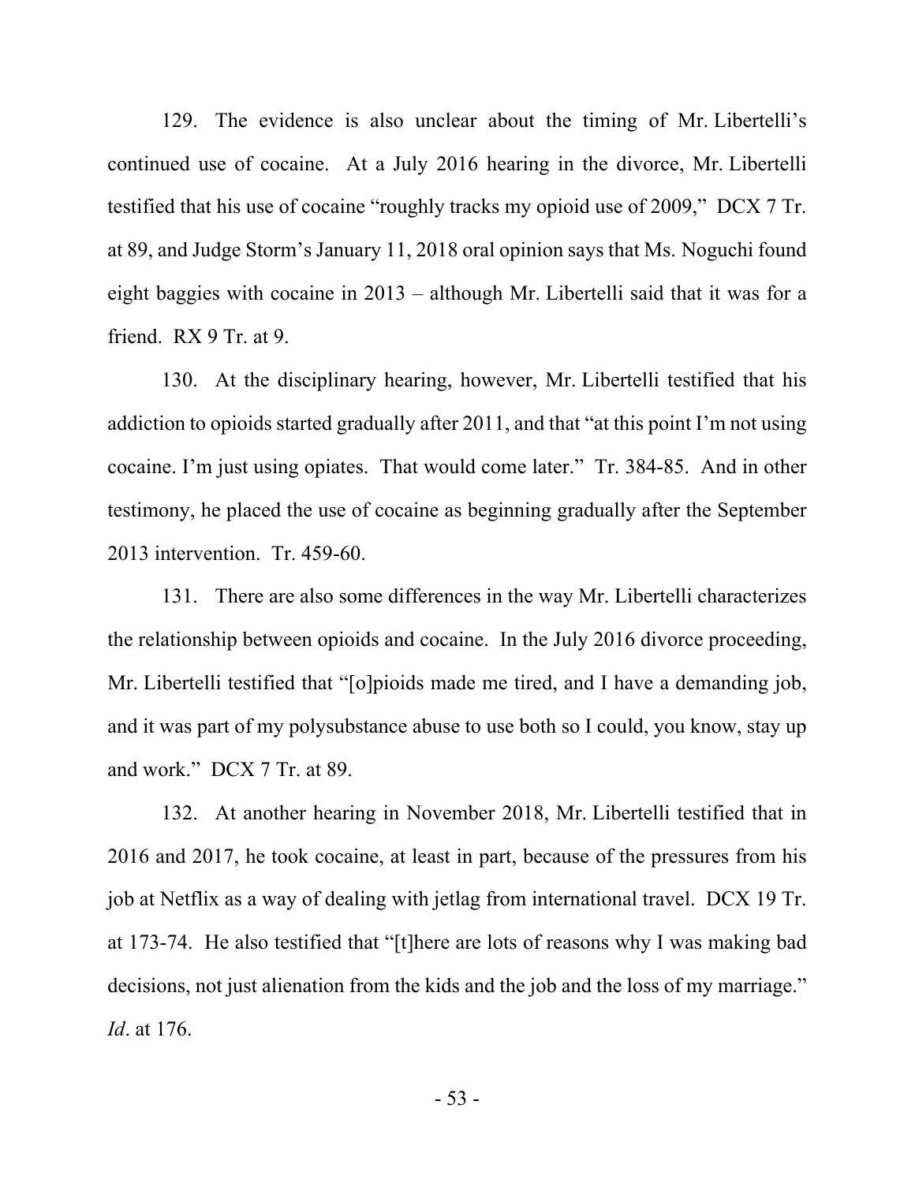129. The evidence is also unclear about the timing of Mr. Libertelli's continued use of cocaine. At a July 2016 hearing in the divorce, Mr. Libertelli testified that his use of cocaine "roughly tracks my opioid use of 2009," DCX 7 Tr. at 89, and Judge Storm's January 11, 2018 oral opinion says that Ms. Noguchi found eight baggies with cocaine in 2013 – although Mr. Libertelli said that it was for a friend. RX 9 Tr. at 9.

130. At the disciplinary hearing, however, Mr. Libertelli testified that his addiction to opioids started gradually after 2011, and that "at this point I'm not using cocaine. I'm just using opiates. That would come later." Tr. 384-85. And in other testimony, he placed the use of cocaine as beginning gradually after the September 2013 intervention. Tr. 459-60.

131. There are also some differences in the way Mr. Libertelli characterizes the relationship between opioids and cocaine. In the July 2016 divorce proceeding, Mr. Libertelli testified that "[o]pioids made me tired, and I have a demanding job, and it was part of my polysubstance abuse to use both so I could, you know, stay up and work." DCX 7 Tr. at 89.

132. At another hearing in November 2018, Mr. Libertelli testified that in 2016 and 2017, he took cocaine, at least in part, because of the pressures from his job at Netflix as a way of dealing with jetlag from international travel. DCX 19 Tr. at 173-74. He also testified that "[t]here are lots of reasons why I was making bad decisions, not just alienation from the kids and the job and the loss of my marriage." *Id*. at 176.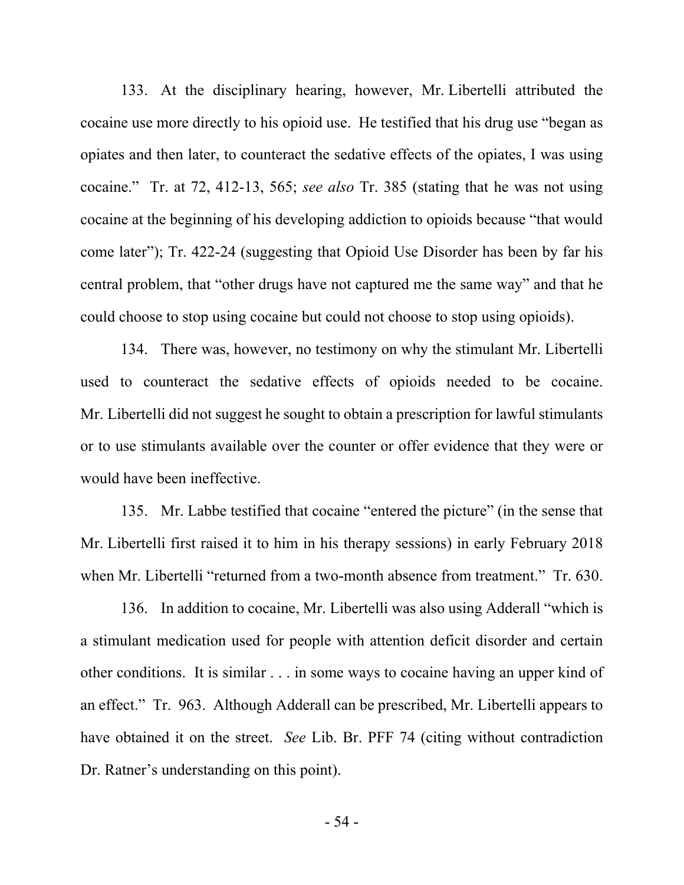133. At the disciplinary hearing, however, Mr. Libertelli attributed the cocaine use more directly to his opioid use. He testified that his drug use "began as opiates and then later, to counteract the sedative effects of the opiates, I was using cocaine." Tr. at 72, 412-13, 565; *see also* Tr. 385 (stating that he was not using cocaine at the beginning of his developing addiction to opioids because "that would come later"); Tr. 422-24 (suggesting that Opioid Use Disorder has been by far his central problem, that "other drugs have not captured me the same way" and that he could choose to stop using cocaine but could not choose to stop using opioids).

134. There was, however, no testimony on why the stimulant Mr. Libertelli used to counteract the sedative effects of opioids needed to be cocaine. Mr. Libertelli did not suggest he sought to obtain a prescription for lawful stimulants or to use stimulants available over the counter or offer evidence that they were or would have been ineffective.

135. Mr. Labbe testified that cocaine "entered the picture" (in the sense that Mr. Libertelli first raised it to him in his therapy sessions) in early February 2018 when Mr. Libertelli "returned from a two-month absence from treatment." Tr. 630.

136. In addition to cocaine, Mr. Libertelli was also using Adderall "which is a stimulant medication used for people with attention deficit disorder and certain other conditions. It is similar . . . in some ways to cocaine having an upper kind of an effect." Tr. 963. Although Adderall can be prescribed, Mr. Libertelli appears to have obtained it on the street. *See* Lib. Br. PFF 74 (citing without contradiction Dr. Ratner's understanding on this point).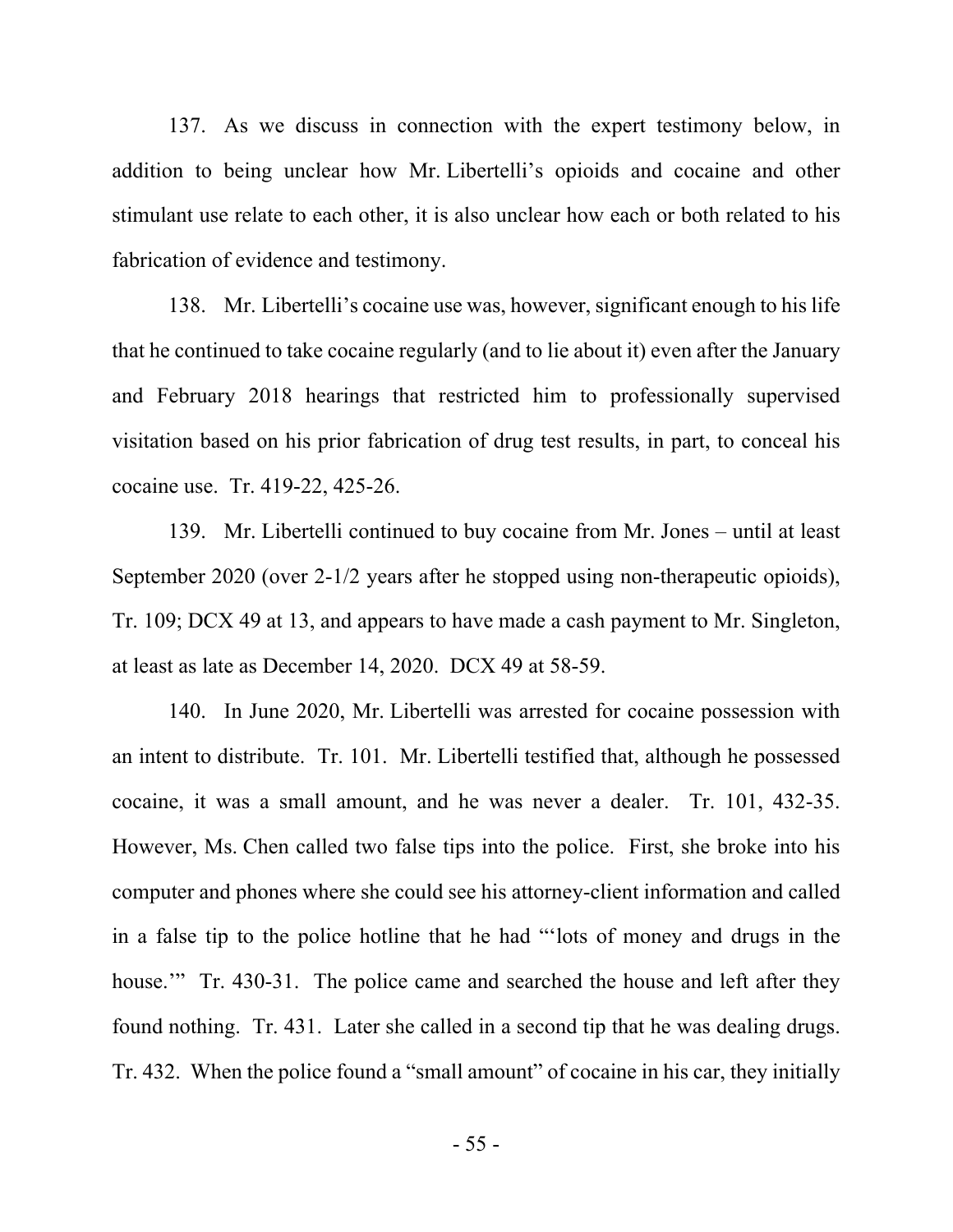137. As we discuss in connection with the expert testimony below, in addition to being unclear how Mr. Libertelli's opioids and cocaine and other stimulant use relate to each other, it is also unclear how each or both related to his fabrication of evidence and testimony.

138. Mr. Libertelli's cocaine use was, however, significant enough to his life that he continued to take cocaine regularly (and to lie about it) even after the January and February 2018 hearings that restricted him to professionally supervised visitation based on his prior fabrication of drug test results, in part, to conceal his cocaine use. Tr. 419-22, 425-26.

139. Mr. Libertelli continued to buy cocaine from Mr. Jones – until at least September 2020 (over 2-1/2 years after he stopped using non-therapeutic opioids), Tr. 109; DCX 49 at 13, and appears to have made a cash payment to Mr. Singleton, at least as late as December 14, 2020. DCX 49 at 58-59.

140. In June 2020, Mr. Libertelli was arrested for cocaine possession with an intent to distribute. Tr. 101. Mr. Libertelli testified that, although he possessed cocaine, it was a small amount, and he was never a dealer. Tr. 101, 432-35. However, Ms. Chen called two false tips into the police. First, she broke into his computer and phones where she could see his attorney-client information and called in a false tip to the police hotline that he had "'lots of money and drugs in the house.'" Tr. 430-31. The police came and searched the house and left after they found nothing. Tr. 431. Later she called in a second tip that he was dealing drugs. Tr. 432. When the police found a "small amount" of cocaine in his car, they initially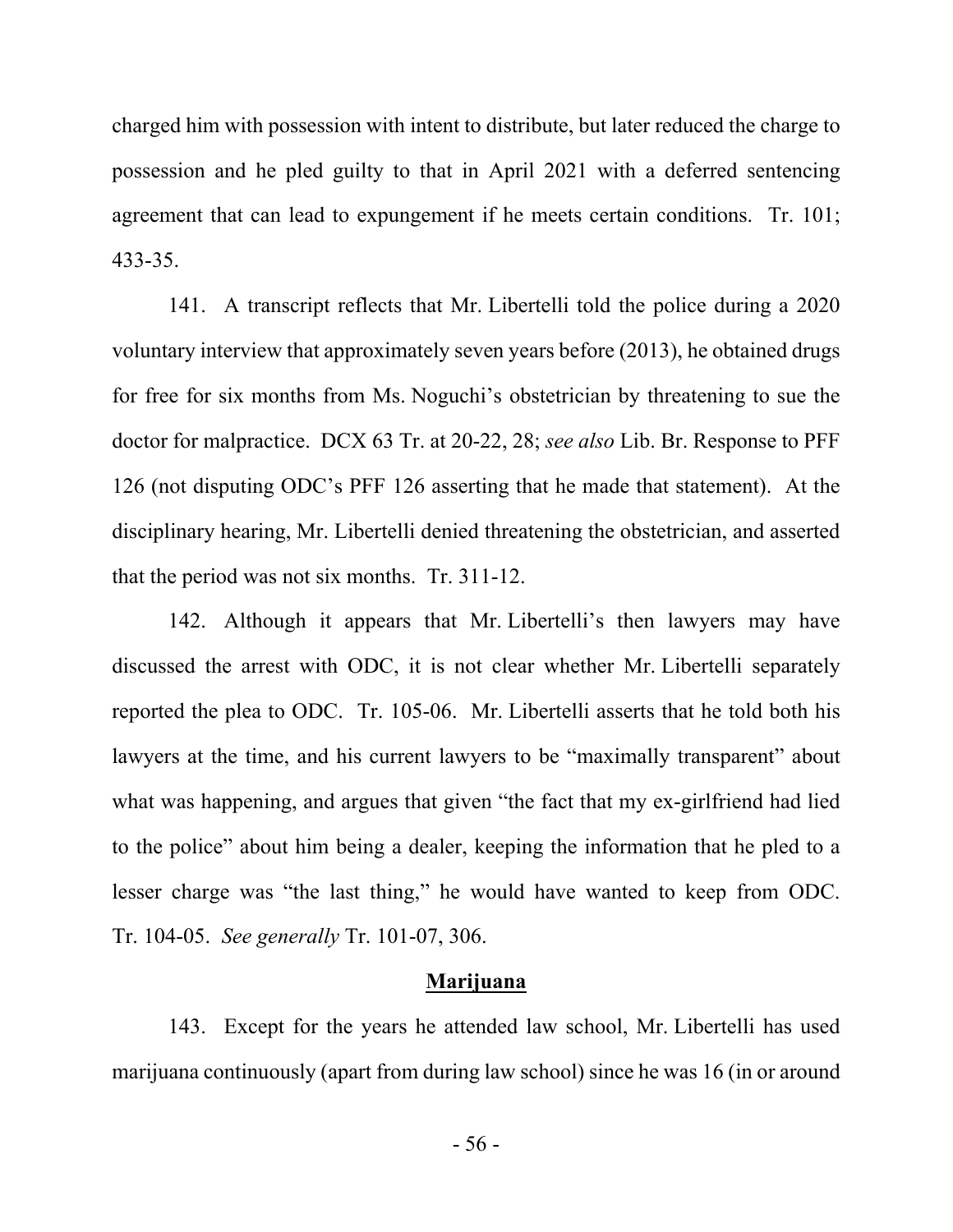charged him with possession with intent to distribute, but later reduced the charge to possession and he pled guilty to that in April 2021 with a deferred sentencing agreement that can lead to expungement if he meets certain conditions. Tr. 101; 433-35.

141. A transcript reflects that Mr. Libertelli told the police during a 2020 voluntary interview that approximately seven years before (2013), he obtained drugs for free for six months from Ms. Noguchi's obstetrician by threatening to sue the doctor for malpractice. DCX 63 Tr. at 20-22, 28; *see also* Lib. Br. Response to PFF 126 (not disputing ODC's PFF 126 asserting that he made that statement). At the disciplinary hearing, Mr. Libertelli denied threatening the obstetrician, and asserted that the period was not six months. Tr. 311-12.

142. Although it appears that Mr. Libertelli's then lawyers may have discussed the arrest with ODC, it is not clear whether Mr. Libertelli separately reported the plea to ODC. Tr. 105-06. Mr. Libertelli asserts that he told both his lawyers at the time, and his current lawyers to be "maximally transparent" about what was happening, and argues that given "the fact that my ex-girlfriend had lied to the police" about him being a dealer, keeping the information that he pled to a lesser charge was "the last thing," he would have wanted to keep from ODC. Tr. 104-05. *See generally* Tr. 101-07, 306.

**Marijuana**

143. Except for the years he attended law school, Mr. Libertelli has used marijuana continuously (apart from during law school) since he was 16 (in or around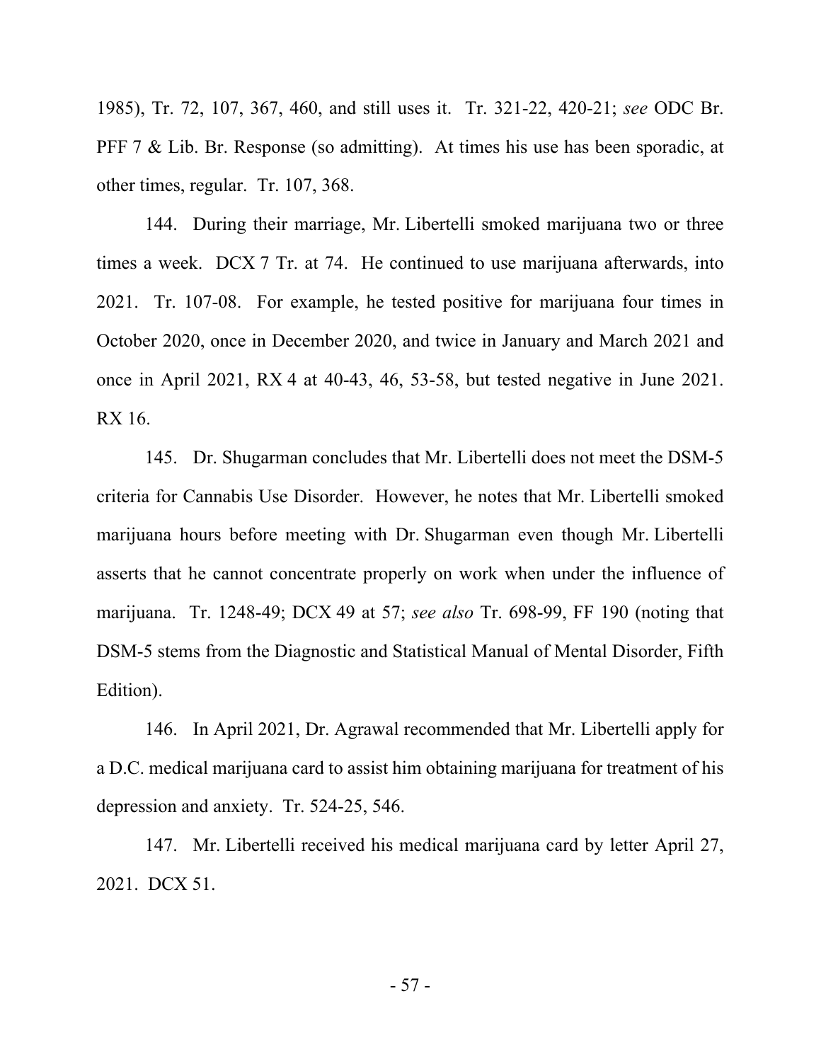1985), Tr. 72, 107, 367, 460, and still uses it. Tr. 321-22, 420-21; *see* ODC Br. PFF 7 & Lib. Br. Response (so admitting). At times his use has been sporadic, at other times, regular. Tr. 107, 368.

144. During their marriage, Mr. Libertelli smoked marijuana two or three times a week. DCX 7 Tr. at 74. He continued to use marijuana afterwards, into 2021. Tr. 107-08. For example, he tested positive for marijuana four times in October 2020, once in December 2020, and twice in January and March 2021 and once in April 2021, RX 4 at 40-43, 46, 53-58, but tested negative in June 2021. RX 16.

145. Dr. Shugarman concludes that Mr. Libertelli does not meet the DSM-5 criteria for Cannabis Use Disorder. However, he notes that Mr. Libertelli smoked marijuana hours before meeting with Dr. Shugarman even though Mr. Libertelli asserts that he cannot concentrate properly on work when under the influence of marijuana. Tr. 1248-49; DCX 49 at 57; *see also* Tr. 698-99, FF 190 (noting that DSM-5 stems from the Diagnostic and Statistical Manual of Mental Disorder, Fifth Edition).

146. In April 2021, Dr. Agrawal recommended that Mr. Libertelli apply for a D.C. medical marijuana card to assist him obtaining marijuana for treatment of his depression and anxiety. Tr. 524-25, 546.

147. Mr. Libertelli received his medical marijuana card by letter April 27, 2021. DCX 51.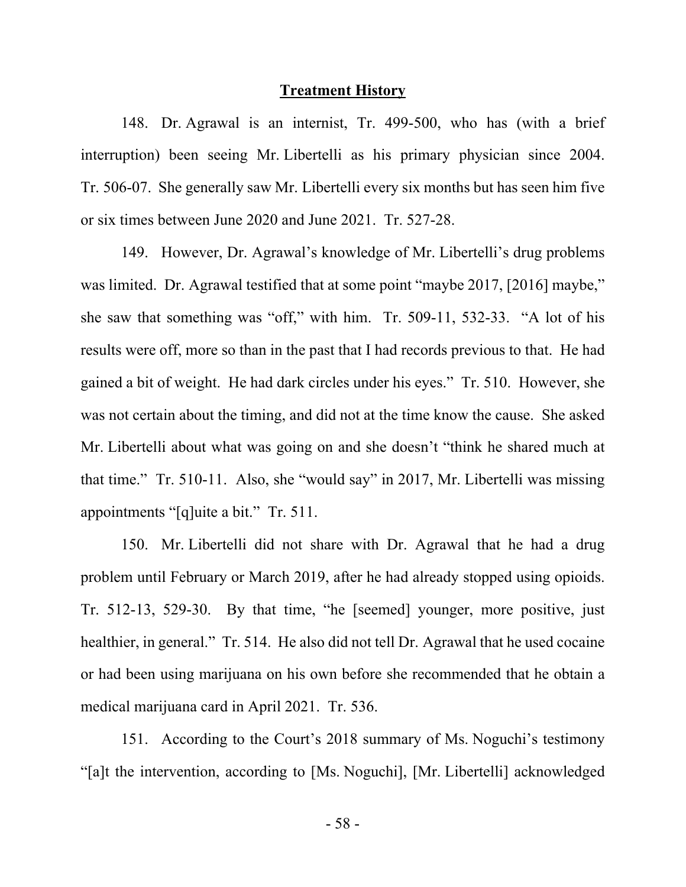**Treatment History**

148. Dr. Agrawal is an internist, Tr. 499-500, who has (with a brief interruption) been seeing Mr. Libertelli as his primary physician since 2004. Tr. 506-07. She generally saw Mr. Libertelli every six months but has seen him five or six times between June 2020 and June 2021. Tr. 527-28.

149. However, Dr. Agrawal's knowledge of Mr. Libertelli's drug problems was limited. Dr. Agrawal testified that at some point "maybe 2017, [2016] maybe," she saw that something was "off," with him. Tr. 509-11, 532-33. "A lot of his results were off, more so than in the past that I had records previous to that. He had gained a bit of weight. He had dark circles under his eyes." Tr. 510. However, she was not certain about the timing, and did not at the time know the cause. She asked Mr. Libertelli about what was going on and she doesn't "think he shared much at that time." Tr. 510-11. Also, she "would say" in 2017, Mr. Libertelli was missing appointments "[q]uite a bit." Tr. 511.

150. Mr. Libertelli did not share with Dr. Agrawal that he had a drug problem until February or March 2019, after he had already stopped using opioids. Tr. 512-13, 529-30. By that time, "he [seemed] younger, more positive, just healthier, in general." Tr. 514. He also did not tell Dr. Agrawal that he used cocaine or had been using marijuana on his own before she recommended that he obtain a medical marijuana card in April 2021. Tr. 536.

151. According to the Court's 2018 summary of Ms. Noguchi's testimony "[a]t the intervention, according to [Ms. Noguchi], [Mr. Libertelli] acknowledged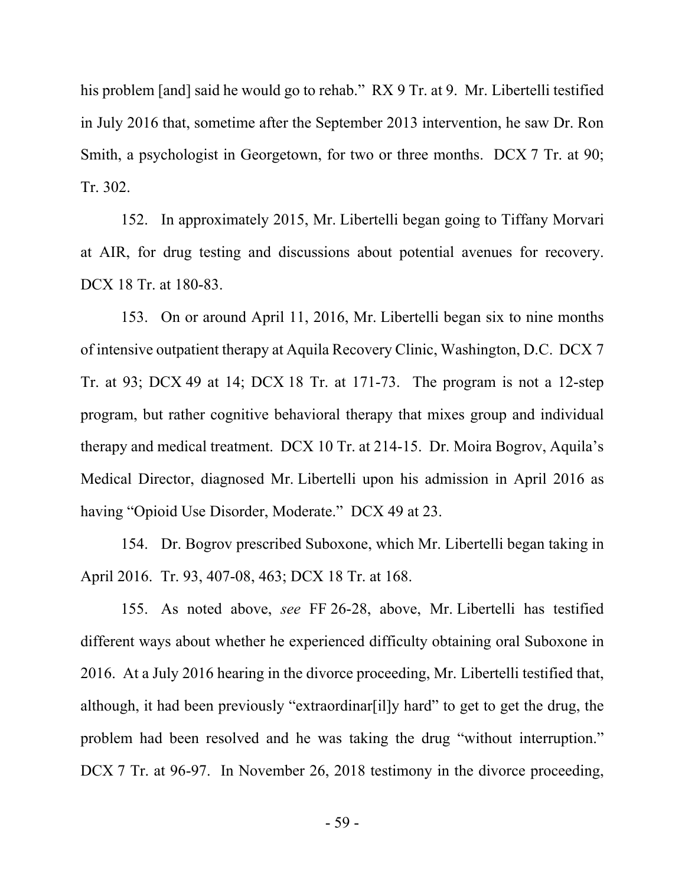his problem [and] said he would go to rehab." RX 9 Tr. at 9. Mr. Libertelli testified in July 2016 that, sometime after the September 2013 intervention, he saw Dr. Ron Smith, a psychologist in Georgetown, for two or three months. DCX 7 Tr. at 90; Tr. 302.

152. In approximately 2015, Mr. Libertelli began going to Tiffany Morvari at AIR, for drug testing and discussions about potential avenues for recovery. DCX 18 Tr. at 180-83.

153. On or around April 11, 2016, Mr. Libertelli began six to nine months of intensive outpatient therapy at Aquila Recovery Clinic, Washington, D.C. DCX 7 Tr. at 93; DCX 49 at 14; DCX 18 Tr. at 171-73. The program is not a 12-step program, but rather cognitive behavioral therapy that mixes group and individual therapy and medical treatment. DCX 10 Tr. at 214-15. Dr. Moira Bogrov, Aquila's Medical Director, diagnosed Mr. Libertelli upon his admission in April 2016 as having "Opioid Use Disorder, Moderate." DCX 49 at 23.

154. Dr. Bogrov prescribed Suboxone, which Mr. Libertelli began taking in April 2016. Tr. 93, 407-08, 463; DCX 18 Tr. at 168.

155. As noted above, *see* FF 26-28, above, Mr. Libertelli has testified different ways about whether he experienced difficulty obtaining oral Suboxone in 2016. At a July 2016 hearing in the divorce proceeding, Mr. Libertelli testified that, although, it had been previously "extraordinar[il]y hard" to get to get the drug, the problem had been resolved and he was taking the drug "without interruption." DCX 7 Tr. at 96-97. In November 26, 2018 testimony in the divorce proceeding,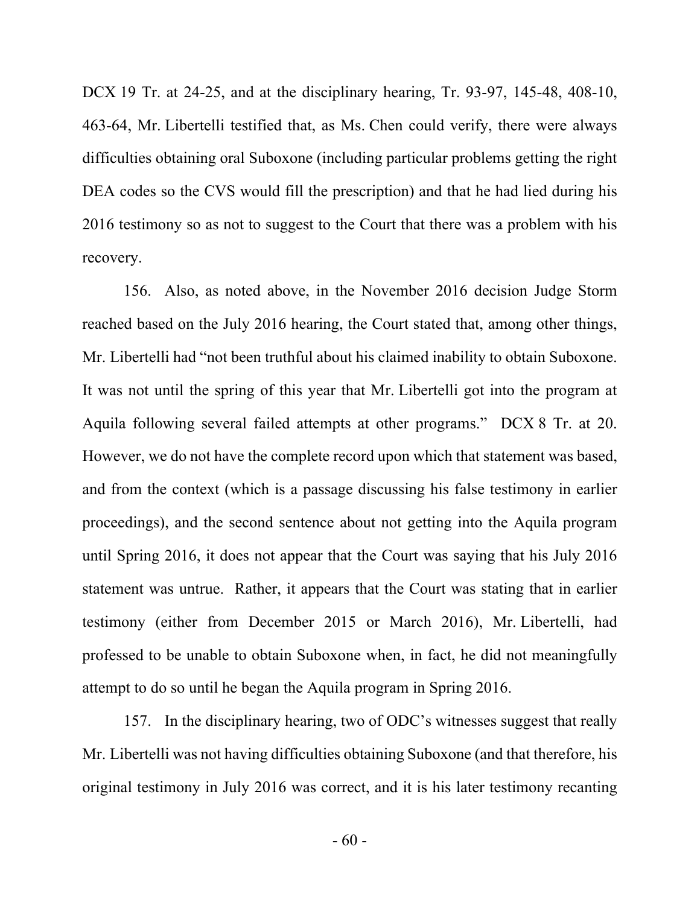DCX 19 Tr. at 24-25, and at the disciplinary hearing, Tr. 93-97, 145-48, 408-10, 463-64, Mr. Libertelli testified that, as Ms. Chen could verify, there were always difficulties obtaining oral Suboxone (including particular problems getting the right DEA codes so the CVS would fill the prescription) and that he had lied during his 2016 testimony so as not to suggest to the Court that there was a problem with his recovery.

156. Also, as noted above, in the November 2016 decision Judge Storm reached based on the July 2016 hearing, the Court stated that, among other things, Mr. Libertelli had "not been truthful about his claimed inability to obtain Suboxone. It was not until the spring of this year that Mr. Libertelli got into the program at Aquila following several failed attempts at other programs." DCX 8 Tr. at 20. However, we do not have the complete record upon which that statement was based, and from the context (which is a passage discussing his false testimony in earlier proceedings), and the second sentence about not getting into the Aquila program until Spring 2016, it does not appear that the Court was saying that his July 2016 statement was untrue. Rather, it appears that the Court was stating that in earlier testimony (either from December 2015 or March 2016), Mr. Libertelli, had professed to be unable to obtain Suboxone when, in fact, he did not meaningfully attempt to do so until he began the Aquila program in Spring 2016.

157. In the disciplinary hearing, two of ODC's witnesses suggest that really Mr. Libertelli was not having difficulties obtaining Suboxone (and that therefore, his original testimony in July 2016 was correct, and it is his later testimony recanting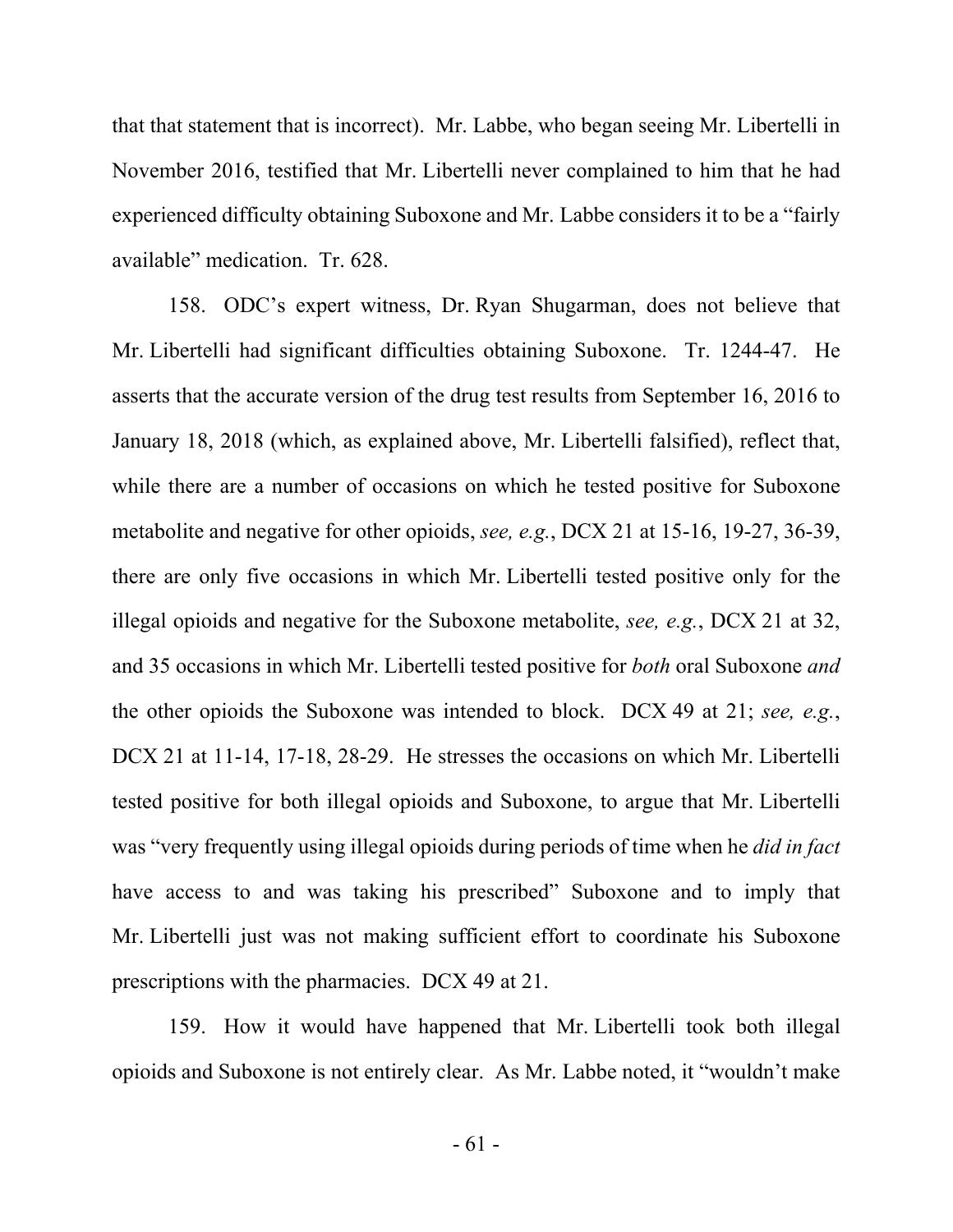that that statement that is incorrect). Mr. Labbe, who began seeing Mr. Libertelli in November 2016, testified that Mr. Libertelli never complained to him that he had experienced difficulty obtaining Suboxone and Mr. Labbe considers it to be a "fairly available" medication. Tr. 628.

158. ODC's expert witness, Dr. Ryan Shugarman, does not believe that Mr. Libertelli had significant difficulties obtaining Suboxone. Tr. 1244-47. He asserts that the accurate version of the drug test results from September 16, 2016 to January 18, 2018 (which, as explained above, Mr. Libertelli falsified), reflect that, while there are a number of occasions on which he tested positive for Suboxone metabolite and negative for other opioids, *see, e.g.*, DCX 21 at 15-16, 19-27, 36-39, there are only five occasions in which Mr. Libertelli tested positive only for the illegal opioids and negative for the Suboxone metabolite, *see, e.g.*, DCX 21 at 32, and 35 occasions in which Mr. Libertelli tested positive for *both* oral Suboxone *and* the other opioids the Suboxone was intended to block. DCX 49 at 21; *see, e.g.*, DCX 21 at 11-14, 17-18, 28-29. He stresses the occasions on which Mr. Libertelli tested positive for both illegal opioids and Suboxone, to argue that Mr. Libertelli was "very frequently using illegal opioids during periods of time when he *did in fact* have access to and was taking his prescribed" Suboxone and to imply that Mr. Libertelli just was not making sufficient effort to coordinate his Suboxone prescriptions with the pharmacies. DCX 49 at 21.

159. How it would have happened that Mr. Libertelli took both illegal opioids and Suboxone is not entirely clear. As Mr. Labbe noted, it "wouldn't make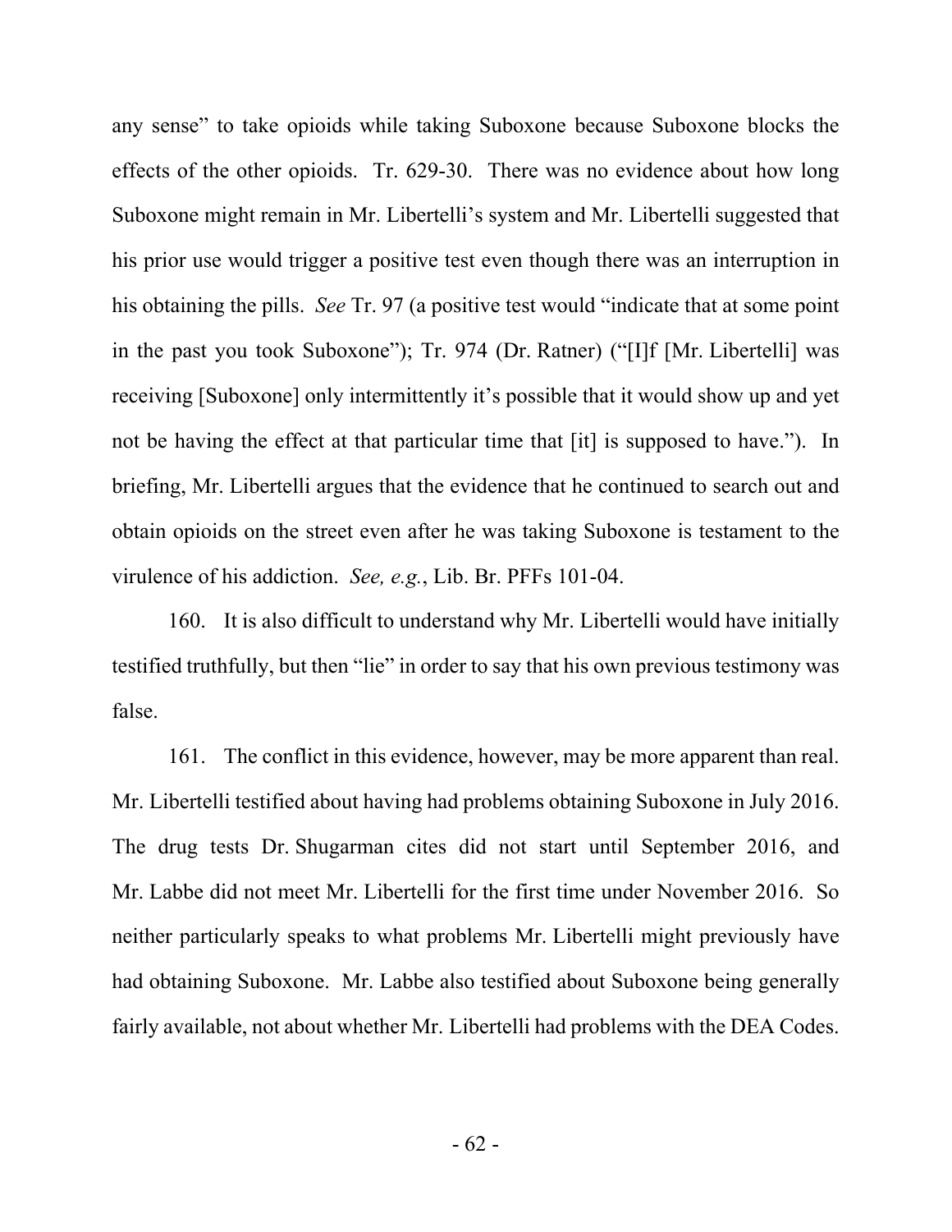any sense" to take opioids while taking Suboxone because Suboxone blocks the effects of the other opioids. Tr. 629-30. There was no evidence about how long Suboxone might remain in Mr. Libertelli's system and Mr. Libertelli suggested that his prior use would trigger a positive test even though there was an interruption in his obtaining the pills. *See* Tr. 97 (a positive test would "indicate that at some point in the past you took Suboxone"); Tr. 974 (Dr. Ratner) ("[I]f [Mr. Libertelli] was receiving [Suboxone] only intermittently it's possible that it would show up and yet not be having the effect at that particular time that [it] is supposed to have."). In briefing, Mr. Libertelli argues that the evidence that he continued to search out and obtain opioids on the street even after he was taking Suboxone is testament to the virulence of his addiction. *See, e.g.*, Lib. Br. PFFs 101-04.

160. It is also difficult to understand why Mr. Libertelli would have initially testified truthfully, but then "lie" in order to say that his own previous testimony was false.

161. The conflict in this evidence, however, may be more apparent than real. Mr. Libertelli testified about having had problems obtaining Suboxone in July 2016. The drug tests Dr. Shugarman cites did not start until September 2016, and Mr. Labbe did not meet Mr. Libertelli for the first time under November 2016. So neither particularly speaks to what problems Mr. Libertelli might previously have had obtaining Suboxone. Mr. Labbe also testified about Suboxone being generally fairly available, not about whether Mr. Libertelli had problems with the DEA Codes.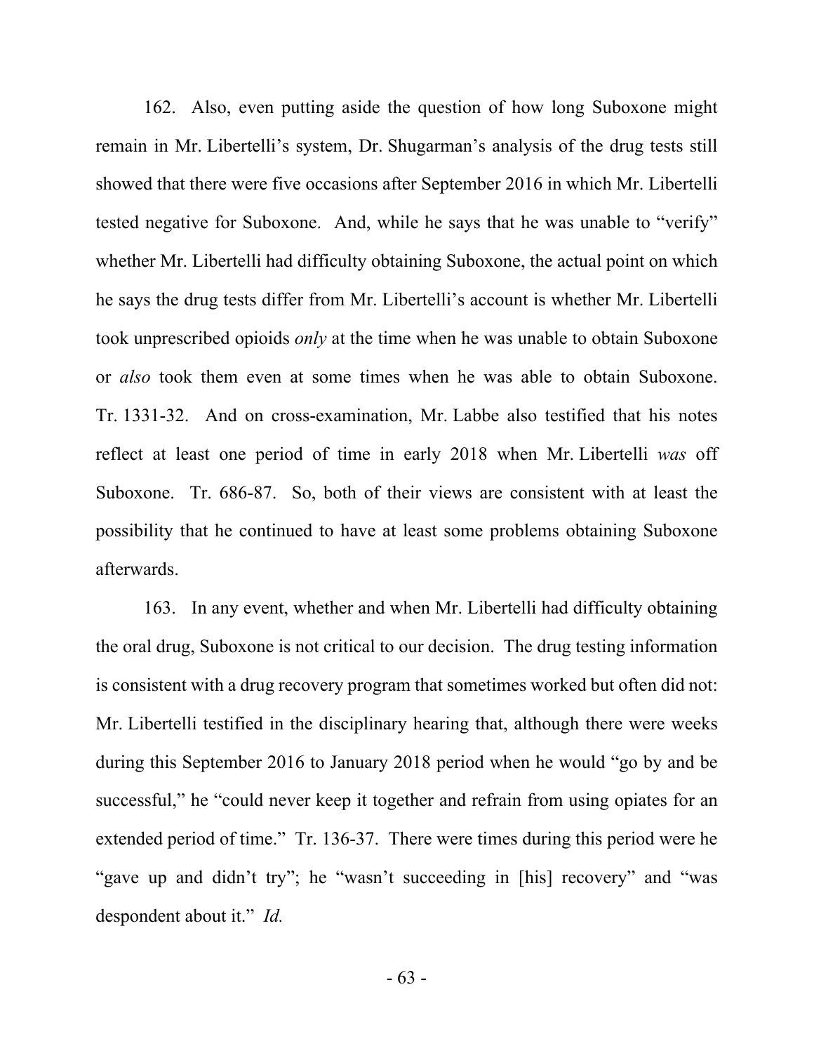162. Also, even putting aside the question of how long Suboxone might remain in Mr. Libertelli's system, Dr. Shugarman's analysis of the drug tests still showed that there were five occasions after September 2016 in which Mr. Libertelli tested negative for Suboxone. And, while he says that he was unable to "verify" whether Mr. Libertelli had difficulty obtaining Suboxone, the actual point on which he says the drug tests differ from Mr. Libertelli's account is whether Mr. Libertelli took unprescribed opioids *only* at the time when he was unable to obtain Suboxone or *also* took them even at some times when he was able to obtain Suboxone. Tr. 1331-32. And on cross-examination, Mr. Labbe also testified that his notes reflect at least one period of time in early 2018 when Mr. Libertelli *was* off Suboxone. Tr. 686-87. So, both of their views are consistent with at least the possibility that he continued to have at least some problems obtaining Suboxone afterwards.

163. In any event, whether and when Mr. Libertelli had difficulty obtaining the oral drug, Suboxone is not critical to our decision. The drug testing information is consistent with a drug recovery program that sometimes worked but often did not: Mr. Libertelli testified in the disciplinary hearing that, although there were weeks during this September 2016 to January 2018 period when he would "go by and be successful," he "could never keep it together and refrain from using opiates for an extended period of time." Tr. 136-37. There were times during this period were he "gave up and didn't try"; he "wasn't succeeding in [his] recovery" and "was despondent about it." *Id.*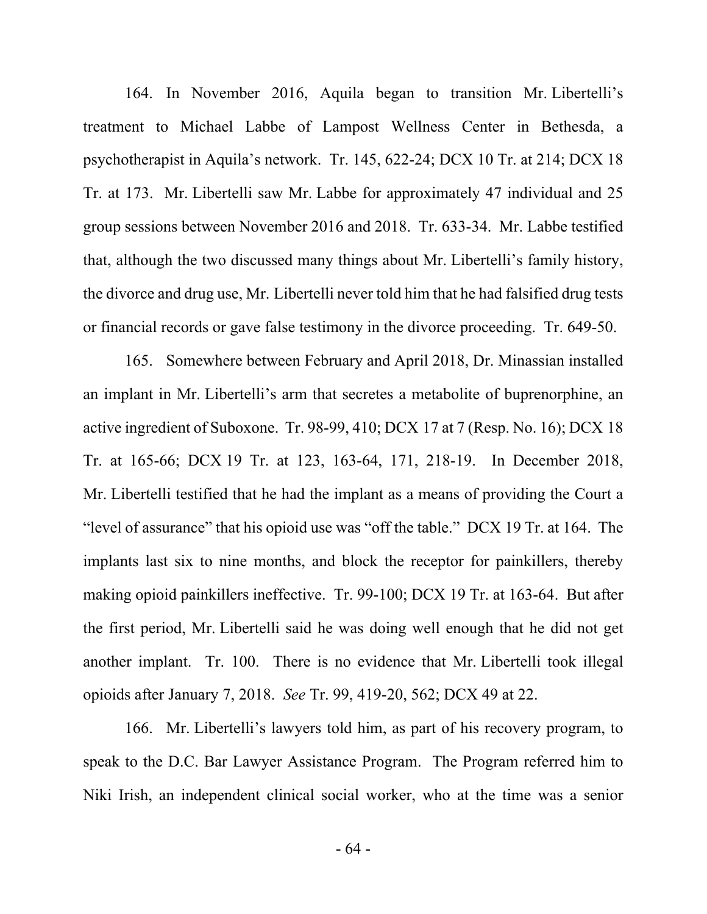164. In November 2016, Aquila began to transition Mr. Libertelli's treatment to Michael Labbe of Lampost Wellness Center in Bethesda, a psychotherapist in Aquila's network. Tr. 145, 622-24; DCX 10 Tr. at 214; DCX 18 Tr. at 173. Mr. Libertelli saw Mr. Labbe for approximately 47 individual and 25 group sessions between November 2016 and 2018. Tr. 633-34. Mr. Labbe testified that, although the two discussed many things about Mr. Libertelli's family history, the divorce and drug use, Mr. Libertelli never told him that he had falsified drug tests or financial records or gave false testimony in the divorce proceeding. Tr. 649-50.

165. Somewhere between February and April 2018, Dr. Minassian installed an implant in Mr. Libertelli's arm that secretes a metabolite of buprenorphine, an active ingredient of Suboxone. Tr. 98-99, 410; DCX 17 at 7 (Resp. No. 16); DCX 18 Tr. at 165-66; DCX 19 Tr. at 123, 163-64, 171, 218-19. In December 2018, Mr. Libertelli testified that he had the implant as a means of providing the Court a "level of assurance" that his opioid use was "off the table." DCX 19 Tr. at 164. The implants last six to nine months, and block the receptor for painkillers, thereby making opioid painkillers ineffective. Tr. 99-100; DCX 19 Tr. at 163-64. But after the first period, Mr. Libertelli said he was doing well enough that he did not get another implant. Tr. 100. There is no evidence that Mr. Libertelli took illegal opioids after January 7, 2018. *See* Tr. 99, 419-20, 562; DCX 49 at 22.

166. Mr. Libertelli's lawyers told him, as part of his recovery program, to speak to the D.C. Bar Lawyer Assistance Program. The Program referred him to Niki Irish, an independent clinical social worker, who at the time was a senior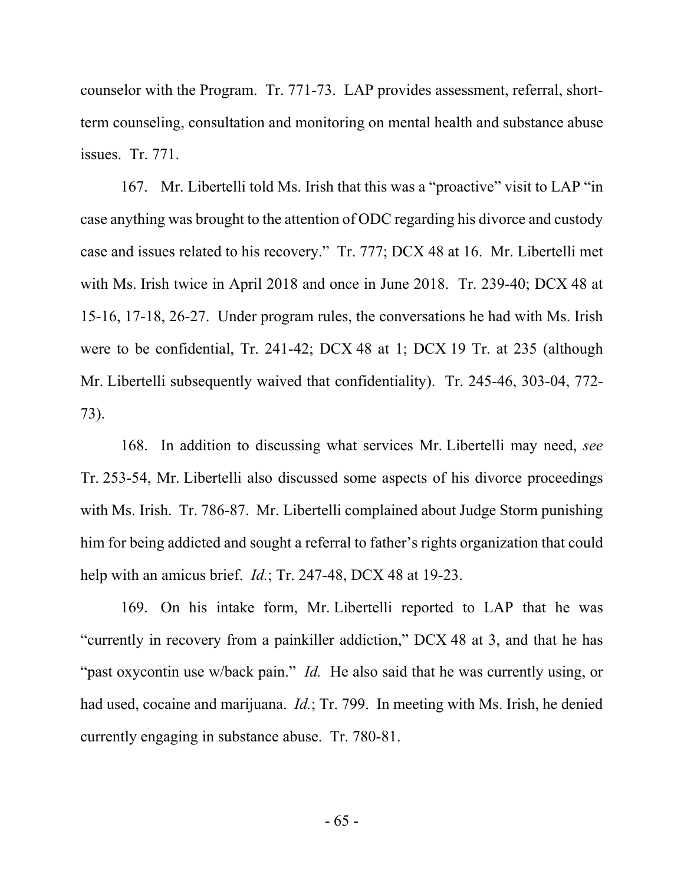counselor with the Program. Tr. 771-73. LAP provides assessment, referral, short-term counseling, consultation and monitoring on mental health and substance abuse issues. Tr. 771.

167. Mr. Libertelli told Ms. Irish that this was a "proactive" visit to LAP "in case anything was brought to the attention of ODC regarding his divorce and custody case and issues related to his recovery." Tr. 777; DCX 48 at 16. Mr. Libertelli met with Ms. Irish twice in April 2018 and once in June 2018. Tr. 239-40; DCX 48 at 15-16, 17-18, 26-27. Under program rules, the conversations he had with Ms. Irish were to be confidential, Tr. 241-42; DCX 48 at 1; DCX 19 Tr. at 235 (although Mr. Libertelli subsequently waived that confidentiality). Tr. 245-46, 303-04, 772-73).

168. In addition to discussing what services Mr. Libertelli may need, *see* Tr. 253-54, Mr. Libertelli also discussed some aspects of his divorce proceedings with Ms. Irish. Tr. 786-87. Mr. Libertelli complained about Judge Storm punishing him for being addicted and sought a referral to father's rights organization that could help with an amicus brief. *Id.*; Tr. 247-48, DCX 48 at 19-23.

169. On his intake form, Mr. Libertelli reported to LAP that he was "currently in recovery from a painkiller addiction," DCX 48 at 3, and that he has "past oxycontin use w/back pain." *Id.* He also said that he was currently using, or had used, cocaine and marijuana. *Id.*; Tr. 799. In meeting with Ms. Irish, he denied currently engaging in substance abuse. Tr. 780-81.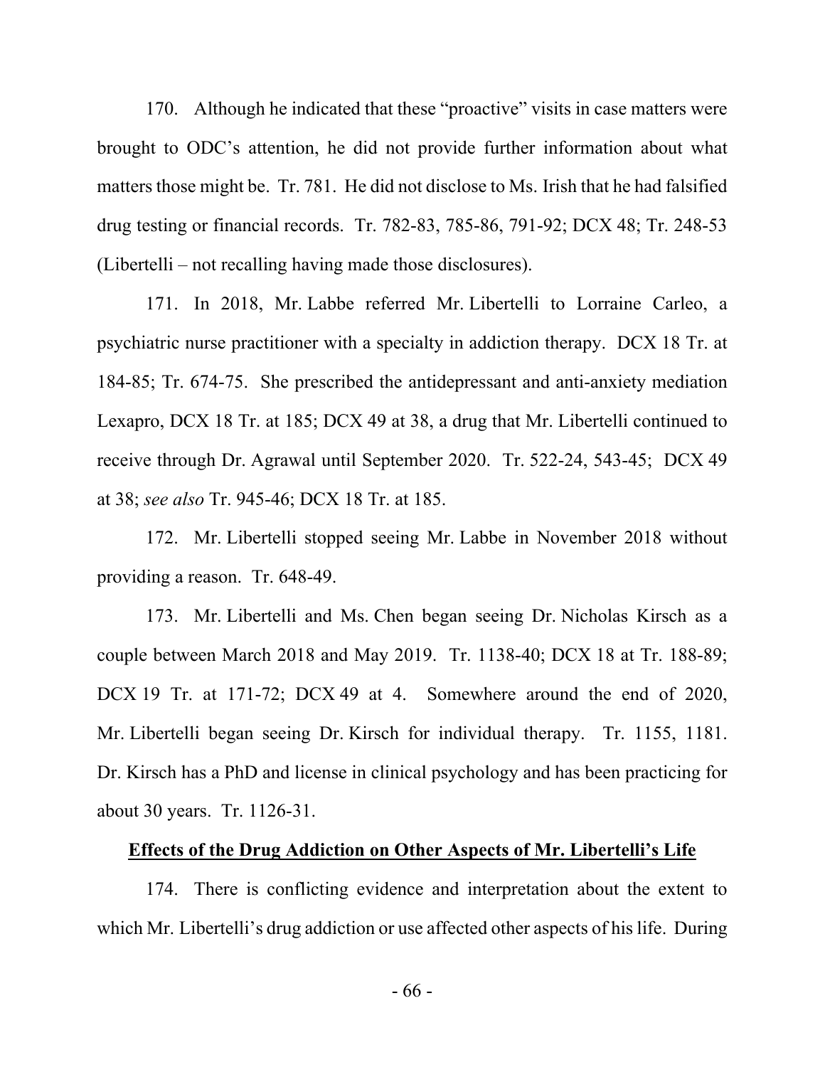170. Although he indicated that these "proactive" visits in case matters were brought to ODC's attention, he did not provide further information about what matters those might be. Tr. 781. He did not disclose to Ms. Irish that he had falsified drug testing or financial records. Tr. 782-83, 785-86, 791-92; DCX 48; Tr. 248-53 (Libertelli – not recalling having made those disclosures).

171. In 2018, Mr. Labbe referred Mr. Libertelli to Lorraine Carleo, a psychiatric nurse practitioner with a specialty in addiction therapy. DCX 18 Tr. at 184-85; Tr. 674-75. She prescribed the antidepressant and anti-anxiety mediation Lexapro, DCX 18 Tr. at 185; DCX 49 at 38, a drug that Mr. Libertelli continued to receive through Dr. Agrawal until September 2020. Tr. 522-24, 543-45; DCX 49 at 38; *see also* Tr. 945-46; DCX 18 Tr. at 185.

172. Mr. Libertelli stopped seeing Mr. Labbe in November 2018 without providing a reason. Tr. 648-49.

173. Mr. Libertelli and Ms. Chen began seeing Dr. Nicholas Kirsch as a couple between March 2018 and May 2019. Tr. 1138-40; DCX 18 at Tr. 188-89; DCX 19 Tr. at 171-72; DCX 49 at 4. Somewhere around the end of 2020, Mr. Libertelli began seeing Dr. Kirsch for individual therapy. Tr. 1155, 1181. Dr. Kirsch has a PhD and license in clinical psychology and has been practicing for about 30 years. Tr. 1126-31.

**Effects of the Drug Addiction on Other Aspects of Mr. Libertelli's Life**

174. There is conflicting evidence and interpretation about the extent to which Mr. Libertelli's drug addiction or use affected other aspects of his life. During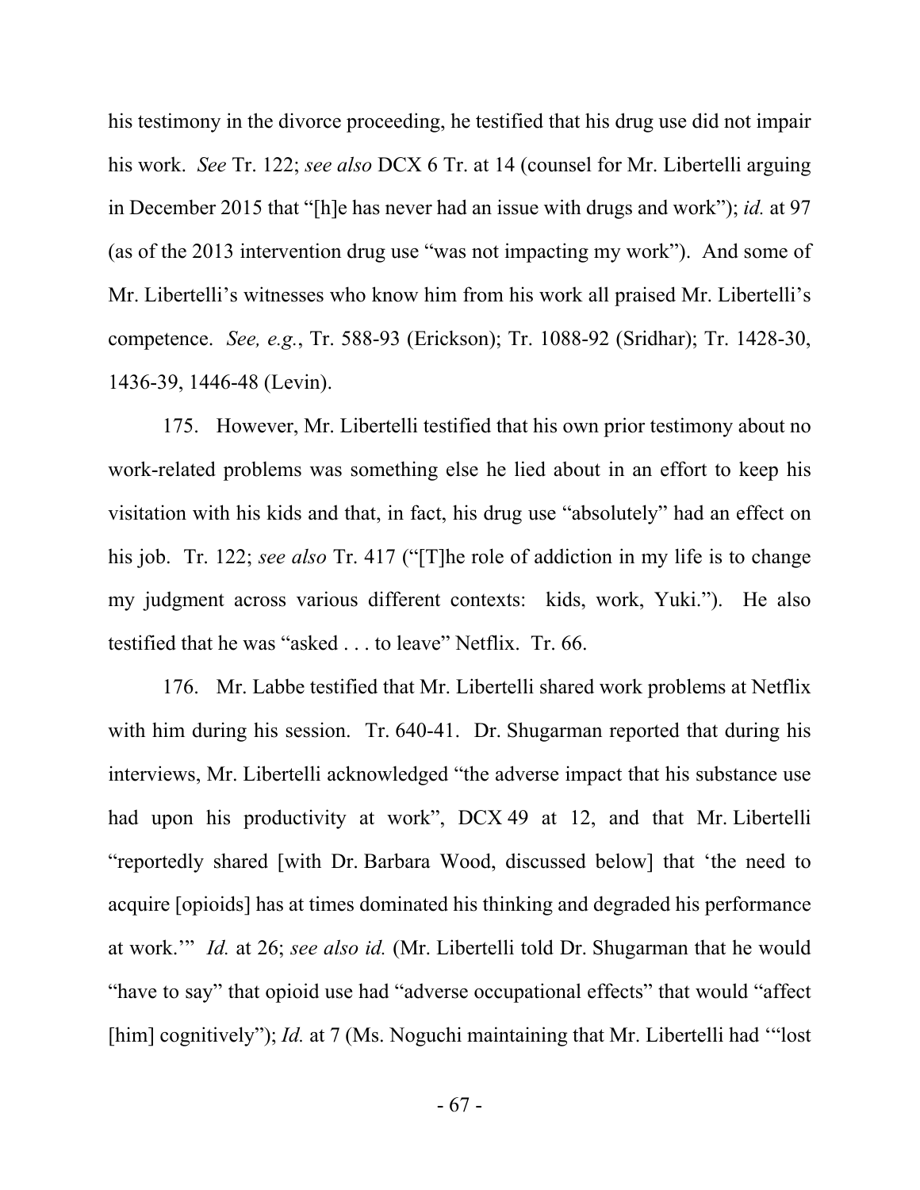his testimony in the divorce proceeding, he testified that his drug use did not impair his work. *See* Tr. 122; *see also* DCX 6 Tr. at 14 (counsel for Mr. Libertelli arguing in December 2015 that "[h]e has never had an issue with drugs and work"); *id.* at 97 (as of the 2013 intervention drug use "was not impacting my work"). And some of Mr. Libertelli's witnesses who know him from his work all praised Mr. Libertelli's competence. *See, e.g.*, Tr. 588-93 (Erickson); Tr. 1088-92 (Sridhar); Tr. 1428-30, 1436-39, 1446-48 (Levin).

175. However, Mr. Libertelli testified that his own prior testimony about no work-related problems was something else he lied about in an effort to keep his visitation with his kids and that, in fact, his drug use "absolutely" had an effect on his job. Tr. 122; *see also* Tr. 417 ("[T]he role of addiction in my life is to change my judgment across various different contexts: kids, work, Yuki."). He also testified that he was "asked . . . to leave" Netflix. Tr. 66.

176. Mr. Labbe testified that Mr. Libertelli shared work problems at Netflix with him during his session. Tr. 640-41. Dr. Shugarman reported that during his interviews, Mr. Libertelli acknowledged "the adverse impact that his substance use had upon his productivity at work", DCX 49 at 12, and that Mr. Libertelli "reportedly shared [with Dr. Barbara Wood, discussed below] that 'the need to acquire [opioids] has at times dominated his thinking and degraded his performance at work.'" *Id.* at 26; *see also id.* (Mr. Libertelli told Dr. Shugarman that he would "have to say" that opioid use had "adverse occupational effects" that would "affect [him] cognitively"); *Id.* at 7 (Ms. Noguchi maintaining that Mr. Libertelli had '"lost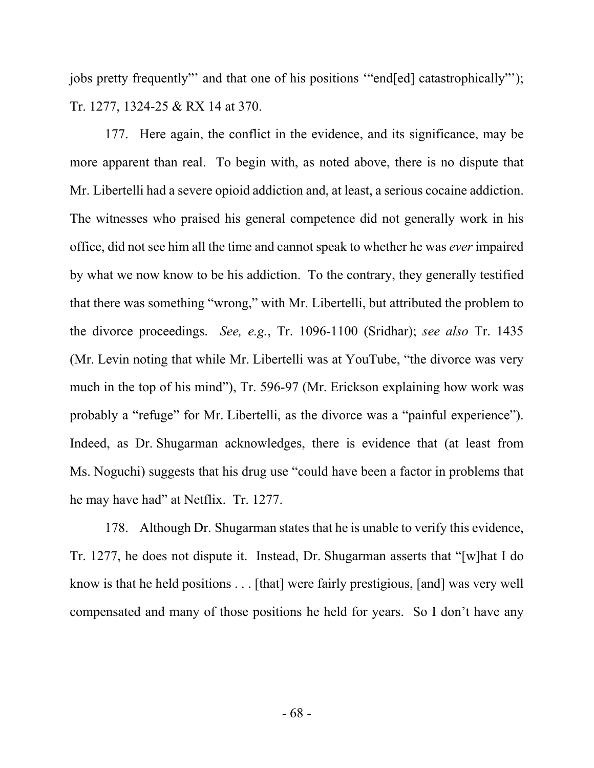jobs pretty frequently"' and that one of his positions '"end[ed] catastrophically"'); Tr. 1277, 1324-25 & RX 14 at 370.

177. Here again, the conflict in the evidence, and its significance, may be more apparent than real. To begin with, as noted above, there is no dispute that Mr. Libertelli had a severe opioid addiction and, at least, a serious cocaine addiction. The witnesses who praised his general competence did not generally work in his office, did not see him all the time and cannot speak to whether he was *ever* impaired by what we now know to be his addiction. To the contrary, they generally testified that there was something "wrong," with Mr. Libertelli, but attributed the problem to the divorce proceedings. *See, e.g.*, Tr. 1096-1100 (Sridhar); *see also* Tr. 1435 (Mr. Levin noting that while Mr. Libertelli was at YouTube, "the divorce was very much in the top of his mind"), Tr. 596-97 (Mr. Erickson explaining how work was probably a "refuge" for Mr. Libertelli, as the divorce was a "painful experience"). Indeed, as Dr. Shugarman acknowledges, there is evidence that (at least from Ms. Noguchi) suggests that his drug use "could have been a factor in problems that he may have had" at Netflix. Tr. 1277.

178. Although Dr. Shugarman states that he is unable to verify this evidence, Tr. 1277, he does not dispute it. Instead, Dr. Shugarman asserts that "[w]hat I do know is that he held positions . . . [that] were fairly prestigious, [and] was very well compensated and many of those positions he held for years. So I don't have any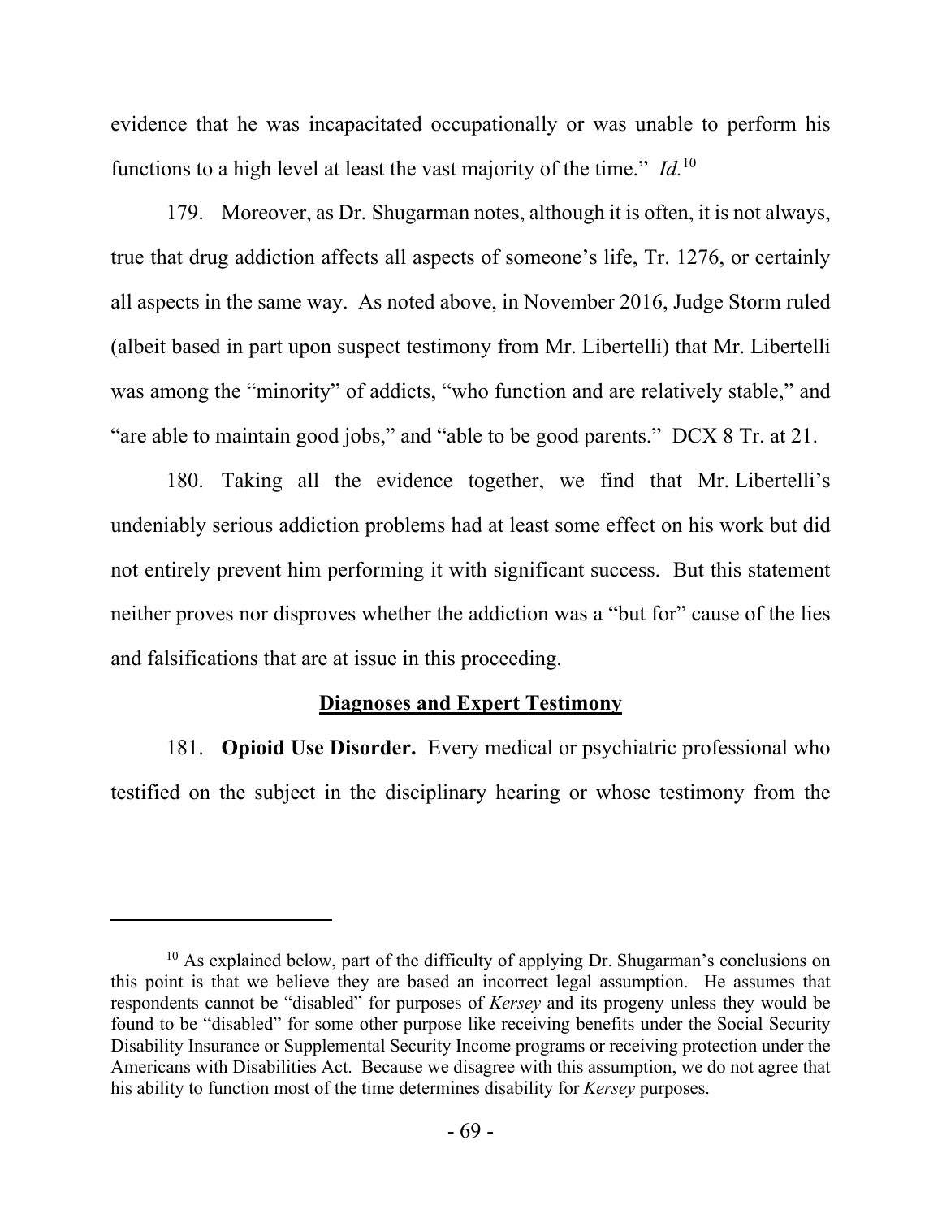evidence that he was incapacitated occupationally or was unable to perform his functions to a high level at least the vast majority of the time." *Id.*[10]

179. Moreover, as Dr. Shugarman notes, although it is often, it is not always, true that drug addiction affects all aspects of someone's life, Tr. 1276, or certainly all aspects in the same way. As noted above, in November 2016, Judge Storm ruled (albeit based in part upon suspect testimony from Mr. Libertelli) that Mr. Libertelli was among the "minority" of addicts, "who function and are relatively stable," and "are able to maintain good jobs," and "able to be good parents." DCX 8 Tr. at 21.

180. Taking all the evidence together, we find that Mr. Libertelli's undeniably serious addiction problems had at least some effect on his work but did not entirely prevent him performing it with significant success. But this statement neither proves nor disproves whether the addiction was a "but for" cause of the lies and falsifications that are at issue in this proceeding.

<u>**Diagnoses and Expert Testimony**</u>

181. **Opioid Use Disorder.** Every medical or psychiatric professional who testified on the subject in the disciplinary hearing or whose testimony from the

---

[10] As explained below, part of the difficulty of applying Dr. Shugarman's conclusions on this point is that we believe they are based an incorrect legal assumption. He assumes that respondents cannot be "disabled" for purposes of *Kersey* and its progeny unless they would be found to be "disabled" for some other purpose like receiving benefits under the Social Security Disability Insurance or Supplemental Security Income programs or receiving protection under the Americans with Disabilities Act. Because we disagree with this assumption, we do not agree that his ability to function most of the time determines disability for *Kersey* purposes.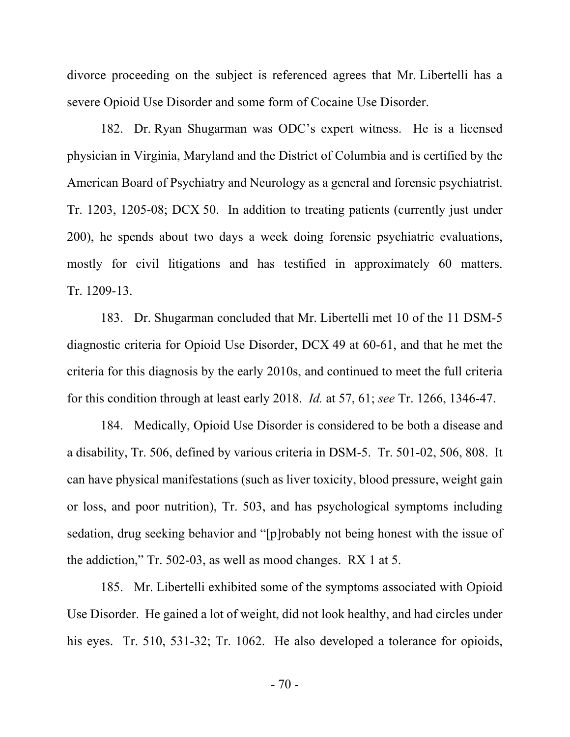divorce proceeding on the subject is referenced agrees that Mr. Libertelli has a severe Opioid Use Disorder and some form of Cocaine Use Disorder.

182. Dr. Ryan Shugarman was ODC's expert witness. He is a licensed physician in Virginia, Maryland and the District of Columbia and is certified by the American Board of Psychiatry and Neurology as a general and forensic psychiatrist. Tr. 1203, 1205-08; DCX 50. In addition to treating patients (currently just under 200), he spends about two days a week doing forensic psychiatric evaluations, mostly for civil litigations and has testified in approximately 60 matters. Tr. 1209-13.

183. Dr. Shugarman concluded that Mr. Libertelli met 10 of the 11 DSM-5 diagnostic criteria for Opioid Use Disorder, DCX 49 at 60-61, and that he met the criteria for this diagnosis by the early 2010s, and continued to meet the full criteria for this condition through at least early 2018. *Id.* at 57, 61; *see* Tr. 1266, 1346-47.

184. Medically, Opioid Use Disorder is considered to be both a disease and a disability, Tr. 506, defined by various criteria in DSM-5. Tr. 501-02, 506, 808. It can have physical manifestations (such as liver toxicity, blood pressure, weight gain or loss, and poor nutrition), Tr. 503, and has psychological symptoms including sedation, drug seeking behavior and "[p]robably not being honest with the issue of the addiction," Tr. 502-03, as well as mood changes. RX 1 at 5.

185. Mr. Libertelli exhibited some of the symptoms associated with Opioid Use Disorder. He gained a lot of weight, did not look healthy, and had circles under his eyes. Tr. 510, 531-32; Tr. 1062. He also developed a tolerance for opioids,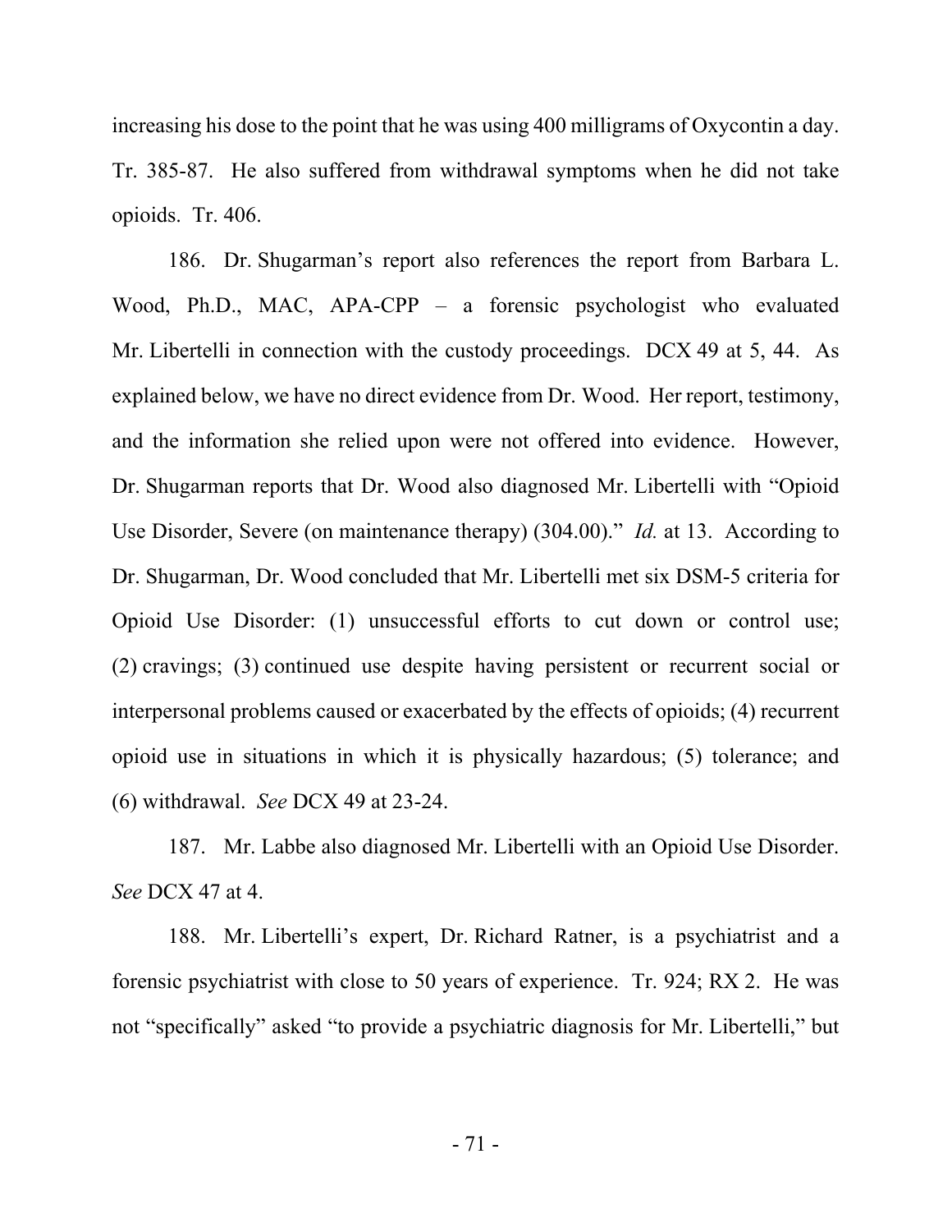increasing his dose to the point that he was using 400 milligrams of Oxycontin a day. Tr. 385-87. He also suffered from withdrawal symptoms when he did not take opioids. Tr. 406.

186. Dr. Shugarman's report also references the report from Barbara L. Wood, Ph.D., MAC, APA-CPP – a forensic psychologist who evaluated Mr. Libertelli in connection with the custody proceedings. DCX 49 at 5, 44. As explained below, we have no direct evidence from Dr. Wood. Her report, testimony, and the information she relied upon were not offered into evidence. However, Dr. Shugarman reports that Dr. Wood also diagnosed Mr. Libertelli with "Opioid Use Disorder, Severe (on maintenance therapy) (304.00)." *Id.* at 13. According to Dr. Shugarman, Dr. Wood concluded that Mr. Libertelli met six DSM-5 criteria for Opioid Use Disorder: (1) unsuccessful efforts to cut down or control use; (2) cravings; (3) continued use despite having persistent or recurrent social or interpersonal problems caused or exacerbated by the effects of opioids; (4) recurrent opioid use in situations in which it is physically hazardous; (5) tolerance; and (6) withdrawal. *See* DCX 49 at 23-24.

187. Mr. Labbe also diagnosed Mr. Libertelli with an Opioid Use Disorder. *See* DCX 47 at 4.

188. Mr. Libertelli's expert, Dr. Richard Ratner, is a psychiatrist and a forensic psychiatrist with close to 50 years of experience. Tr. 924; RX 2. He was not "specifically" asked "to provide a psychiatric diagnosis for Mr. Libertelli," but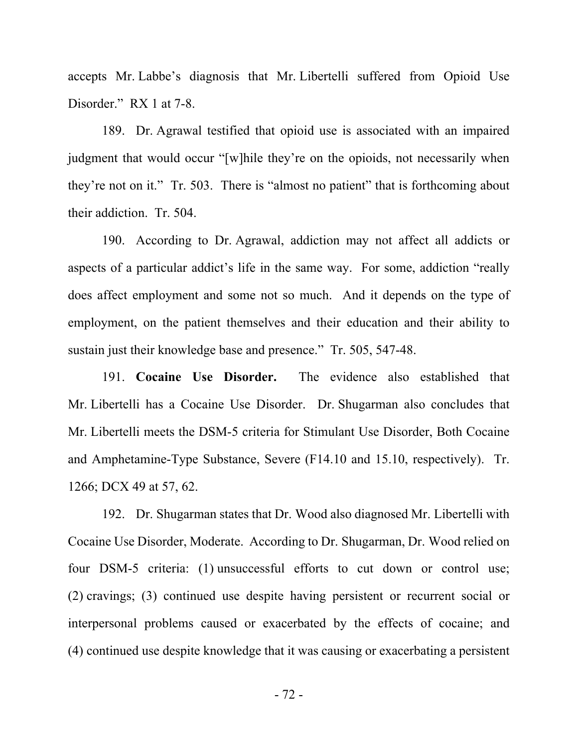accepts Mr. Labbe's diagnosis that Mr. Libertelli suffered from Opioid Use Disorder." RX 1 at 7-8.

189. Dr. Agrawal testified that opioid use is associated with an impaired judgment that would occur "[w]hile they're on the opioids, not necessarily when they're not on it." Tr. 503. There is "almost no patient" that is forthcoming about their addiction. Tr. 504.

190. According to Dr. Agrawal, addiction may not affect all addicts or aspects of a particular addict's life in the same way. For some, addiction "really does affect employment and some not so much. And it depends on the type of employment, on the patient themselves and their education and their ability to sustain just their knowledge base and presence." Tr. 505, 547-48.

191. **Cocaine Use Disorder.** The evidence also established that Mr. Libertelli has a Cocaine Use Disorder. Dr. Shugarman also concludes that Mr. Libertelli meets the DSM-5 criteria for Stimulant Use Disorder, Both Cocaine and Amphetamine-Type Substance, Severe (F14.10 and 15.10, respectively). Tr. 1266; DCX 49 at 57, 62.

192. Dr. Shugarman states that Dr. Wood also diagnosed Mr. Libertelli with Cocaine Use Disorder, Moderate. According to Dr. Shugarman, Dr. Wood relied on four DSM-5 criteria: (1) unsuccessful efforts to cut down or control use; (2) cravings; (3) continued use despite having persistent or recurrent social or interpersonal problems caused or exacerbated by the effects of cocaine; and (4) continued use despite knowledge that it was causing or exacerbating a persistent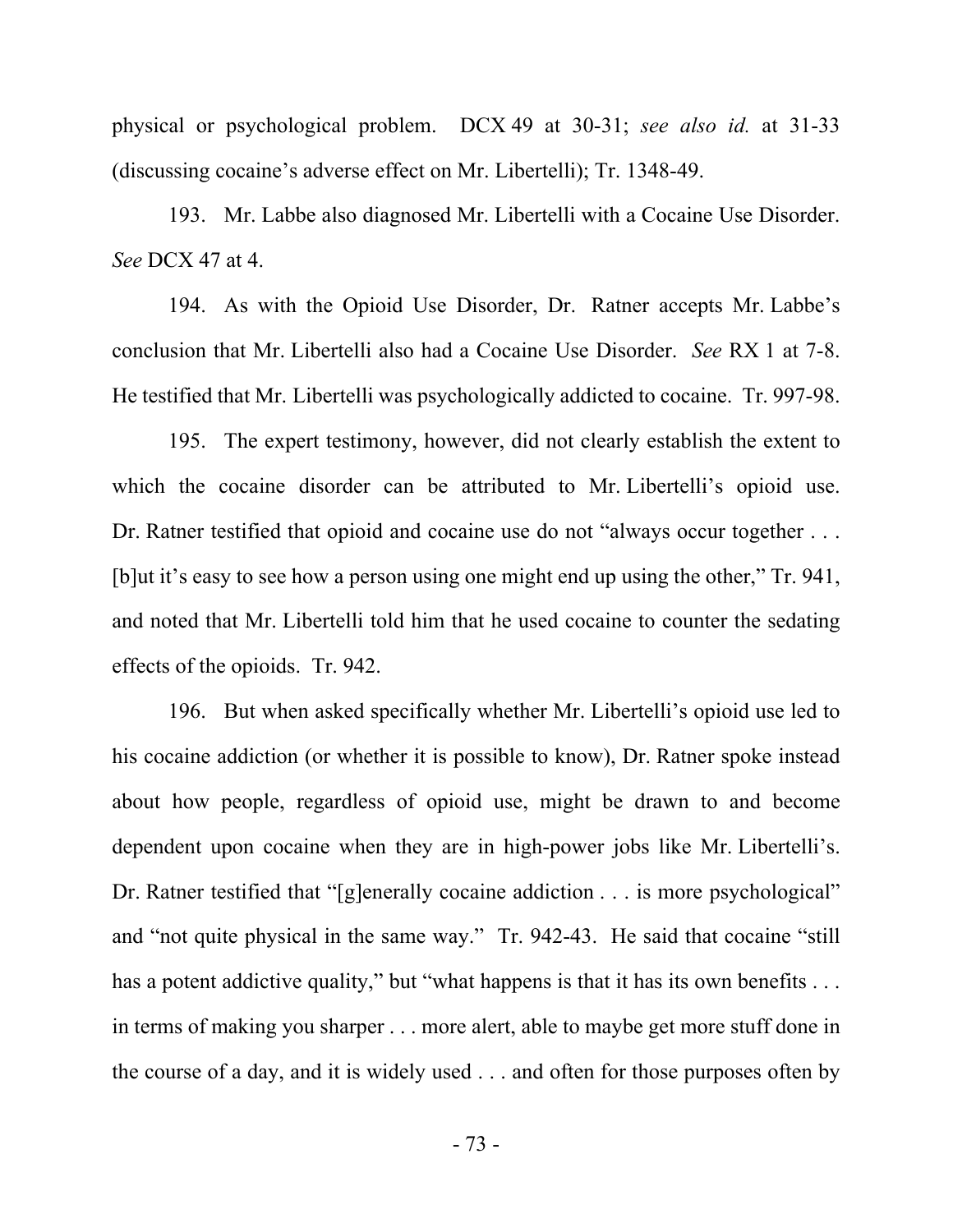physical or psychological problem. DCX 49 at 30-31; *see also id.* at 31-33 (discussing cocaine's adverse effect on Mr. Libertelli); Tr. 1348-49.

193. Mr. Labbe also diagnosed Mr. Libertelli with a Cocaine Use Disorder. *See* DCX 47 at 4.

194. As with the Opioid Use Disorder, Dr. Ratner accepts Mr. Labbe's conclusion that Mr. Libertelli also had a Cocaine Use Disorder. *See* RX 1 at 7-8. He testified that Mr. Libertelli was psychologically addicted to cocaine. Tr. 997-98.

195. The expert testimony, however, did not clearly establish the extent to which the cocaine disorder can be attributed to Mr. Libertelli's opioid use. Dr. Ratner testified that opioid and cocaine use do not "always occur together . . . [b]ut it's easy to see how a person using one might end up using the other," Tr. 941, and noted that Mr. Libertelli told him that he used cocaine to counter the sedating effects of the opioids. Tr. 942.

196. But when asked specifically whether Mr. Libertelli's opioid use led to his cocaine addiction (or whether it is possible to know), Dr. Ratner spoke instead about how people, regardless of opioid use, might be drawn to and become dependent upon cocaine when they are in high-power jobs like Mr. Libertelli's. Dr. Ratner testified that "[g]enerally cocaine addiction . . . is more psychological" and "not quite physical in the same way." Tr. 942-43. He said that cocaine "still has a potent addictive quality," but "what happens is that it has its own benefits . . . in terms of making you sharper . . . more alert, able to maybe get more stuff done in the course of a day, and it is widely used . . . and often for those purposes often by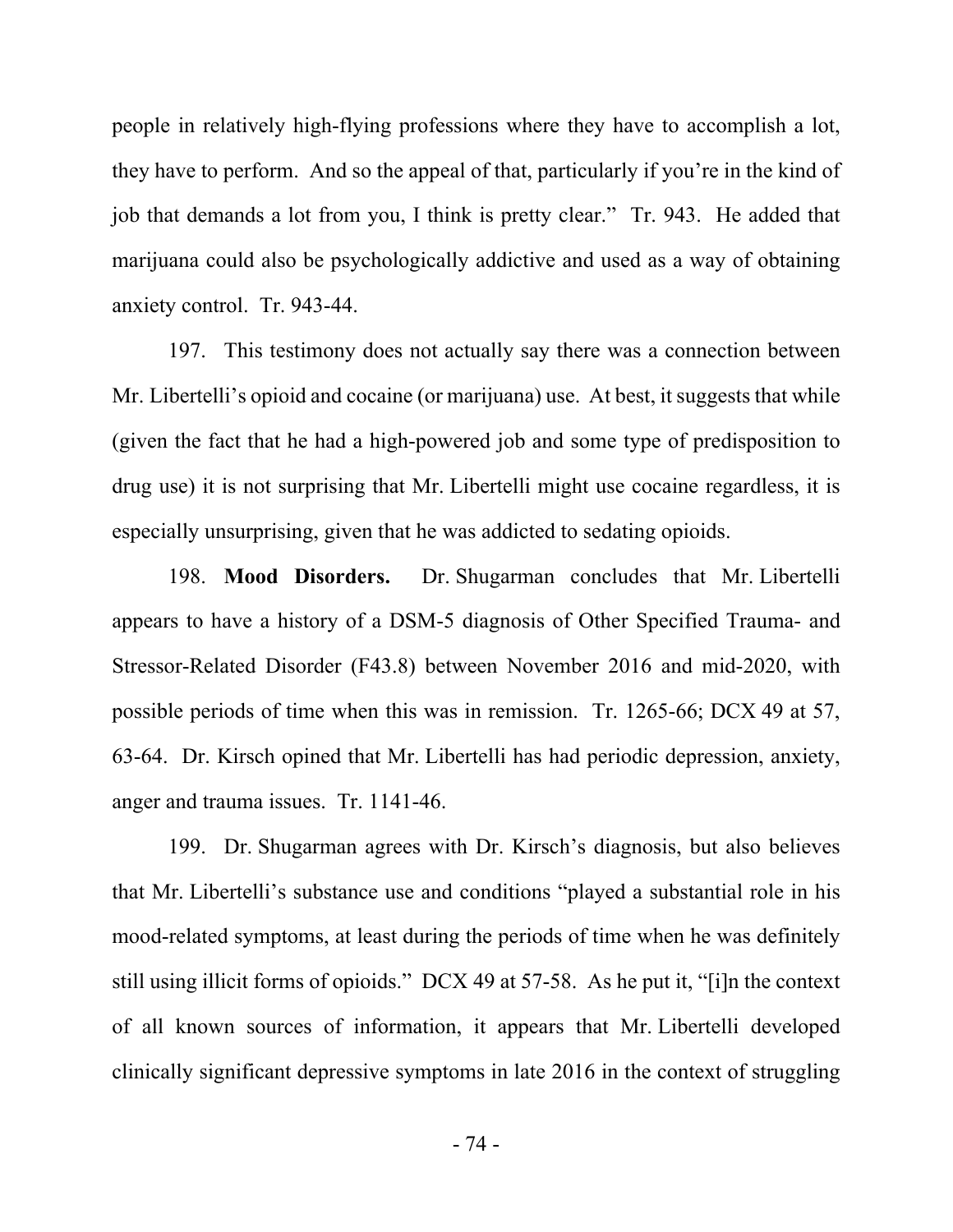people in relatively high-flying professions where they have to accomplish a lot, they have to perform. And so the appeal of that, particularly if you're in the kind of job that demands a lot from you, I think is pretty clear." Tr. 943. He added that marijuana could also be psychologically addictive and used as a way of obtaining anxiety control. Tr. 943-44.

197. This testimony does not actually say there was a connection between Mr. Libertelli's opioid and cocaine (or marijuana) use. At best, it suggests that while (given the fact that he had a high-powered job and some type of predisposition to drug use) it is not surprising that Mr. Libertelli might use cocaine regardless, it is especially unsurprising, given that he was addicted to sedating opioids.

198. **Mood Disorders.** Dr. Shugarman concludes that Mr. Libertelli appears to have a history of a DSM-5 diagnosis of Other Specified Trauma- and Stressor-Related Disorder (F43.8) between November 2016 and mid-2020, with possible periods of time when this was in remission. Tr. 1265-66; DCX 49 at 57, 63-64. Dr. Kirsch opined that Mr. Libertelli has had periodic depression, anxiety, anger and trauma issues. Tr. 1141-46.

199. Dr. Shugarman agrees with Dr. Kirsch's diagnosis, but also believes that Mr. Libertelli's substance use and conditions "played a substantial role in his mood-related symptoms, at least during the periods of time when he was definitely still using illicit forms of opioids." DCX 49 at 57-58. As he put it, "[i]n the context of all known sources of information, it appears that Mr. Libertelli developed clinically significant depressive symptoms in late 2016 in the context of struggling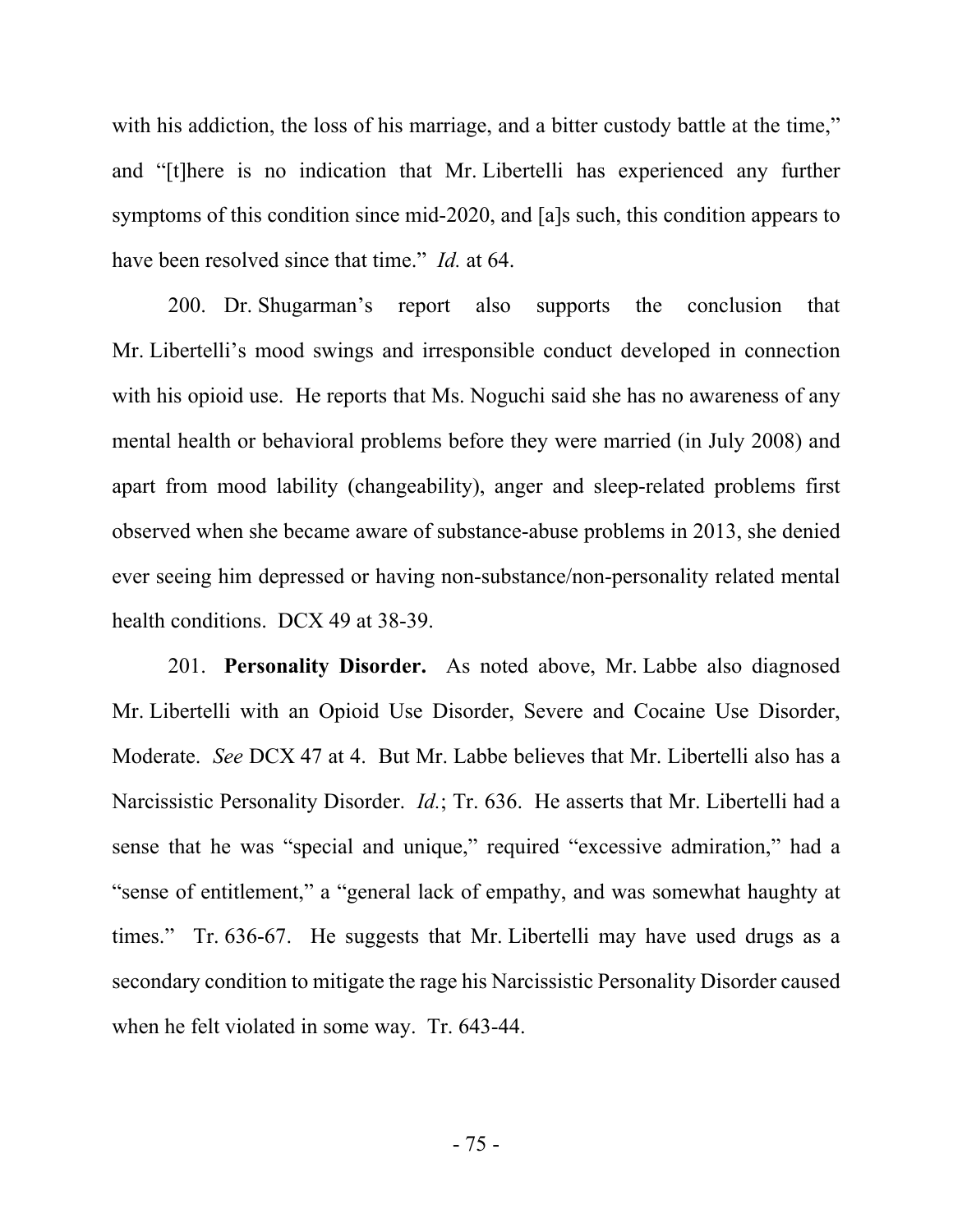with his addiction, the loss of his marriage, and a bitter custody battle at the time," and "[t]here is no indication that Mr. Libertelli has experienced any further symptoms of this condition since mid-2020, and [a]s such, this condition appears to have been resolved since that time." *Id.* at 64.

200. Dr. Shugarman's report also supports the conclusion that Mr. Libertelli's mood swings and irresponsible conduct developed in connection with his opioid use. He reports that Ms. Noguchi said she has no awareness of any mental health or behavioral problems before they were married (in July 2008) and apart from mood lability (changeability), anger and sleep-related problems first observed when she became aware of substance-abuse problems in 2013, she denied ever seeing him depressed or having non-substance/non-personality related mental health conditions. DCX 49 at 38-39.

201. **Personality Disorder.** As noted above, Mr. Labbe also diagnosed Mr. Libertelli with an Opioid Use Disorder, Severe and Cocaine Use Disorder, Moderate. *See* DCX 47 at 4. But Mr. Labbe believes that Mr. Libertelli also has a Narcissistic Personality Disorder. *Id.*; Tr. 636. He asserts that Mr. Libertelli had a sense that he was "special and unique," required "excessive admiration," had a "sense of entitlement," a "general lack of empathy, and was somewhat haughty at times." Tr. 636-67. He suggests that Mr. Libertelli may have used drugs as a secondary condition to mitigate the rage his Narcissistic Personality Disorder caused when he felt violated in some way. Tr. 643-44.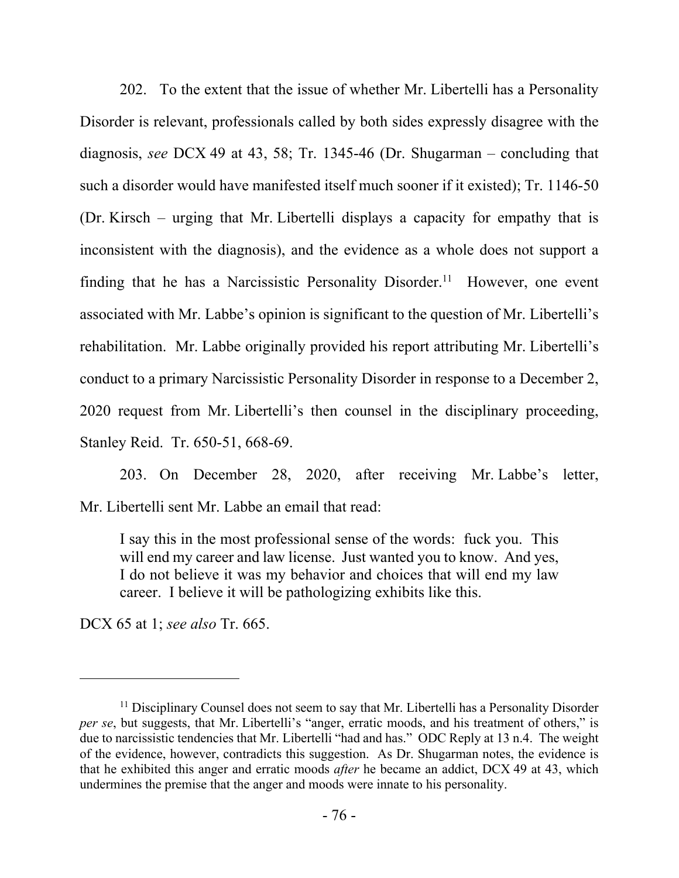202. To the extent that the issue of whether Mr. Libertelli has a Personality Disorder is relevant, professionals called by both sides expressly disagree with the diagnosis, *see* DCX 49 at 43, 58; Tr. 1345-46 (Dr. Shugarman – concluding that such a disorder would have manifested itself much sooner if it existed); Tr. 1146-50 (Dr. Kirsch – urging that Mr. Libertelli displays a capacity for empathy that is inconsistent with the diagnosis), and the evidence as a whole does not support a finding that he has a Narcissistic Personality Disorder.[11] However, one event associated with Mr. Labbe's opinion is significant to the question of Mr. Libertelli's rehabilitation. Mr. Labbe originally provided his report attributing Mr. Libertelli's conduct to a primary Narcissistic Personality Disorder in response to a December 2, 2020 request from Mr. Libertelli's then counsel in the disciplinary proceeding, Stanley Reid. Tr. 650-51, 668-69.

203. On December 28, 2020, after receiving Mr. Labbe's letter, Mr. Libertelli sent Mr. Labbe an email that read:

> I say this in the most professional sense of the words: fuck you. This will end my career and law license. Just wanted you to know. And yes, I do not believe it was my behavior and choices that will end my law career. I believe it will be pathologizing exhibits like this.

DCX 65 at 1; *see also* Tr. 665.

---

[11] Disciplinary Counsel does not seem to say that Mr. Libertelli has a Personality Disorder *per se*, but suggests, that Mr. Libertelli's "anger, erratic moods, and his treatment of others," is due to narcissistic tendencies that Mr. Libertelli "had and has." ODC Reply at 13 n.4. The weight of the evidence, however, contradicts this suggestion. As Dr. Shugarman notes, the evidence is that he exhibited this anger and erratic moods *after* he became an addict, DCX 49 at 43, which undermines the premise that the anger and moods were innate to his personality.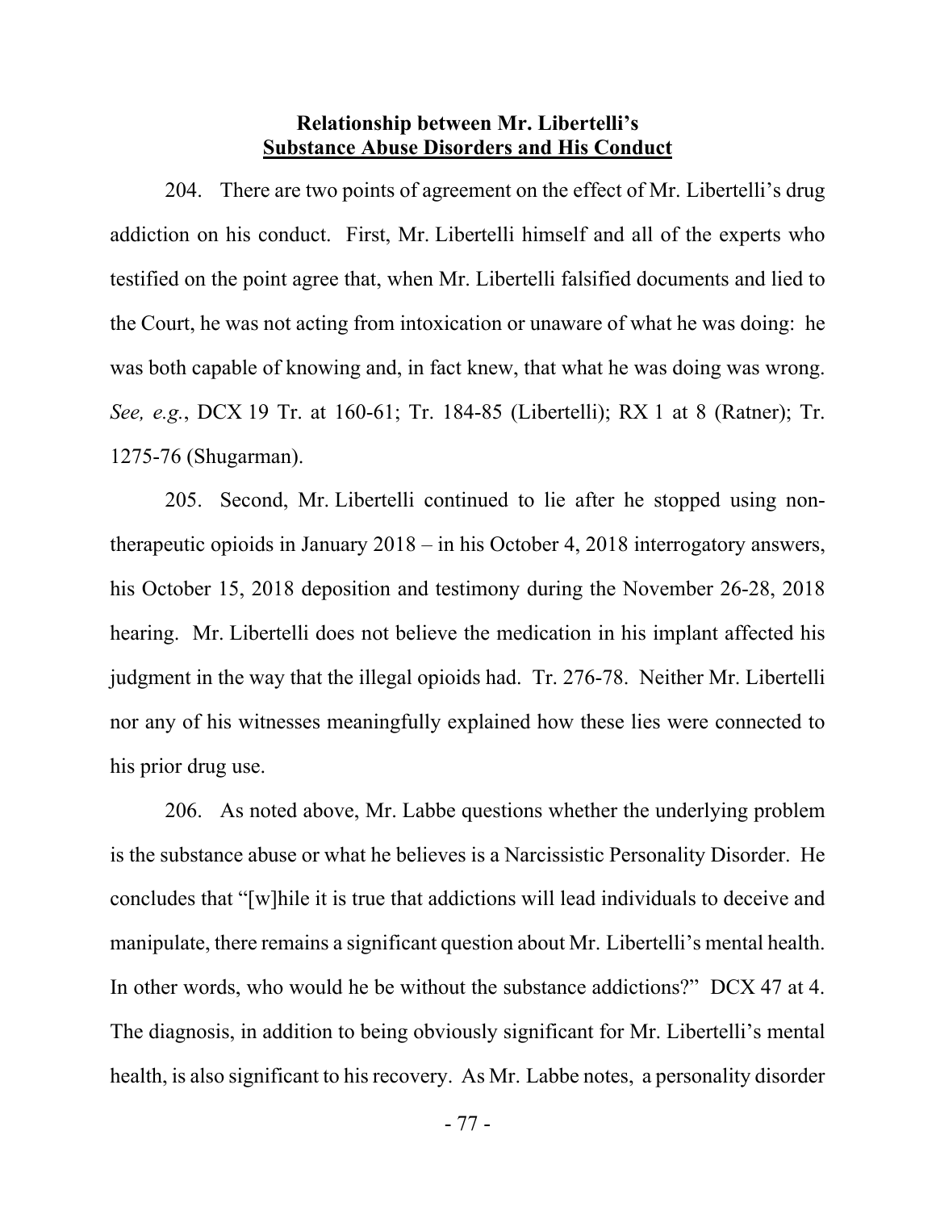**Relationship between Mr. Libertelli's**
**<u>Substance Abuse Disorders and His Conduct</u>**

204. There are two points of agreement on the effect of Mr. Libertelli's drug addiction on his conduct. First, Mr. Libertelli himself and all of the experts who testified on the point agree that, when Mr. Libertelli falsified documents and lied to the Court, he was not acting from intoxication or unaware of what he was doing: he was both capable of knowing and, in fact knew, that what he was doing was wrong. *See, e.g.*, DCX 19 Tr. at 160-61; Tr. 184-85 (Libertelli); RX 1 at 8 (Ratner); Tr. 1275-76 (Shugarman).

205. Second, Mr. Libertelli continued to lie after he stopped using non-therapeutic opioids in January 2018 – in his October 4, 2018 interrogatory answers, his October 15, 2018 deposition and testimony during the November 26-28, 2018 hearing. Mr. Libertelli does not believe the medication in his implant affected his judgment in the way that the illegal opioids had. Tr. 276-78. Neither Mr. Libertelli nor any of his witnesses meaningfully explained how these lies were connected to his prior drug use.

206. As noted above, Mr. Labbe questions whether the underlying problem is the substance abuse or what he believes is a Narcissistic Personality Disorder. He concludes that "[w]hile it is true that addictions will lead individuals to deceive and manipulate, there remains a significant question about Mr. Libertelli's mental health. In other words, who would he be without the substance addictions?" DCX 47 at 4. The diagnosis, in addition to being obviously significant for Mr. Libertelli's mental health, is also significant to his recovery. As Mr. Labbe notes, a personality disorder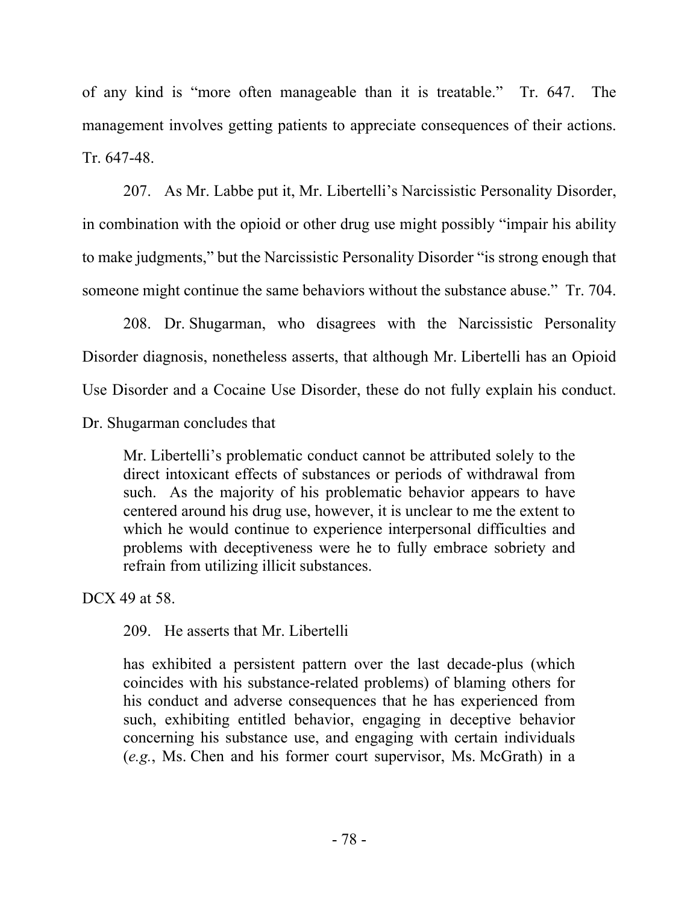of any kind is "more often manageable than it is treatable." Tr. 647. The management involves getting patients to appreciate consequences of their actions. Tr. 647-48.

207. As Mr. Labbe put it, Mr. Libertelli's Narcissistic Personality Disorder, in combination with the opioid or other drug use might possibly "impair his ability to make judgments," but the Narcissistic Personality Disorder "is strong enough that someone might continue the same behaviors without the substance abuse." Tr. 704.

208. Dr. Shugarman, who disagrees with the Narcissistic Personality Disorder diagnosis, nonetheless asserts, that although Mr. Libertelli has an Opioid Use Disorder and a Cocaine Use Disorder, these do not fully explain his conduct. Dr. Shugarman concludes that

> Mr. Libertelli's problematic conduct cannot be attributed solely to the direct intoxicant effects of substances or periods of withdrawal from such. As the majority of his problematic behavior appears to have centered around his drug use, however, it is unclear to me the extent to which he would continue to experience interpersonal difficulties and problems with deceptiveness were he to fully embrace sobriety and refrain from utilizing illicit substances.

DCX 49 at 58.

209. He asserts that Mr. Libertelli

> has exhibited a persistent pattern over the last decade-plus (which coincides with his substance-related problems) of blaming others for his conduct and adverse consequences that he has experienced from such, exhibiting entitled behavior, engaging in deceptive behavior concerning his substance use, and engaging with certain individuals (*e.g.*, Ms. Chen and his former court supervisor, Ms. McGrath) in a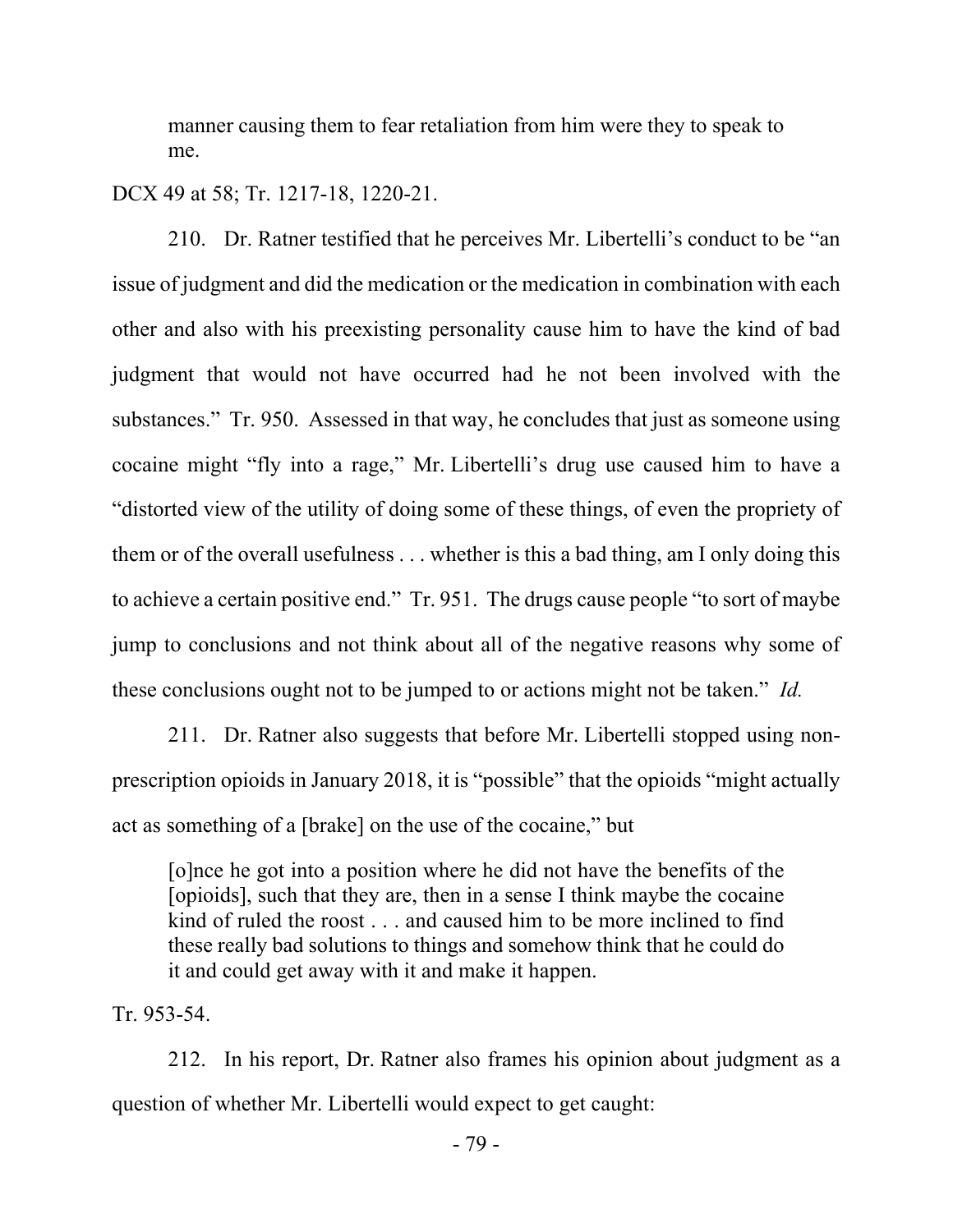> manner causing them to fear retaliation from him were they to speak to me.

DCX 49 at 58; Tr. 1217-18, 1220-21.

210. Dr. Ratner testified that he perceives Mr. Libertelli's conduct to be "an issue of judgment and did the medication or the medication in combination with each other and also with his preexisting personality cause him to have the kind of bad judgment that would not have occurred had he not been involved with the substances." Tr. 950. Assessed in that way, he concludes that just as someone using cocaine might "fly into a rage," Mr. Libertelli's drug use caused him to have a "distorted view of the utility of doing some of these things, of even the propriety of them or of the overall usefulness . . . whether is this a bad thing, am I only doing this to achieve a certain positive end." Tr. 951. The drugs cause people "to sort of maybe jump to conclusions and not think about all of the negative reasons why some of these conclusions ought not to be jumped to or actions might not be taken." *Id.*

211. Dr. Ratner also suggests that before Mr. Libertelli stopped using non-prescription opioids in January 2018, it is "possible" that the opioids "might actually act as something of a [brake] on the use of the cocaine," but

> [o]nce he got into a position where he did not have the benefits of the [opioids], such that they are, then in a sense I think maybe the cocaine kind of ruled the roost . . . and caused him to be more inclined to find these really bad solutions to things and somehow think that he could do it and could get away with it and make it happen.

Tr. 953-54.

212. In his report, Dr. Ratner also frames his opinion about judgment as a question of whether Mr. Libertelli would expect to get caught: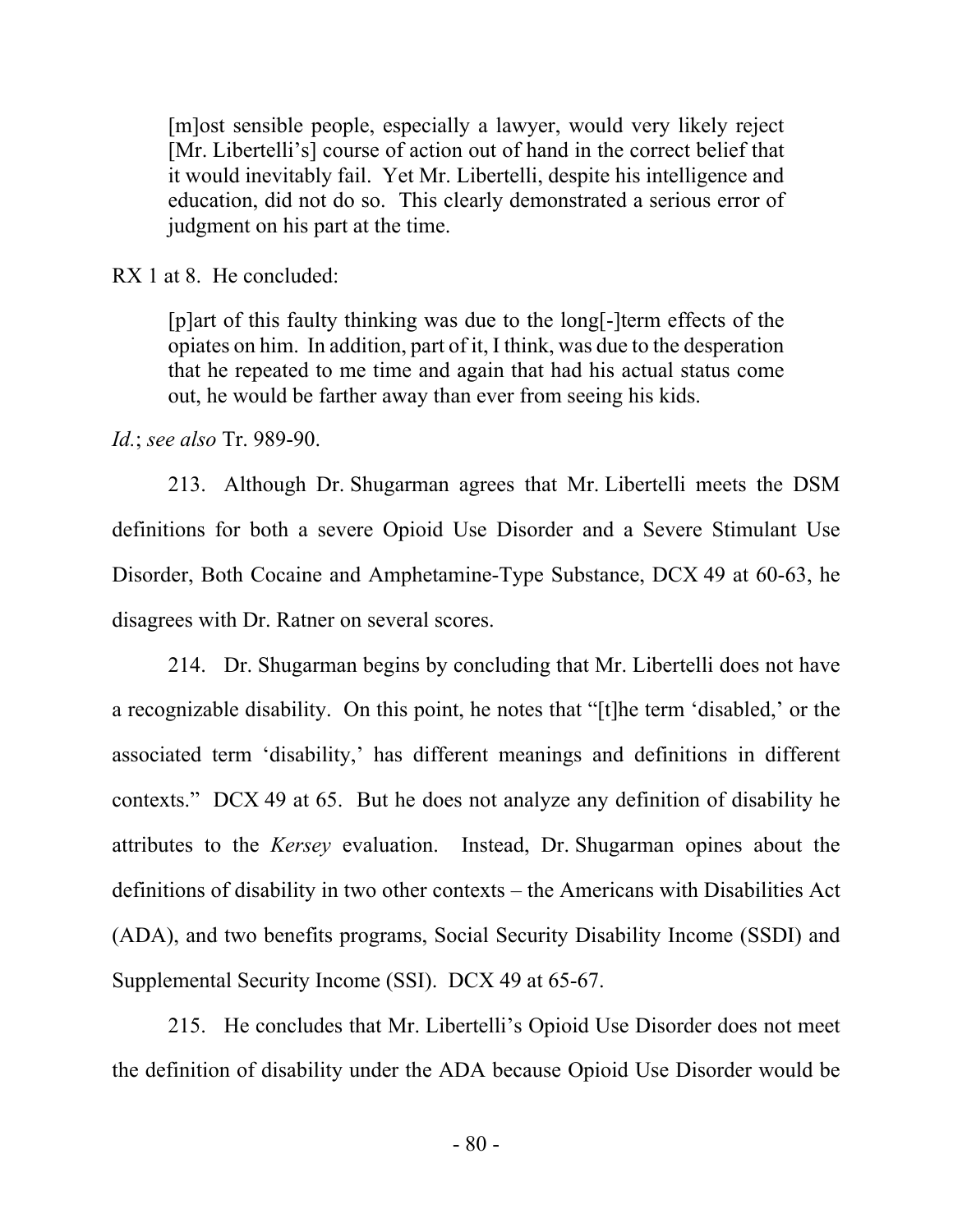> [m]ost sensible people, especially a lawyer, would very likely reject [Mr. Libertelli's] course of action out of hand in the correct belief that it would inevitably fail. Yet Mr. Libertelli, despite his intelligence and education, did not do so. This clearly demonstrated a serious error of judgment on his part at the time.

RX 1 at 8. He concluded:

> [p]art of this faulty thinking was due to the long[-]term effects of the opiates on him. In addition, part of it, I think, was due to the desperation that he repeated to me time and again that had his actual status come out, he would be farther away than ever from seeing his kids.

*Id.*; *see also* Tr. 989-90.

213. Although Dr. Shugarman agrees that Mr. Libertelli meets the DSM definitions for both a severe Opioid Use Disorder and a Severe Stimulant Use Disorder, Both Cocaine and Amphetamine-Type Substance, DCX 49 at 60-63, he disagrees with Dr. Ratner on several scores.

214. Dr. Shugarman begins by concluding that Mr. Libertelli does not have a recognizable disability. On this point, he notes that "[t]he term 'disabled,' or the associated term 'disability,' has different meanings and definitions in different contexts." DCX 49 at 65. But he does not analyze any definition of disability he attributes to the *Kersey* evaluation. Instead, Dr. Shugarman opines about the definitions of disability in two other contexts – the Americans with Disabilities Act (ADA), and two benefits programs, Social Security Disability Income (SSDI) and Supplemental Security Income (SSI). DCX 49 at 65-67.

215. He concludes that Mr. Libertelli's Opioid Use Disorder does not meet the definition of disability under the ADA because Opioid Use Disorder would be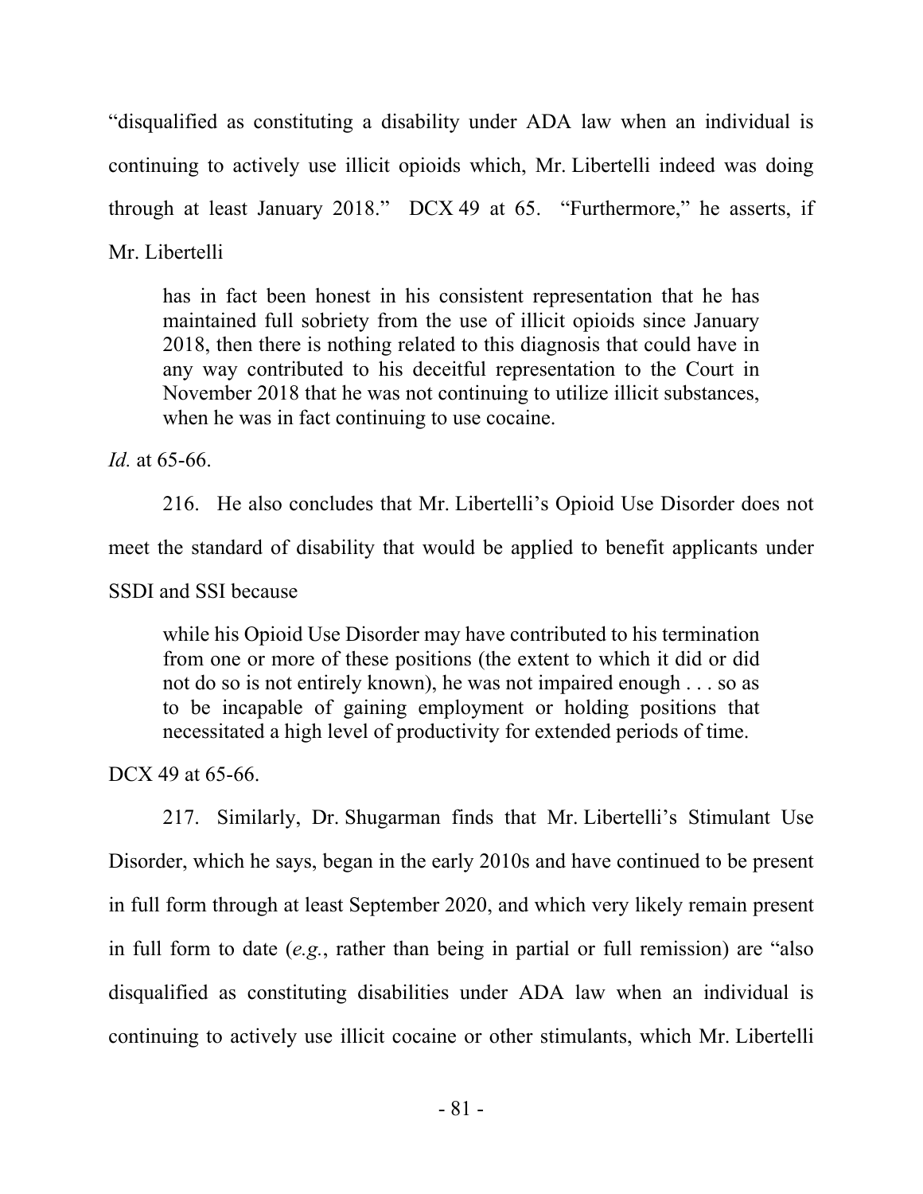"disqualified as constituting a disability under ADA law when an individual is continuing to actively use illicit opioids which, Mr. Libertelli indeed was doing through at least January 2018." DCX 49 at 65. "Furthermore," he asserts, if Mr. Libertelli

> has in fact been honest in his consistent representation that he has maintained full sobriety from the use of illicit opioids since January 2018, then there is nothing related to this diagnosis that could have in any way contributed to his deceitful representation to the Court in November 2018 that he was not continuing to utilize illicit substances, when he was in fact continuing to use cocaine.

*Id.* at 65-66.

216. He also concludes that Mr. Libertelli's Opioid Use Disorder does not meet the standard of disability that would be applied to benefit applicants under SSDI and SSI because

> while his Opioid Use Disorder may have contributed to his termination from one or more of these positions (the extent to which it did or did not do so is not entirely known), he was not impaired enough . . . so as to be incapable of gaining employment or holding positions that necessitated a high level of productivity for extended periods of time.

DCX 49 at 65-66.

217. Similarly, Dr. Shugarman finds that Mr. Libertelli's Stimulant Use Disorder, which he says, began in the early 2010s and have continued to be present in full form through at least September 2020, and which very likely remain present in full form to date (*e.g.*, rather than being in partial or full remission) are "also disqualified as constituting disabilities under ADA law when an individual is continuing to actively use illicit cocaine or other stimulants, which Mr. Libertelli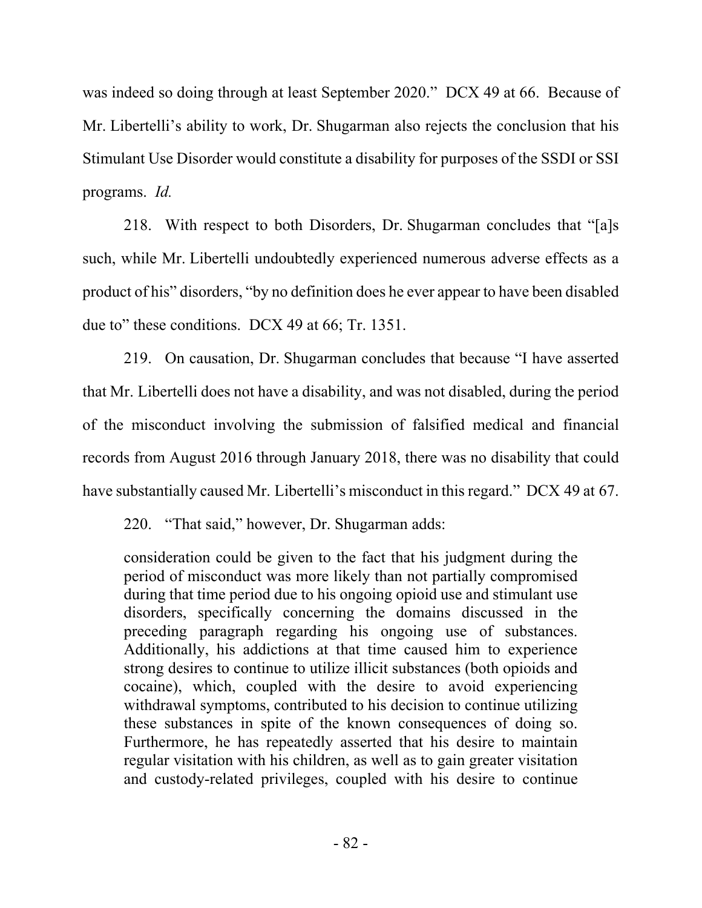was indeed so doing through at least September 2020." DCX 49 at 66. Because of Mr. Libertelli's ability to work, Dr. Shugarman also rejects the conclusion that his Stimulant Use Disorder would constitute a disability for purposes of the SSDI or SSI programs. *Id.*

218. With respect to both Disorders, Dr. Shugarman concludes that "[a]s such, while Mr. Libertelli undoubtedly experienced numerous adverse effects as a product of his" disorders, "by no definition does he ever appear to have been disabled due to" these conditions. DCX 49 at 66; Tr. 1351.

219. On causation, Dr. Shugarman concludes that because "I have asserted that Mr. Libertelli does not have a disability, and was not disabled, during the period of the misconduct involving the submission of falsified medical and financial records from August 2016 through January 2018, there was no disability that could have substantially caused Mr. Libertelli's misconduct in this regard." DCX 49 at 67.

220. "That said," however, Dr. Shugarman adds:

> consideration could be given to the fact that his judgment during the period of misconduct was more likely than not partially compromised during that time period due to his ongoing opioid use and stimulant use disorders, specifically concerning the domains discussed in the preceding paragraph regarding his ongoing use of substances. Additionally, his addictions at that time caused him to experience strong desires to continue to utilize illicit substances (both opioids and cocaine), which, coupled with the desire to avoid experiencing withdrawal symptoms, contributed to his decision to continue utilizing these substances in spite of the known consequences of doing so. Furthermore, he has repeatedly asserted that his desire to maintain regular visitation with his children, as well as to gain greater visitation and custody-related privileges, coupled with his desire to continue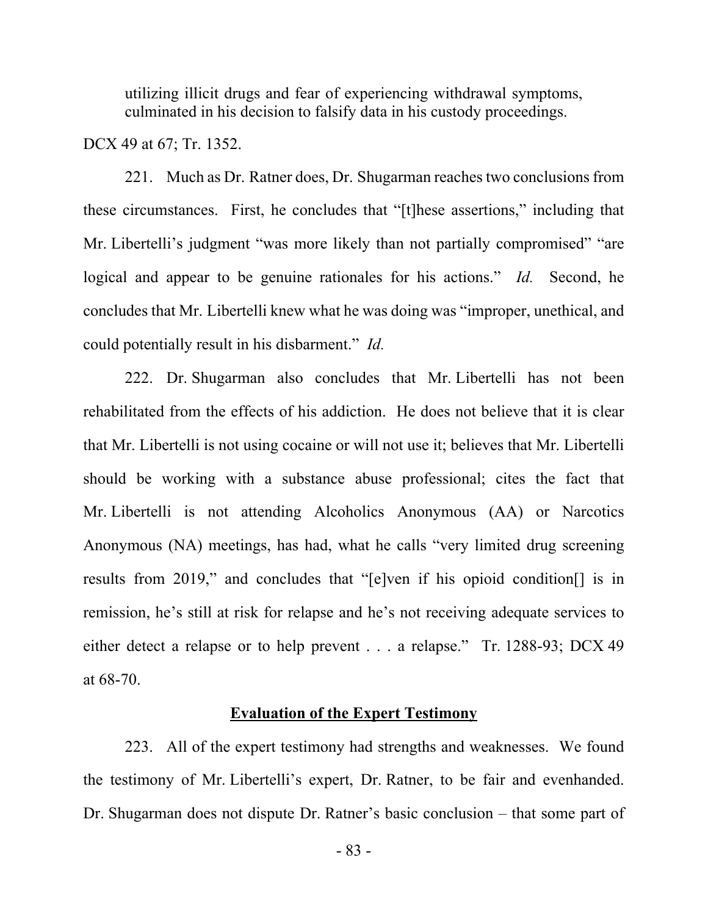> utilizing illicit drugs and fear of experiencing withdrawal symptoms, culminated in his decision to falsify data in his custody proceedings.

DCX 49 at 67; Tr. 1352.

221. Much as Dr. Ratner does, Dr. Shugarman reaches two conclusions from these circumstances. First, he concludes that "[t]hese assertions," including that Mr. Libertelli's judgment "was more likely than not partially compromised" "are logical and appear to be genuine rationales for his actions." *Id.* Second, he concludes that Mr. Libertelli knew what he was doing was "improper, unethical, and could potentially result in his disbarment." *Id.*

222. Dr. Shugarman also concludes that Mr. Libertelli has not been rehabilitated from the effects of his addiction. He does not believe that it is clear that Mr. Libertelli is not using cocaine or will not use it; believes that Mr. Libertelli should be working with a substance abuse professional; cites the fact that Mr. Libertelli is not attending Alcoholics Anonymous (AA) or Narcotics Anonymous (NA) meetings, has had, what he calls "very limited drug screening results from 2019," and concludes that "[e]ven if his opioid condition[] is in remission, he's still at risk for relapse and he's not receiving adequate services to either detect a relapse or to help prevent . . . a relapse." Tr. 1288-93; DCX 49 at 68-70.

**<u>Evaluation of the Expert Testimony</u>**

223. All of the expert testimony had strengths and weaknesses. We found the testimony of Mr. Libertelli's expert, Dr. Ratner, to be fair and evenhanded. Dr. Shugarman does not dispute Dr. Ratner's basic conclusion – that some part of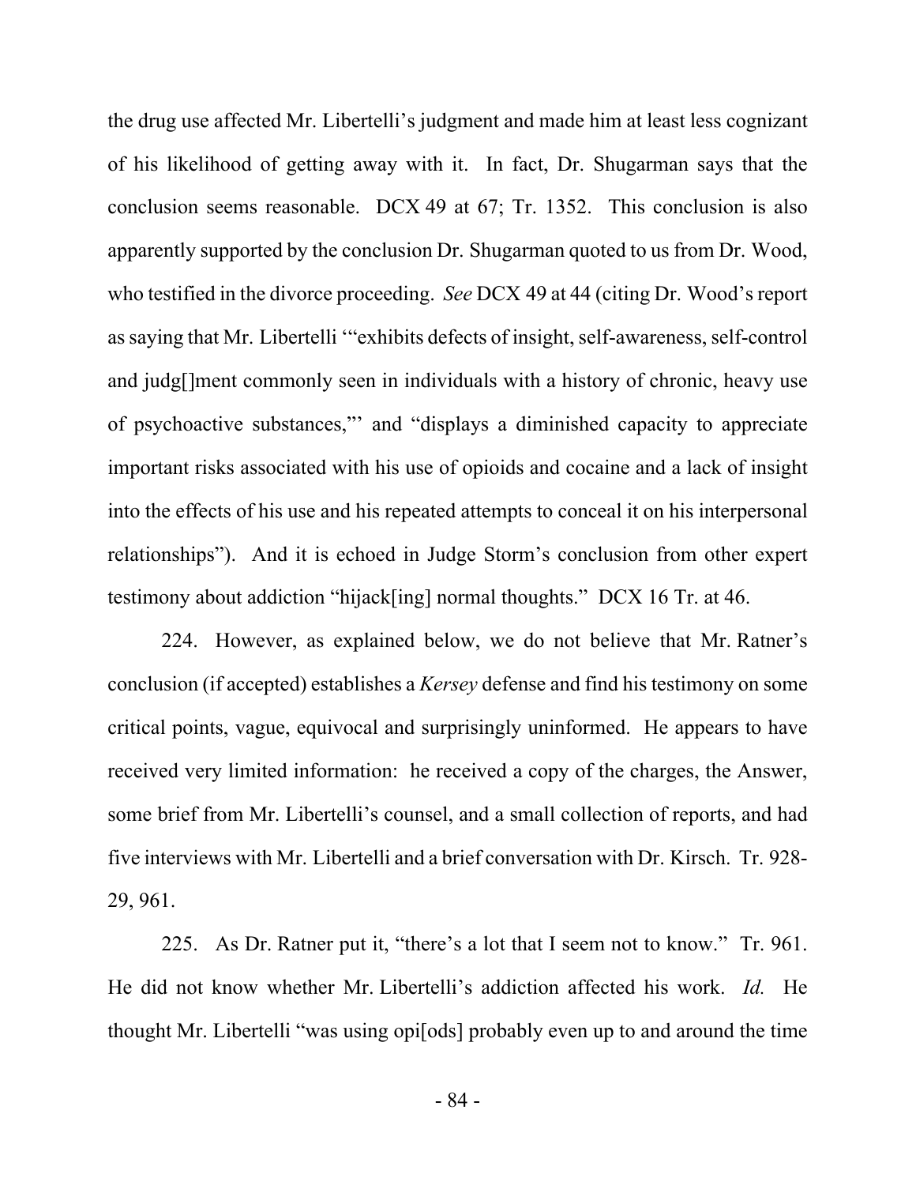the drug use affected Mr. Libertelli's judgment and made him at least less cognizant of his likelihood of getting away with it. In fact, Dr. Shugarman says that the conclusion seems reasonable. DCX 49 at 67; Tr. 1352. This conclusion is also apparently supported by the conclusion Dr. Shugarman quoted to us from Dr. Wood, who testified in the divorce proceeding. *See* DCX 49 at 44 (citing Dr. Wood's report as saying that Mr. Libertelli '"exhibits defects of insight, self-awareness, self-control and judg[]ment commonly seen in individuals with a history of chronic, heavy use of psychoactive substances,"' and "displays a diminished capacity to appreciate important risks associated with his use of opioids and cocaine and a lack of insight into the effects of his use and his repeated attempts to conceal it on his interpersonal relationships"). And it is echoed in Judge Storm's conclusion from other expert testimony about addiction "hijack[ing] normal thoughts." DCX 16 Tr. at 46.

224. However, as explained below, we do not believe that Mr. Ratner's conclusion (if accepted) establishes a *Kersey* defense and find his testimony on some critical points, vague, equivocal and surprisingly uninformed. He appears to have received very limited information: he received a copy of the charges, the Answer, some brief from Mr. Libertelli's counsel, and a small collection of reports, and had five interviews with Mr. Libertelli and a brief conversation with Dr. Kirsch. Tr. 928-29, 961.

225. As Dr. Ratner put it, "there's a lot that I seem not to know." Tr. 961. He did not know whether Mr. Libertelli's addiction affected his work. *Id.* He thought Mr. Libertelli "was using opi[ods] probably even up to and around the time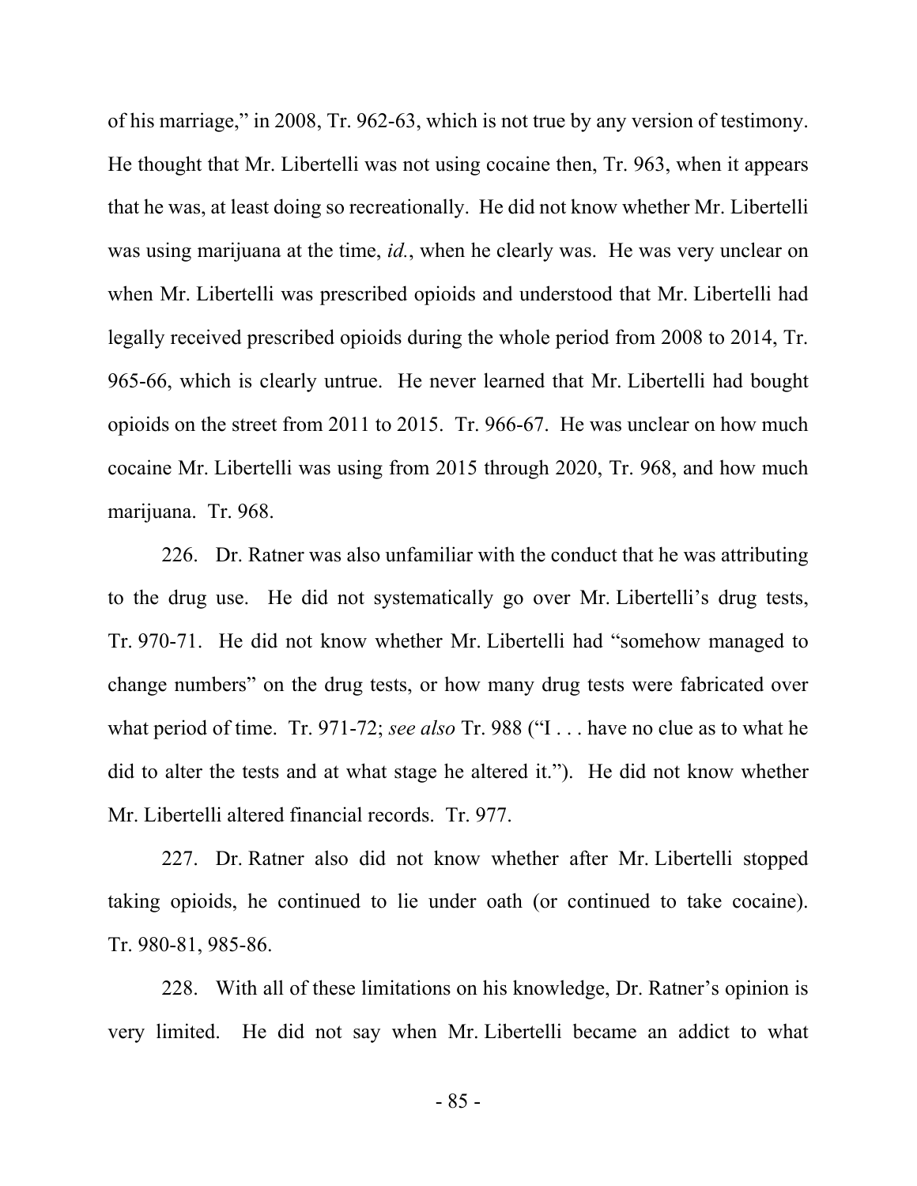of his marriage," in 2008, Tr. 962-63, which is not true by any version of testimony. He thought that Mr. Libertelli was not using cocaine then, Tr. 963, when it appears that he was, at least doing so recreationally. He did not know whether Mr. Libertelli was using marijuana at the time, *id.*, when he clearly was. He was very unclear on when Mr. Libertelli was prescribed opioids and understood that Mr. Libertelli had legally received prescribed opioids during the whole period from 2008 to 2014, Tr. 965-66, which is clearly untrue. He never learned that Mr. Libertelli had bought opioids on the street from 2011 to 2015. Tr. 966-67. He was unclear on how much cocaine Mr. Libertelli was using from 2015 through 2020, Tr. 968, and how much marijuana. Tr. 968.

226. Dr. Ratner was also unfamiliar with the conduct that he was attributing to the drug use. He did not systematically go over Mr. Libertelli's drug tests, Tr. 970-71. He did not know whether Mr. Libertelli had "somehow managed to change numbers" on the drug tests, or how many drug tests were fabricated over what period of time. Tr. 971-72; *see also* Tr. 988 ("I . . . have no clue as to what he did to alter the tests and at what stage he altered it."). He did not know whether Mr. Libertelli altered financial records. Tr. 977.

227. Dr. Ratner also did not know whether after Mr. Libertelli stopped taking opioids, he continued to lie under oath (or continued to take cocaine). Tr. 980-81, 985-86.

228. With all of these limitations on his knowledge, Dr. Ratner's opinion is very limited. He did not say when Mr. Libertelli became an addict to what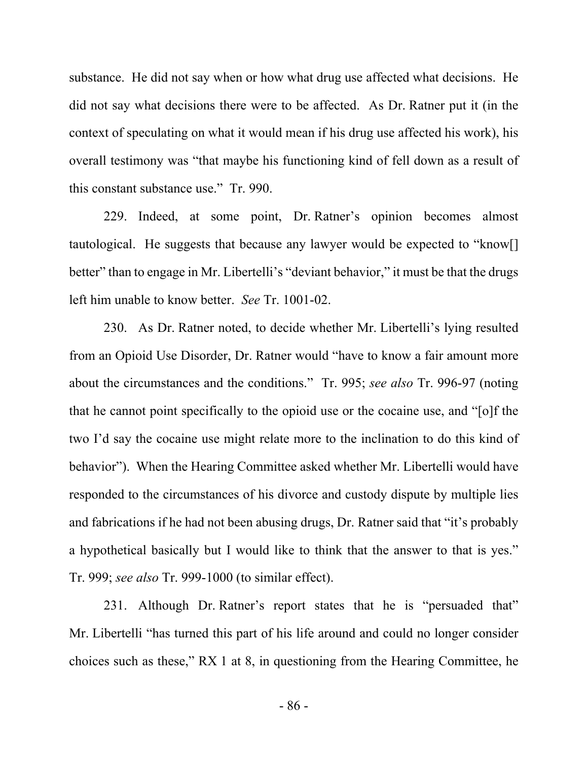substance. He did not say when or how what drug use affected what decisions. He did not say what decisions there were to be affected. As Dr. Ratner put it (in the context of speculating on what it would mean if his drug use affected his work), his overall testimony was "that maybe his functioning kind of fell down as a result of this constant substance use." Tr. 990.

229. Indeed, at some point, Dr. Ratner's opinion becomes almost tautological. He suggests that because any lawyer would be expected to "know[] better" than to engage in Mr. Libertelli's "deviant behavior," it must be that the drugs left him unable to know better. *See* Tr. 1001-02.

230. As Dr. Ratner noted, to decide whether Mr. Libertelli's lying resulted from an Opioid Use Disorder, Dr. Ratner would "have to know a fair amount more about the circumstances and the conditions." Tr. 995; *see also* Tr. 996-97 (noting that he cannot point specifically to the opioid use or the cocaine use, and "[o]f the two I'd say the cocaine use might relate more to the inclination to do this kind of behavior"). When the Hearing Committee asked whether Mr. Libertelli would have responded to the circumstances of his divorce and custody dispute by multiple lies and fabrications if he had not been abusing drugs, Dr. Ratner said that "it's probably a hypothetical basically but I would like to think that the answer to that is yes." Tr. 999; *see also* Tr. 999-1000 (to similar effect).

231. Although Dr. Ratner's report states that he is "persuaded that" Mr. Libertelli "has turned this part of his life around and could no longer consider choices such as these," RX 1 at 8, in questioning from the Hearing Committee, he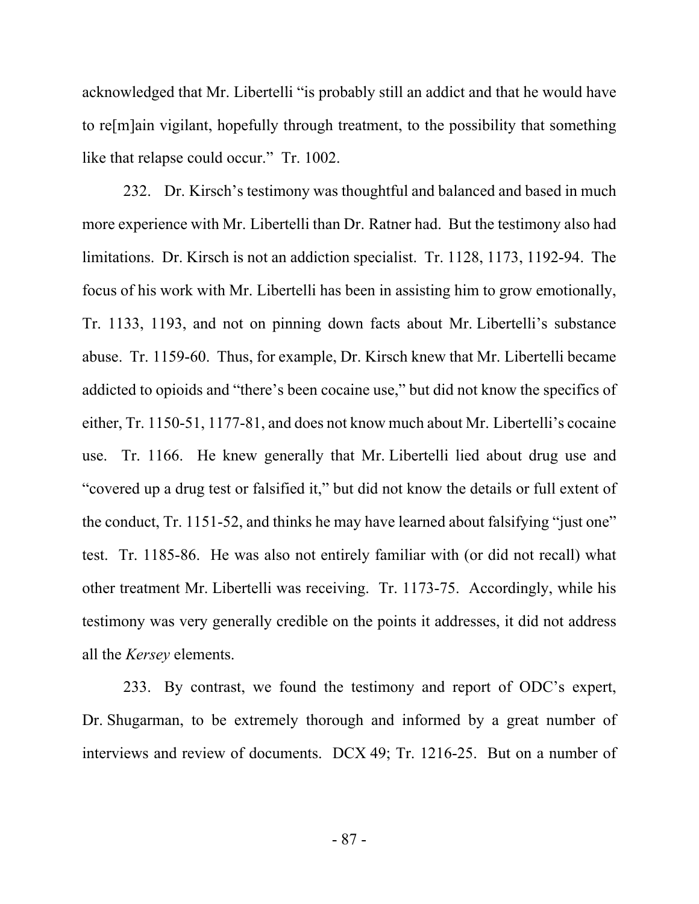acknowledged that Mr. Libertelli "is probably still an addict and that he would have to re[m]ain vigilant, hopefully through treatment, to the possibility that something like that relapse could occur." Tr. 1002.

232. Dr. Kirsch's testimony was thoughtful and balanced and based in much more experience with Mr. Libertelli than Dr. Ratner had. But the testimony also had limitations. Dr. Kirsch is not an addiction specialist. Tr. 1128, 1173, 1192-94. The focus of his work with Mr. Libertelli has been in assisting him to grow emotionally, Tr. 1133, 1193, and not on pinning down facts about Mr. Libertelli's substance abuse. Tr. 1159-60. Thus, for example, Dr. Kirsch knew that Mr. Libertelli became addicted to opioids and "there's been cocaine use," but did not know the specifics of either, Tr. 1150-51, 1177-81, and does not know much about Mr. Libertelli's cocaine use. Tr. 1166. He knew generally that Mr. Libertelli lied about drug use and "covered up a drug test or falsified it," but did not know the details or full extent of the conduct, Tr. 1151-52, and thinks he may have learned about falsifying "just one" test. Tr. 1185-86. He was also not entirely familiar with (or did not recall) what other treatment Mr. Libertelli was receiving. Tr. 1173-75. Accordingly, while his testimony was very generally credible on the points it addresses, it did not address all the *Kersey* elements.

233. By contrast, we found the testimony and report of ODC's expert, Dr. Shugarman, to be extremely thorough and informed by a great number of interviews and review of documents. DCX 49; Tr. 1216-25. But on a number of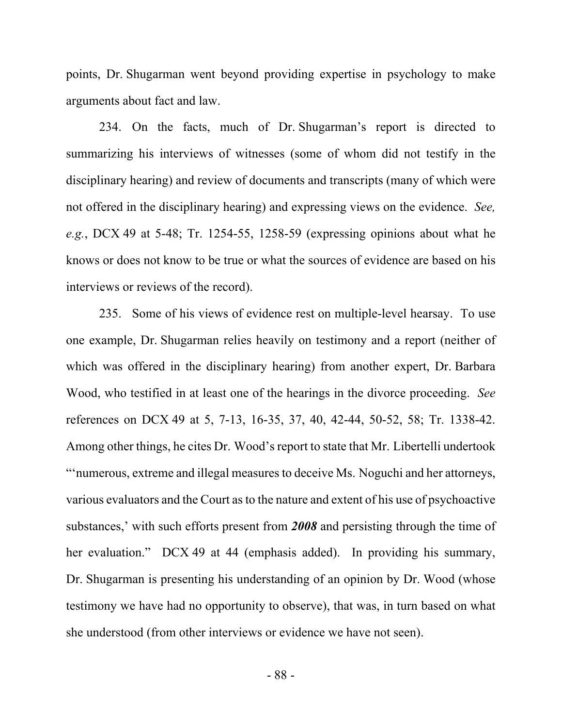points, Dr. Shugarman went beyond providing expertise in psychology to make arguments about fact and law.

234. On the facts, much of Dr. Shugarman's report is directed to summarizing his interviews of witnesses (some of whom did not testify in the disciplinary hearing) and review of documents and transcripts (many of which were not offered in the disciplinary hearing) and expressing views on the evidence. *See, e.g.*, DCX 49 at 5-48; Tr. 1254-55, 1258-59 (expressing opinions about what he knows or does not know to be true or what the sources of evidence are based on his interviews or reviews of the record).

235. Some of his views of evidence rest on multiple-level hearsay. To use one example, Dr. Shugarman relies heavily on testimony and a report (neither of which was offered in the disciplinary hearing) from another expert, Dr. Barbara Wood, who testified in at least one of the hearings in the divorce proceeding. *See* references on DCX 49 at 5, 7-13, 16-35, 37, 40, 42-44, 50-52, 58; Tr. 1338-42. Among other things, he cites Dr. Wood's report to state that Mr. Libertelli undertook "'numerous, extreme and illegal measures to deceive Ms. Noguchi and her attorneys, various evaluators and the Court as to the nature and extent of his use of psychoactive substances,' with such efforts present from ***2008*** and persisting through the time of her evaluation." DCX 49 at 44 (emphasis added). In providing his summary, Dr. Shugarman is presenting his understanding of an opinion by Dr. Wood (whose testimony we have had no opportunity to observe), that was, in turn based on what she understood (from other interviews or evidence we have not seen).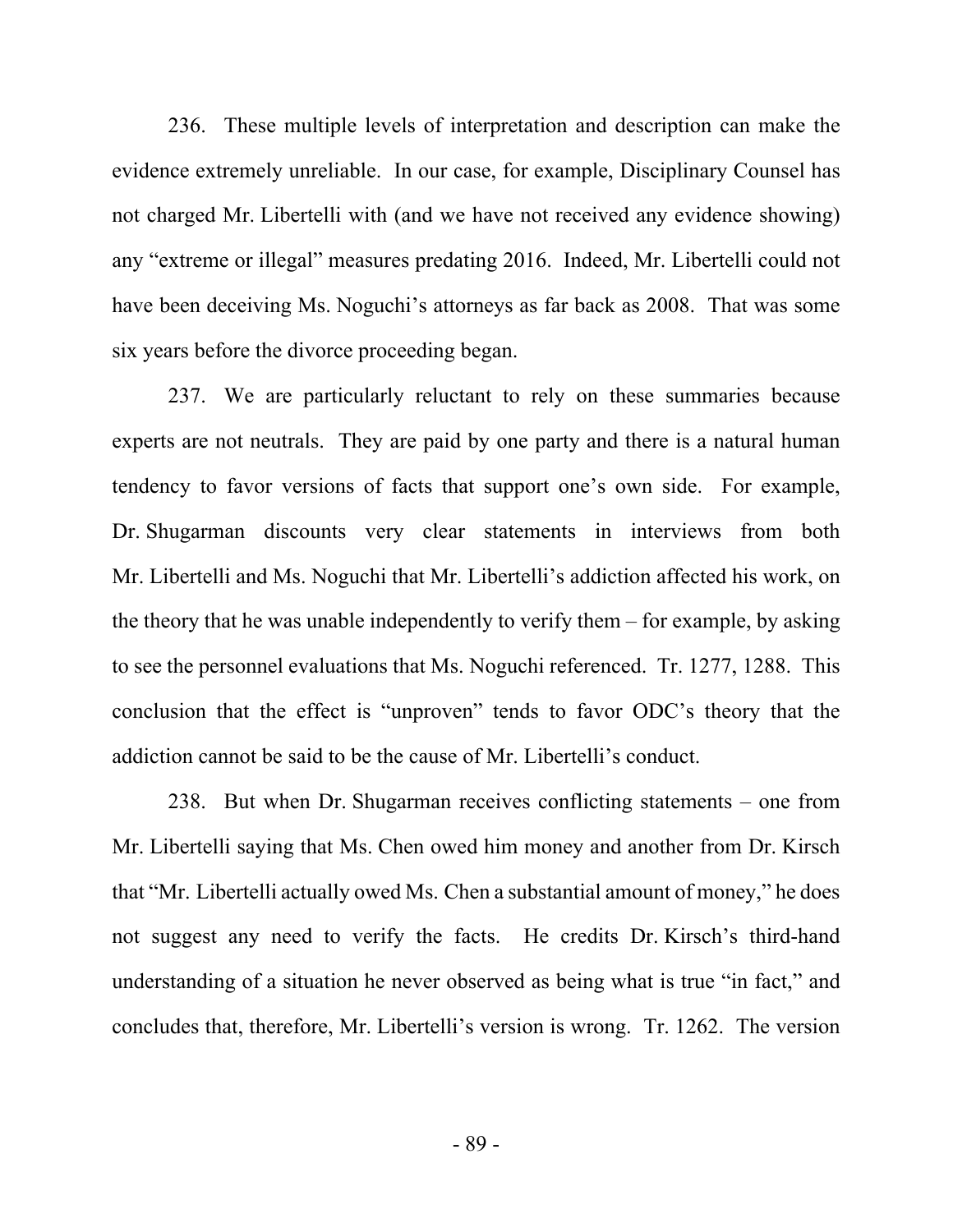236. These multiple levels of interpretation and description can make the evidence extremely unreliable. In our case, for example, Disciplinary Counsel has not charged Mr. Libertelli with (and we have not received any evidence showing) any "extreme or illegal" measures predating 2016. Indeed, Mr. Libertelli could not have been deceiving Ms. Noguchi's attorneys as far back as 2008. That was some six years before the divorce proceeding began.

237. We are particularly reluctant to rely on these summaries because experts are not neutrals. They are paid by one party and there is a natural human tendency to favor versions of facts that support one's own side. For example, Dr. Shugarman discounts very clear statements in interviews from both Mr. Libertelli and Ms. Noguchi that Mr. Libertelli's addiction affected his work, on the theory that he was unable independently to verify them – for example, by asking to see the personnel evaluations that Ms. Noguchi referenced. Tr. 1277, 1288. This conclusion that the effect is "unproven" tends to favor ODC's theory that the addiction cannot be said to be the cause of Mr. Libertelli's conduct.

238. But when Dr. Shugarman receives conflicting statements – one from Mr. Libertelli saying that Ms. Chen owed him money and another from Dr. Kirsch that "Mr. Libertelli actually owed Ms. Chen a substantial amount of money," he does not suggest any need to verify the facts. He credits Dr. Kirsch's third-hand understanding of a situation he never observed as being what is true "in fact," and concludes that, therefore, Mr. Libertelli's version is wrong. Tr. 1262. The version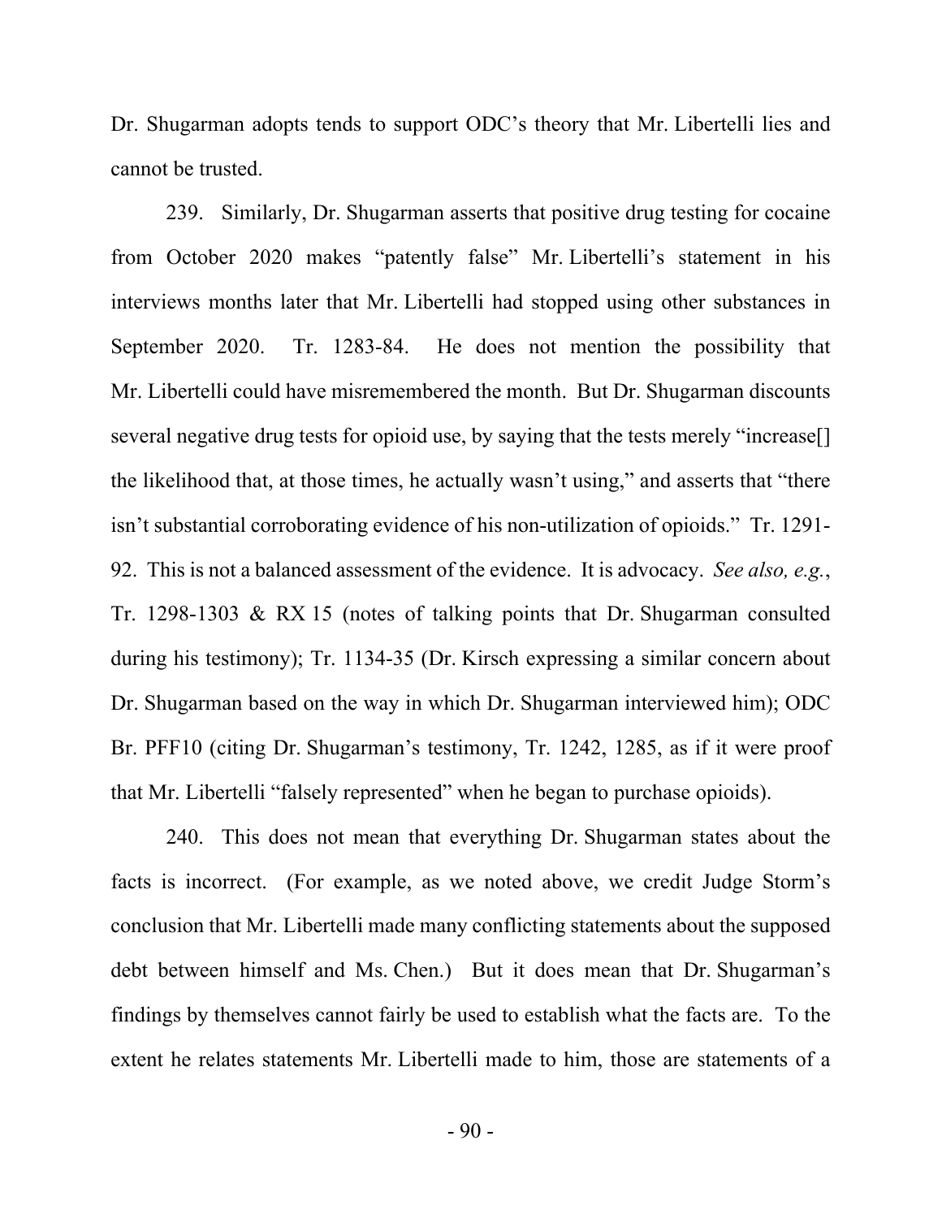Dr. Shugarman adopts tends to support ODC's theory that Mr. Libertelli lies and cannot be trusted.

239. Similarly, Dr. Shugarman asserts that positive drug testing for cocaine from October 2020 makes "patently false" Mr. Libertelli's statement in his interviews months later that Mr. Libertelli had stopped using other substances in September 2020. Tr. 1283-84. He does not mention the possibility that Mr. Libertelli could have misremembered the month. But Dr. Shugarman discounts several negative drug tests for opioid use, by saying that the tests merely "increase[] the likelihood that, at those times, he actually wasn't using," and asserts that "there isn't substantial corroborating evidence of his non-utilization of opioids." Tr. 1291-92. This is not a balanced assessment of the evidence. It is advocacy. *See also, e.g.*, Tr. 1298-1303 & RX 15 (notes of talking points that Dr. Shugarman consulted during his testimony); Tr. 1134-35 (Dr. Kirsch expressing a similar concern about Dr. Shugarman based on the way in which Dr. Shugarman interviewed him); ODC Br. PFF10 (citing Dr. Shugarman's testimony, Tr. 1242, 1285, as if it were proof that Mr. Libertelli "falsely represented" when he began to purchase opioids).

240. This does not mean that everything Dr. Shugarman states about the facts is incorrect. (For example, as we noted above, we credit Judge Storm's conclusion that Mr. Libertelli made many conflicting statements about the supposed debt between himself and Ms. Chen.) But it does mean that Dr. Shugarman's findings by themselves cannot fairly be used to establish what the facts are. To the extent he relates statements Mr. Libertelli made to him, those are statements of a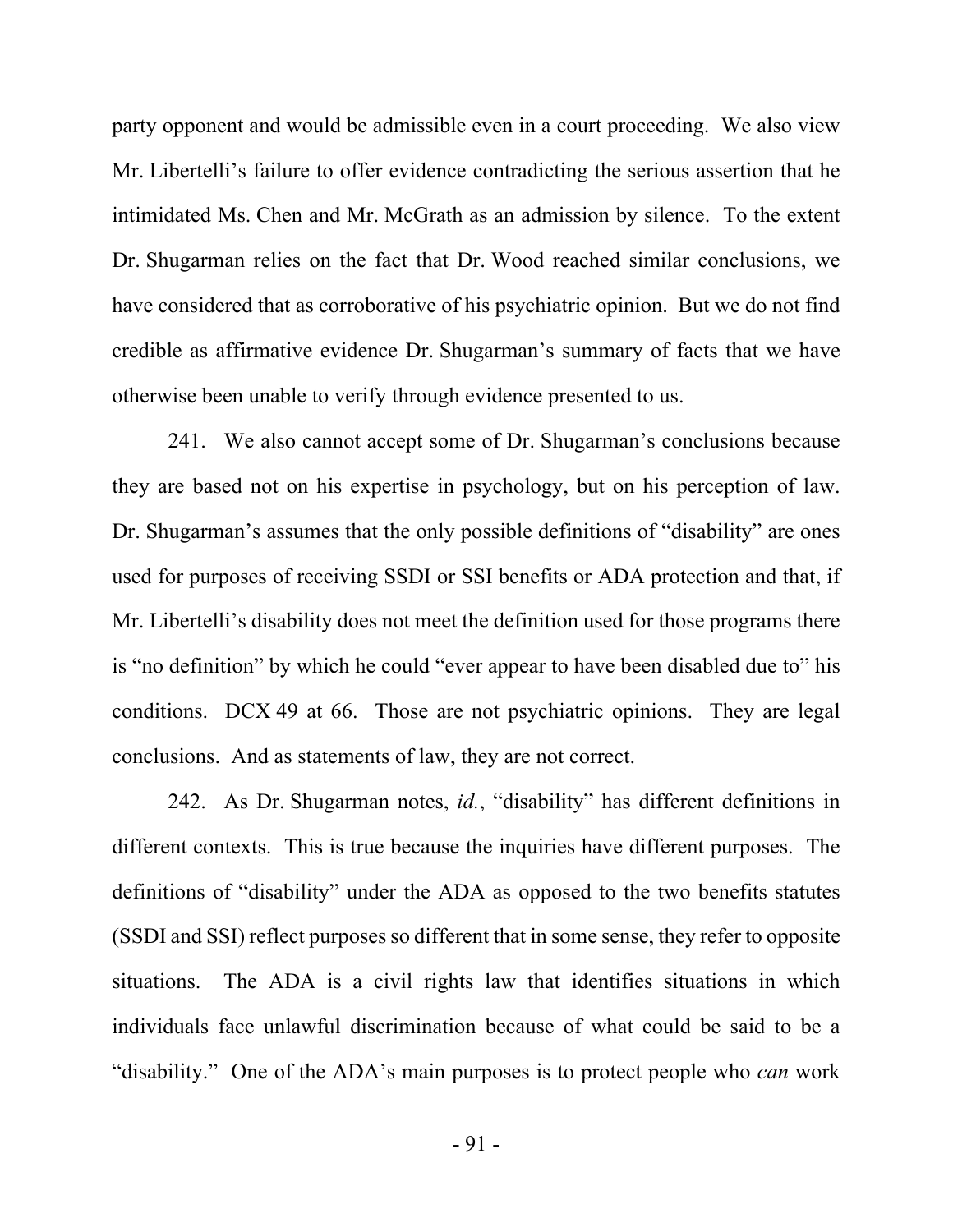party opponent and would be admissible even in a court proceeding. We also view Mr. Libertelli's failure to offer evidence contradicting the serious assertion that he intimidated Ms. Chen and Mr. McGrath as an admission by silence. To the extent Dr. Shugarman relies on the fact that Dr. Wood reached similar conclusions, we have considered that as corroborative of his psychiatric opinion. But we do not find credible as affirmative evidence Dr. Shugarman's summary of facts that we have otherwise been unable to verify through evidence presented to us.

241. We also cannot accept some of Dr. Shugarman's conclusions because they are based not on his expertise in psychology, but on his perception of law. Dr. Shugarman's assumes that the only possible definitions of "disability" are ones used for purposes of receiving SSDI or SSI benefits or ADA protection and that, if Mr. Libertelli's disability does not meet the definition used for those programs there is "no definition" by which he could "ever appear to have been disabled due to" his conditions. DCX 49 at 66. Those are not psychiatric opinions. They are legal conclusions. And as statements of law, they are not correct.

242. As Dr. Shugarman notes, *id.*, "disability" has different definitions in different contexts. This is true because the inquiries have different purposes. The definitions of "disability" under the ADA as opposed to the two benefits statutes (SSDI and SSI) reflect purposes so different that in some sense, they refer to opposite situations. The ADA is a civil rights law that identifies situations in which individuals face unlawful discrimination because of what could be said to be a "disability." One of the ADA's main purposes is to protect people who *can* work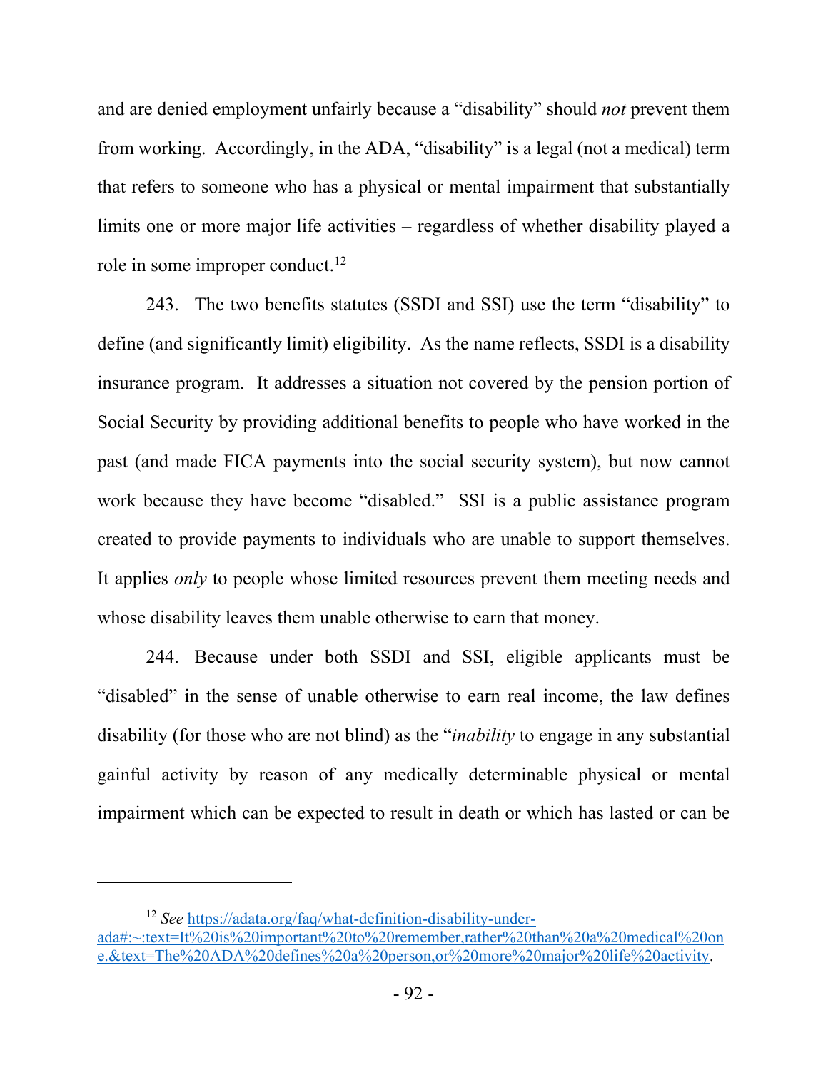and are denied employment unfairly because a "disability" should *not* prevent them from working. Accordingly, in the ADA, "disability" is a legal (not a medical) term that refers to someone who has a physical or mental impairment that substantially limits one or more major life activities – regardless of whether disability played a role in some improper conduct.[12]

243. The two benefits statutes (SSDI and SSI) use the term "disability" to define (and significantly limit) eligibility. As the name reflects, SSDI is a disability insurance program. It addresses a situation not covered by the pension portion of Social Security by providing additional benefits to people who have worked in the past (and made FICA payments into the social security system), but now cannot work because they have become "disabled." SSI is a public assistance program created to provide payments to individuals who are unable to support themselves. It applies *only* to people whose limited resources prevent them meeting needs and whose disability leaves them unable otherwise to earn that money.

244. Because under both SSDI and SSI, eligible applicants must be "disabled" in the sense of unable otherwise to earn real income, the law defines disability (for those who are not blind) as the "*inability* to engage in any substantial gainful activity by reason of any medically determinable physical or mental impairment which can be expected to result in death or which has lasted or can be

---

[12] *See* [https://adata.org/faq/what-definition-disability-under-ada#:~:text=It%20is%20important%20to%20remember,rather%20than%20a%20medical%20one.&text=The%20ADA%20defines%20a%20person,or%20more%20major%20life%20activity](https://adata.org/faq/what-definition-disability-under-ada#:~:text=It%20is%20important%20to%20remember,rather%20than%20a%20medical%20one.&text=The%20ADA%20defines%20a%20person,or%20more%20major%20life%20activity).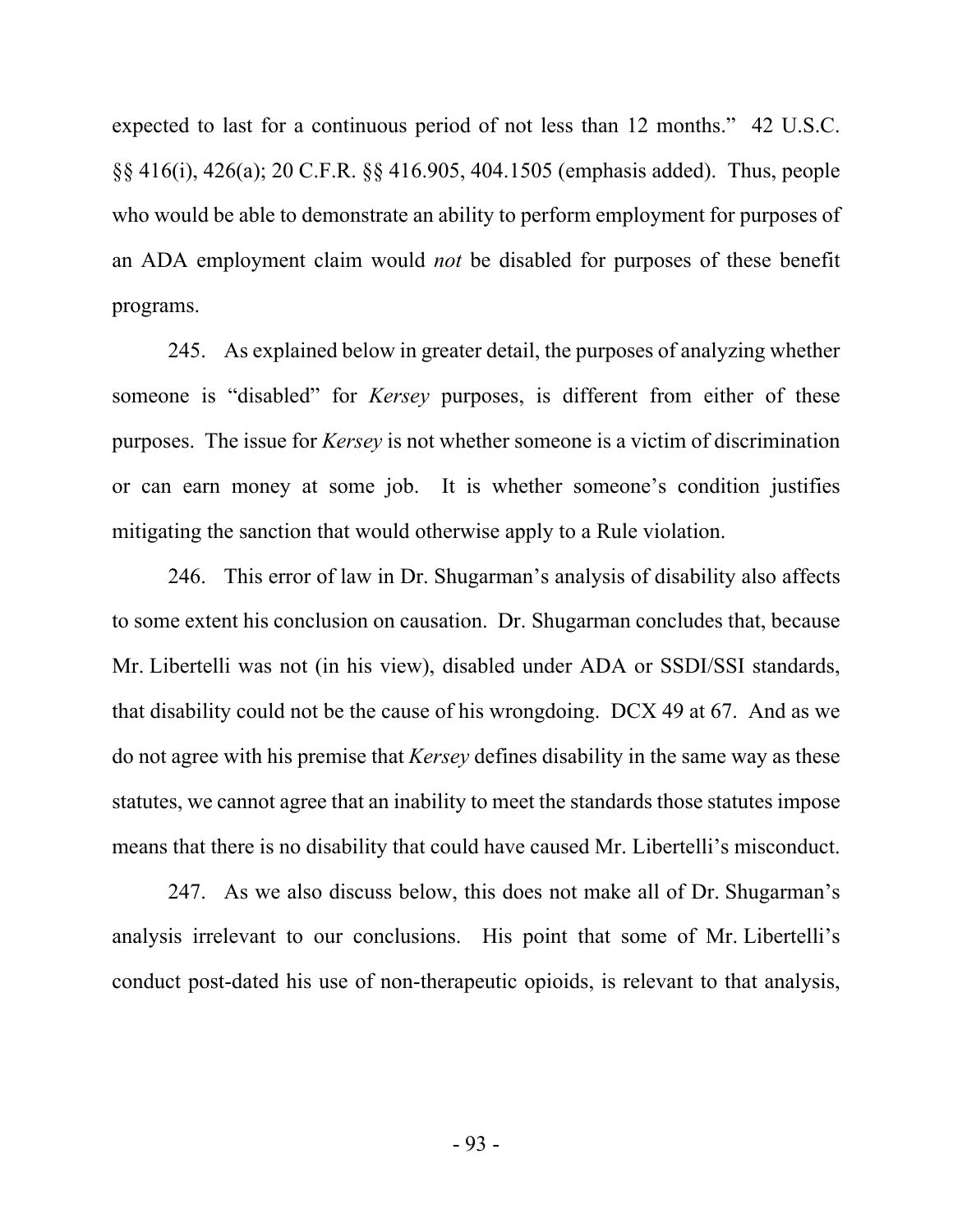expected to last for a continuous period of not less than 12 months." 42 U.S.C. §§ 416(i), 426(a); 20 C.F.R. §§ 416.905, 404.1505 (emphasis added). Thus, people who would be able to demonstrate an ability to perform employment for purposes of an ADA employment claim would *not* be disabled for purposes of these benefit programs.

245. As explained below in greater detail, the purposes of analyzing whether someone is "disabled" for *Kersey* purposes, is different from either of these purposes. The issue for *Kersey* is not whether someone is a victim of discrimination or can earn money at some job. It is whether someone's condition justifies mitigating the sanction that would otherwise apply to a Rule violation.

246. This error of law in Dr. Shugarman's analysis of disability also affects to some extent his conclusion on causation. Dr. Shugarman concludes that, because Mr. Libertelli was not (in his view), disabled under ADA or SSDI/SSI standards, that disability could not be the cause of his wrongdoing. DCX 49 at 67. And as we do not agree with his premise that *Kersey* defines disability in the same way as these statutes, we cannot agree that an inability to meet the standards those statutes impose means that there is no disability that could have caused Mr. Libertelli's misconduct.

247. As we also discuss below, this does not make all of Dr. Shugarman's analysis irrelevant to our conclusions. His point that some of Mr. Libertelli's conduct post-dated his use of non-therapeutic opioids, is relevant to that analysis,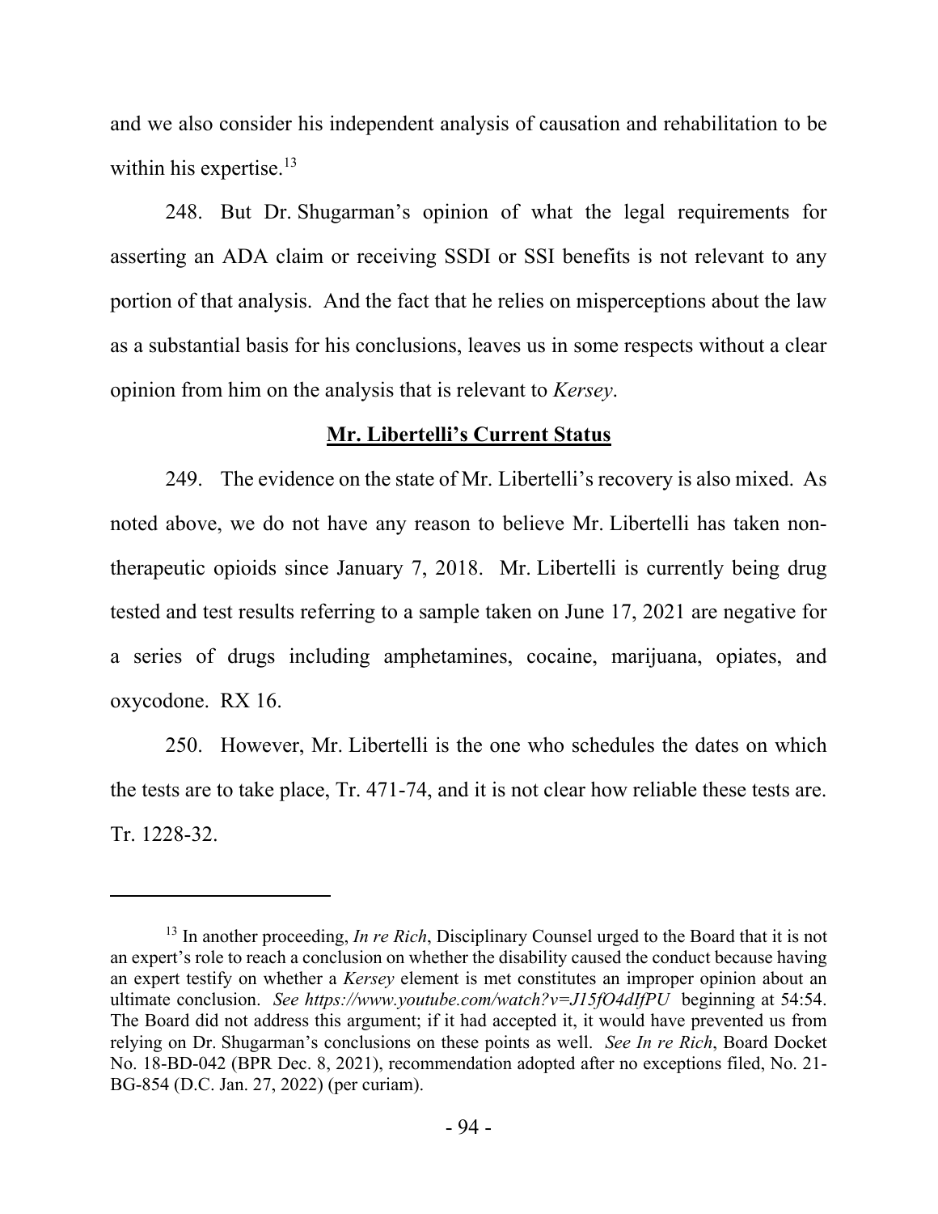and we also consider his independent analysis of causation and rehabilitation to be within his expertise.[13]

248. But Dr. Shugarman's opinion of what the legal requirements for asserting an ADA claim or receiving SSDI or SSI benefits is not relevant to any portion of that analysis. And the fact that he relies on misperceptions about the law as a substantial basis for his conclusions, leaves us in some respects without a clear opinion from him on the analysis that is relevant to *Kersey*.

**Mr. Libertelli's Current Status**

249. The evidence on the state of Mr. Libertelli's recovery is also mixed. As noted above, we do not have any reason to believe Mr. Libertelli has taken non-therapeutic opioids since January 7, 2018. Mr. Libertelli is currently being drug tested and test results referring to a sample taken on June 17, 2021 are negative for a series of drugs including amphetamines, cocaine, marijuana, opiates, and oxycodone. RX 16.

250. However, Mr. Libertelli is the one who schedules the dates on which the tests are to take place, Tr. 471-74, and it is not clear how reliable these tests are. Tr. 1228-32.

---

[13] In another proceeding, *In re Rich*, Disciplinary Counsel urged to the Board that it is not an expert's role to reach a conclusion on whether the disability caused the conduct because having an expert testify on whether a *Kersey* element is met constitutes an improper opinion about an ultimate conclusion. *See https://www.youtube.com/watch?v=J15fO4dIfPU* beginning at 54:54. The Board did not address this argument; if it had accepted it, it would have prevented us from relying on Dr. Shugarman's conclusions on these points as well. *See In re Rich*, Board Docket No. 18-BD-042 (BPR Dec. 8, 2021), recommendation adopted after no exceptions filed, No. 21-BG-854 (D.C. Jan. 27, 2022) (per curiam).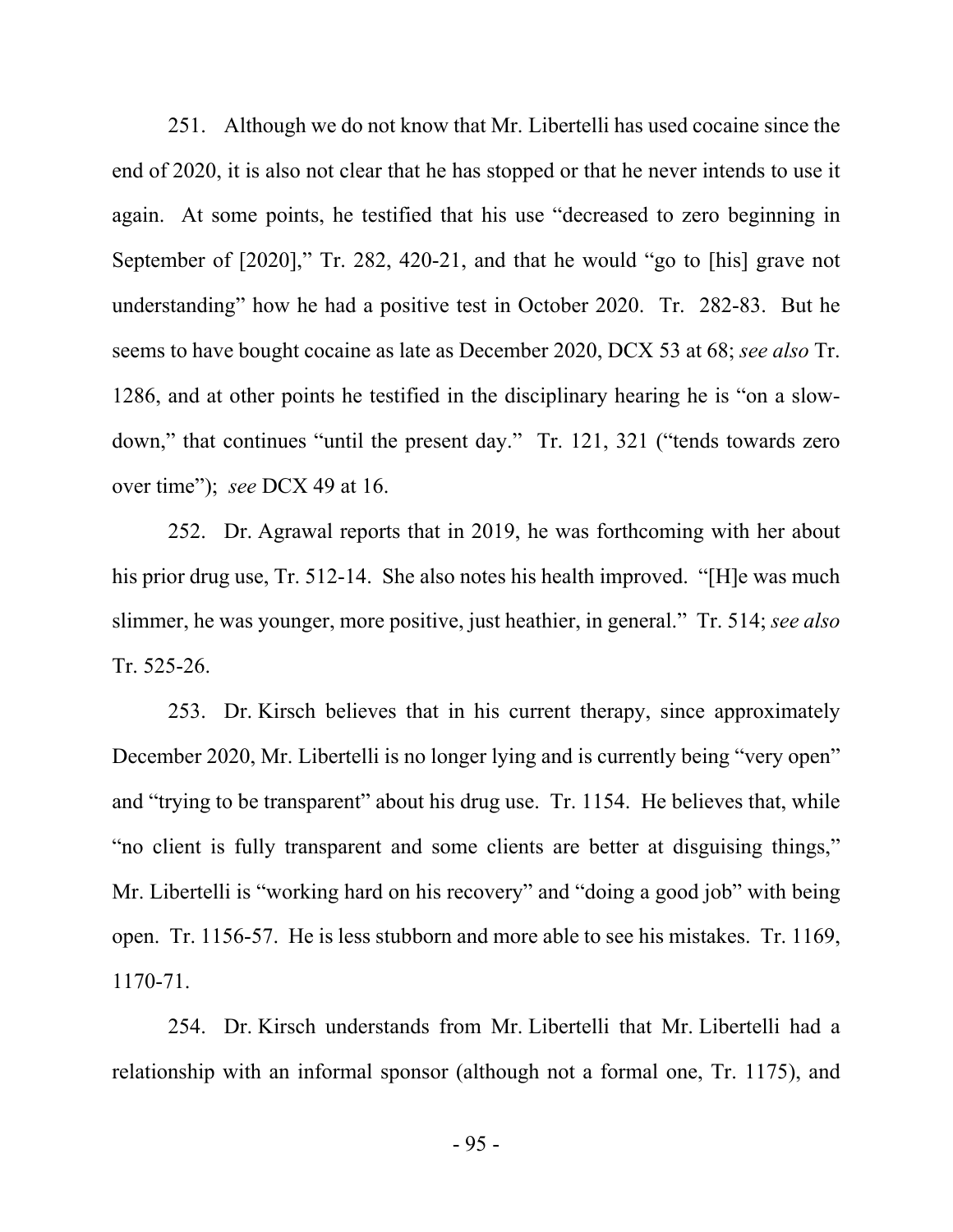251. Although we do not know that Mr. Libertelli has used cocaine since the end of 2020, it is also not clear that he has stopped or that he never intends to use it again. At some points, he testified that his use "decreased to zero beginning in September of [2020]," Tr. 282, 420-21, and that he would "go to [his] grave not understanding" how he had a positive test in October 2020. Tr. 282-83. But he seems to have bought cocaine as late as December 2020, DCX 53 at 68; *see also* Tr. 1286, and at other points he testified in the disciplinary hearing he is "on a slow-down," that continues "until the present day." Tr. 121, 321 ("tends towards zero over time"); *see* DCX 49 at 16.

252. Dr. Agrawal reports that in 2019, he was forthcoming with her about his prior drug use, Tr. 512-14. She also notes his health improved. "[H]e was much slimmer, he was younger, more positive, just heathier, in general." Tr. 514; *see also* Tr. 525-26.

253. Dr. Kirsch believes that in his current therapy, since approximately December 2020, Mr. Libertelli is no longer lying and is currently being "very open" and "trying to be transparent" about his drug use. Tr. 1154. He believes that, while "no client is fully transparent and some clients are better at disguising things," Mr. Libertelli is "working hard on his recovery" and "doing a good job" with being open. Tr. 1156-57. He is less stubborn and more able to see his mistakes. Tr. 1169, 1170-71.

254. Dr. Kirsch understands from Mr. Libertelli that Mr. Libertelli had a relationship with an informal sponsor (although not a formal one, Tr. 1175), and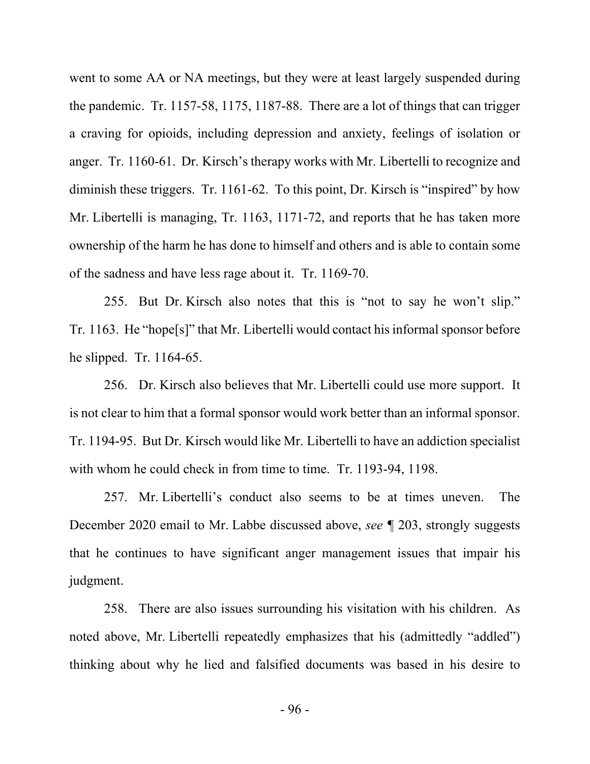went to some AA or NA meetings, but they were at least largely suspended during the pandemic. Tr. 1157-58, 1175, 1187-88. There are a lot of things that can trigger a craving for opioids, including depression and anxiety, feelings of isolation or anger. Tr. 1160-61. Dr. Kirsch's therapy works with Mr. Libertelli to recognize and diminish these triggers. Tr. 1161-62. To this point, Dr. Kirsch is "inspired" by how Mr. Libertelli is managing, Tr. 1163, 1171-72, and reports that he has taken more ownership of the harm he has done to himself and others and is able to contain some of the sadness and have less rage about it. Tr. 1169-70.

255. But Dr. Kirsch also notes that this is "not to say he won't slip." Tr. 1163. He "hope[s]" that Mr. Libertelli would contact his informal sponsor before he slipped. Tr. 1164-65.

256. Dr. Kirsch also believes that Mr. Libertelli could use more support. It is not clear to him that a formal sponsor would work better than an informal sponsor. Tr. 1194-95. But Dr. Kirsch would like Mr. Libertelli to have an addiction specialist with whom he could check in from time to time. Tr. 1193-94, 1198.

257. Mr. Libertelli's conduct also seems to be at times uneven. The December 2020 email to Mr. Labbe discussed above, *see* ¶ 203, strongly suggests that he continues to have significant anger management issues that impair his judgment.

258. There are also issues surrounding his visitation with his children. As noted above, Mr. Libertelli repeatedly emphasizes that his (admittedly "addled") thinking about why he lied and falsified documents was based in his desire to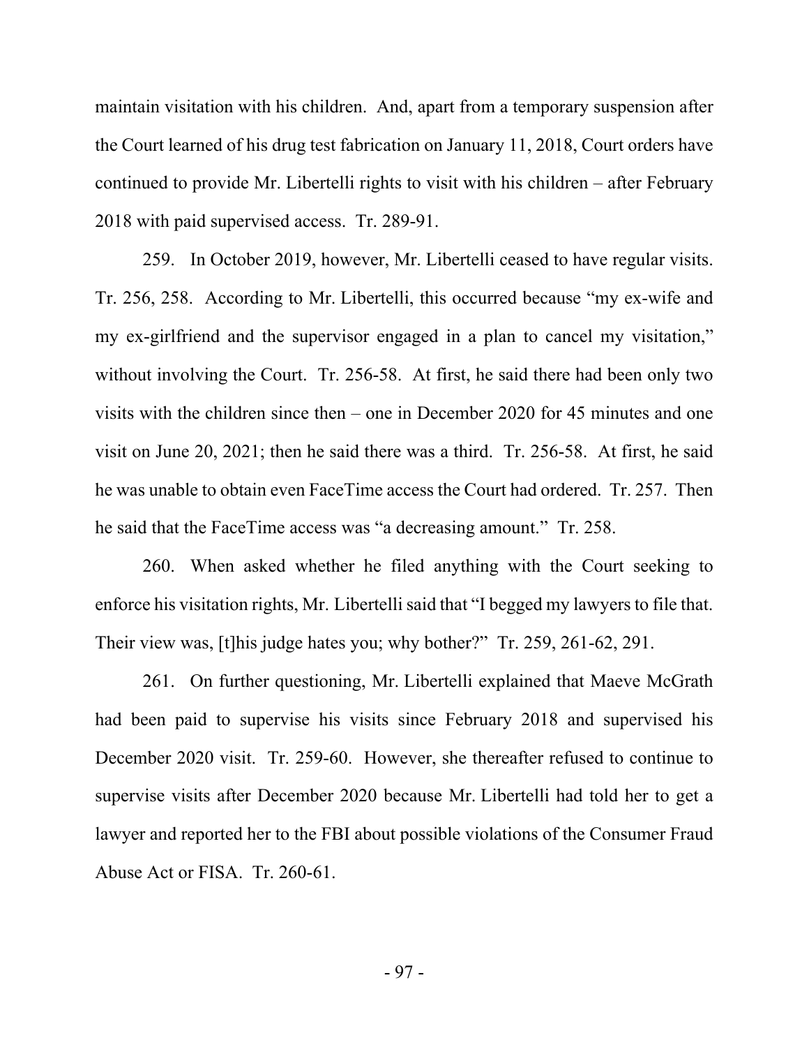maintain visitation with his children. And, apart from a temporary suspension after the Court learned of his drug test fabrication on January 11, 2018, Court orders have continued to provide Mr. Libertelli rights to visit with his children – after February 2018 with paid supervised access. Tr. 289-91.

259. In October 2019, however, Mr. Libertelli ceased to have regular visits. Tr. 256, 258. According to Mr. Libertelli, this occurred because "my ex-wife and my ex-girlfriend and the supervisor engaged in a plan to cancel my visitation," without involving the Court. Tr. 256-58. At first, he said there had been only two visits with the children since then – one in December 2020 for 45 minutes and one visit on June 20, 2021; then he said there was a third. Tr. 256-58. At first, he said he was unable to obtain even FaceTime access the Court had ordered. Tr. 257. Then he said that the FaceTime access was "a decreasing amount." Tr. 258.

260. When asked whether he filed anything with the Court seeking to enforce his visitation rights, Mr. Libertelli said that "I begged my lawyers to file that. Their view was, [t]his judge hates you; why bother?" Tr. 259, 261-62, 291.

261. On further questioning, Mr. Libertelli explained that Maeve McGrath had been paid to supervise his visits since February 2018 and supervised his December 2020 visit. Tr. 259-60. However, she thereafter refused to continue to supervise visits after December 2020 because Mr. Libertelli had told her to get a lawyer and reported her to the FBI about possible violations of the Consumer Fraud Abuse Act or FISA. Tr. 260-61.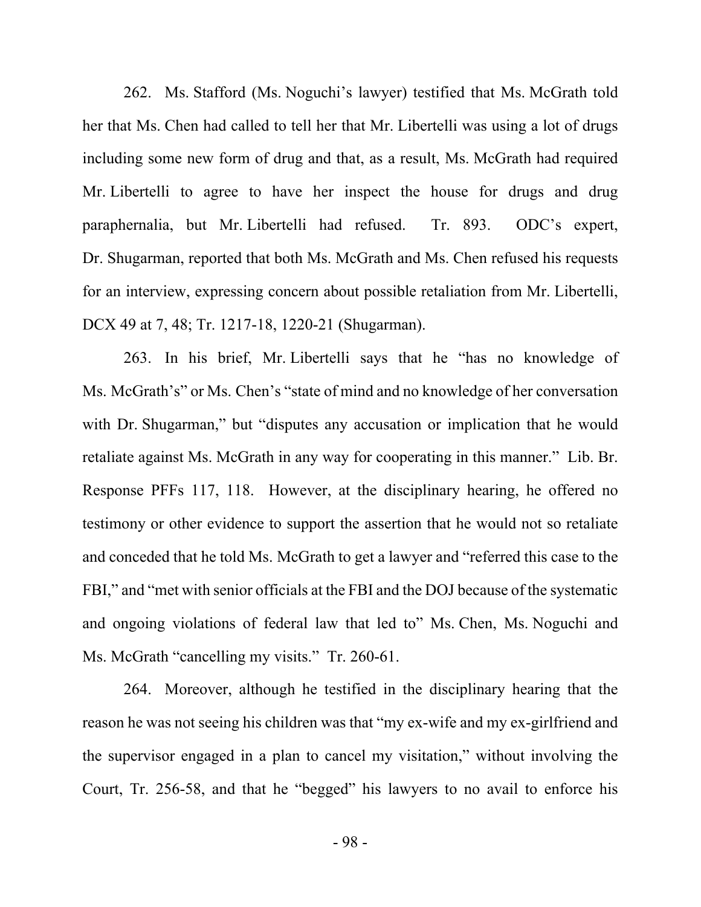262. Ms. Stafford (Ms. Noguchi's lawyer) testified that Ms. McGrath told her that Ms. Chen had called to tell her that Mr. Libertelli was using a lot of drugs including some new form of drug and that, as a result, Ms. McGrath had required Mr. Libertelli to agree to have her inspect the house for drugs and drug paraphernalia, but Mr. Libertelli had refused. Tr. 893. ODC's expert, Dr. Shugarman, reported that both Ms. McGrath and Ms. Chen refused his requests for an interview, expressing concern about possible retaliation from Mr. Libertelli, DCX 49 at 7, 48; Tr. 1217-18, 1220-21 (Shugarman).

263. In his brief, Mr. Libertelli says that he "has no knowledge of Ms. McGrath's" or Ms. Chen's "state of mind and no knowledge of her conversation with Dr. Shugarman," but "disputes any accusation or implication that he would retaliate against Ms. McGrath in any way for cooperating in this manner." Lib. Br. Response PFFs 117, 118. However, at the disciplinary hearing, he offered no testimony or other evidence to support the assertion that he would not so retaliate and conceded that he told Ms. McGrath to get a lawyer and "referred this case to the FBI," and "met with senior officials at the FBI and the DOJ because of the systematic and ongoing violations of federal law that led to" Ms. Chen, Ms. Noguchi and Ms. McGrath "cancelling my visits." Tr. 260-61.

264. Moreover, although he testified in the disciplinary hearing that the reason he was not seeing his children was that "my ex-wife and my ex-girlfriend and the supervisor engaged in a plan to cancel my visitation," without involving the Court, Tr. 256-58, and that he "begged" his lawyers to no avail to enforce his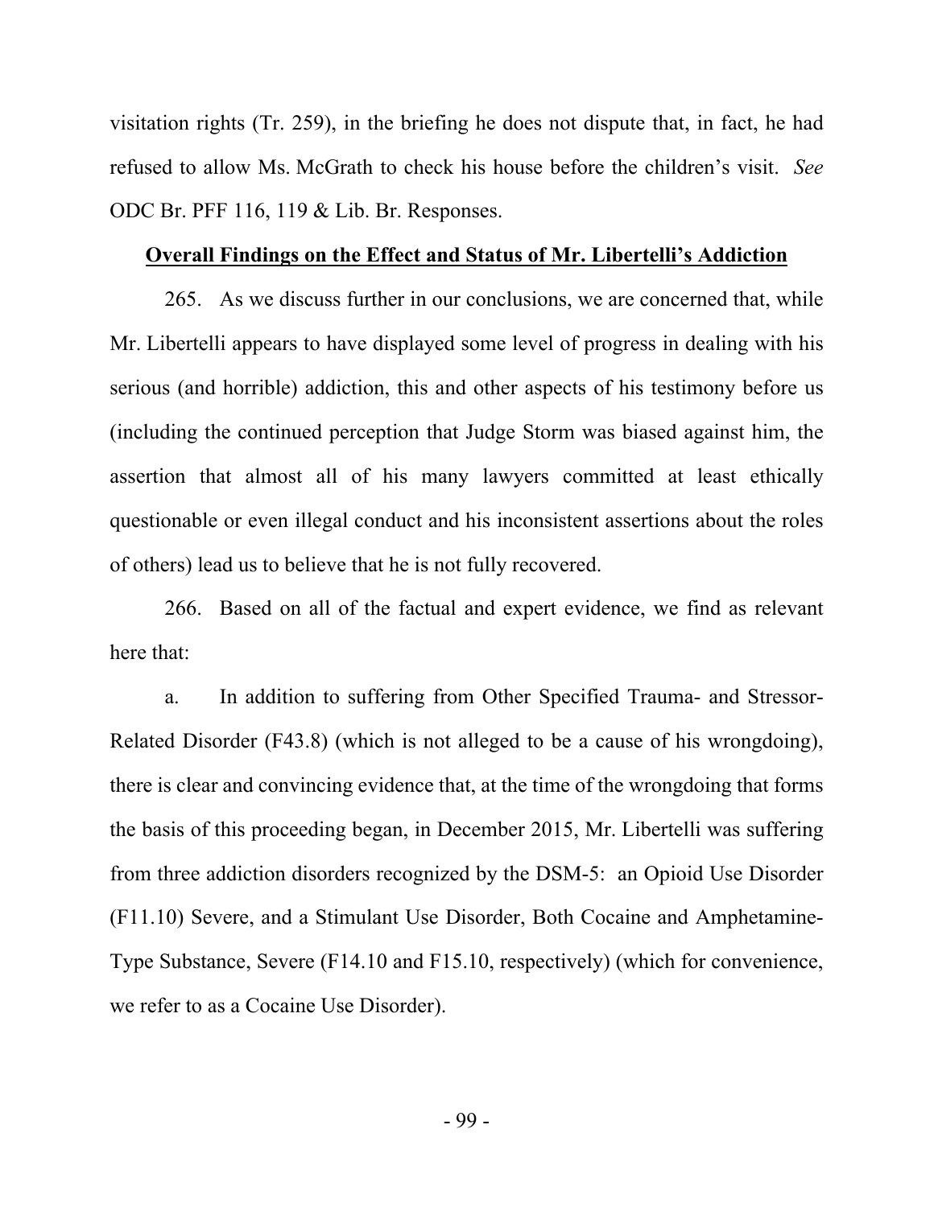visitation rights (Tr. 259), in the briefing he does not dispute that, in fact, he had refused to allow Ms. McGrath to check his house before the children's visit. *See* ODC Br. PFF 116, 119 & Lib. Br. Responses.

**Overall Findings on the Effect and Status of Mr. Libertelli's Addiction**

265. As we discuss further in our conclusions, we are concerned that, while Mr. Libertelli appears to have displayed some level of progress in dealing with his serious (and horrible) addiction, this and other aspects of his testimony before us (including the continued perception that Judge Storm was biased against him, the assertion that almost all of his many lawyers committed at least ethically questionable or even illegal conduct and his inconsistent assertions about the roles of others) lead us to believe that he is not fully recovered.

266. Based on all of the factual and expert evidence, we find as relevant here that:

a. In addition to suffering from Other Specified Trauma- and Stressor-Related Disorder (F43.8) (which is not alleged to be a cause of his wrongdoing), there is clear and convincing evidence that, at the time of the wrongdoing that forms the basis of this proceeding began, in December 2015, Mr. Libertelli was suffering from three addiction disorders recognized by the DSM-5: an Opioid Use Disorder (F11.10) Severe, and a Stimulant Use Disorder, Both Cocaine and Amphetamine-Type Substance, Severe (F14.10 and F15.10, respectively) (which for convenience, we refer to as a Cocaine Use Disorder).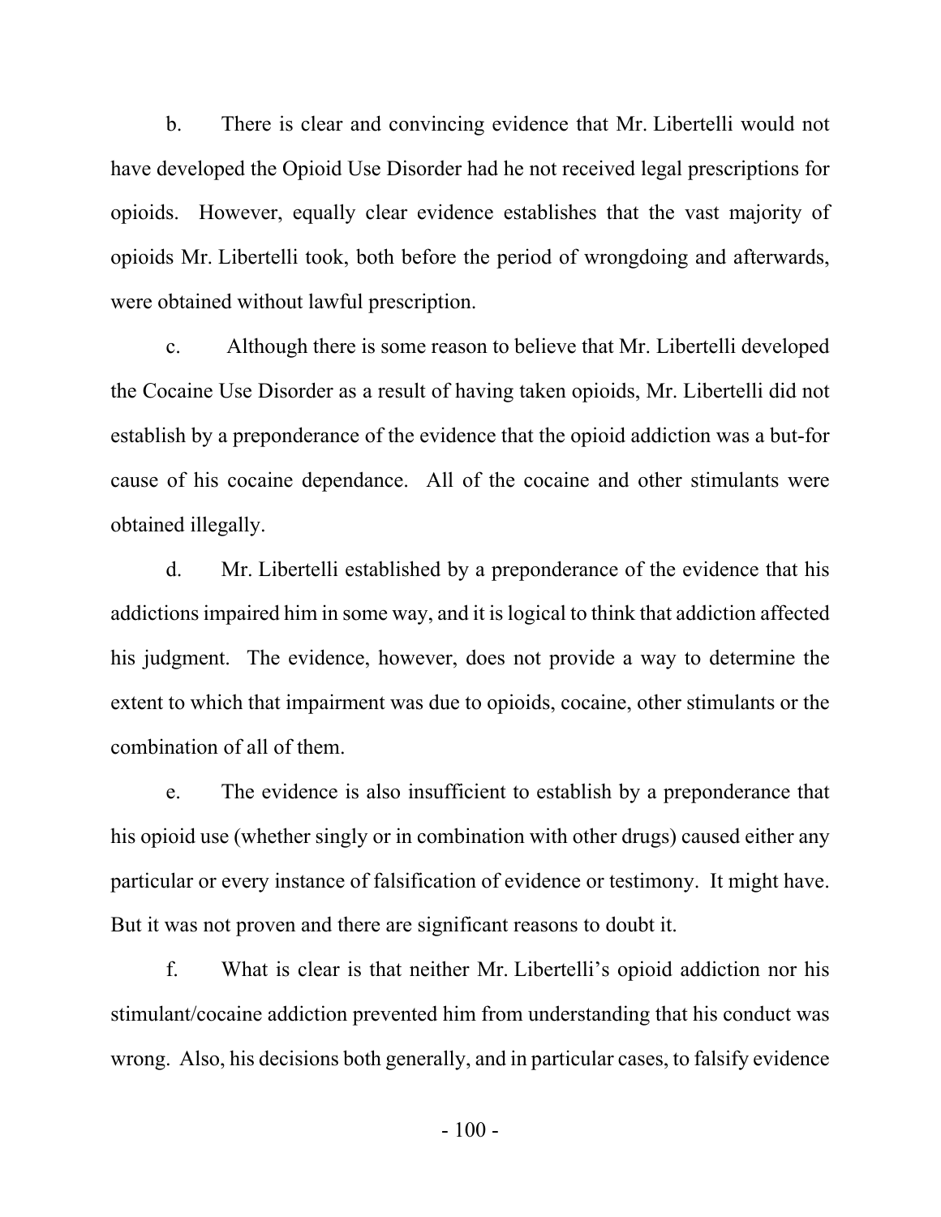b. There is clear and convincing evidence that Mr. Libertelli would not have developed the Opioid Use Disorder had he not received legal prescriptions for opioids. However, equally clear evidence establishes that the vast majority of opioids Mr. Libertelli took, both before the period of wrongdoing and afterwards, were obtained without lawful prescription.

c. Although there is some reason to believe that Mr. Libertelli developed the Cocaine Use Disorder as a result of having taken opioids, Mr. Libertelli did not establish by a preponderance of the evidence that the opioid addiction was a but-for cause of his cocaine dependance. All of the cocaine and other stimulants were obtained illegally.

d. Mr. Libertelli established by a preponderance of the evidence that his addictions impaired him in some way, and it is logical to think that addiction affected his judgment. The evidence, however, does not provide a way to determine the extent to which that impairment was due to opioids, cocaine, other stimulants or the combination of all of them.

e. The evidence is also insufficient to establish by a preponderance that his opioid use (whether singly or in combination with other drugs) caused either any particular or every instance of falsification of evidence or testimony. It might have. But it was not proven and there are significant reasons to doubt it.

f. What is clear is that neither Mr. Libertelli's opioid addiction nor his stimulant/cocaine addiction prevented him from understanding that his conduct was wrong. Also, his decisions both generally, and in particular cases, to falsify evidence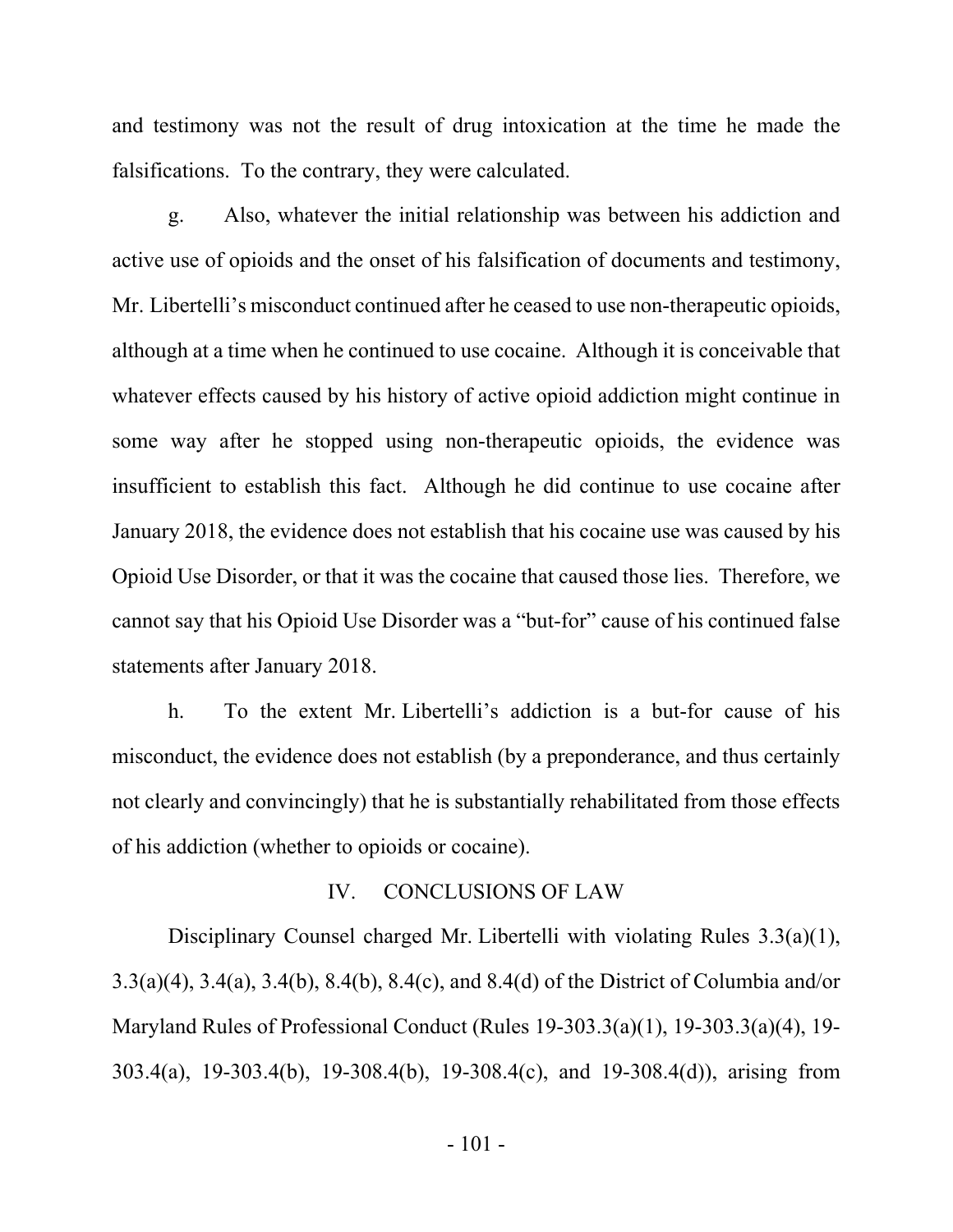and testimony was not the result of drug intoxication at the time he made the falsifications. To the contrary, they were calculated.

g. Also, whatever the initial relationship was between his addiction and active use of opioids and the onset of his falsification of documents and testimony, Mr. Libertelli's misconduct continued after he ceased to use non-therapeutic opioids, although at a time when he continued to use cocaine. Although it is conceivable that whatever effects caused by his history of active opioid addiction might continue in some way after he stopped using non-therapeutic opioids, the evidence was insufficient to establish this fact. Although he did continue to use cocaine after January 2018, the evidence does not establish that his cocaine use was caused by his Opioid Use Disorder, or that it was the cocaine that caused those lies. Therefore, we cannot say that his Opioid Use Disorder was a "but-for" cause of his continued false statements after January 2018.

h. To the extent Mr. Libertelli's addiction is a but-for cause of his misconduct, the evidence does not establish (by a preponderance, and thus certainly not clearly and convincingly) that he is substantially rehabilitated from those effects of his addiction (whether to opioids or cocaine).

## IV. CONCLUSIONS OF LAW

Disciplinary Counsel charged Mr. Libertelli with violating Rules 3.3(a)(1), 3.3(a)(4), 3.4(a), 3.4(b), 8.4(b), 8.4(c), and 8.4(d) of the District of Columbia and/or Maryland Rules of Professional Conduct (Rules 19-303.3(a)(1), 19-303.3(a)(4), 19-303.4(a), 19-303.4(b), 19-308.4(b), 19-308.4(c), and 19-308.4(d)), arising from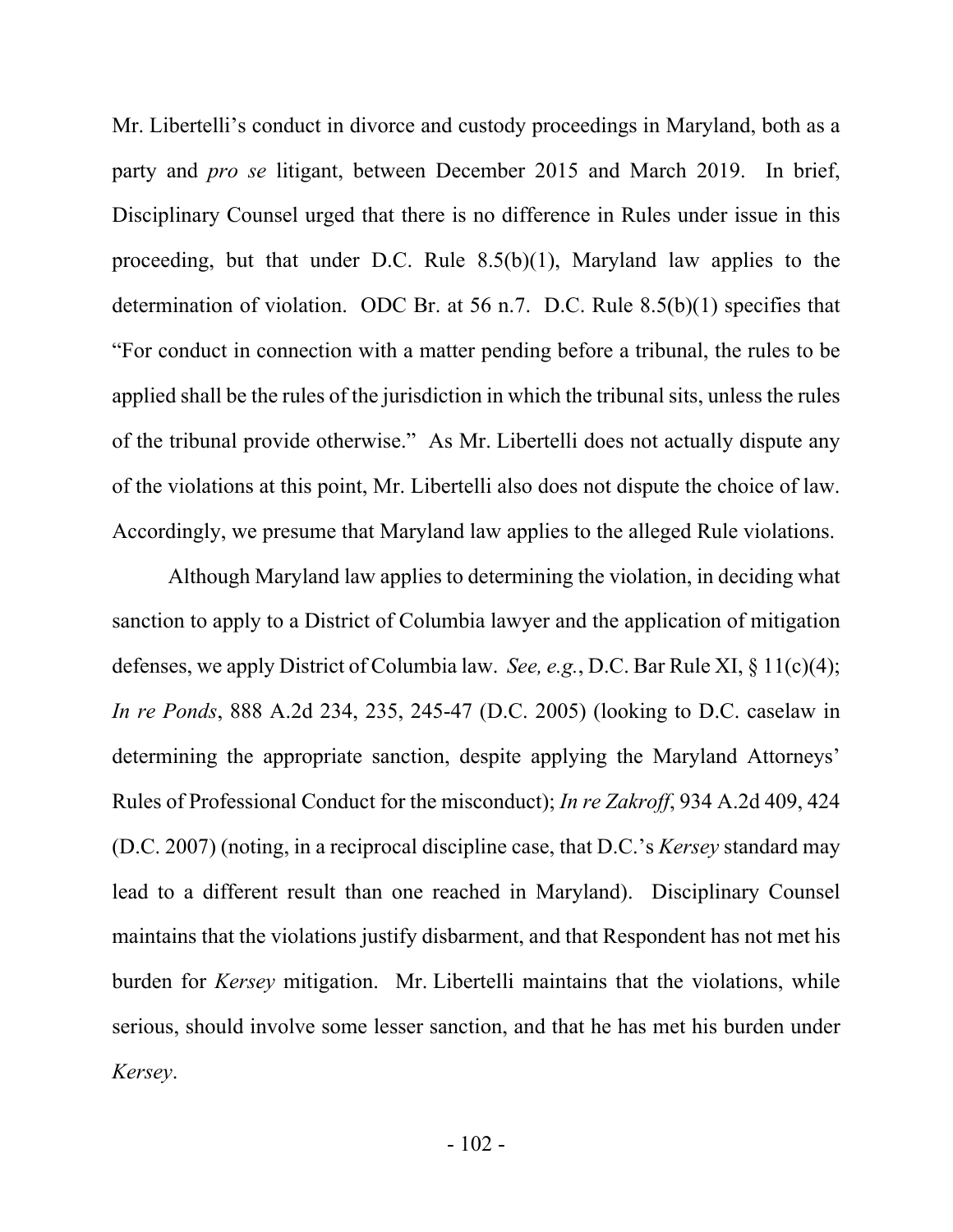Mr. Libertelli's conduct in divorce and custody proceedings in Maryland, both as a party and *pro se* litigant, between December 2015 and March 2019. In brief, Disciplinary Counsel urged that there is no difference in Rules under issue in this proceeding, but that under D.C. Rule 8.5(b)(1), Maryland law applies to the determination of violation. ODC Br. at 56 n.7. D.C. Rule 8.5(b)(1) specifies that "For conduct in connection with a matter pending before a tribunal, the rules to be applied shall be the rules of the jurisdiction in which the tribunal sits, unless the rules of the tribunal provide otherwise." As Mr. Libertelli does not actually dispute any of the violations at this point, Mr. Libertelli also does not dispute the choice of law. Accordingly, we presume that Maryland law applies to the alleged Rule violations.

Although Maryland law applies to determining the violation, in deciding what sanction to apply to a District of Columbia lawyer and the application of mitigation defenses, we apply District of Columbia law. *See, e.g.*, D.C. Bar Rule XI, § 11(c)(4); *In re Ponds*, 888 A.2d 234, 235, 245-47 (D.C. 2005) (looking to D.C. caselaw in determining the appropriate sanction, despite applying the Maryland Attorneys' Rules of Professional Conduct for the misconduct); *In re Zakroff*, 934 A.2d 409, 424 (D.C. 2007) (noting, in a reciprocal discipline case, that D.C.'s *Kersey* standard may lead to a different result than one reached in Maryland). Disciplinary Counsel maintains that the violations justify disbarment, and that Respondent has not met his burden for *Kersey* mitigation. Mr. Libertelli maintains that the violations, while serious, should involve some lesser sanction, and that he has met his burden under *Kersey*.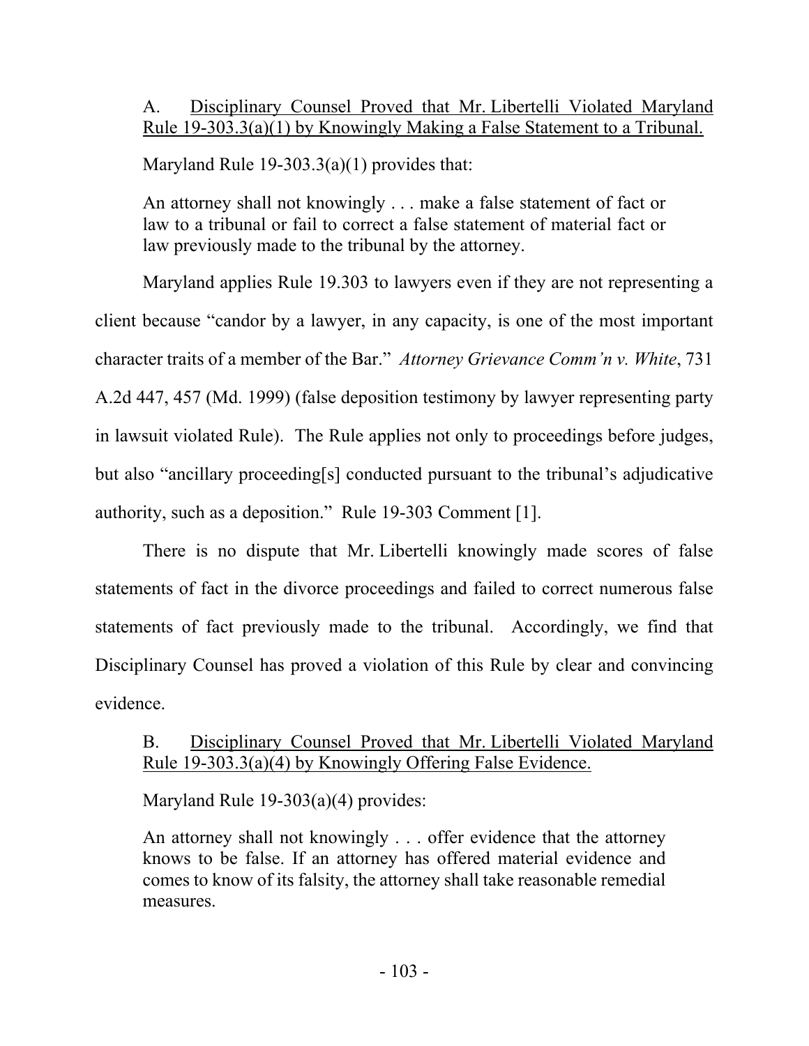A. <u>Disciplinary Counsel Proved that Mr. Libertelli Violated Maryland Rule 19-303.3(a)(1) by Knowingly Making a False Statement to a Tribunal.</u>

Maryland Rule 19-303.3(a)(1) provides that:

> An attorney shall not knowingly . . . make a false statement of fact or law to a tribunal or fail to correct a false statement of material fact or law previously made to the tribunal by the attorney.

Maryland applies Rule 19.303 to lawyers even if they are not representing a client because "candor by a lawyer, in any capacity, is one of the most important character traits of a member of the Bar." *Attorney Grievance Comm'n v. White*, 731 A.2d 447, 457 (Md. 1999) (false deposition testimony by lawyer representing party in lawsuit violated Rule). The Rule applies not only to proceedings before judges, but also "ancillary proceeding[s] conducted pursuant to the tribunal's adjudicative authority, such as a deposition." Rule 19-303 Comment [1].

There is no dispute that Mr. Libertelli knowingly made scores of false statements of fact in the divorce proceedings and failed to correct numerous false statements of fact previously made to the tribunal. Accordingly, we find that Disciplinary Counsel has proved a violation of this Rule by clear and convincing evidence.

B. <u>Disciplinary Counsel Proved that Mr. Libertelli Violated Maryland Rule 19-303.3(a)(4) by Knowingly Offering False Evidence.</u>

Maryland Rule 19-303(a)(4) provides:

> An attorney shall not knowingly . . . offer evidence that the attorney knows to be false. If an attorney has offered material evidence and comes to know of its falsity, the attorney shall take reasonable remedial measures.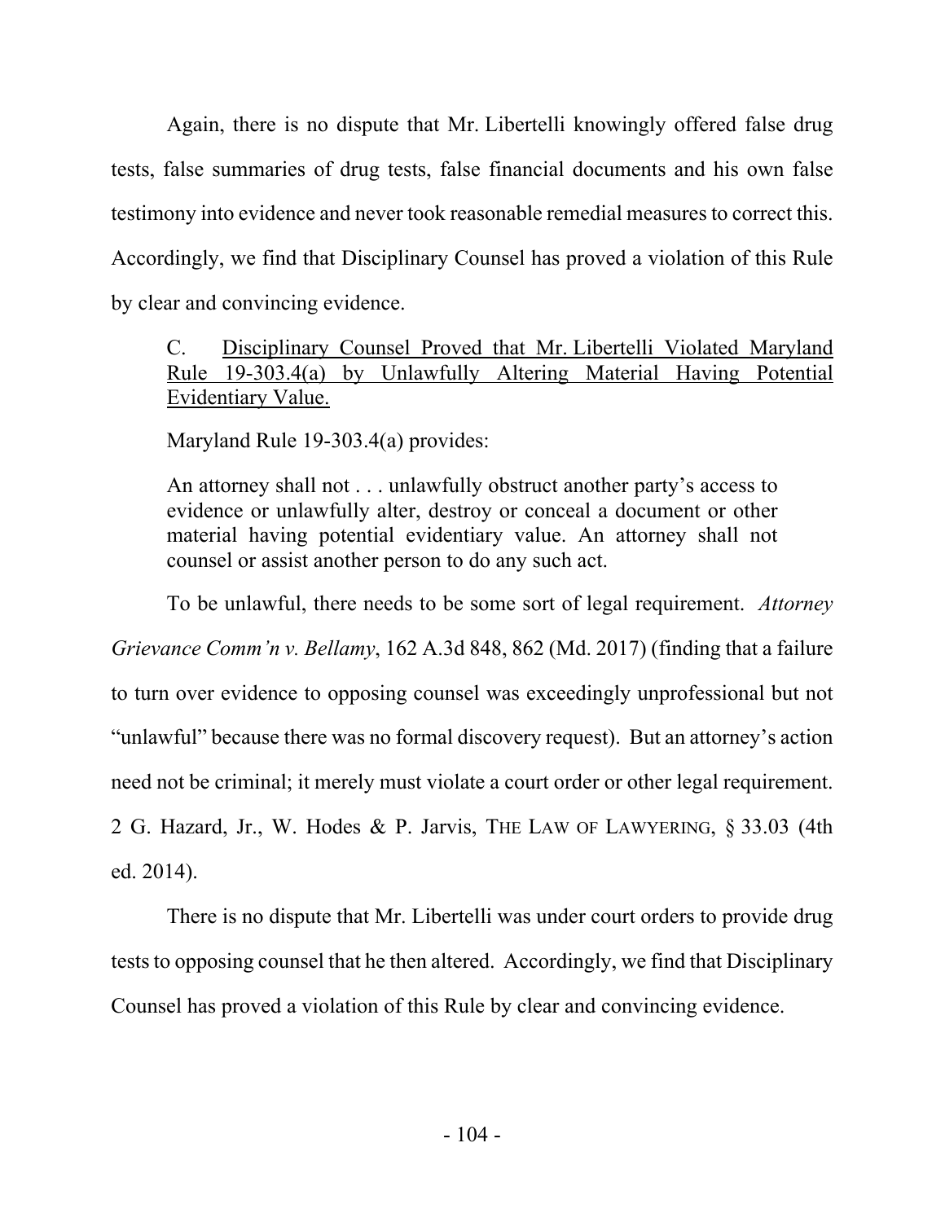Again, there is no dispute that Mr. Libertelli knowingly offered false drug tests, false summaries of drug tests, false financial documents and his own false testimony into evidence and never took reasonable remedial measures to correct this. Accordingly, we find that Disciplinary Counsel has proved a violation of this Rule by clear and convincing evidence.

C. Disciplinary Counsel Proved that Mr. Libertelli Violated Maryland Rule 19-303.4(a) by Unlawfully Altering Material Having Potential Evidentiary Value.

Maryland Rule 19-303.4(a) provides:

> An attorney shall not . . . unlawfully obstruct another party's access to evidence or unlawfully alter, destroy or conceal a document or other material having potential evidentiary value. An attorney shall not counsel or assist another person to do any such act.

To be unlawful, there needs to be some sort of legal requirement. *Attorney Grievance Comm'n v. Bellamy*, 162 A.3d 848, 862 (Md. 2017) (finding that a failure to turn over evidence to opposing counsel was exceedingly unprofessional but not "unlawful" because there was no formal discovery request). But an attorney's action need not be criminal; it merely must violate a court order or other legal requirement. 2 G. Hazard, Jr., W. Hodes & P. Jarvis, THE LAW OF LAWYERING, § 33.03 (4th ed. 2014).

There is no dispute that Mr. Libertelli was under court orders to provide drug tests to opposing counsel that he then altered. Accordingly, we find that Disciplinary Counsel has proved a violation of this Rule by clear and convincing evidence.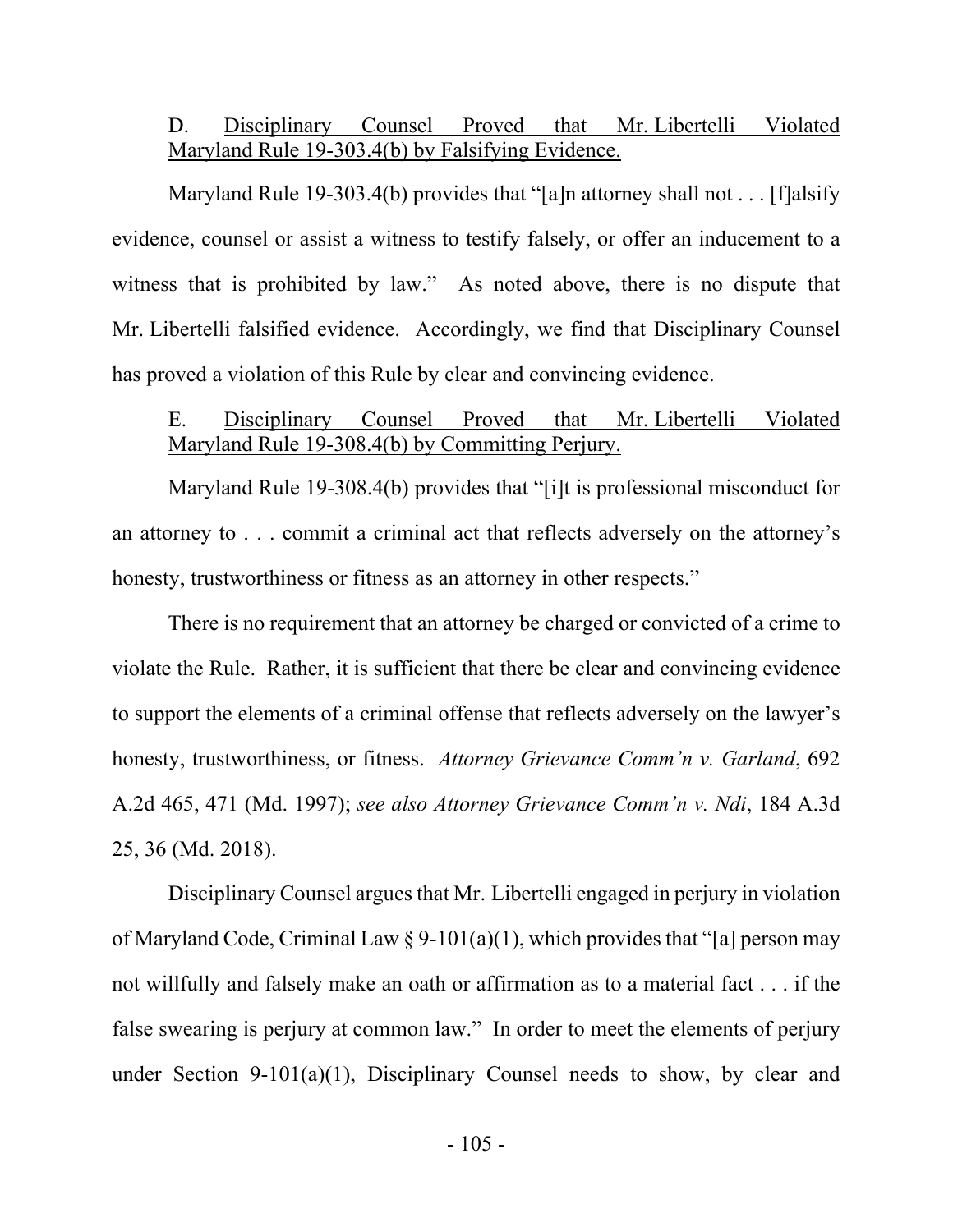D. <u>Disciplinary Counsel Proved that Mr. Libertelli Violated Maryland Rule 19-303.4(b) by Falsifying Evidence.</u>

Maryland Rule 19-303.4(b) provides that "[a]n attorney shall not . . . [f]alsify evidence, counsel or assist a witness to testify falsely, or offer an inducement to a witness that is prohibited by law." As noted above, there is no dispute that Mr. Libertelli falsified evidence. Accordingly, we find that Disciplinary Counsel has proved a violation of this Rule by clear and convincing evidence.

E. <u>Disciplinary Counsel Proved that Mr. Libertelli Violated Maryland Rule 19-308.4(b) by Committing Perjury.</u>

Maryland Rule 19-308.4(b) provides that "[i]t is professional misconduct for an attorney to . . . commit a criminal act that reflects adversely on the attorney's honesty, trustworthiness or fitness as an attorney in other respects."

There is no requirement that an attorney be charged or convicted of a crime to violate the Rule. Rather, it is sufficient that there be clear and convincing evidence to support the elements of a criminal offense that reflects adversely on the lawyer's honesty, trustworthiness, or fitness. *Attorney Grievance Comm'n v. Garland*, 692 A.2d 465, 471 (Md. 1997); *see also Attorney Grievance Comm'n v. Ndi*, 184 A.3d 25, 36 (Md. 2018).

Disciplinary Counsel argues that Mr. Libertelli engaged in perjury in violation of Maryland Code, Criminal Law § 9-101(a)(1), which provides that "[a] person may not willfully and falsely make an oath or affirmation as to a material fact . . . if the false swearing is perjury at common law." In order to meet the elements of perjury under Section 9-101(a)(1), Disciplinary Counsel needs to show, by clear and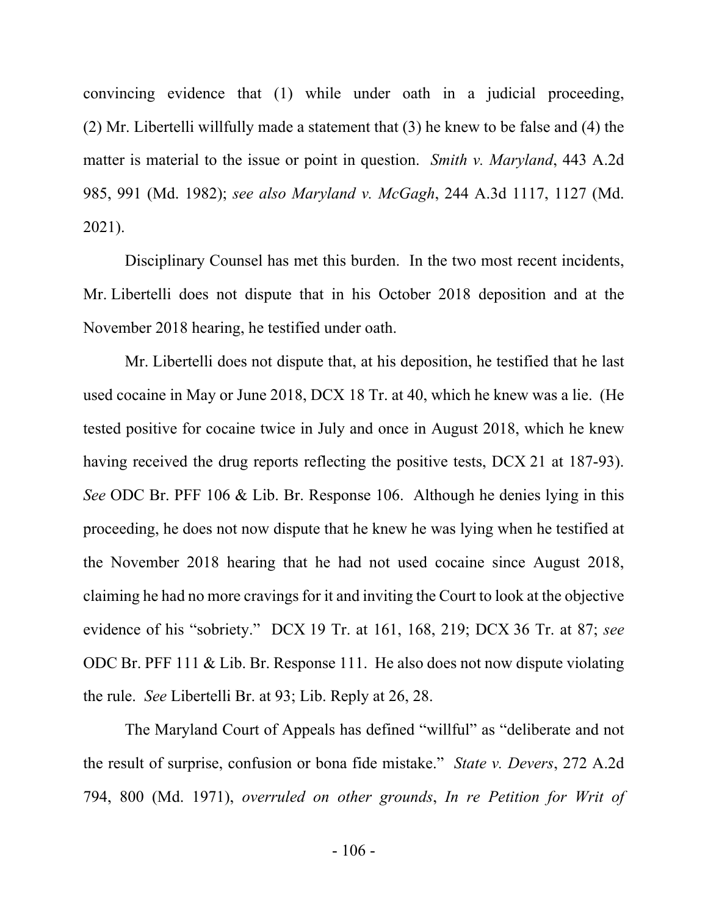convincing evidence that (1) while under oath in a judicial proceeding, (2) Mr. Libertelli willfully made a statement that (3) he knew to be false and (4) the matter is material to the issue or point in question. *Smith v. Maryland*, 443 A.2d 985, 991 (Md. 1982); *see also Maryland v. McGagh*, 244 A.3d 1117, 1127 (Md. 2021).

Disciplinary Counsel has met this burden. In the two most recent incidents, Mr. Libertelli does not dispute that in his October 2018 deposition and at the November 2018 hearing, he testified under oath.

Mr. Libertelli does not dispute that, at his deposition, he testified that he last used cocaine in May or June 2018, DCX 18 Tr. at 40, which he knew was a lie. (He tested positive for cocaine twice in July and once in August 2018, which he knew having received the drug reports reflecting the positive tests, DCX 21 at 187-93). *See* ODC Br. PFF 106 & Lib. Br. Response 106. Although he denies lying in this proceeding, he does not now dispute that he knew he was lying when he testified at the November 2018 hearing that he had not used cocaine since August 2018, claiming he had no more cravings for it and inviting the Court to look at the objective evidence of his "sobriety." DCX 19 Tr. at 161, 168, 219; DCX 36 Tr. at 87; *see* ODC Br. PFF 111 & Lib. Br. Response 111. He also does not now dispute violating the rule. *See* Libertelli Br. at 93; Lib. Reply at 26, 28.

The Maryland Court of Appeals has defined "willful" as "deliberate and not the result of surprise, confusion or bona fide mistake." *State v. Devers*, 272 A.2d 794, 800 (Md. 1971), *overruled on other grounds*, *In re Petition for Writ of*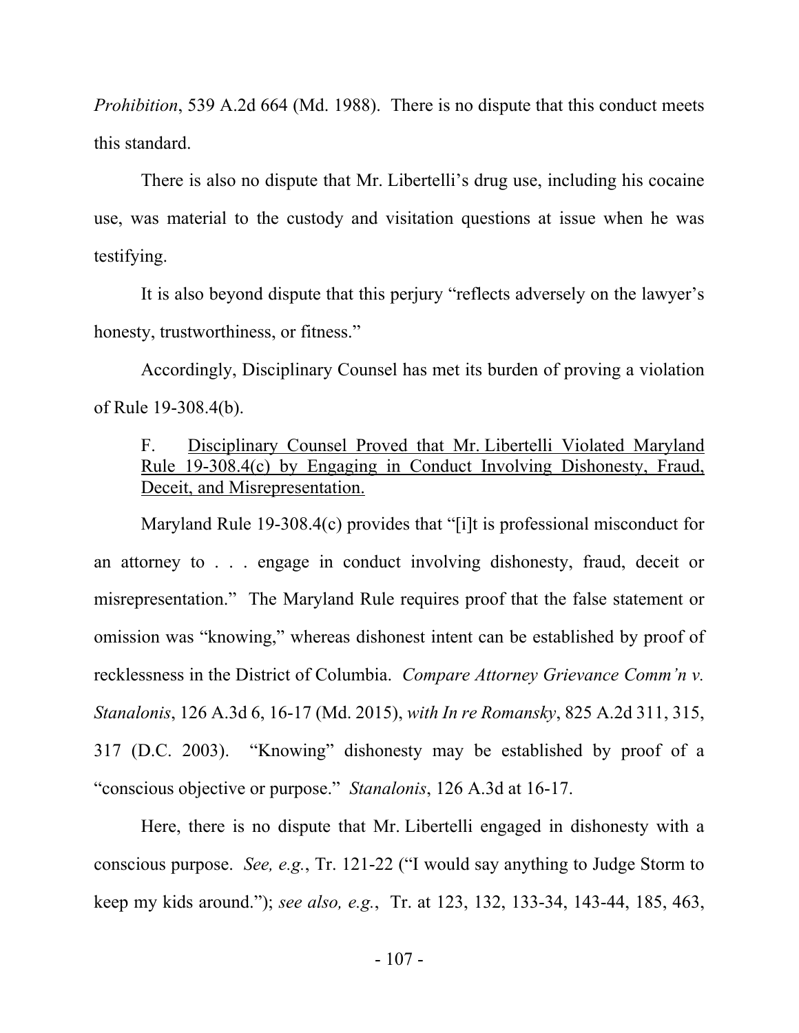*Prohibition*, 539 A.2d 664 (Md. 1988). There is no dispute that this conduct meets this standard.

There is also no dispute that Mr. Libertelli's drug use, including his cocaine use, was material to the custody and visitation questions at issue when he was testifying.

It is also beyond dispute that this perjury "reflects adversely on the lawyer's honesty, trustworthiness, or fitness."

Accordingly, Disciplinary Counsel has met its burden of proving a violation of Rule 19-308.4(b).

### F. Disciplinary Counsel Proved that Mr. Libertelli Violated Maryland Rule 19-308.4(c) by Engaging in Conduct Involving Dishonesty, Fraud, Deceit, and Misrepresentation.

Maryland Rule 19-308.4(c) provides that "[i]t is professional misconduct for an attorney to . . . engage in conduct involving dishonesty, fraud, deceit or misrepresentation." The Maryland Rule requires proof that the false statement or omission was "knowing," whereas dishonest intent can be established by proof of recklessness in the District of Columbia. *Compare Attorney Grievance Comm'n v. Stanalonis*, 126 A.3d 6, 16-17 (Md. 2015), *with In re Romansky*, 825 A.2d 311, 315, 317 (D.C. 2003). "Knowing" dishonesty may be established by proof of a "conscious objective or purpose." *Stanalonis*, 126 A.3d at 16-17.

Here, there is no dispute that Mr. Libertelli engaged in dishonesty with a conscious purpose. *See, e.g.*, Tr. 121-22 ("I would say anything to Judge Storm to keep my kids around."); *see also, e.g.*, Tr. at 123, 132, 133-34, 143-44, 185, 463,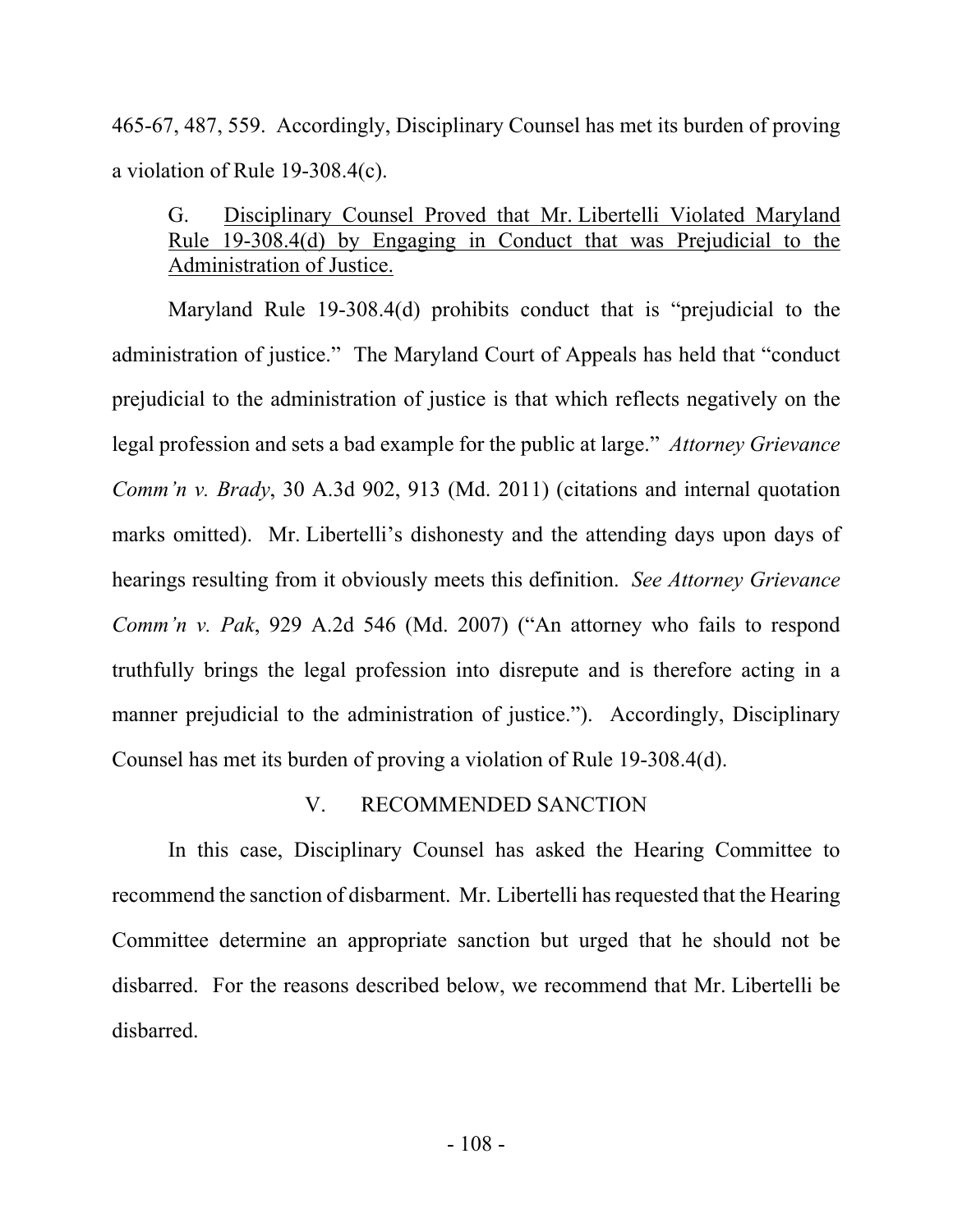465-67, 487, 559. Accordingly, Disciplinary Counsel has met its burden of proving a violation of Rule 19-308.4(c).

### G. Disciplinary Counsel Proved that Mr. Libertelli Violated Maryland Rule 19-308.4(d) by Engaging in Conduct that was Prejudicial to the Administration of Justice.

Maryland Rule 19-308.4(d) prohibits conduct that is "prejudicial to the administration of justice." The Maryland Court of Appeals has held that "conduct prejudicial to the administration of justice is that which reflects negatively on the legal profession and sets a bad example for the public at large." *Attorney Grievance Comm'n v. Brady*, 30 A.3d 902, 913 (Md. 2011) (citations and internal quotation marks omitted). Mr. Libertelli's dishonesty and the attending days upon days of hearings resulting from it obviously meets this definition. *See Attorney Grievance Comm'n v. Pak*, 929 A.2d 546 (Md. 2007) ("An attorney who fails to respond truthfully brings the legal profession into disrepute and is therefore acting in a manner prejudicial to the administration of justice."). Accordingly, Disciplinary Counsel has met its burden of proving a violation of Rule 19-308.4(d).

## V. RECOMMENDED SANCTION

In this case, Disciplinary Counsel has asked the Hearing Committee to recommend the sanction of disbarment. Mr. Libertelli has requested that the Hearing Committee determine an appropriate sanction but urged that he should not be disbarred. For the reasons described below, we recommend that Mr. Libertelli be disbarred.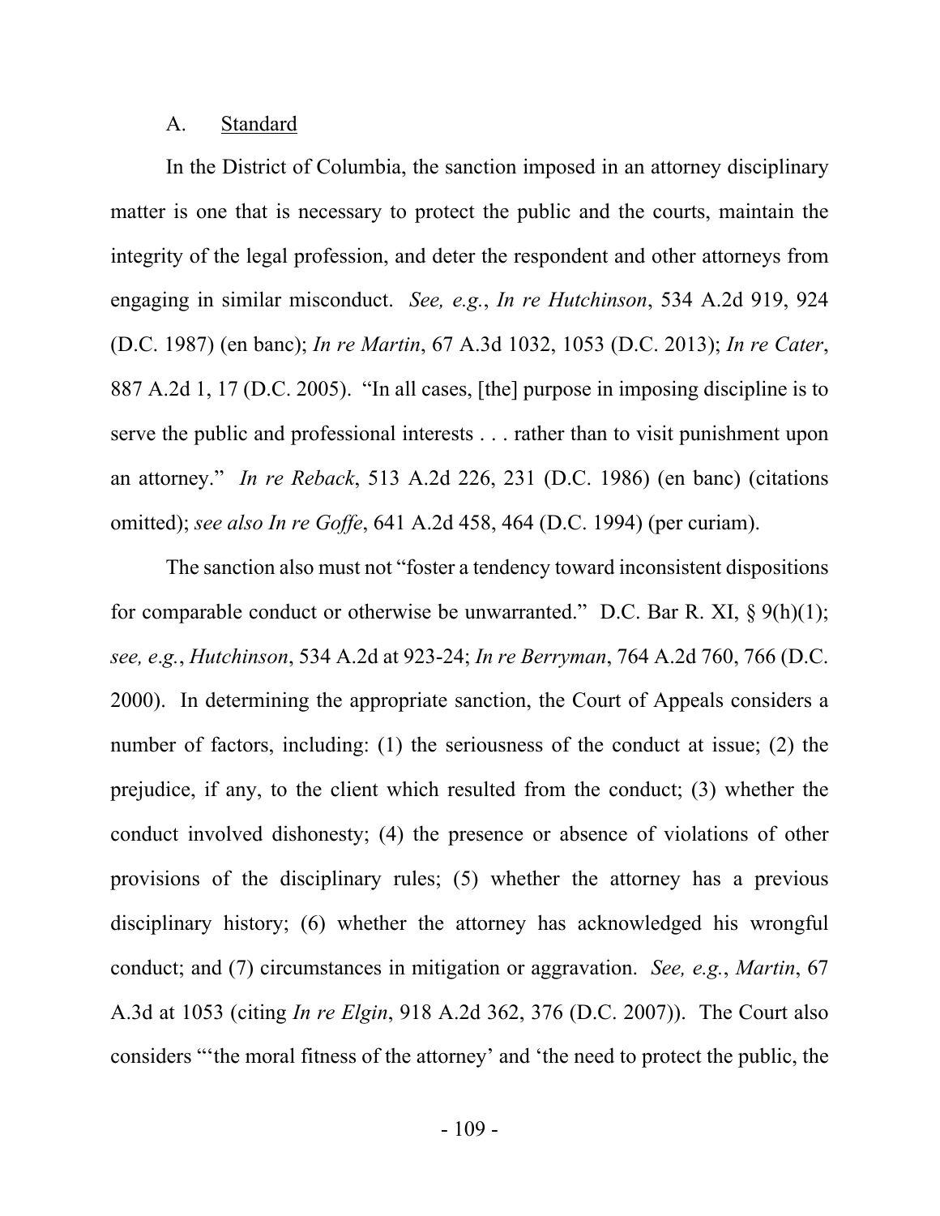### A. Standard

In the District of Columbia, the sanction imposed in an attorney disciplinary matter is one that is necessary to protect the public and the courts, maintain the integrity of the legal profession, and deter the respondent and other attorneys from engaging in similar misconduct. *See, e.g.*, *In re Hutchinson*, 534 A.2d 919, 924 (D.C. 1987) (en banc); *In re Martin*, 67 A.3d 1032, 1053 (D.C. 2013); *In re Cater*, 887 A.2d 1, 17 (D.C. 2005). "In all cases, [the] purpose in imposing discipline is to serve the public and professional interests . . . rather than to visit punishment upon an attorney." *In re Reback*, 513 A.2d 226, 231 (D.C. 1986) (en banc) (citations omitted); *see also In re Goffe*, 641 A.2d 458, 464 (D.C. 1994) (per curiam).

The sanction also must not "foster a tendency toward inconsistent dispositions for comparable conduct or otherwise be unwarranted." D.C. Bar R. XI, § 9(h)(1); *see, e.g.*, *Hutchinson*, 534 A.2d at 923-24; *In re Berryman*, 764 A.2d 760, 766 (D.C. 2000). In determining the appropriate sanction, the Court of Appeals considers a number of factors, including: (1) the seriousness of the conduct at issue; (2) the prejudice, if any, to the client which resulted from the conduct; (3) whether the conduct involved dishonesty; (4) the presence or absence of violations of other provisions of the disciplinary rules; (5) whether the attorney has a previous disciplinary history; (6) whether the attorney has acknowledged his wrongful conduct; and (7) circumstances in mitigation or aggravation. *See, e.g.*, *Martin*, 67 A.3d at 1053 (citing *In re Elgin*, 918 A.2d 362, 376 (D.C. 2007)). The Court also considers "'the moral fitness of the attorney' and 'the need to protect the public, the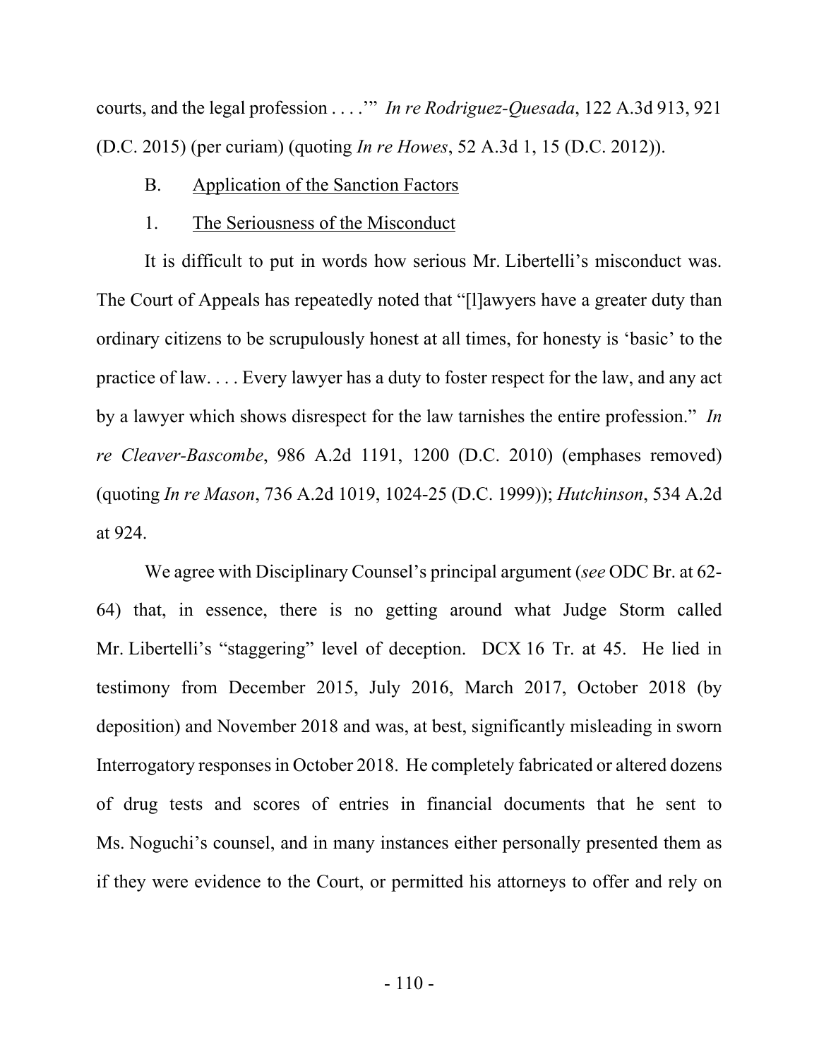courts, and the legal profession . . . .'" *In re Rodriguez-Quesada*, 122 A.3d 913, 921 (D.C. 2015) (per curiam) (quoting *In re Howes*, 52 A.3d 1, 15 (D.C. 2012)).

B. Application of the Sanction Factors

1. The Seriousness of the Misconduct

It is difficult to put in words how serious Mr. Libertelli's misconduct was. The Court of Appeals has repeatedly noted that "[l]awyers have a greater duty than ordinary citizens to be scrupulously honest at all times, for honesty is 'basic' to the practice of law. . . . Every lawyer has a duty to foster respect for the law, and any act by a lawyer which shows disrespect for the law tarnishes the entire profession." *In re Cleaver-Bascombe*, 986 A.2d 1191, 1200 (D.C. 2010) (emphases removed) (quoting *In re Mason*, 736 A.2d 1019, 1024-25 (D.C. 1999)); *Hutchinson*, 534 A.2d at 924.

We agree with Disciplinary Counsel's principal argument (*see* ODC Br. at 62-64) that, in essence, there is no getting around what Judge Storm called Mr. Libertelli's "staggering" level of deception. DCX 16 Tr. at 45. He lied in testimony from December 2015, July 2016, March 2017, October 2018 (by deposition) and November 2018 and was, at best, significantly misleading in sworn Interrogatory responses in October 2018. He completely fabricated or altered dozens of drug tests and scores of entries in financial documents that he sent to Ms. Noguchi's counsel, and in many instances either personally presented them as if they were evidence to the Court, or permitted his attorneys to offer and rely on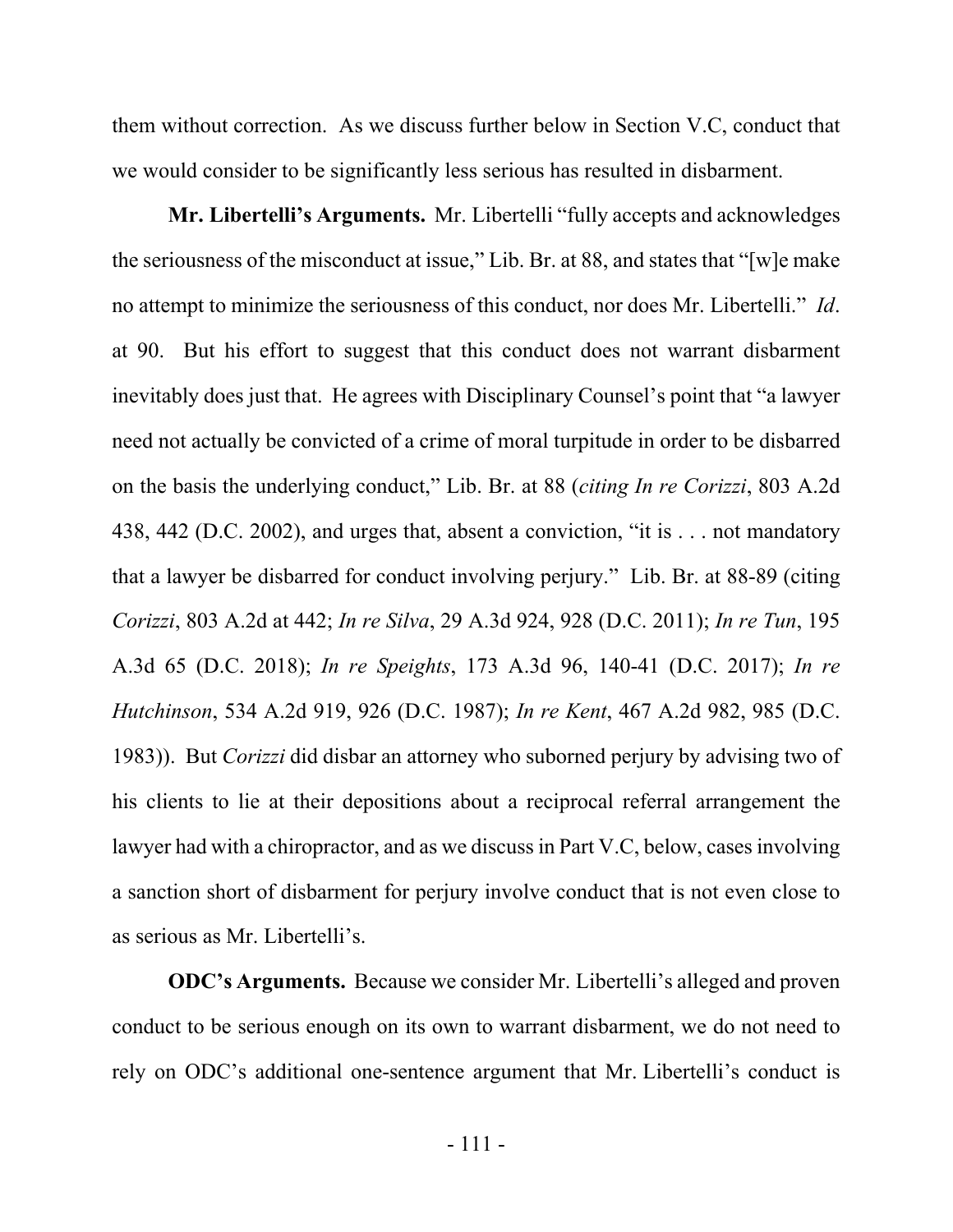them without correction. As we discuss further below in Section V.C, conduct that we would consider to be significantly less serious has resulted in disbarment.

**Mr. Libertelli's Arguments.** Mr. Libertelli "fully accepts and acknowledges the seriousness of the misconduct at issue," Lib. Br. at 88, and states that "[w]e make no attempt to minimize the seriousness of this conduct, nor does Mr. Libertelli." *Id*. at 90. But his effort to suggest that this conduct does not warrant disbarment inevitably does just that. He agrees with Disciplinary Counsel's point that "a lawyer need not actually be convicted of a crime of moral turpitude in order to be disbarred on the basis the underlying conduct," Lib. Br. at 88 (*citing In re Corizzi*, 803 A.2d 438, 442 (D.C. 2002), and urges that, absent a conviction, "it is . . . not mandatory that a lawyer be disbarred for conduct involving perjury." Lib. Br. at 88-89 (citing *Corizzi*, 803 A.2d at 442; *In re Silva*, 29 A.3d 924, 928 (D.C. 2011); *In re Tun*, 195 A.3d 65 (D.C. 2018); *In re Speights*, 173 A.3d 96, 140-41 (D.C. 2017); *In re Hutchinson*, 534 A.2d 919, 926 (D.C. 1987); *In re Kent*, 467 A.2d 982, 985 (D.C. 1983)). But *Corizzi* did disbar an attorney who suborned perjury by advising two of his clients to lie at their depositions about a reciprocal referral arrangement the lawyer had with a chiropractor, and as we discuss in Part V.C, below, cases involving a sanction short of disbarment for perjury involve conduct that is not even close to as serious as Mr. Libertelli's.

**ODC's Arguments.** Because we consider Mr. Libertelli's alleged and proven conduct to be serious enough on its own to warrant disbarment, we do not need to rely on ODC's additional one-sentence argument that Mr. Libertelli's conduct is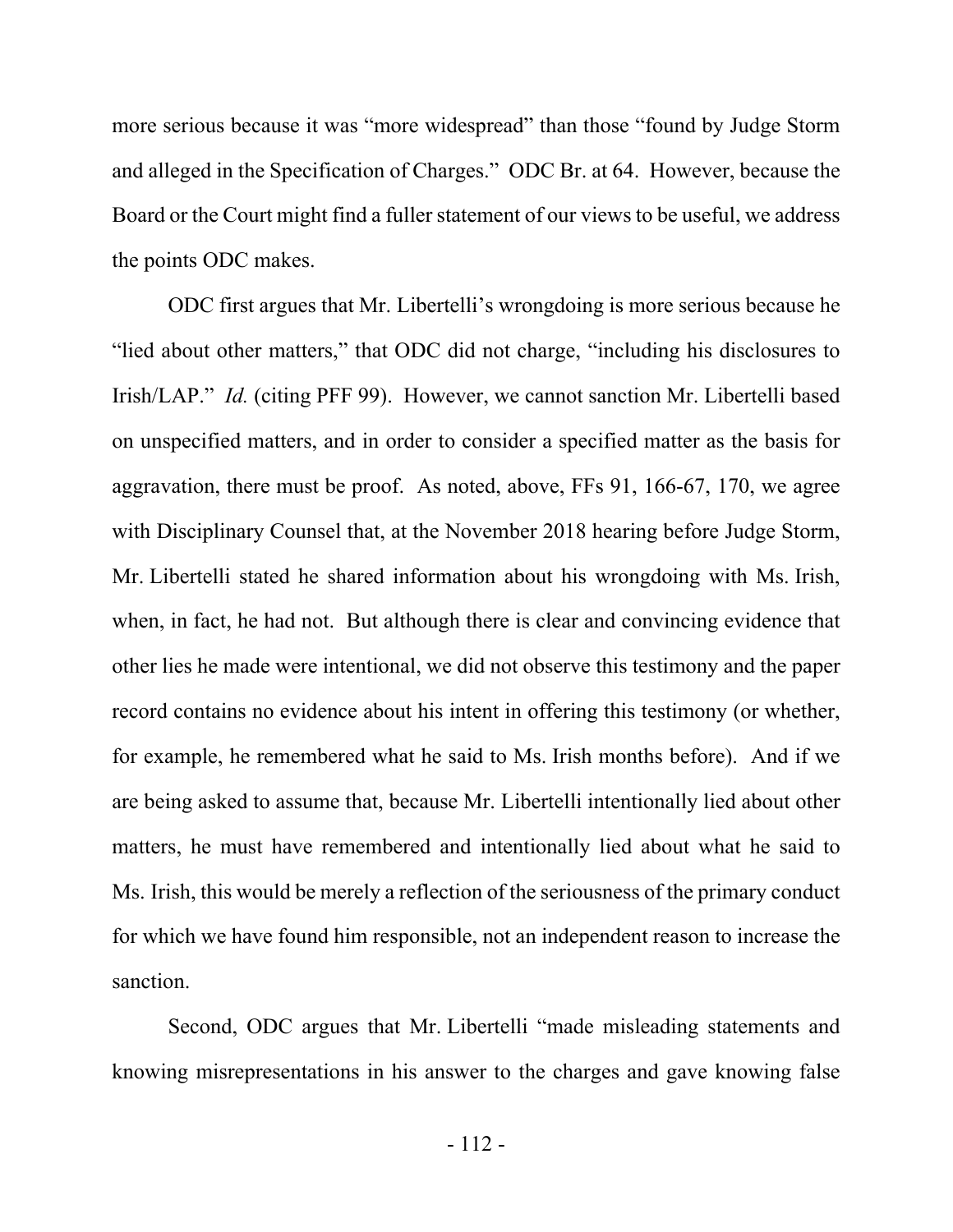more serious because it was "more widespread" than those "found by Judge Storm and alleged in the Specification of Charges." ODC Br. at 64. However, because the Board or the Court might find a fuller statement of our views to be useful, we address the points ODC makes.

ODC first argues that Mr. Libertelli's wrongdoing is more serious because he "lied about other matters," that ODC did not charge, "including his disclosures to Irish/LAP." *Id.* (citing PFF 99). However, we cannot sanction Mr. Libertelli based on unspecified matters, and in order to consider a specified matter as the basis for aggravation, there must be proof. As noted, above, FFs 91, 166-67, 170, we agree with Disciplinary Counsel that, at the November 2018 hearing before Judge Storm, Mr. Libertelli stated he shared information about his wrongdoing with Ms. Irish, when, in fact, he had not. But although there is clear and convincing evidence that other lies he made were intentional, we did not observe this testimony and the paper record contains no evidence about his intent in offering this testimony (or whether, for example, he remembered what he said to Ms. Irish months before). And if we are being asked to assume that, because Mr. Libertelli intentionally lied about other matters, he must have remembered and intentionally lied about what he said to Ms. Irish, this would be merely a reflection of the seriousness of the primary conduct for which we have found him responsible, not an independent reason to increase the sanction.

Second, ODC argues that Mr. Libertelli "made misleading statements and knowing misrepresentations in his answer to the charges and gave knowing false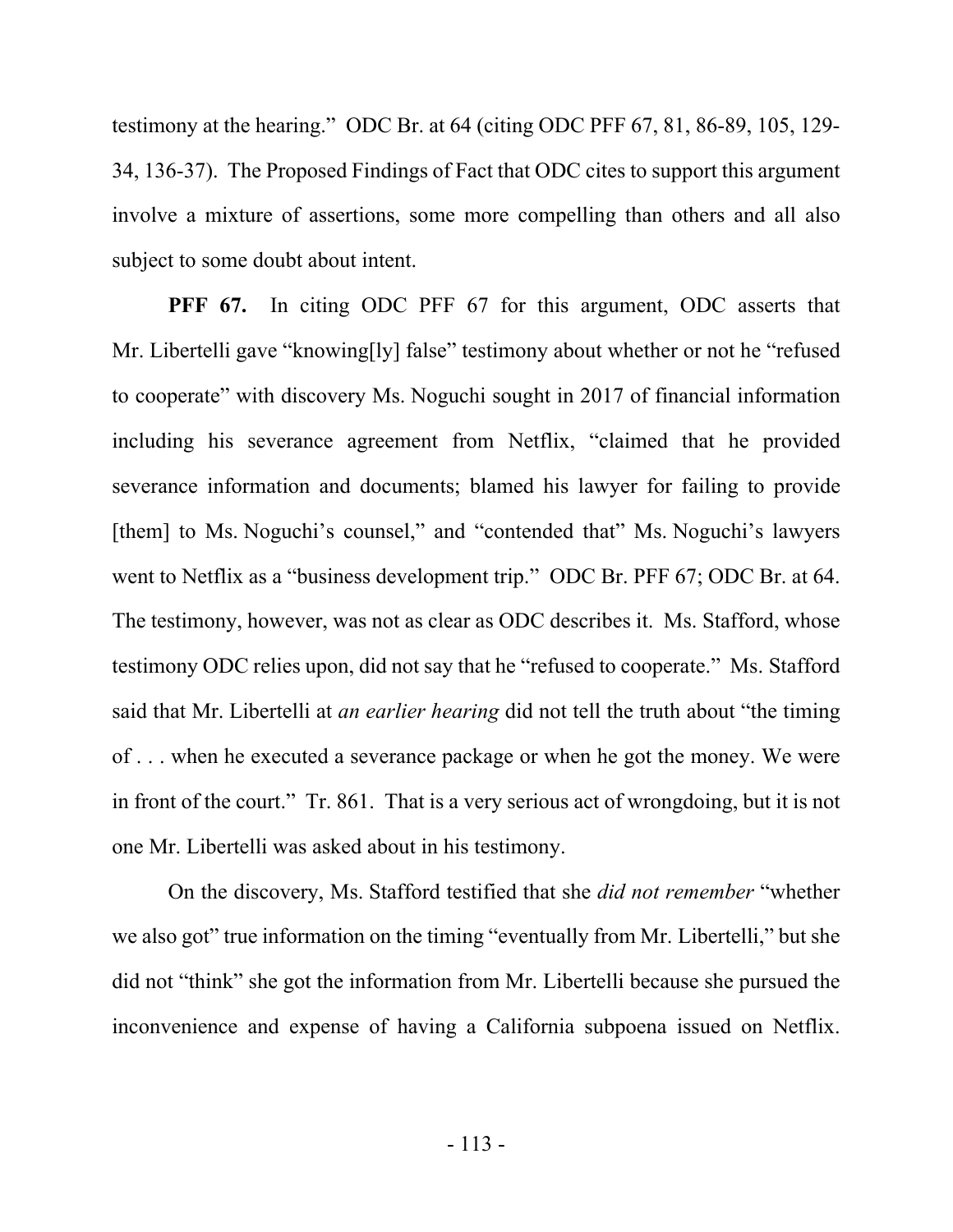testimony at the hearing." ODC Br. at 64 (citing ODC PFF 67, 81, 86-89, 105, 129-34, 136-37). The Proposed Findings of Fact that ODC cites to support this argument involve a mixture of assertions, some more compelling than others and all also subject to some doubt about intent.

**PFF 67.** In citing ODC PFF 67 for this argument, ODC asserts that Mr. Libertelli gave "knowing[ly] false" testimony about whether or not he "refused to cooperate" with discovery Ms. Noguchi sought in 2017 of financial information including his severance agreement from Netflix, "claimed that he provided severance information and documents; blamed his lawyer for failing to provide [them] to Ms. Noguchi's counsel," and "contended that" Ms. Noguchi's lawyers went to Netflix as a "business development trip." ODC Br. PFF 67; ODC Br. at 64. The testimony, however, was not as clear as ODC describes it. Ms. Stafford, whose testimony ODC relies upon, did not say that he "refused to cooperate." Ms. Stafford said that Mr. Libertelli at *an earlier hearing* did not tell the truth about "the timing of . . . when he executed a severance package or when he got the money. We were in front of the court." Tr. 861. That is a very serious act of wrongdoing, but it is not one Mr. Libertelli was asked about in his testimony.

On the discovery, Ms. Stafford testified that she *did not remember* "whether we also got" true information on the timing "eventually from Mr. Libertelli," but she did not "think" she got the information from Mr. Libertelli because she pursued the inconvenience and expense of having a California subpoena issued on Netflix.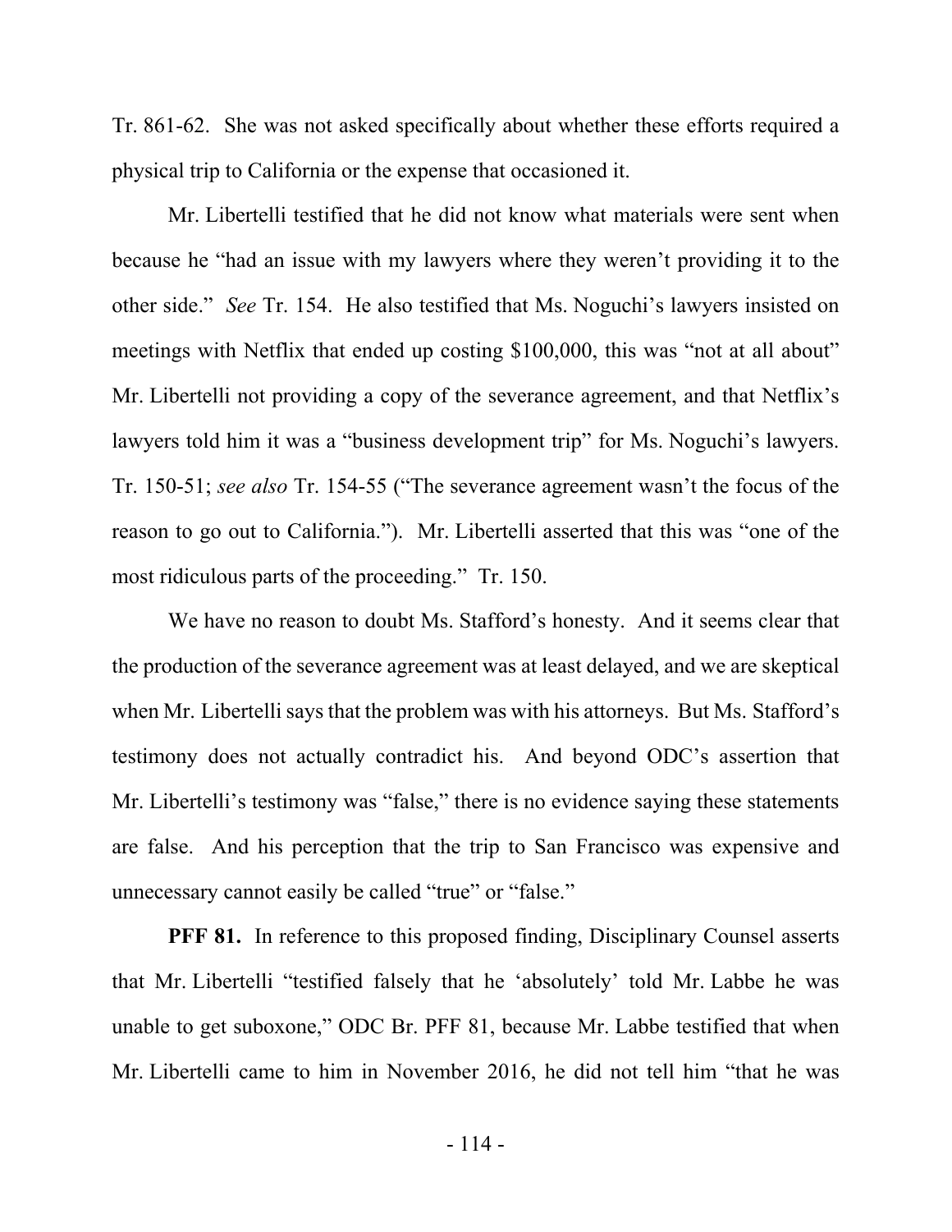Tr. 861-62. She was not asked specifically about whether these efforts required a physical trip to California or the expense that occasioned it.

Mr. Libertelli testified that he did not know what materials were sent when because he "had an issue with my lawyers where they weren't providing it to the other side." *See* Tr. 154. He also testified that Ms. Noguchi's lawyers insisted on meetings with Netflix that ended up costing $100,000, this was "not at all about" Mr. Libertelli not providing a copy of the severance agreement, and that Netflix's lawyers told him it was a "business development trip" for Ms. Noguchi's lawyers. Tr. 150-51; *see also* Tr. 154-55 ("The severance agreement wasn't the focus of the reason to go out to California."). Mr. Libertelli asserted that this was "one of the most ridiculous parts of the proceeding." Tr. 150.

We have no reason to doubt Ms. Stafford's honesty. And it seems clear that the production of the severance agreement was at least delayed, and we are skeptical when Mr. Libertelli says that the problem was with his attorneys. But Ms. Stafford's testimony does not actually contradict his. And beyond ODC's assertion that Mr. Libertelli's testimony was "false," there is no evidence saying these statements are false. And his perception that the trip to San Francisco was expensive and unnecessary cannot easily be called "true" or "false."

**PFF 81.** In reference to this proposed finding, Disciplinary Counsel asserts that Mr. Libertelli "testified falsely that he 'absolutely' told Mr. Labbe he was unable to get suboxone," ODC Br. PFF 81, because Mr. Labbe testified that when Mr. Libertelli came to him in November 2016, he did not tell him "that he was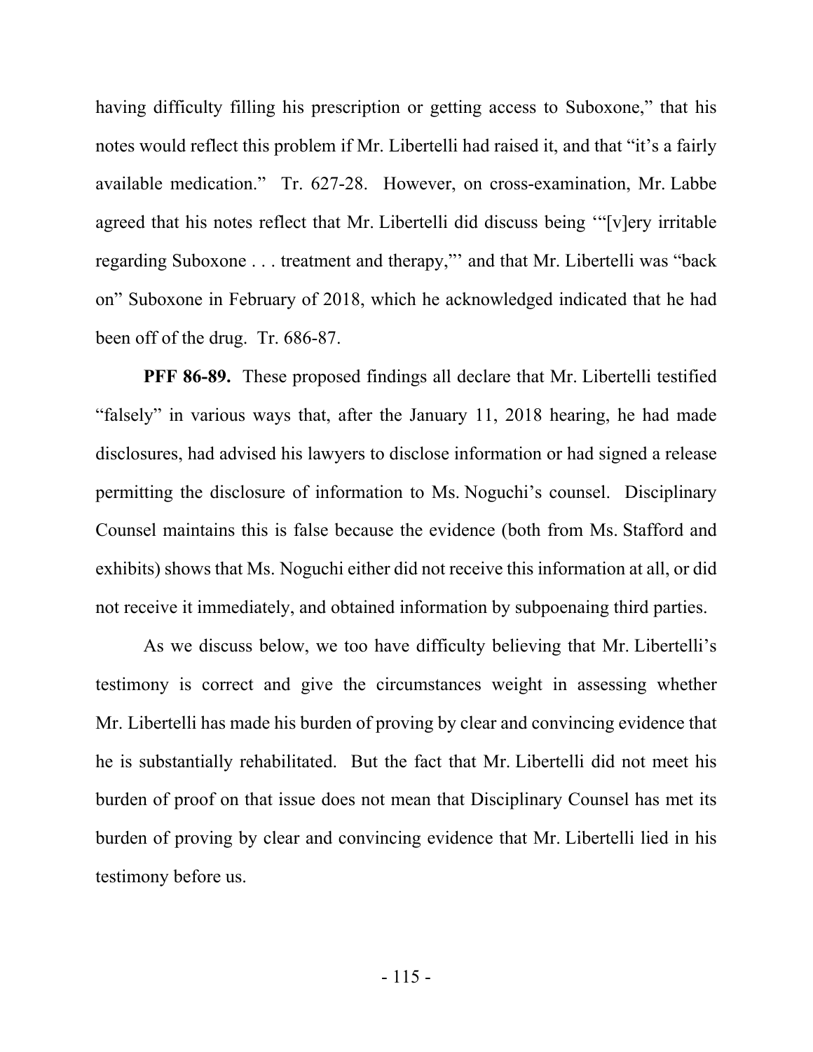having difficulty filling his prescription or getting access to Suboxone," that his notes would reflect this problem if Mr. Libertelli had raised it, and that "it's a fairly available medication." Tr. 627-28. However, on cross-examination, Mr. Labbe agreed that his notes reflect that Mr. Libertelli did discuss being '"[v]ery irritable regarding Suboxone . . . treatment and therapy,"' and that Mr. Libertelli was "back on" Suboxone in February of 2018, which he acknowledged indicated that he had been off of the drug. Tr. 686-87.

**PFF 86-89.** These proposed findings all declare that Mr. Libertelli testified "falsely" in various ways that, after the January 11, 2018 hearing, he had made disclosures, had advised his lawyers to disclose information or had signed a release permitting the disclosure of information to Ms. Noguchi's counsel. Disciplinary Counsel maintains this is false because the evidence (both from Ms. Stafford and exhibits) shows that Ms. Noguchi either did not receive this information at all, or did not receive it immediately, and obtained information by subpoenaing third parties.

As we discuss below, we too have difficulty believing that Mr. Libertelli's testimony is correct and give the circumstances weight in assessing whether Mr. Libertelli has made his burden of proving by clear and convincing evidence that he is substantially rehabilitated. But the fact that Mr. Libertelli did not meet his burden of proof on that issue does not mean that Disciplinary Counsel has met its burden of proving by clear and convincing evidence that Mr. Libertelli lied in his testimony before us.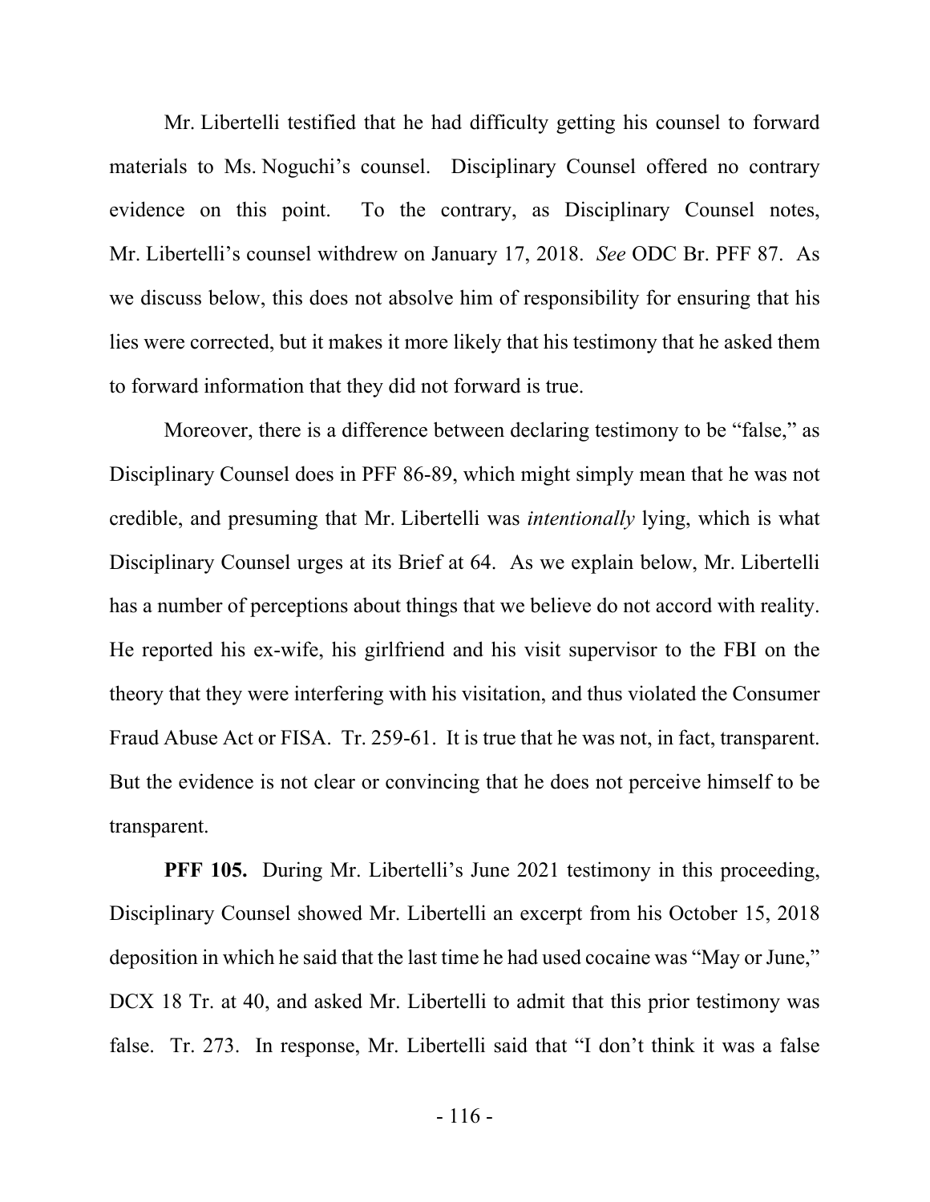Mr. Libertelli testified that he had difficulty getting his counsel to forward materials to Ms. Noguchi's counsel. Disciplinary Counsel offered no contrary evidence on this point. To the contrary, as Disciplinary Counsel notes, Mr. Libertelli's counsel withdrew on January 17, 2018. *See* ODC Br. PFF 87. As we discuss below, this does not absolve him of responsibility for ensuring that his lies were corrected, but it makes it more likely that his testimony that he asked them to forward information that they did not forward is true.

Moreover, there is a difference between declaring testimony to be "false," as Disciplinary Counsel does in PFF 86-89, which might simply mean that he was not credible, and presuming that Mr. Libertelli was *intentionally* lying, which is what Disciplinary Counsel urges at its Brief at 64. As we explain below, Mr. Libertelli has a number of perceptions about things that we believe do not accord with reality. He reported his ex-wife, his girlfriend and his visit supervisor to the FBI on the theory that they were interfering with his visitation, and thus violated the Consumer Fraud Abuse Act or FISA. Tr. 259-61. It is true that he was not, in fact, transparent. But the evidence is not clear or convincing that he does not perceive himself to be transparent.

**PFF 105.** During Mr. Libertelli's June 2021 testimony in this proceeding, Disciplinary Counsel showed Mr. Libertelli an excerpt from his October 15, 2018 deposition in which he said that the last time he had used cocaine was "May or June," DCX 18 Tr. at 40, and asked Mr. Libertelli to admit that this prior testimony was false. Tr. 273. In response, Mr. Libertelli said that "I don't think it was a false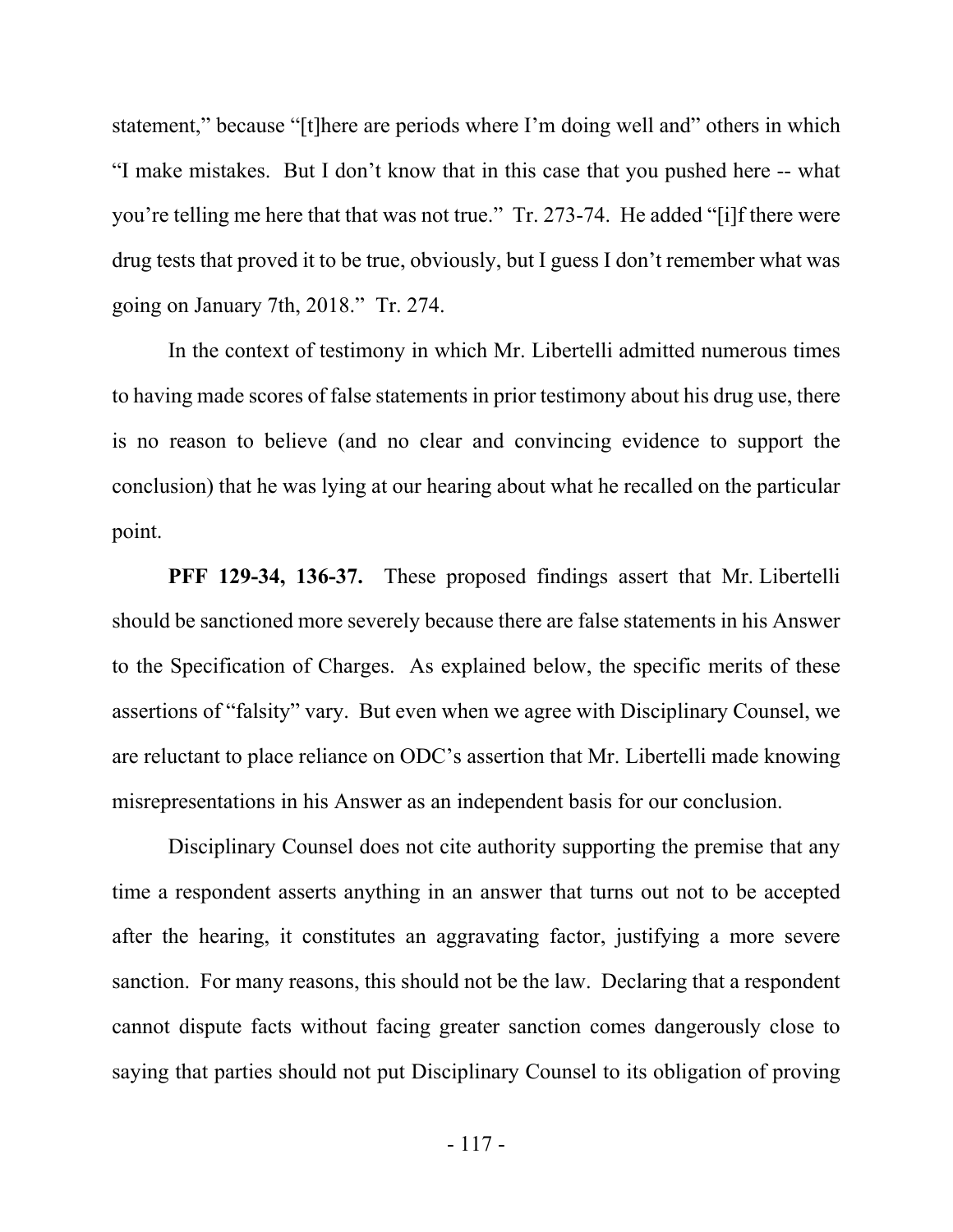statement," because "[t]here are periods where I'm doing well and" others in which "I make mistakes. But I don't know that in this case that you pushed here -- what you're telling me here that that was not true." Tr. 273-74. He added "[i]f there were drug tests that proved it to be true, obviously, but I guess I don't remember what was going on January 7th, 2018." Tr. 274.

In the context of testimony in which Mr. Libertelli admitted numerous times to having made scores of false statements in prior testimony about his drug use, there is no reason to believe (and no clear and convincing evidence to support the conclusion) that he was lying at our hearing about what he recalled on the particular point.

**PFF 129-34, 136-37.** These proposed findings assert that Mr. Libertelli should be sanctioned more severely because there are false statements in his Answer to the Specification of Charges. As explained below, the specific merits of these assertions of "falsity" vary. But even when we agree with Disciplinary Counsel, we are reluctant to place reliance on ODC's assertion that Mr. Libertelli made knowing misrepresentations in his Answer as an independent basis for our conclusion.

Disciplinary Counsel does not cite authority supporting the premise that any time a respondent asserts anything in an answer that turns out not to be accepted after the hearing, it constitutes an aggravating factor, justifying a more severe sanction. For many reasons, this should not be the law. Declaring that a respondent cannot dispute facts without facing greater sanction comes dangerously close to saying that parties should not put Disciplinary Counsel to its obligation of proving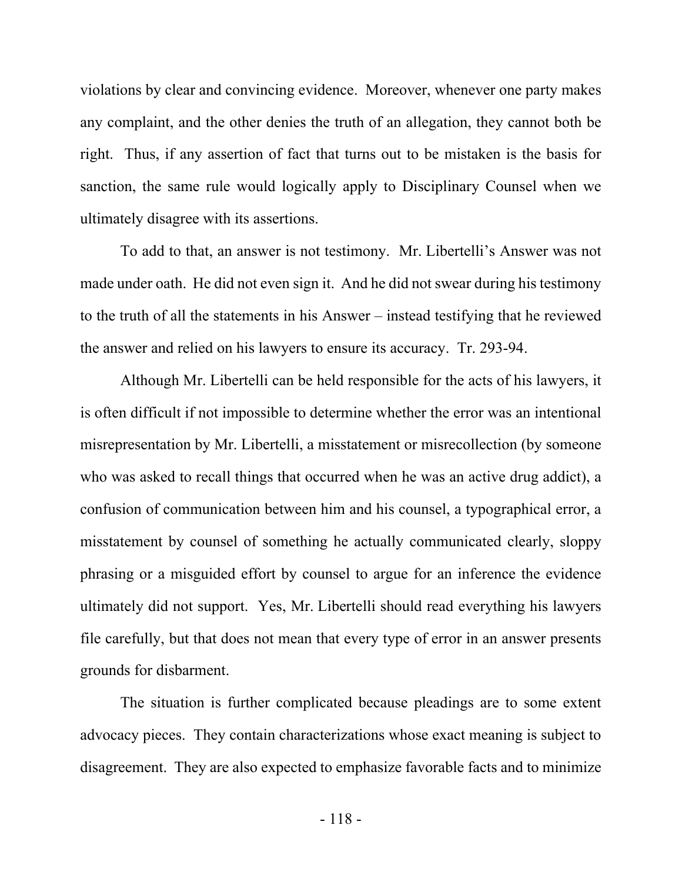violations by clear and convincing evidence. Moreover, whenever one party makes any complaint, and the other denies the truth of an allegation, they cannot both be right. Thus, if any assertion of fact that turns out to be mistaken is the basis for sanction, the same rule would logically apply to Disciplinary Counsel when we ultimately disagree with its assertions.

To add to that, an answer is not testimony. Mr. Libertelli's Answer was not made under oath. He did not even sign it. And he did not swear during his testimony to the truth of all the statements in his Answer – instead testifying that he reviewed the answer and relied on his lawyers to ensure its accuracy. Tr. 293-94.

Although Mr. Libertelli can be held responsible for the acts of his lawyers, it is often difficult if not impossible to determine whether the error was an intentional misrepresentation by Mr. Libertelli, a misstatement or misrecollection (by someone who was asked to recall things that occurred when he was an active drug addict), a confusion of communication between him and his counsel, a typographical error, a misstatement by counsel of something he actually communicated clearly, sloppy phrasing or a misguided effort by counsel to argue for an inference the evidence ultimately did not support. Yes, Mr. Libertelli should read everything his lawyers file carefully, but that does not mean that every type of error in an answer presents grounds for disbarment.

The situation is further complicated because pleadings are to some extent advocacy pieces. They contain characterizations whose exact meaning is subject to disagreement. They are also expected to emphasize favorable facts and to minimize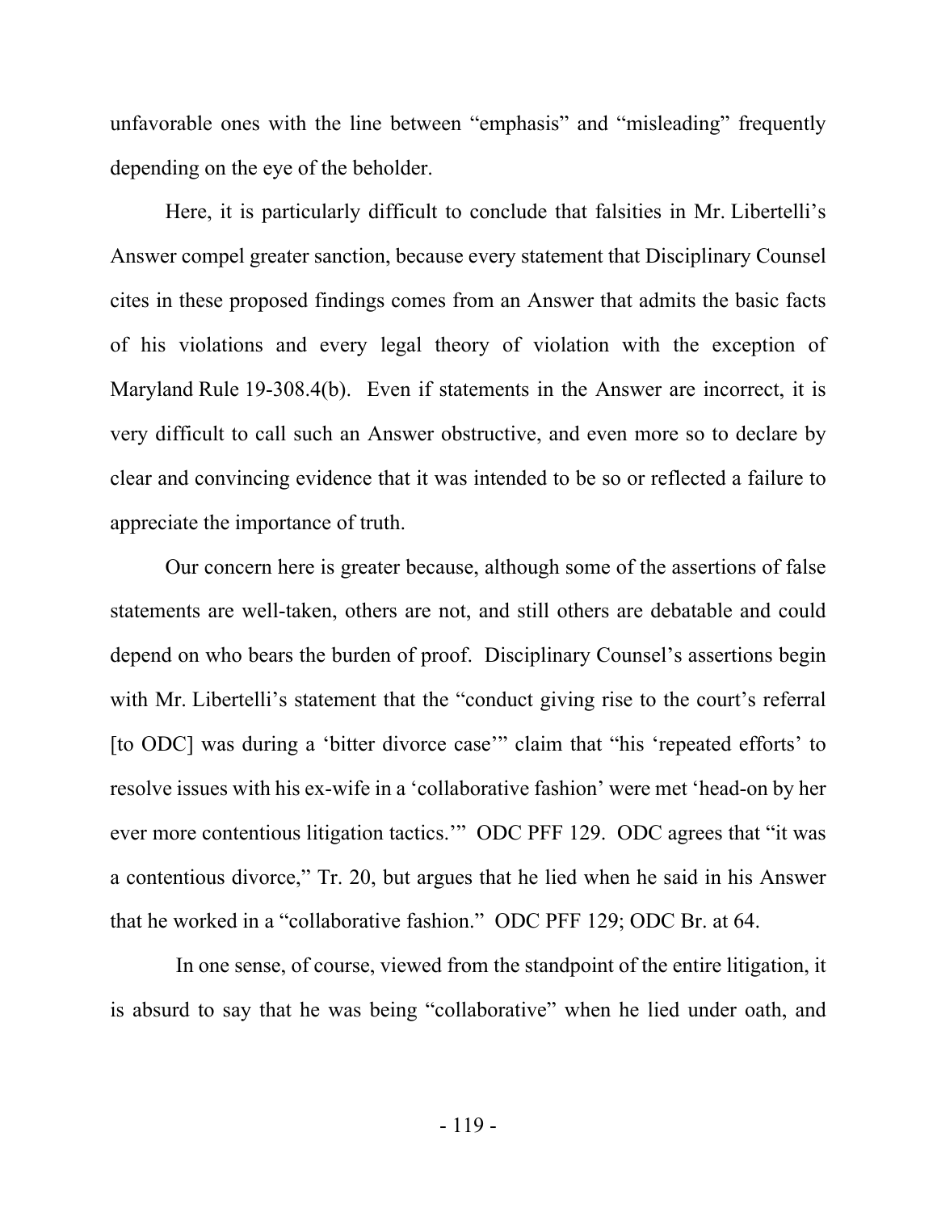unfavorable ones with the line between "emphasis" and "misleading" frequently depending on the eye of the beholder.

Here, it is particularly difficult to conclude that falsities in Mr. Libertelli's Answer compel greater sanction, because every statement that Disciplinary Counsel cites in these proposed findings comes from an Answer that admits the basic facts of his violations and every legal theory of violation with the exception of Maryland Rule 19-308.4(b). Even if statements in the Answer are incorrect, it is very difficult to call such an Answer obstructive, and even more so to declare by clear and convincing evidence that it was intended to be so or reflected a failure to appreciate the importance of truth.

Our concern here is greater because, although some of the assertions of false statements are well-taken, others are not, and still others are debatable and could depend on who bears the burden of proof. Disciplinary Counsel's assertions begin with Mr. Libertelli's statement that the "conduct giving rise to the court's referral [to ODC] was during a 'bitter divorce case'" claim that "his 'repeated efforts' to resolve issues with his ex-wife in a 'collaborative fashion' were met 'head-on by her ever more contentious litigation tactics.'" ODC PFF 129. ODC agrees that "it was a contentious divorce," Tr. 20, but argues that he lied when he said in his Answer that he worked in a "collaborative fashion." ODC PFF 129; ODC Br. at 64.

In one sense, of course, viewed from the standpoint of the entire litigation, it is absurd to say that he was being "collaborative" when he lied under oath, and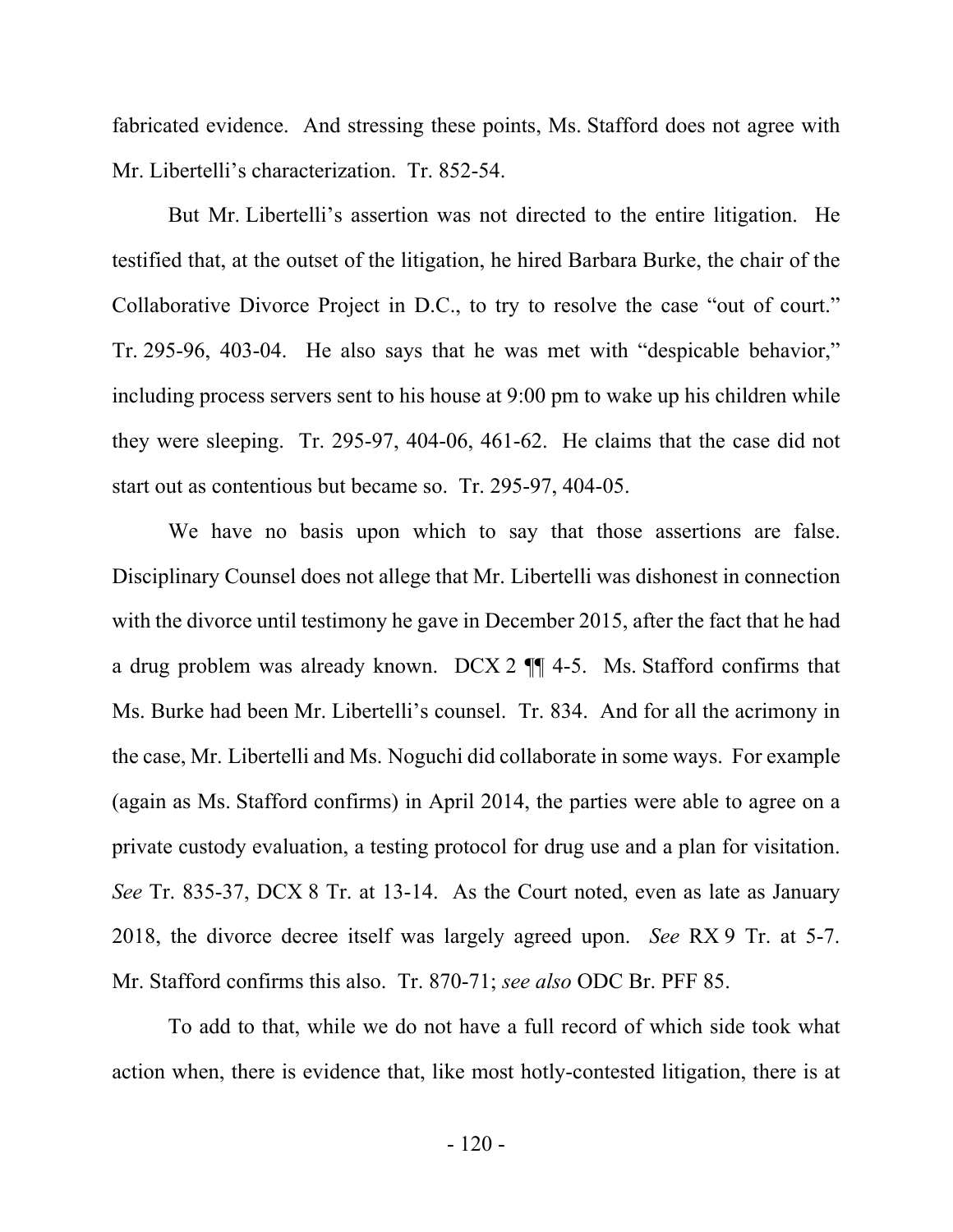fabricated evidence. And stressing these points, Ms. Stafford does not agree with Mr. Libertelli's characterization. Tr. 852-54.

But Mr. Libertelli's assertion was not directed to the entire litigation. He testified that, at the outset of the litigation, he hired Barbara Burke, the chair of the Collaborative Divorce Project in D.C., to try to resolve the case "out of court." Tr. 295-96, 403-04. He also says that he was met with "despicable behavior," including process servers sent to his house at 9:00 pm to wake up his children while they were sleeping. Tr. 295-97, 404-06, 461-62. He claims that the case did not start out as contentious but became so. Tr. 295-97, 404-05.

We have no basis upon which to say that those assertions are false. Disciplinary Counsel does not allege that Mr. Libertelli was dishonest in connection with the divorce until testimony he gave in December 2015, after the fact that he had a drug problem was already known. DCX 2 ¶¶ 4-5. Ms. Stafford confirms that Ms. Burke had been Mr. Libertelli's counsel. Tr. 834. And for all the acrimony in the case, Mr. Libertelli and Ms. Noguchi did collaborate in some ways. For example (again as Ms. Stafford confirms) in April 2014, the parties were able to agree on a private custody evaluation, a testing protocol for drug use and a plan for visitation. *See* Tr. 835-37, DCX 8 Tr. at 13-14. As the Court noted, even as late as January 2018, the divorce decree itself was largely agreed upon. *See* RX 9 Tr. at 5-7. Mr. Stafford confirms this also. Tr. 870-71; *see also* ODC Br. PFF 85.

To add to that, while we do not have a full record of which side took what action when, there is evidence that, like most hotly-contested litigation, there is at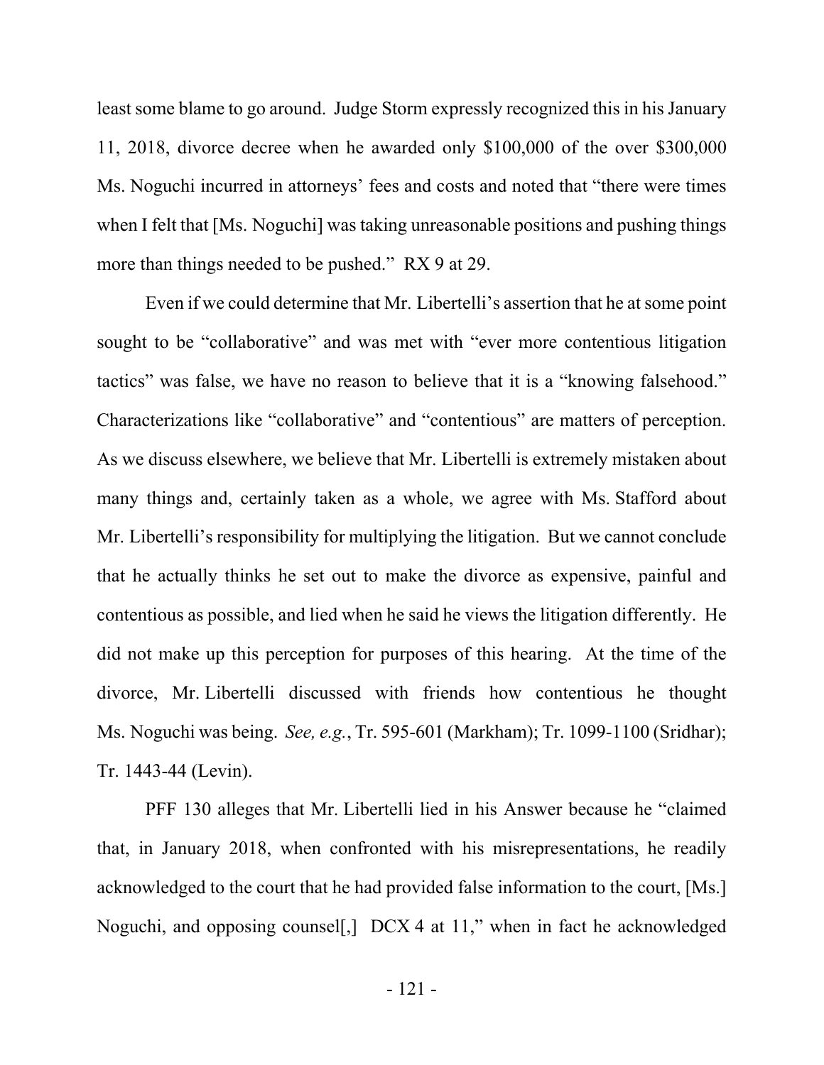least some blame to go around. Judge Storm expressly recognized this in his January 11, 2018, divorce decree when he awarded only $100,000 of the over $300,000 Ms. Noguchi incurred in attorneys' fees and costs and noted that "there were times when I felt that [Ms. Noguchi] was taking unreasonable positions and pushing things more than things needed to be pushed." RX 9 at 29.

Even if we could determine that Mr. Libertelli's assertion that he at some point sought to be "collaborative" and was met with "ever more contentious litigation tactics" was false, we have no reason to believe that it is a "knowing falsehood." Characterizations like "collaborative" and "contentious" are matters of perception. As we discuss elsewhere, we believe that Mr. Libertelli is extremely mistaken about many things and, certainly taken as a whole, we agree with Ms. Stafford about Mr. Libertelli's responsibility for multiplying the litigation. But we cannot conclude that he actually thinks he set out to make the divorce as expensive, painful and contentious as possible, and lied when he said he views the litigation differently. He did not make up this perception for purposes of this hearing. At the time of the divorce, Mr. Libertelli discussed with friends how contentious he thought Ms. Noguchi was being. *See, e.g.*, Tr. 595-601 (Markham); Tr. 1099-1100 (Sridhar); Tr. 1443-44 (Levin).

PFF 130 alleges that Mr. Libertelli lied in his Answer because he "claimed that, in January 2018, when confronted with his misrepresentations, he readily acknowledged to the court that he had provided false information to the court, [Ms.] Noguchi, and opposing counsel[,] DCX 4 at 11," when in fact he acknowledged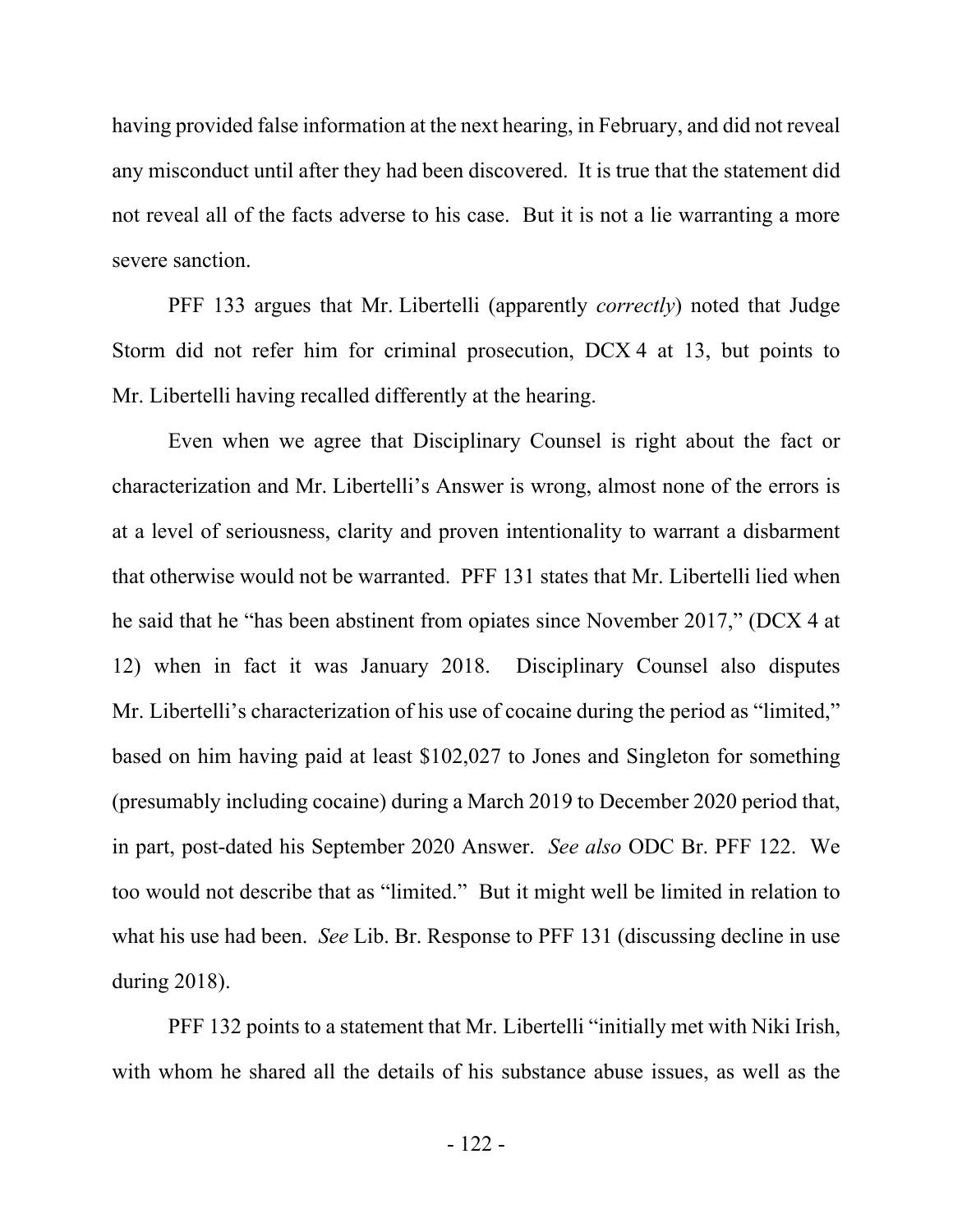having provided false information at the next hearing, in February, and did not reveal any misconduct until after they had been discovered. It is true that the statement did not reveal all of the facts adverse to his case. But it is not a lie warranting a more severe sanction.

PFF 133 argues that Mr. Libertelli (apparently *correctly*) noted that Judge Storm did not refer him for criminal prosecution, DCX 4 at 13, but points to Mr. Libertelli having recalled differently at the hearing.

Even when we agree that Disciplinary Counsel is right about the fact or characterization and Mr. Libertelli's Answer is wrong, almost none of the errors is at a level of seriousness, clarity and proven intentionality to warrant a disbarment that otherwise would not be warranted. PFF 131 states that Mr. Libertelli lied when he said that he "has been abstinent from opiates since November 2017," (DCX 4 at 12) when in fact it was January 2018. Disciplinary Counsel also disputes Mr. Libertelli's characterization of his use of cocaine during the period as "limited," based on him having paid at least $102,027 to Jones and Singleton for something (presumably including cocaine) during a March 2019 to December 2020 period that, in part, post-dated his September 2020 Answer. *See also* ODC Br. PFF 122. We too would not describe that as "limited." But it might well be limited in relation to what his use had been. *See* Lib. Br. Response to PFF 131 (discussing decline in use during 2018).

PFF 132 points to a statement that Mr. Libertelli "initially met with Niki Irish, with whom he shared all the details of his substance abuse issues, as well as the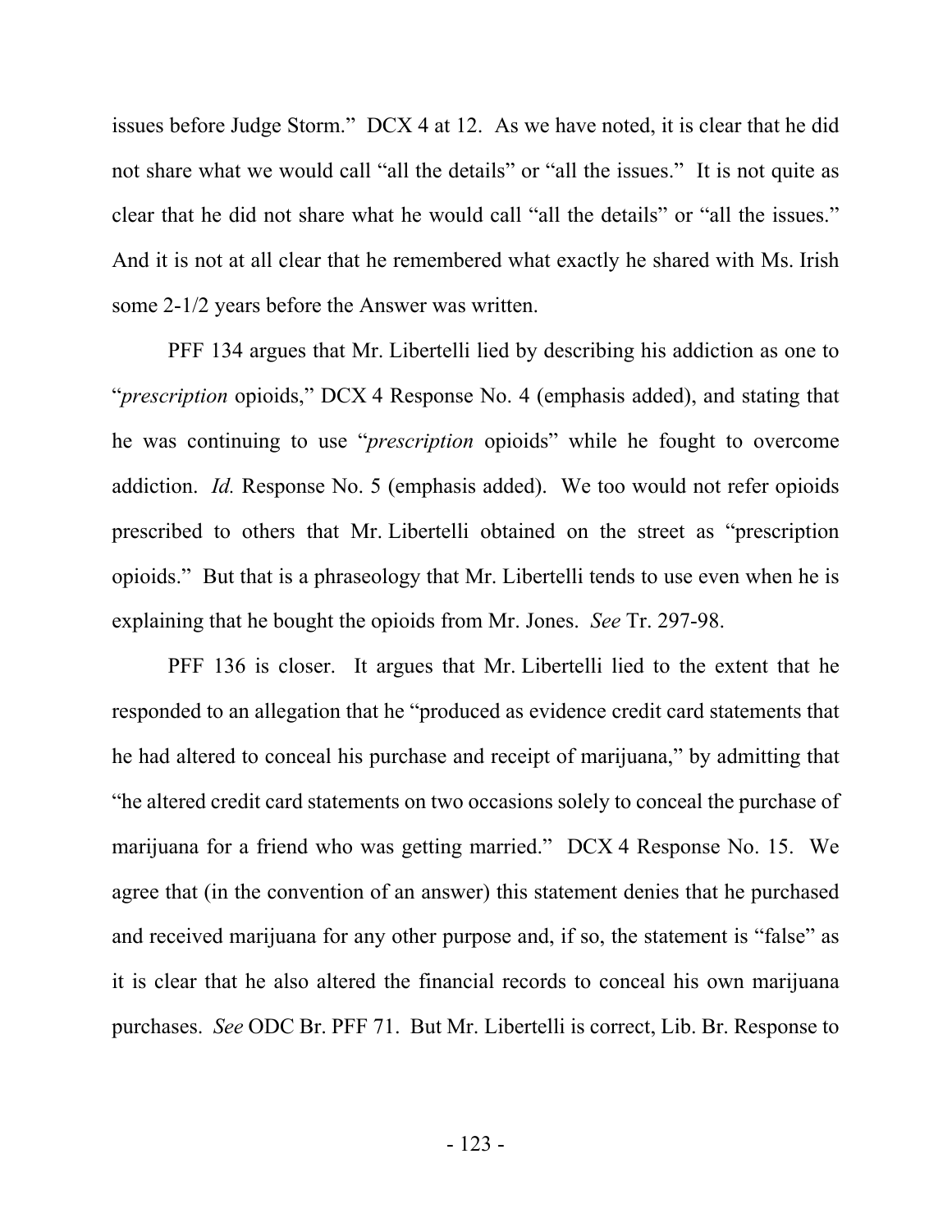issues before Judge Storm." DCX 4 at 12. As we have noted, it is clear that he did not share what we would call "all the details" or "all the issues." It is not quite as clear that he did not share what he would call "all the details" or "all the issues." And it is not at all clear that he remembered what exactly he shared with Ms. Irish some 2-1/2 years before the Answer was written.

PFF 134 argues that Mr. Libertelli lied by describing his addiction as one to "*prescription* opioids," DCX 4 Response No. 4 (emphasis added), and stating that he was continuing to use "*prescription* opioids" while he fought to overcome addiction. *Id.* Response No. 5 (emphasis added). We too would not refer opioids prescribed to others that Mr. Libertelli obtained on the street as "prescription opioids." But that is a phraseology that Mr. Libertelli tends to use even when he is explaining that he bought the opioids from Mr. Jones. *See* Tr. 297-98.

PFF 136 is closer. It argues that Mr. Libertelli lied to the extent that he responded to an allegation that he "produced as evidence credit card statements that he had altered to conceal his purchase and receipt of marijuana," by admitting that "he altered credit card statements on two occasions solely to conceal the purchase of marijuana for a friend who was getting married." DCX 4 Response No. 15. We agree that (in the convention of an answer) this statement denies that he purchased and received marijuana for any other purpose and, if so, the statement is "false" as it is clear that he also altered the financial records to conceal his own marijuana purchases. *See* ODC Br. PFF 71. But Mr. Libertelli is correct, Lib. Br. Response to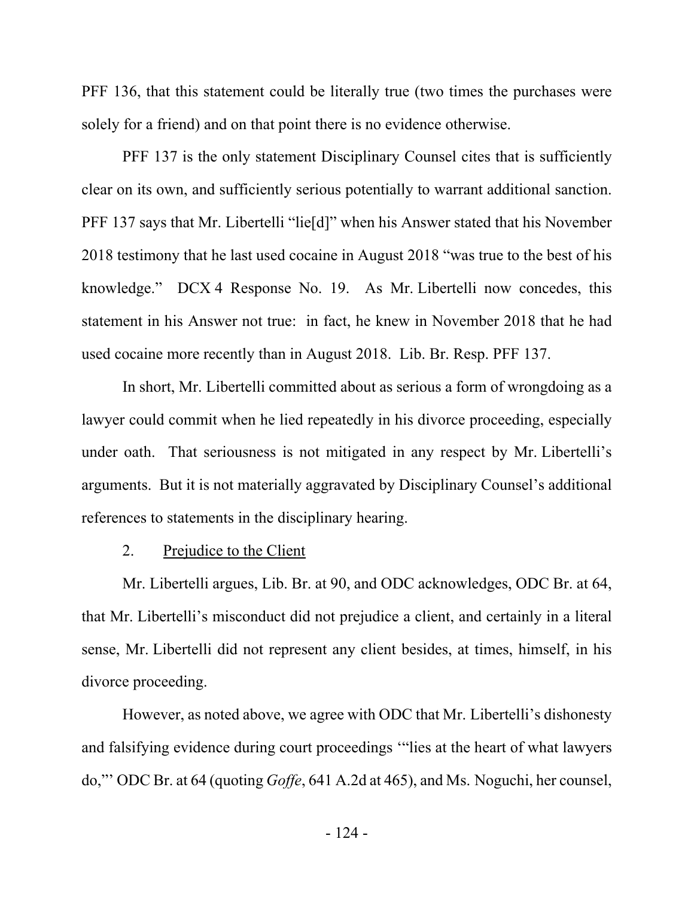PFF 136, that this statement could be literally true (two times the purchases were solely for a friend) and on that point there is no evidence otherwise.

PFF 137 is the only statement Disciplinary Counsel cites that is sufficiently clear on its own, and sufficiently serious potentially to warrant additional sanction. PFF 137 says that Mr. Libertelli "lie[d]" when his Answer stated that his November 2018 testimony that he last used cocaine in August 2018 "was true to the best of his knowledge." DCX 4 Response No. 19. As Mr. Libertelli now concedes, this statement in his Answer not true: in fact, he knew in November 2018 that he had used cocaine more recently than in August 2018. Lib. Br. Resp. PFF 137.

In short, Mr. Libertelli committed about as serious a form of wrongdoing as a lawyer could commit when he lied repeatedly in his divorce proceeding, especially under oath. That seriousness is not mitigated in any respect by Mr. Libertelli's arguments. But it is not materially aggravated by Disciplinary Counsel's additional references to statements in the disciplinary hearing.

2. Prejudice to the Client

Mr. Libertelli argues, Lib. Br. at 90, and ODC acknowledges, ODC Br. at 64, that Mr. Libertelli's misconduct did not prejudice a client, and certainly in a literal sense, Mr. Libertelli did not represent any client besides, at times, himself, in his divorce proceeding.

However, as noted above, we agree with ODC that Mr. Libertelli's dishonesty and falsifying evidence during court proceedings '"lies at the heart of what lawyers do,"' ODC Br. at 64 (quoting *Goffe*, 641 A.2d at 465), and Ms. Noguchi, her counsel,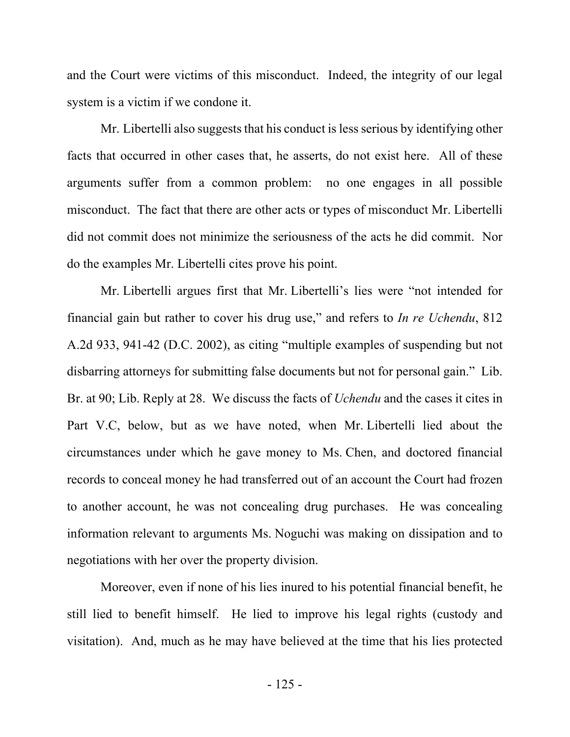and the Court were victims of this misconduct. Indeed, the integrity of our legal system is a victim if we condone it.

Mr. Libertelli also suggests that his conduct is less serious by identifying other facts that occurred in other cases that, he asserts, do not exist here. All of these arguments suffer from a common problem: no one engages in all possible misconduct. The fact that there are other acts or types of misconduct Mr. Libertelli did not commit does not minimize the seriousness of the acts he did commit. Nor do the examples Mr. Libertelli cites prove his point.

Mr. Libertelli argues first that Mr. Libertelli's lies were "not intended for financial gain but rather to cover his drug use," and refers to *In re Uchendu*, 812 A.2d 933, 941-42 (D.C. 2002), as citing "multiple examples of suspending but not disbarring attorneys for submitting false documents but not for personal gain." Lib. Br. at 90; Lib. Reply at 28. We discuss the facts of *Uchendu* and the cases it cites in Part V.C, below, but as we have noted, when Mr. Libertelli lied about the circumstances under which he gave money to Ms. Chen, and doctored financial records to conceal money he had transferred out of an account the Court had frozen to another account, he was not concealing drug purchases. He was concealing information relevant to arguments Ms. Noguchi was making on dissipation and to negotiations with her over the property division.

Moreover, even if none of his lies inured to his potential financial benefit, he still lied to benefit himself. He lied to improve his legal rights (custody and visitation). And, much as he may have believed at the time that his lies protected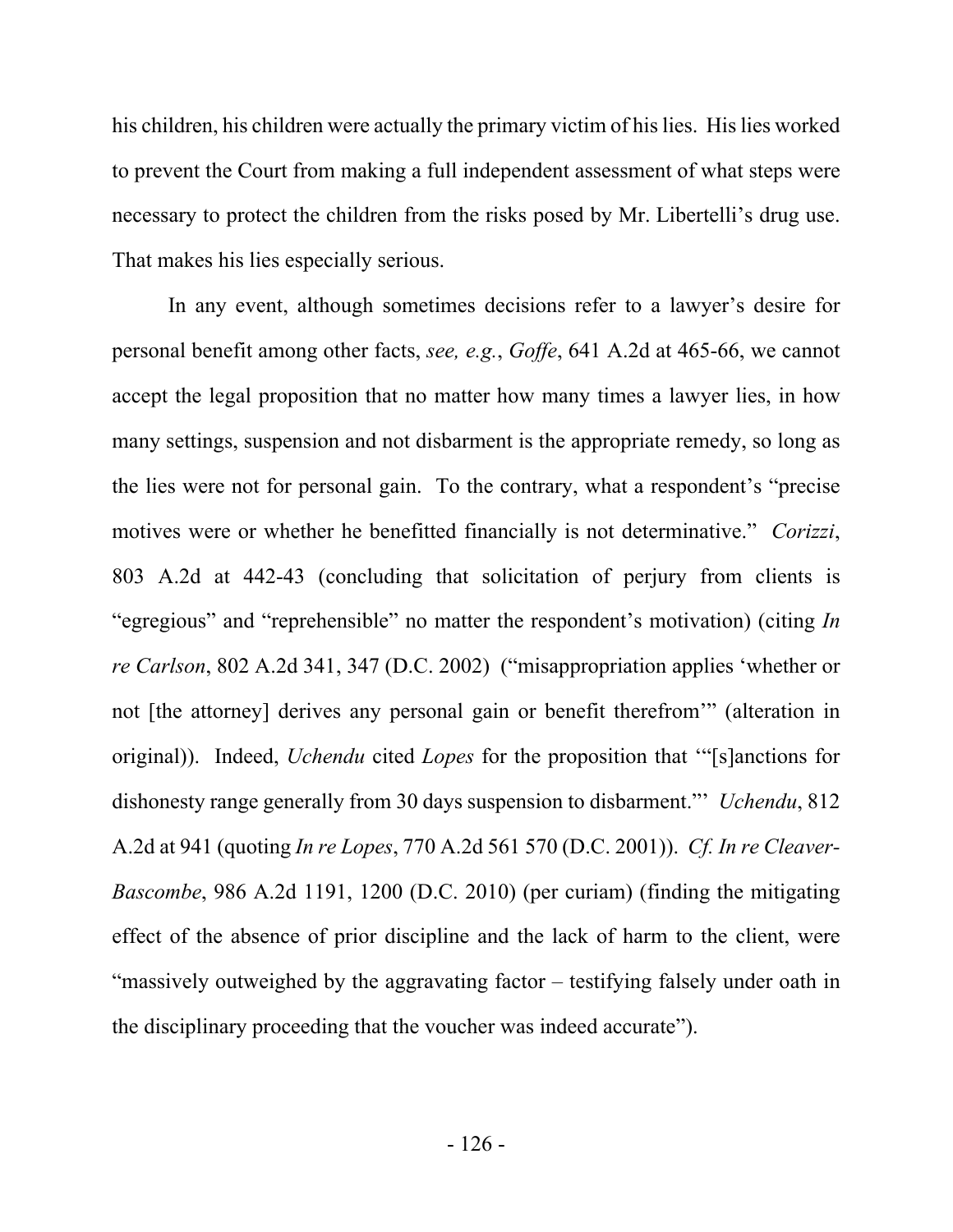his children, his children were actually the primary victim of his lies. His lies worked to prevent the Court from making a full independent assessment of what steps were necessary to protect the children from the risks posed by Mr. Libertelli's drug use. That makes his lies especially serious.

In any event, although sometimes decisions refer to a lawyer's desire for personal benefit among other facts, *see, e.g.*, *Goffe*, 641 A.2d at 465-66, we cannot accept the legal proposition that no matter how many times a lawyer lies, in how many settings, suspension and not disbarment is the appropriate remedy, so long as the lies were not for personal gain. To the contrary, what a respondent's "precise motives were or whether he benefitted financially is not determinative." *Corizzi*, 803 A.2d at 442-43 (concluding that solicitation of perjury from clients is "egregious" and "reprehensible" no matter the respondent's motivation) (citing *In re Carlson*, 802 A.2d 341, 347 (D.C. 2002) ("misappropriation applies 'whether or not [the attorney] derives any personal gain or benefit therefrom'" (alteration in original)). Indeed, *Uchendu* cited *Lopes* for the proposition that '"[s]anctions for dishonesty range generally from 30 days suspension to disbarment."' *Uchendu*, 812 A.2d at 941 (quoting *In re Lopes*, 770 A.2d 561 570 (D.C. 2001)). *Cf. In re Cleaver-Bascombe*, 986 A.2d 1191, 1200 (D.C. 2010) (per curiam) (finding the mitigating effect of the absence of prior discipline and the lack of harm to the client, were "massively outweighed by the aggravating factor – testifying falsely under oath in the disciplinary proceeding that the voucher was indeed accurate").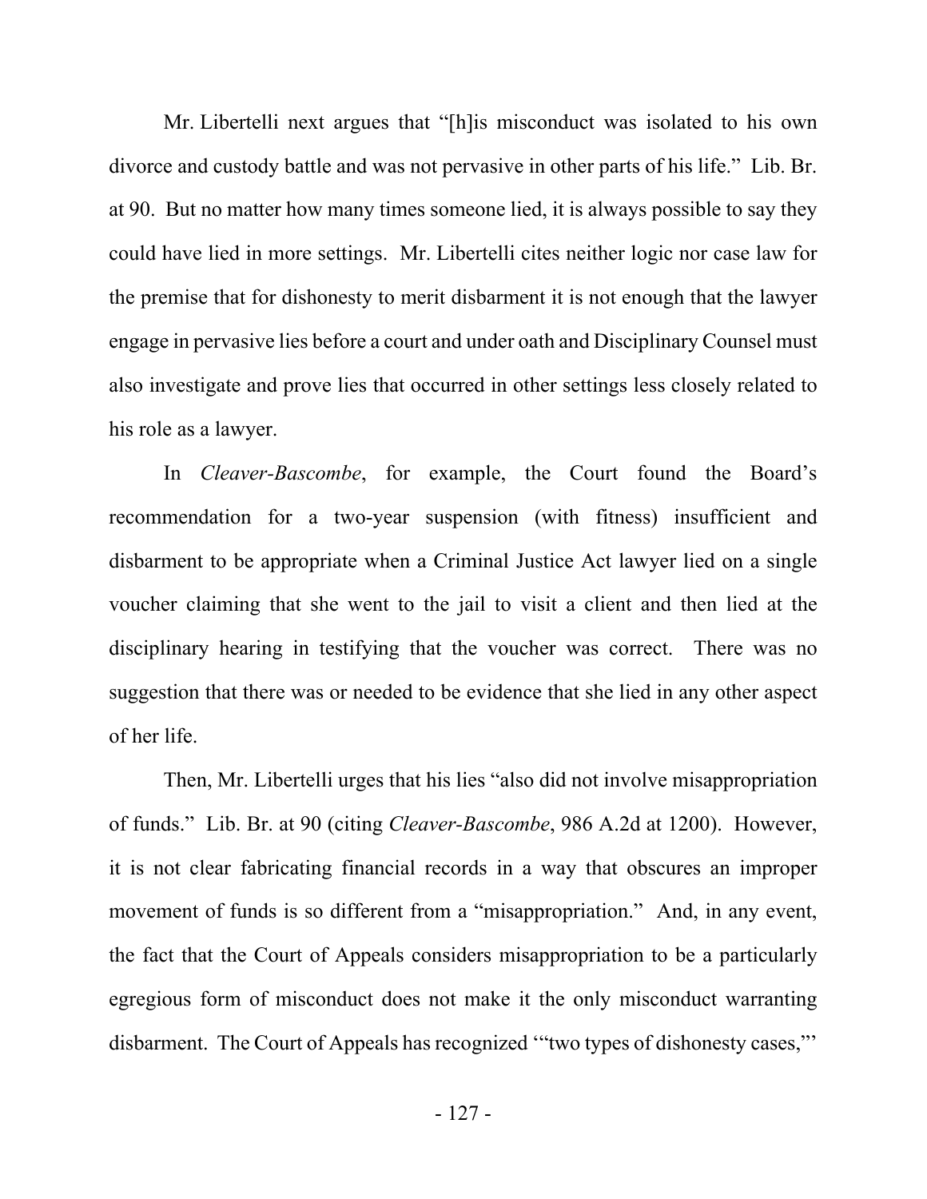Mr. Libertelli next argues that "[h]is misconduct was isolated to his own divorce and custody battle and was not pervasive in other parts of his life." Lib. Br. at 90. But no matter how many times someone lied, it is always possible to say they could have lied in more settings. Mr. Libertelli cites neither logic nor case law for the premise that for dishonesty to merit disbarment it is not enough that the lawyer engage in pervasive lies before a court and under oath and Disciplinary Counsel must also investigate and prove lies that occurred in other settings less closely related to his role as a lawyer.

In *Cleaver-Bascombe*, for example, the Court found the Board's recommendation for a two-year suspension (with fitness) insufficient and disbarment to be appropriate when a Criminal Justice Act lawyer lied on a single voucher claiming that she went to the jail to visit a client and then lied at the disciplinary hearing in testifying that the voucher was correct. There was no suggestion that there was or needed to be evidence that she lied in any other aspect of her life.

Then, Mr. Libertelli urges that his lies "also did not involve misappropriation of funds." Lib. Br. at 90 (citing *Cleaver-Bascombe*, 986 A.2d at 1200). However, it is not clear fabricating financial records in a way that obscures an improper movement of funds is so different from a "misappropriation." And, in any event, the fact that the Court of Appeals considers misappropriation to be a particularly egregious form of misconduct does not make it the only misconduct warranting disbarment. The Court of Appeals has recognized '"two types of dishonesty cases,"'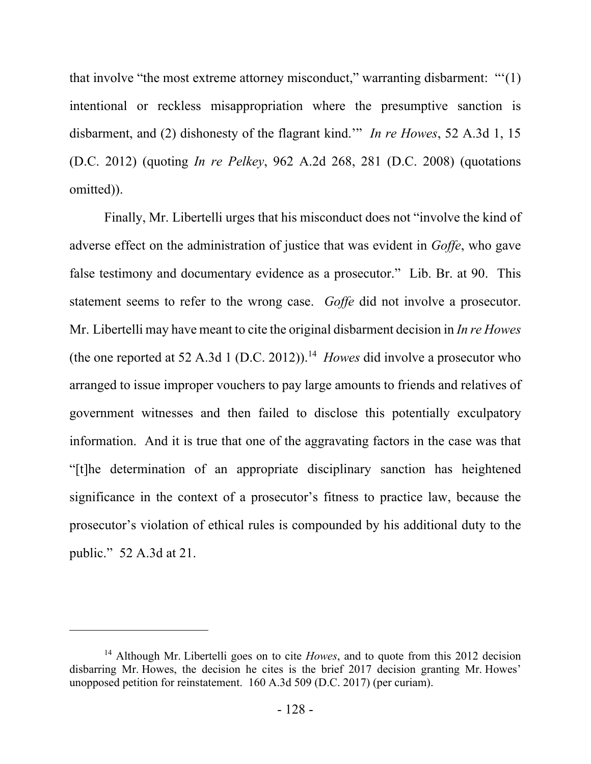that involve "the most extreme attorney misconduct," warranting disbarment: "'(1) intentional or reckless misappropriation where the presumptive sanction is disbarment, and (2) dishonesty of the flagrant kind.'" *In re Howes*, 52 A.3d 1, 15 (D.C. 2012) (quoting *In re Pelkey*, 962 A.2d 268, 281 (D.C. 2008) (quotations omitted)).

Finally, Mr. Libertelli urges that his misconduct does not "involve the kind of adverse effect on the administration of justice that was evident in *Goffe*, who gave false testimony and documentary evidence as a prosecutor." Lib. Br. at 90. This statement seems to refer to the wrong case. *Goffe* did not involve a prosecutor. Mr. Libertelli may have meant to cite the original disbarment decision in *In re Howes* (the one reported at 52 A.3d 1 (D.C. 2012)).[14] *Howes* did involve a prosecutor who arranged to issue improper vouchers to pay large amounts to friends and relatives of government witnesses and then failed to disclose this potentially exculpatory information. And it is true that one of the aggravating factors in the case was that "[t]he determination of an appropriate disciplinary sanction has heightened significance in the context of a prosecutor's fitness to practice law, because the prosecutor's violation of ethical rules is compounded by his additional duty to the public." 52 A.3d at 21.

---

[14] Although Mr. Libertelli goes on to cite *Howes*, and to quote from this 2012 decision disbarring Mr. Howes, the decision he cites is the brief 2017 decision granting Mr. Howes' unopposed petition for reinstatement. 160 A.3d 509 (D.C. 2017) (per curiam).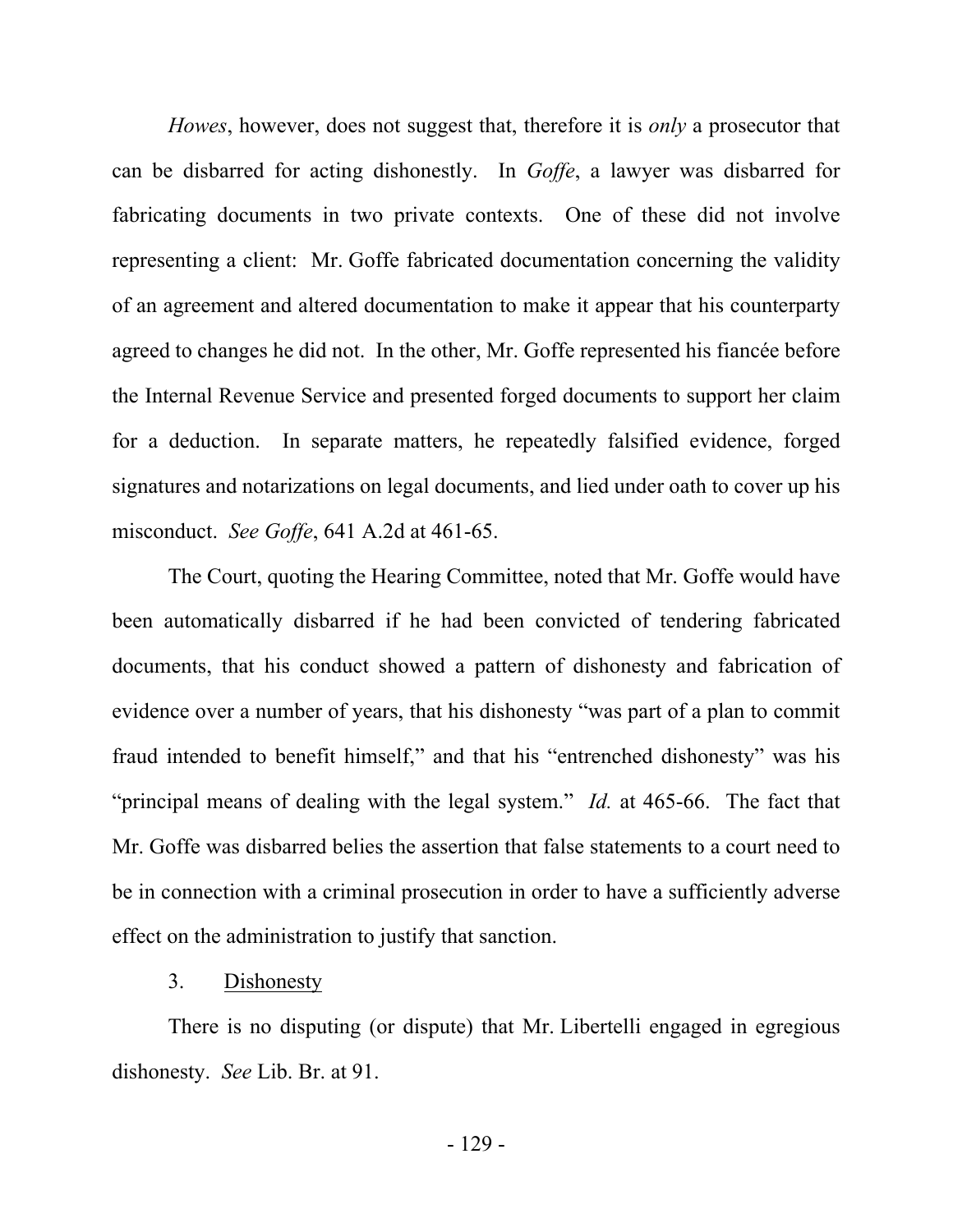*Howes*, however, does not suggest that, therefore it is *only* a prosecutor that can be disbarred for acting dishonestly. In *Goffe*, a lawyer was disbarred for fabricating documents in two private contexts. One of these did not involve representing a client: Mr. Goffe fabricated documentation concerning the validity of an agreement and altered documentation to make it appear that his counterparty agreed to changes he did not. In the other, Mr. Goffe represented his fiancée before the Internal Revenue Service and presented forged documents to support her claim for a deduction. In separate matters, he repeatedly falsified evidence, forged signatures and notarizations on legal documents, and lied under oath to cover up his misconduct. *See Goffe*, 641 A.2d at 461-65.

The Court, quoting the Hearing Committee, noted that Mr. Goffe would have been automatically disbarred if he had been convicted of tendering fabricated documents, that his conduct showed a pattern of dishonesty and fabrication of evidence over a number of years, that his dishonesty "was part of a plan to commit fraud intended to benefit himself," and that his "entrenched dishonesty" was his "principal means of dealing with the legal system." *Id.* at 465-66. The fact that Mr. Goffe was disbarred belies the assertion that false statements to a court need to be in connection with a criminal prosecution in order to have a sufficiently adverse effect on the administration to justify that sanction.

3. Dishonesty

There is no disputing (or dispute) that Mr. Libertelli engaged in egregious dishonesty. *See* Lib. Br. at 91.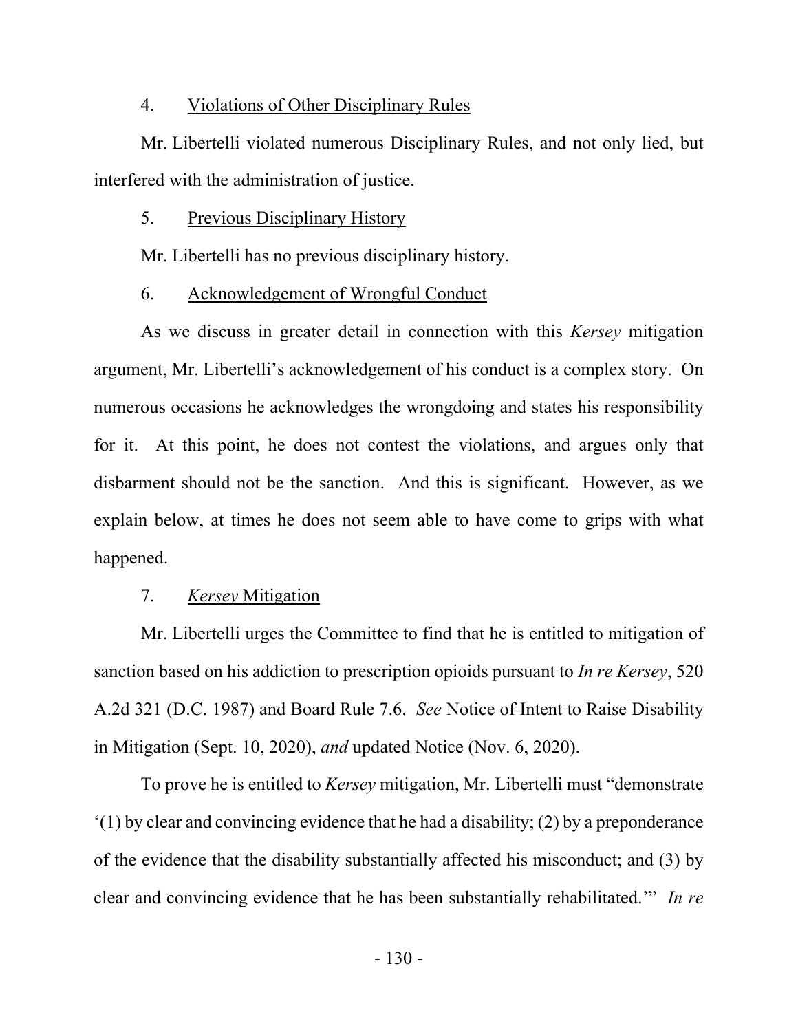4. Violations of Other Disciplinary Rules

Mr. Libertelli violated numerous Disciplinary Rules, and not only lied, but interfered with the administration of justice.

5. Previous Disciplinary History

Mr. Libertelli has no previous disciplinary history.

6. Acknowledgement of Wrongful Conduct

As we discuss in greater detail in connection with this *Kersey* mitigation argument, Mr. Libertelli's acknowledgement of his conduct is a complex story. On numerous occasions he acknowledges the wrongdoing and states his responsibility for it. At this point, he does not contest the violations, and argues only that disbarment should not be the sanction. And this is significant. However, as we explain below, at times he does not seem able to have come to grips with what happened.

7. *Kersey* Mitigation

Mr. Libertelli urges the Committee to find that he is entitled to mitigation of sanction based on his addiction to prescription opioids pursuant to *In re Kersey*, 520 A.2d 321 (D.C. 1987) and Board Rule 7.6. *See* Notice of Intent to Raise Disability in Mitigation (Sept. 10, 2020), *and* updated Notice (Nov. 6, 2020).

To prove he is entitled to *Kersey* mitigation, Mr. Libertelli must "demonstrate '(1) by clear and convincing evidence that he had a disability; (2) by a preponderance of the evidence that the disability substantially affected his misconduct; and (3) by clear and convincing evidence that he has been substantially rehabilitated.'" *In re*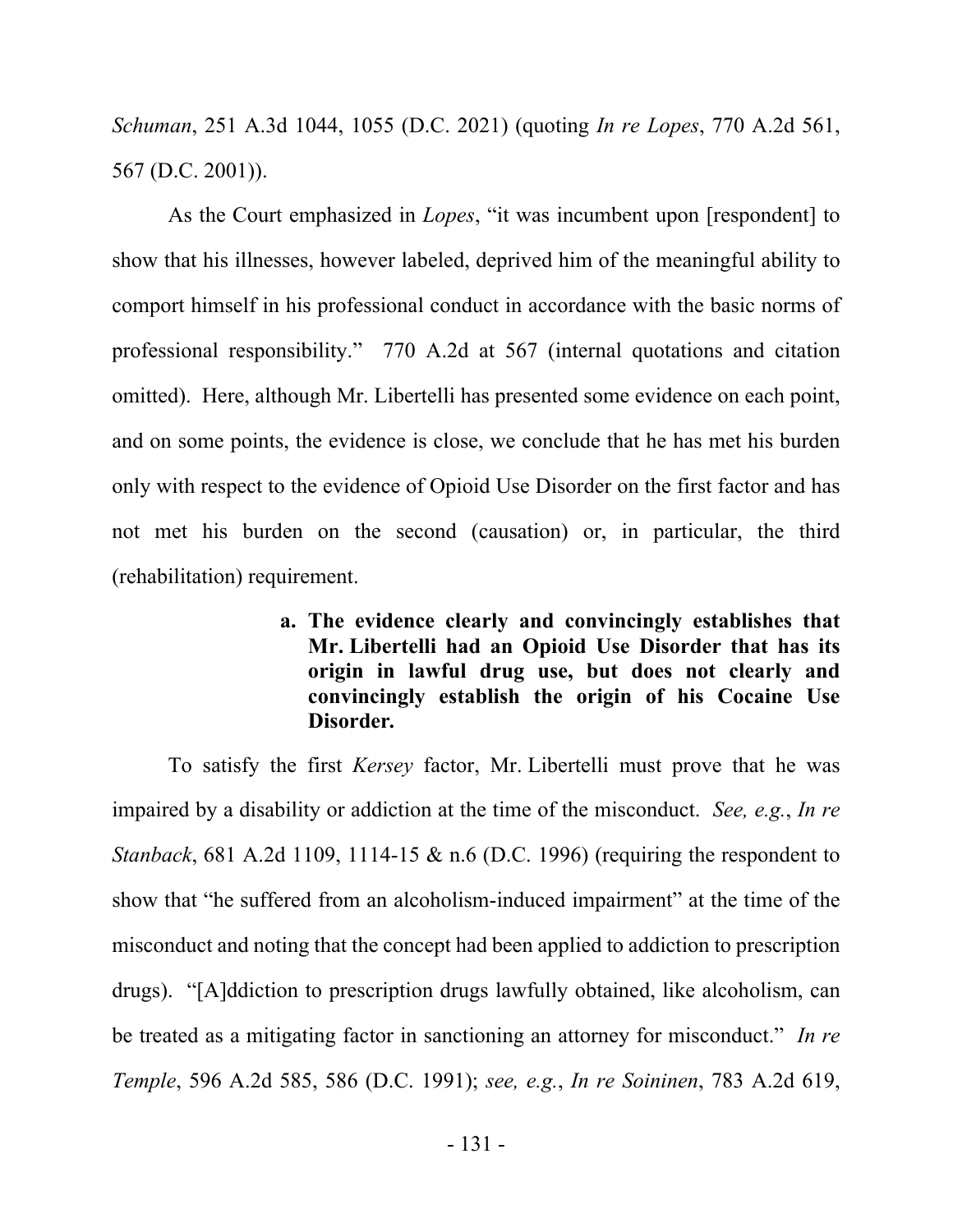*Schuman*, 251 A.3d 1044, 1055 (D.C. 2021) (quoting *In re Lopes*, 770 A.2d 561, 567 (D.C. 2001)).

As the Court emphasized in *Lopes*, "it was incumbent upon [respondent] to show that his illnesses, however labeled, deprived him of the meaningful ability to comport himself in his professional conduct in accordance with the basic norms of professional responsibility." 770 A.2d at 567 (internal quotations and citation omitted). Here, although Mr. Libertelli has presented some evidence on each point, and on some points, the evidence is close, we conclude that he has met his burden only with respect to the evidence of Opioid Use Disorder on the first factor and has not met his burden on the second (causation) or, in particular, the third (rehabilitation) requirement.

**a. The evidence clearly and convincingly establishes that Mr. Libertelli had an Opioid Use Disorder that has its origin in lawful drug use, but does not clearly and convincingly establish the origin of his Cocaine Use Disorder.**

To satisfy the first *Kersey* factor, Mr. Libertelli must prove that he was impaired by a disability or addiction at the time of the misconduct. *See, e.g.*, *In re Stanback*, 681 A.2d 1109, 1114-15 & n.6 (D.C. 1996) (requiring the respondent to show that "he suffered from an alcoholism-induced impairment" at the time of the misconduct and noting that the concept had been applied to addiction to prescription drugs). "[A]ddiction to prescription drugs lawfully obtained, like alcoholism, can be treated as a mitigating factor in sanctioning an attorney for misconduct." *In re Temple*, 596 A.2d 585, 586 (D.C. 1991); *see, e.g.*, *In re Soininen*, 783 A.2d 619,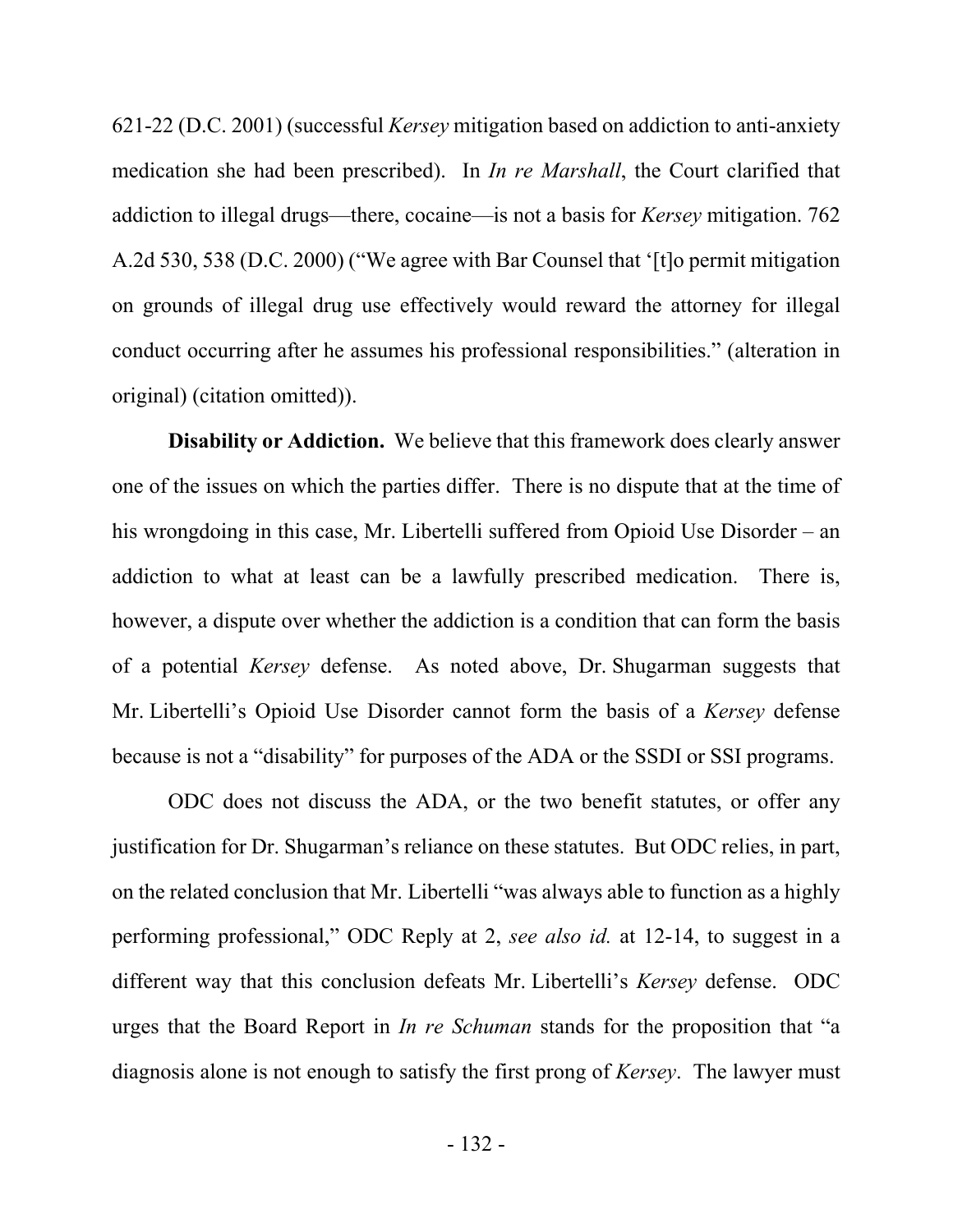621-22 (D.C. 2001) (successful *Kersey* mitigation based on addiction to anti-anxiety medication she had been prescribed). In *In re Marshall*, the Court clarified that addiction to illegal drugs—there, cocaine—is not a basis for *Kersey* mitigation. 762 A.2d 530, 538 (D.C. 2000) ("We agree with Bar Counsel that '[t]o permit mitigation on grounds of illegal drug use effectively would reward the attorney for illegal conduct occurring after he assumes his professional responsibilities." (alteration in original) (citation omitted)).

**Disability or Addiction.** We believe that this framework does clearly answer one of the issues on which the parties differ. There is no dispute that at the time of his wrongdoing in this case, Mr. Libertelli suffered from Opioid Use Disorder – an addiction to what at least can be a lawfully prescribed medication. There is, however, a dispute over whether the addiction is a condition that can form the basis of a potential *Kersey* defense. As noted above, Dr. Shugarman suggests that Mr. Libertelli's Opioid Use Disorder cannot form the basis of a *Kersey* defense because is not a "disability" for purposes of the ADA or the SSDI or SSI programs.

ODC does not discuss the ADA, or the two benefit statutes, or offer any justification for Dr. Shugarman's reliance on these statutes. But ODC relies, in part, on the related conclusion that Mr. Libertelli "was always able to function as a highly performing professional," ODC Reply at 2, *see also id.* at 12-14, to suggest in a different way that this conclusion defeats Mr. Libertelli's *Kersey* defense. ODC urges that the Board Report in *In re Schuman* stands for the proposition that "a diagnosis alone is not enough to satisfy the first prong of *Kersey*. The lawyer must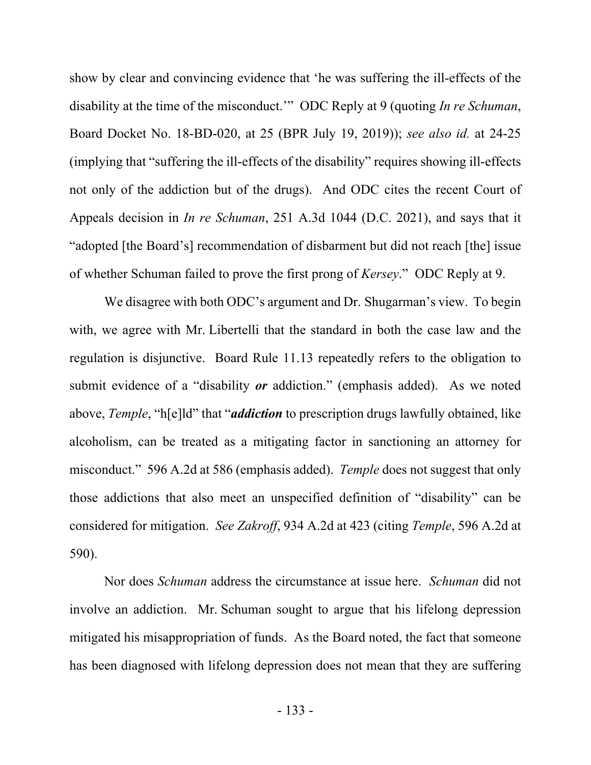show by clear and convincing evidence that 'he was suffering the ill-effects of the disability at the time of the misconduct.'" ODC Reply at 9 (quoting *In re Schuman*, Board Docket No. 18-BD-020, at 25 (BPR July 19, 2019)); *see also id.* at 24-25 (implying that "suffering the ill-effects of the disability" requires showing ill-effects not only of the addiction but of the drugs). And ODC cites the recent Court of Appeals decision in *In re Schuman*, 251 A.3d 1044 (D.C. 2021), and says that it "adopted [the Board's] recommendation of disbarment but did not reach [the] issue of whether Schuman failed to prove the first prong of *Kersey*." ODC Reply at 9.

We disagree with both ODC's argument and Dr. Shugarman's view. To begin with, we agree with Mr. Libertelli that the standard in both the case law and the regulation is disjunctive. Board Rule 11.13 repeatedly refers to the obligation to submit evidence of a "disability ***or*** addiction." (emphasis added). As we noted above, *Temple*, "h[e]ld" that "***addiction*** to prescription drugs lawfully obtained, like alcoholism, can be treated as a mitigating factor in sanctioning an attorney for misconduct." 596 A.2d at 586 (emphasis added). *Temple* does not suggest that only those addictions that also meet an unspecified definition of "disability" can be considered for mitigation. *See Zakroff*, 934 A.2d at 423 (citing *Temple*, 596 A.2d at 590).

Nor does *Schuman* address the circumstance at issue here. *Schuman* did not involve an addiction. Mr. Schuman sought to argue that his lifelong depression mitigated his misappropriation of funds. As the Board noted, the fact that someone has been diagnosed with lifelong depression does not mean that they are suffering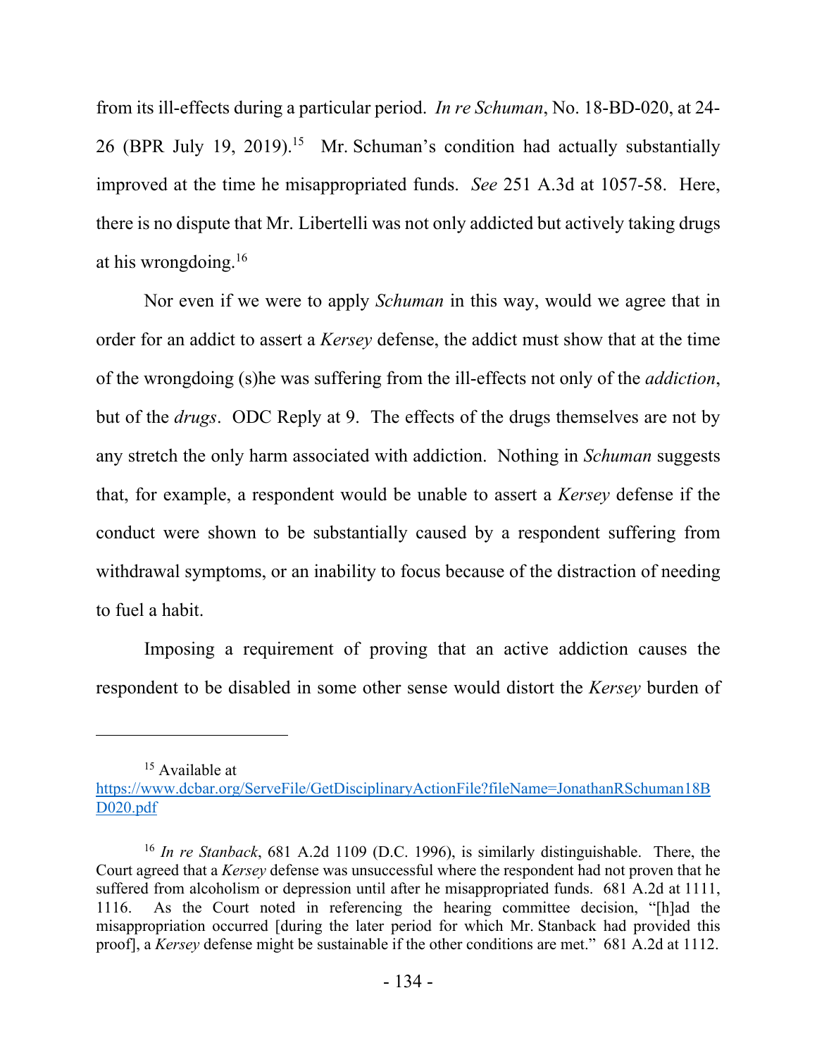from its ill-effects during a particular period. *In re Schuman*, No. 18-BD-020, at 24-26 (BPR July 19, 2019).[15] Mr. Schuman's condition had actually substantially improved at the time he misappropriated funds. *See* 251 A.3d at 1057-58. Here, there is no dispute that Mr. Libertelli was not only addicted but actively taking drugs at his wrongdoing.[16]

Nor even if we were to apply *Schuman* in this way, would we agree that in order for an addict to assert a *Kersey* defense, the addict must show that at the time of the wrongdoing (s)he was suffering from the ill-effects not only of the *addiction*, but of the *drugs*. ODC Reply at 9. The effects of the drugs themselves are not by any stretch the only harm associated with addiction. Nothing in *Schuman* suggests that, for example, a respondent would be unable to assert a *Kersey* defense if the conduct were shown to be substantially caused by a respondent suffering from withdrawal symptoms, or an inability to focus because of the distraction of needing to fuel a habit.

Imposing a requirement of proving that an active addiction causes the respondent to be disabled in some other sense would distort the *Kersey* burden of

---

[15] Available at https://www.dcbar.org/ServeFile/GetDisciplinaryActionFile?fileName=JonathanRSchuman18BD020.pdf

[16] *In re Stanback*, 681 A.2d 1109 (D.C. 1996), is similarly distinguishable. There, the Court agreed that a *Kersey* defense was unsuccessful where the respondent had not proven that he suffered from alcoholism or depression until after he misappropriated funds. 681 A.2d at 1111, 1116. As the Court noted in referencing the hearing committee decision, "[h]ad the misappropriation occurred [during the later period for which Mr. Stanback had provided this proof], a *Kersey* defense might be sustainable if the other conditions are met." 681 A.2d at 1112.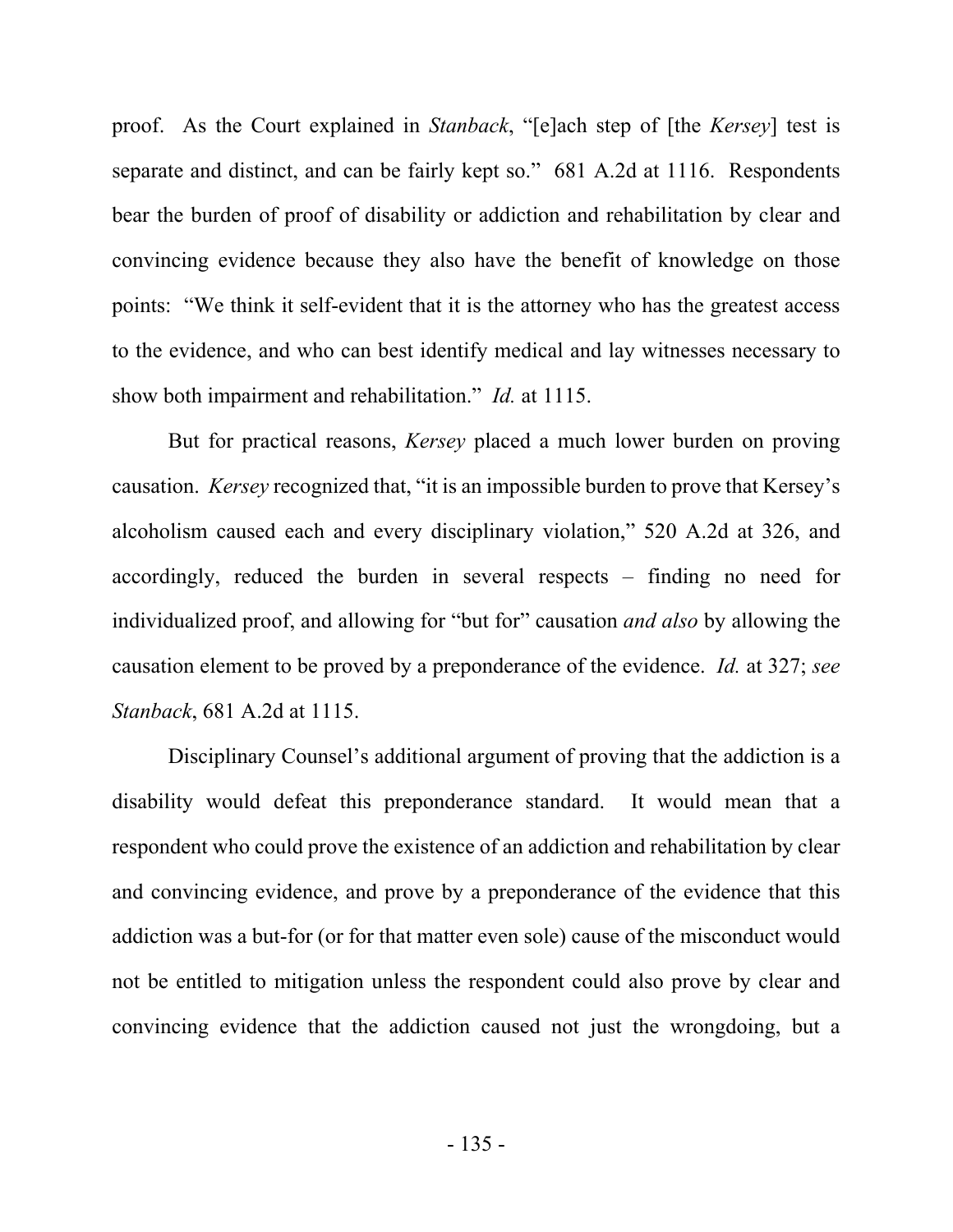proof. As the Court explained in *Stanback*, "[e]ach step of [the *Kersey*] test is separate and distinct, and can be fairly kept so." 681 A.2d at 1116. Respondents bear the burden of proof of disability or addiction and rehabilitation by clear and convincing evidence because they also have the benefit of knowledge on those points: "We think it self-evident that it is the attorney who has the greatest access to the evidence, and who can best identify medical and lay witnesses necessary to show both impairment and rehabilitation." *Id.* at 1115.

But for practical reasons, *Kersey* placed a much lower burden on proving causation. *Kersey* recognized that, "it is an impossible burden to prove that Kersey's alcoholism caused each and every disciplinary violation," 520 A.2d at 326, and accordingly, reduced the burden in several respects – finding no need for individualized proof, and allowing for "but for" causation *and also* by allowing the causation element to be proved by a preponderance of the evidence. *Id.* at 327; *see Stanback*, 681 A.2d at 1115.

Disciplinary Counsel's additional argument of proving that the addiction is a disability would defeat this preponderance standard. It would mean that a respondent who could prove the existence of an addiction and rehabilitation by clear and convincing evidence, and prove by a preponderance of the evidence that this addiction was a but-for (or for that matter even sole) cause of the misconduct would not be entitled to mitigation unless the respondent could also prove by clear and convincing evidence that the addiction caused not just the wrongdoing, but a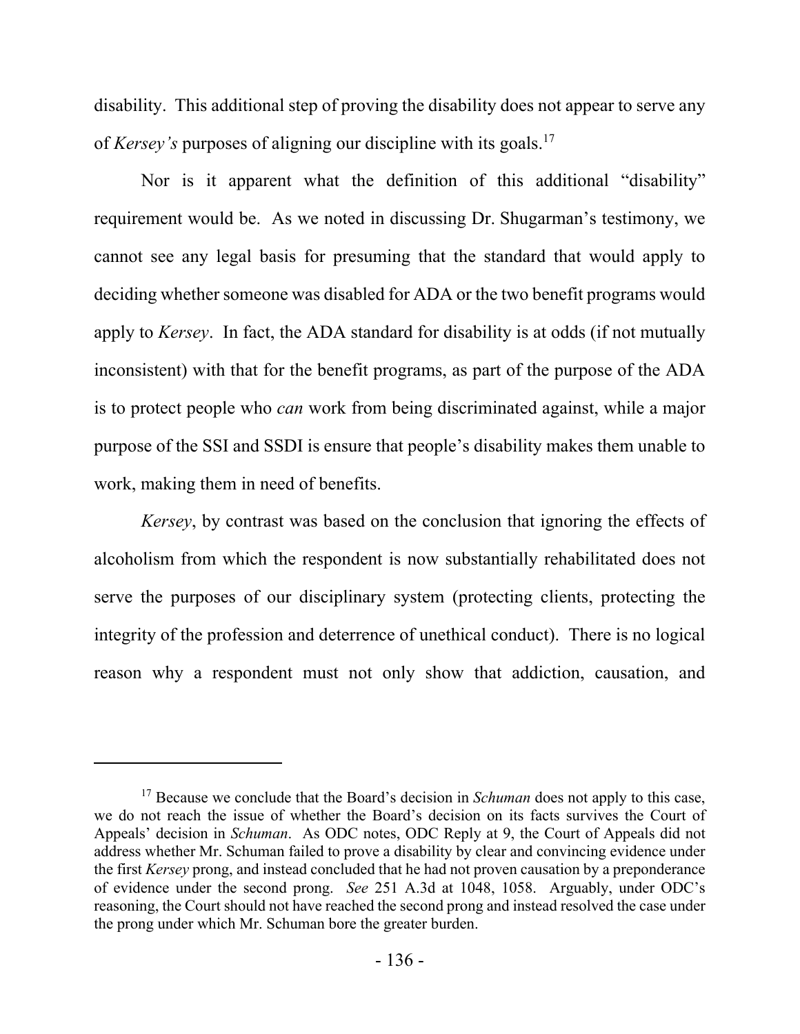disability. This additional step of proving the disability does not appear to serve any of *Kersey's* purposes of aligning our discipline with its goals.[17]

Nor is it apparent what the definition of this additional "disability" requirement would be. As we noted in discussing Dr. Shugarman's testimony, we cannot see any legal basis for presuming that the standard that would apply to deciding whether someone was disabled for ADA or the two benefit programs would apply to *Kersey*. In fact, the ADA standard for disability is at odds (if not mutually inconsistent) with that for the benefit programs, as part of the purpose of the ADA is to protect people who *can* work from being discriminated against, while a major purpose of the SSI and SSDI is ensure that people's disability makes them unable to work, making them in need of benefits.

*Kersey*, by contrast was based on the conclusion that ignoring the effects of alcoholism from which the respondent is now substantially rehabilitated does not serve the purposes of our disciplinary system (protecting clients, protecting the integrity of the profession and deterrence of unethical conduct). There is no logical reason why a respondent must not only show that addiction, causation, and

---

[17] Because we conclude that the Board's decision in *Schuman* does not apply to this case, we do not reach the issue of whether the Board's decision on its facts survives the Court of Appeals' decision in *Schuman*. As ODC notes, ODC Reply at 9, the Court of Appeals did not address whether Mr. Schuman failed to prove a disability by clear and convincing evidence under the first *Kersey* prong, and instead concluded that he had not proven causation by a preponderance of evidence under the second prong. *See* 251 A.3d at 1048, 1058. Arguably, under ODC's reasoning, the Court should not have reached the second prong and instead resolved the case under the prong under which Mr. Schuman bore the greater burden.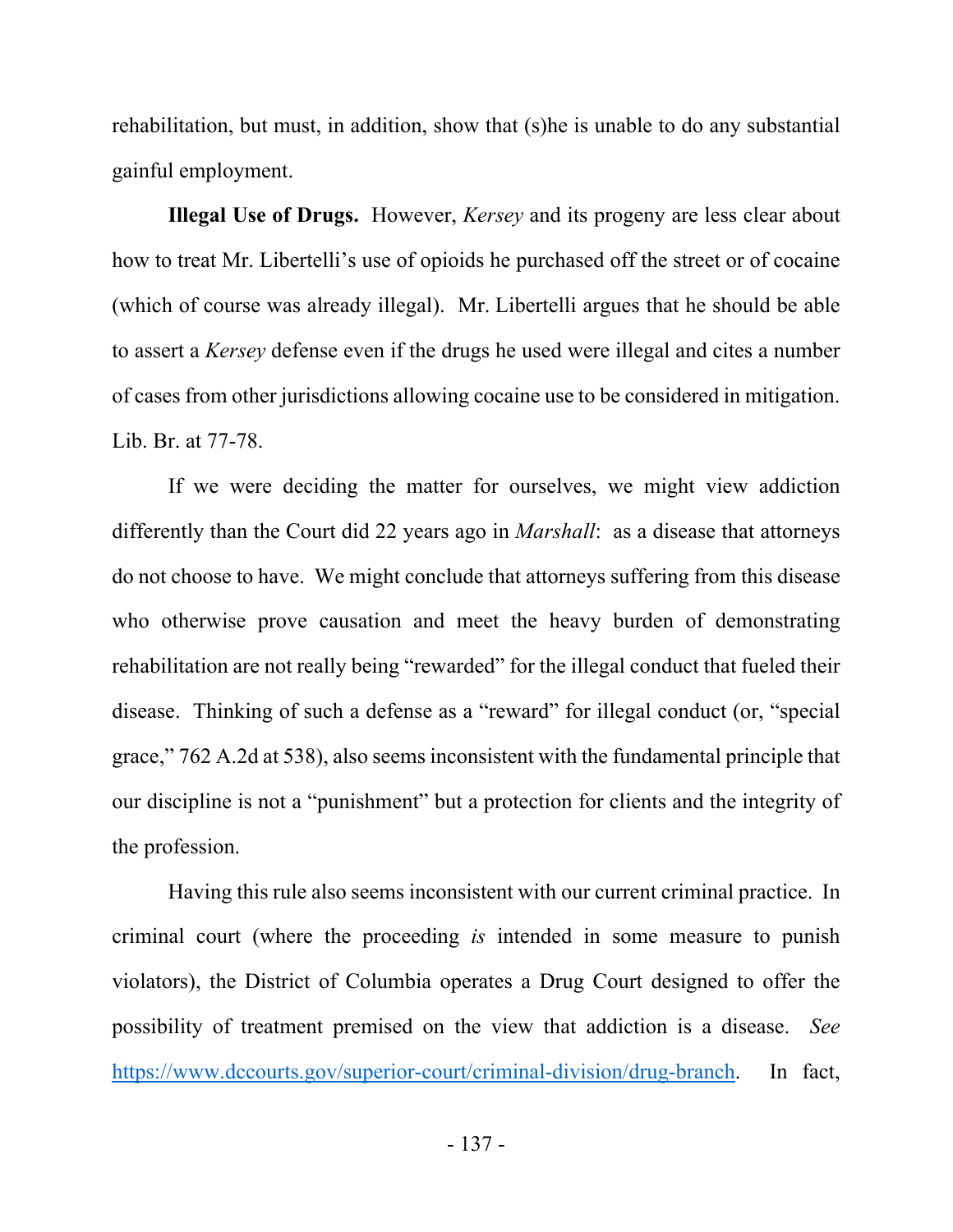rehabilitation, but must, in addition, show that (s)he is unable to do any substantial gainful employment.

**Illegal Use of Drugs.** However, *Kersey* and its progeny are less clear about how to treat Mr. Libertelli's use of opioids he purchased off the street or of cocaine (which of course was already illegal). Mr. Libertelli argues that he should be able to assert a *Kersey* defense even if the drugs he used were illegal and cites a number of cases from other jurisdictions allowing cocaine use to be considered in mitigation. Lib. Br. at 77-78.

If we were deciding the matter for ourselves, we might view addiction differently than the Court did 22 years ago in *Marshall*: as a disease that attorneys do not choose to have. We might conclude that attorneys suffering from this disease who otherwise prove causation and meet the heavy burden of demonstrating rehabilitation are not really being "rewarded" for the illegal conduct that fueled their disease. Thinking of such a defense as a "reward" for illegal conduct (or, "special grace," 762 A.2d at 538), also seems inconsistent with the fundamental principle that our discipline is not a "punishment" but a protection for clients and the integrity of the profession.

Having this rule also seems inconsistent with our current criminal practice. In criminal court (where the proceeding *is* intended in some measure to punish violators), the District of Columbia operates a Drug Court designed to offer the possibility of treatment premised on the view that addiction is a disease. *See* https://www.dccourts.gov/superior-court/criminal-division/drug-branch. In fact,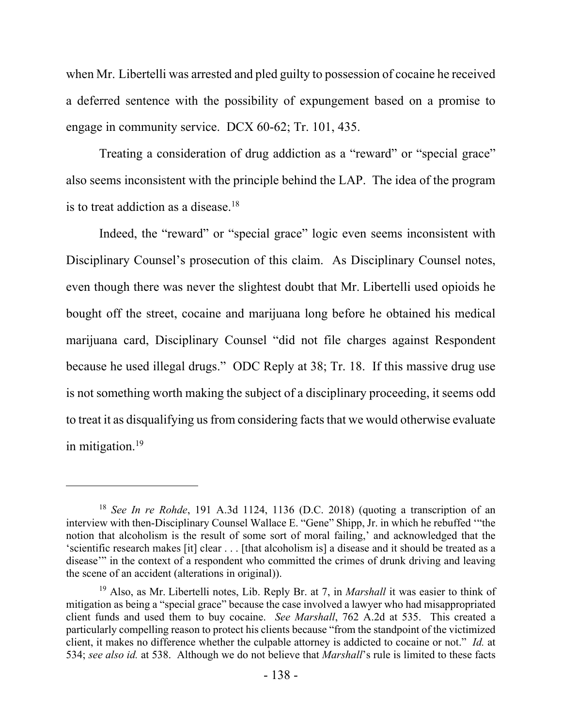when Mr. Libertelli was arrested and pled guilty to possession of cocaine he received a deferred sentence with the possibility of expungement based on a promise to engage in community service. DCX 60-62; Tr. 101, 435.

Treating a consideration of drug addiction as a "reward" or "special grace" also seems inconsistent with the principle behind the LAP. The idea of the program is to treat addiction as a disease.[18]

Indeed, the "reward" or "special grace" logic even seems inconsistent with Disciplinary Counsel's prosecution of this claim. As Disciplinary Counsel notes, even though there was never the slightest doubt that Mr. Libertelli used opioids he bought off the street, cocaine and marijuana long before he obtained his medical marijuana card, Disciplinary Counsel "did not file charges against Respondent because he used illegal drugs." ODC Reply at 38; Tr. 18. If this massive drug use is not something worth making the subject of a disciplinary proceeding, it seems odd to treat it as disqualifying us from considering facts that we would otherwise evaluate in mitigation.[19]

---

[18] *See In re Rohde*, 191 A.3d 1124, 1136 (D.C. 2018) (quoting a transcription of an interview with then-Disciplinary Counsel Wallace E. "Gene" Shipp, Jr. in which he rebuffed '"the notion that alcoholism is the result of some sort of moral failing,' and acknowledged that the 'scientific research makes [it] clear . . . [that alcoholism is] a disease and it should be treated as a disease'" in the context of a respondent who committed the crimes of drunk driving and leaving the scene of an accident (alterations in original)).

[19] Also, as Mr. Libertelli notes, Lib. Reply Br. at 7, in *Marshall* it was easier to think of mitigation as being a "special grace" because the case involved a lawyer who had misappropriated client funds and used them to buy cocaine. *See Marshall*, 762 A.2d at 535. This created a particularly compelling reason to protect his clients because "from the standpoint of the victimized client, it makes no difference whether the culpable attorney is addicted to cocaine or not." *Id.* at 534; *see also id.* at 538. Although we do not believe that *Marshall*'s rule is limited to these facts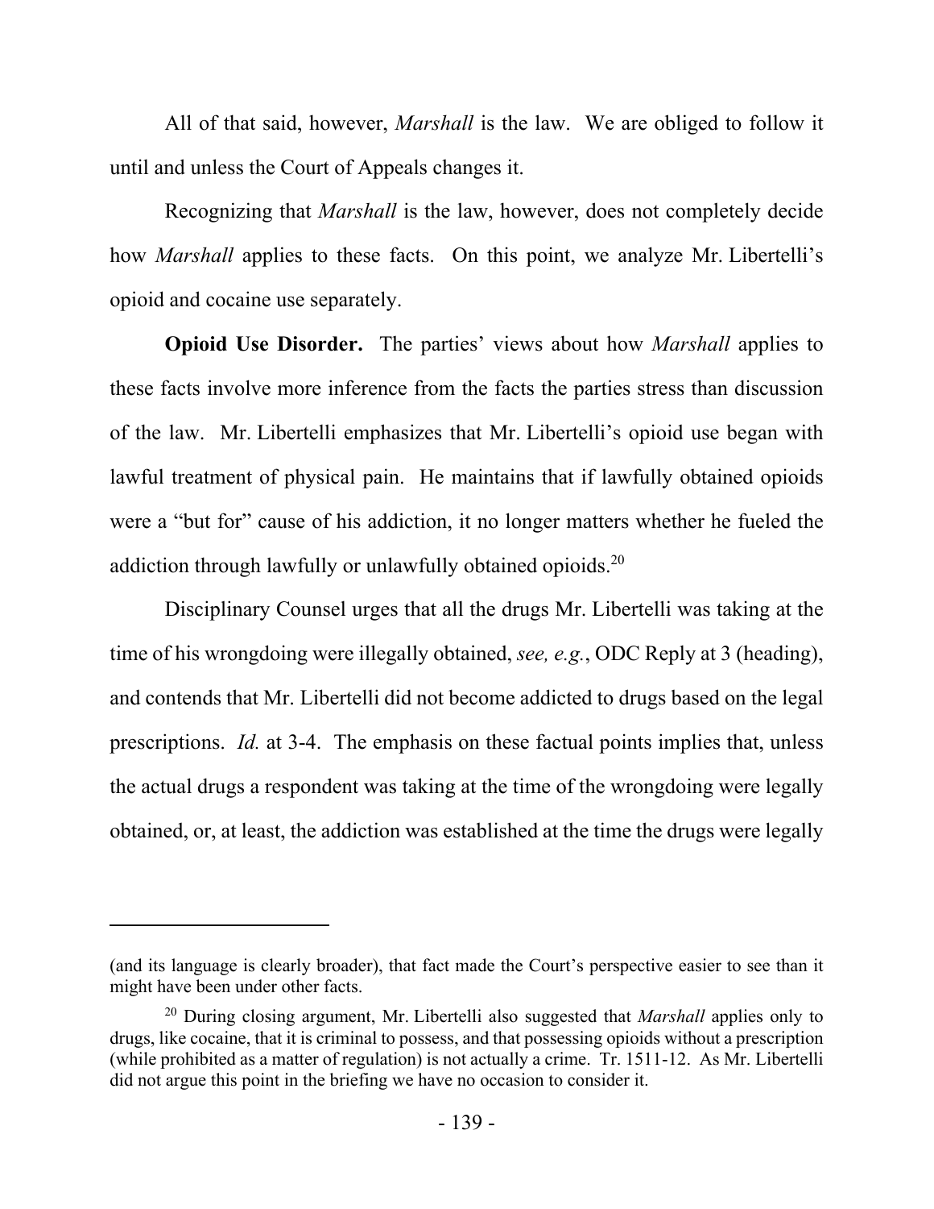All of that said, however, *Marshall* is the law. We are obliged to follow it until and unless the Court of Appeals changes it.

Recognizing that *Marshall* is the law, however, does not completely decide how *Marshall* applies to these facts. On this point, we analyze Mr. Libertelli's opioid and cocaine use separately.

**Opioid Use Disorder.** The parties' views about how *Marshall* applies to these facts involve more inference from the facts the parties stress than discussion of the law. Mr. Libertelli emphasizes that Mr. Libertelli's opioid use began with lawful treatment of physical pain. He maintains that if lawfully obtained opioids were a "but for" cause of his addiction, it no longer matters whether he fueled the addiction through lawfully or unlawfully obtained opioids.[20]

Disciplinary Counsel urges that all the drugs Mr. Libertelli was taking at the time of his wrongdoing were illegally obtained, *see, e.g.*, ODC Reply at 3 (heading), and contends that Mr. Libertelli did not become addicted to drugs based on the legal prescriptions. *Id.* at 3-4. The emphasis on these factual points implies that, unless the actual drugs a respondent was taking at the time of the wrongdoing were legally obtained, or, at least, the addiction was established at the time the drugs were legally

---

(and its language is clearly broader), that fact made the Court's perspective easier to see than it might have been under other facts.

[20] During closing argument, Mr. Libertelli also suggested that *Marshall* applies only to drugs, like cocaine, that it is criminal to possess, and that possessing opioids without a prescription (while prohibited as a matter of regulation) is not actually a crime. Tr. 1511-12. As Mr. Libertelli did not argue this point in the briefing we have no occasion to consider it.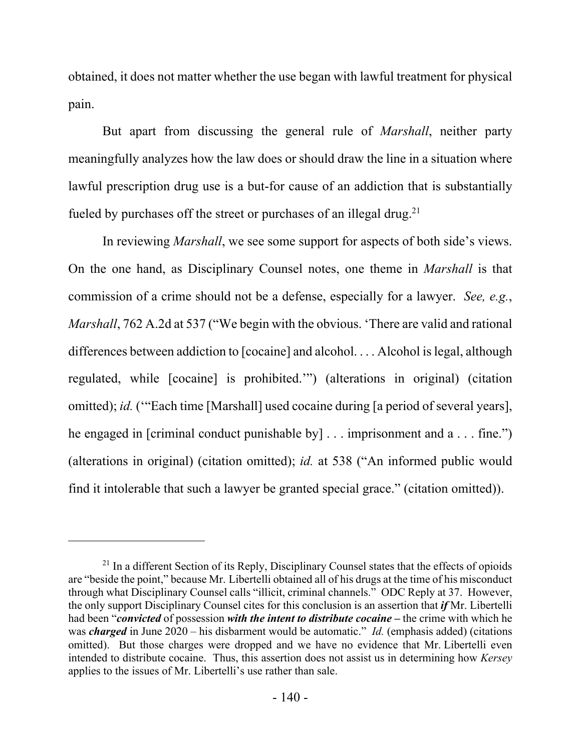obtained, it does not matter whether the use began with lawful treatment for physical pain.

But apart from discussing the general rule of *Marshall*, neither party meaningfully analyzes how the law does or should draw the line in a situation where lawful prescription drug use is a but-for cause of an addiction that is substantially fueled by purchases off the street or purchases of an illegal drug.[21]

In reviewing *Marshall*, we see some support for aspects of both side's views. On the one hand, as Disciplinary Counsel notes, one theme in *Marshall* is that commission of a crime should not be a defense, especially for a lawyer. *See, e.g.*, *Marshall*, 762 A.2d at 537 ("We begin with the obvious. 'There are valid and rational differences between addiction to [cocaine] and alcohol. . . . Alcohol is legal, although regulated, while [cocaine] is prohibited.'") (alterations in original) (citation omitted); *id.* ('"Each time [Marshall] used cocaine during [a period of several years], he engaged in [criminal conduct punishable by] . . . imprisonment and a . . . fine.") (alterations in original) (citation omitted); *id.* at 538 ("An informed public would find it intolerable that such a lawyer be granted special grace." (citation omitted)).

---

[21] In a different Section of its Reply, Disciplinary Counsel states that the effects of opioids are "beside the point," because Mr. Libertelli obtained all of his drugs at the time of his misconduct through what Disciplinary Counsel calls "illicit, criminal channels." ODC Reply at 37. However, the only support Disciplinary Counsel cites for this conclusion is an assertion that ***if*** Mr. Libertelli had been "***convicted*** of possession ***with the intent to distribute cocaine –*** the crime with which he was ***charged*** in June 2020 – his disbarment would be automatic." *Id.* (emphasis added) (citations omitted). But those charges were dropped and we have no evidence that Mr. Libertelli even intended to distribute cocaine. Thus, this assertion does not assist us in determining how *Kersey* applies to the issues of Mr. Libertelli's use rather than sale.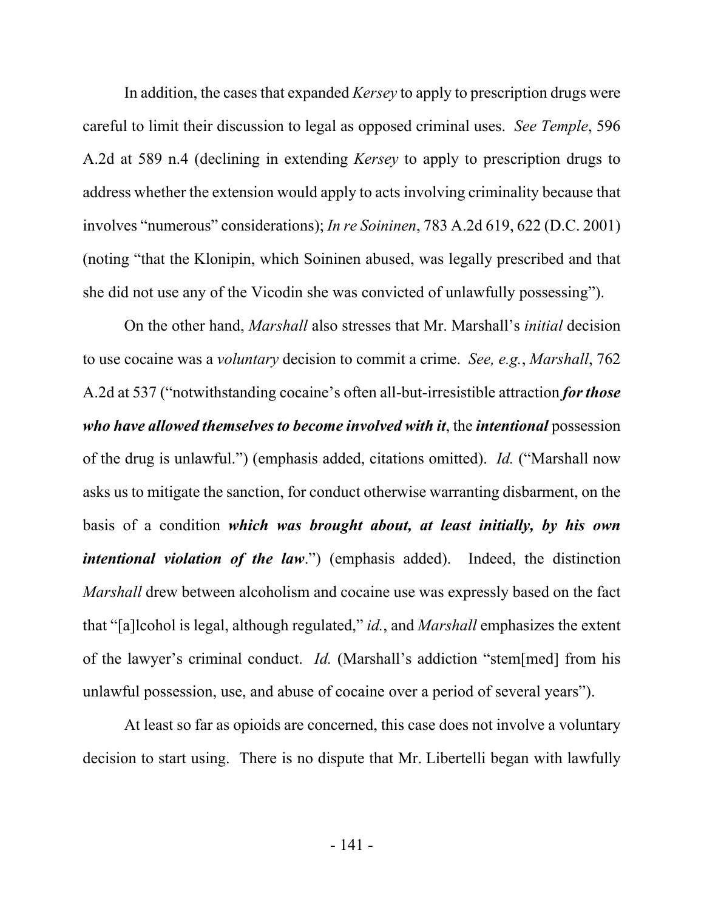In addition, the cases that expanded *Kersey* to apply to prescription drugs were careful to limit their discussion to legal as opposed criminal uses. *See Temple*, 596 A.2d at 589 n.4 (declining in extending *Kersey* to apply to prescription drugs to address whether the extension would apply to acts involving criminality because that involves "numerous" considerations); *In re Soininen*, 783 A.2d 619, 622 (D.C. 2001) (noting "that the Klonipin, which Soininen abused, was legally prescribed and that she did not use any of the Vicodin she was convicted of unlawfully possessing").

On the other hand, *Marshall* also stresses that Mr. Marshall's *initial* decision to use cocaine was a *voluntary* decision to commit a crime. *See, e.g.*, *Marshall*, 762 A.2d at 537 ("notwithstanding cocaine's often all-but-irresistible attraction ***for those who have allowed themselves to become involved with it***, the ***intentional*** possession of the drug is unlawful.") (emphasis added, citations omitted). *Id.* ("Marshall now asks us to mitigate the sanction, for conduct otherwise warranting disbarment, on the basis of a condition ***which was brought about, at least initially, by his own intentional violation of the law***.") (emphasis added). Indeed, the distinction *Marshall* drew between alcoholism and cocaine use was expressly based on the fact that "[a]lcohol is legal, although regulated," *id.*, and *Marshall* emphasizes the extent of the lawyer's criminal conduct. *Id.* (Marshall's addiction "stem[med] from his unlawful possession, use, and abuse of cocaine over a period of several years").

At least so far as opioids are concerned, this case does not involve a voluntary decision to start using. There is no dispute that Mr. Libertelli began with lawfully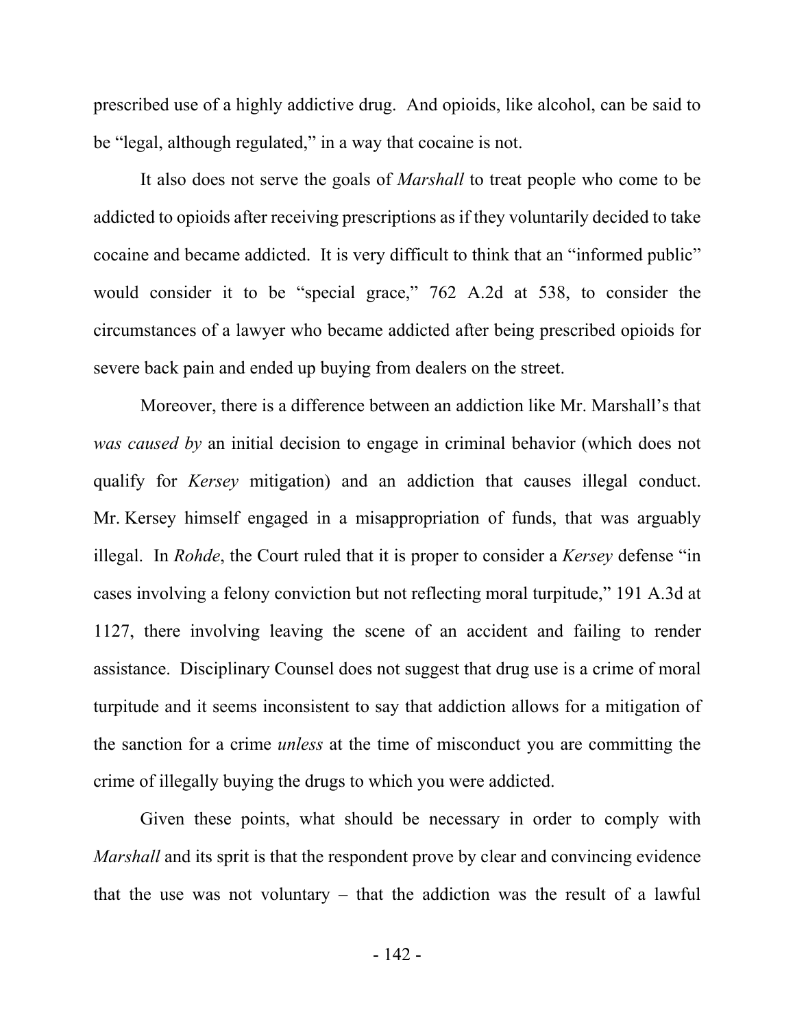prescribed use of a highly addictive drug. And opioids, like alcohol, can be said to be "legal, although regulated," in a way that cocaine is not.

It also does not serve the goals of *Marshall* to treat people who come to be addicted to opioids after receiving prescriptions as if they voluntarily decided to take cocaine and became addicted. It is very difficult to think that an "informed public" would consider it to be "special grace," 762 A.2d at 538, to consider the circumstances of a lawyer who became addicted after being prescribed opioids for severe back pain and ended up buying from dealers on the street.

Moreover, there is a difference between an addiction like Mr. Marshall's that *was caused by* an initial decision to engage in criminal behavior (which does not qualify for *Kersey* mitigation) and an addiction that causes illegal conduct. Mr. Kersey himself engaged in a misappropriation of funds, that was arguably illegal. In *Rohde*, the Court ruled that it is proper to consider a *Kersey* defense "in cases involving a felony conviction but not reflecting moral turpitude," 191 A.3d at 1127, there involving leaving the scene of an accident and failing to render assistance. Disciplinary Counsel does not suggest that drug use is a crime of moral turpitude and it seems inconsistent to say that addiction allows for a mitigation of the sanction for a crime *unless* at the time of misconduct you are committing the crime of illegally buying the drugs to which you were addicted.

Given these points, what should be necessary in order to comply with *Marshall* and its sprit is that the respondent prove by clear and convincing evidence that the use was not voluntary – that the addiction was the result of a lawful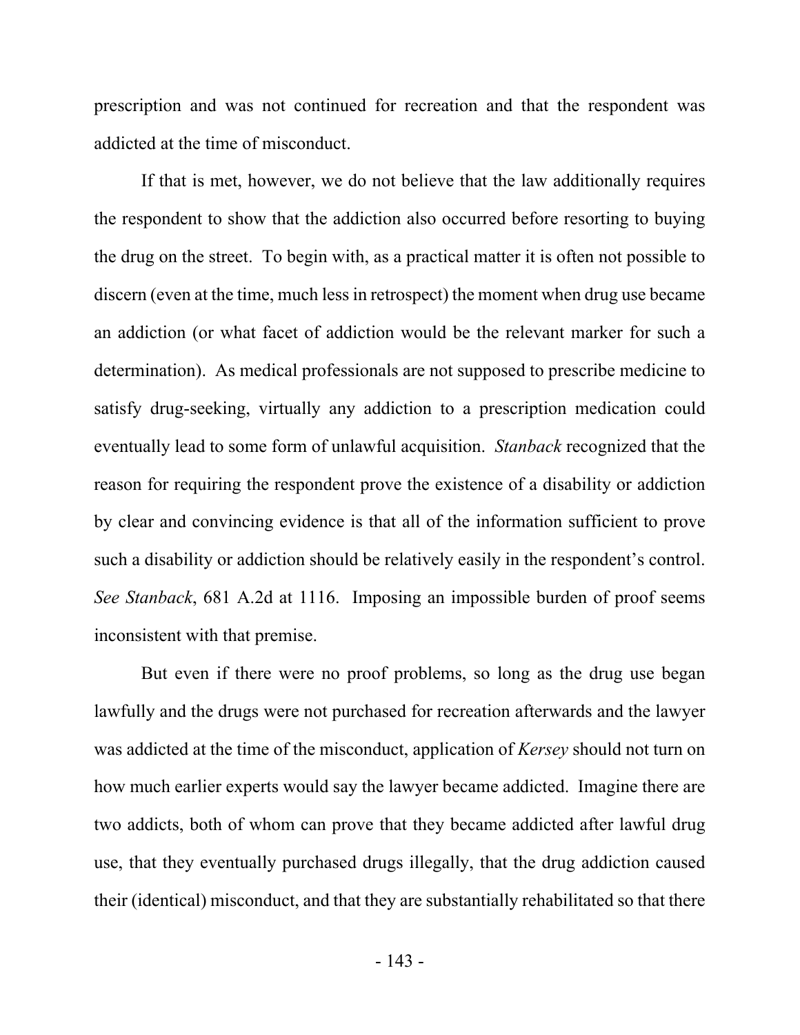prescription and was not continued for recreation and that the respondent was addicted at the time of misconduct.

If that is met, however, we do not believe that the law additionally requires the respondent to show that the addiction also occurred before resorting to buying the drug on the street. To begin with, as a practical matter it is often not possible to discern (even at the time, much less in retrospect) the moment when drug use became an addiction (or what facet of addiction would be the relevant marker for such a determination). As medical professionals are not supposed to prescribe medicine to satisfy drug-seeking, virtually any addiction to a prescription medication could eventually lead to some form of unlawful acquisition. *Stanback* recognized that the reason for requiring the respondent prove the existence of a disability or addiction by clear and convincing evidence is that all of the information sufficient to prove such a disability or addiction should be relatively easily in the respondent's control. *See Stanback*, 681 A.2d at 1116. Imposing an impossible burden of proof seems inconsistent with that premise.

But even if there were no proof problems, so long as the drug use began lawfully and the drugs were not purchased for recreation afterwards and the lawyer was addicted at the time of the misconduct, application of *Kersey* should not turn on how much earlier experts would say the lawyer became addicted. Imagine there are two addicts, both of whom can prove that they became addicted after lawful drug use, that they eventually purchased drugs illegally, that the drug addiction caused their (identical) misconduct, and that they are substantially rehabilitated so that there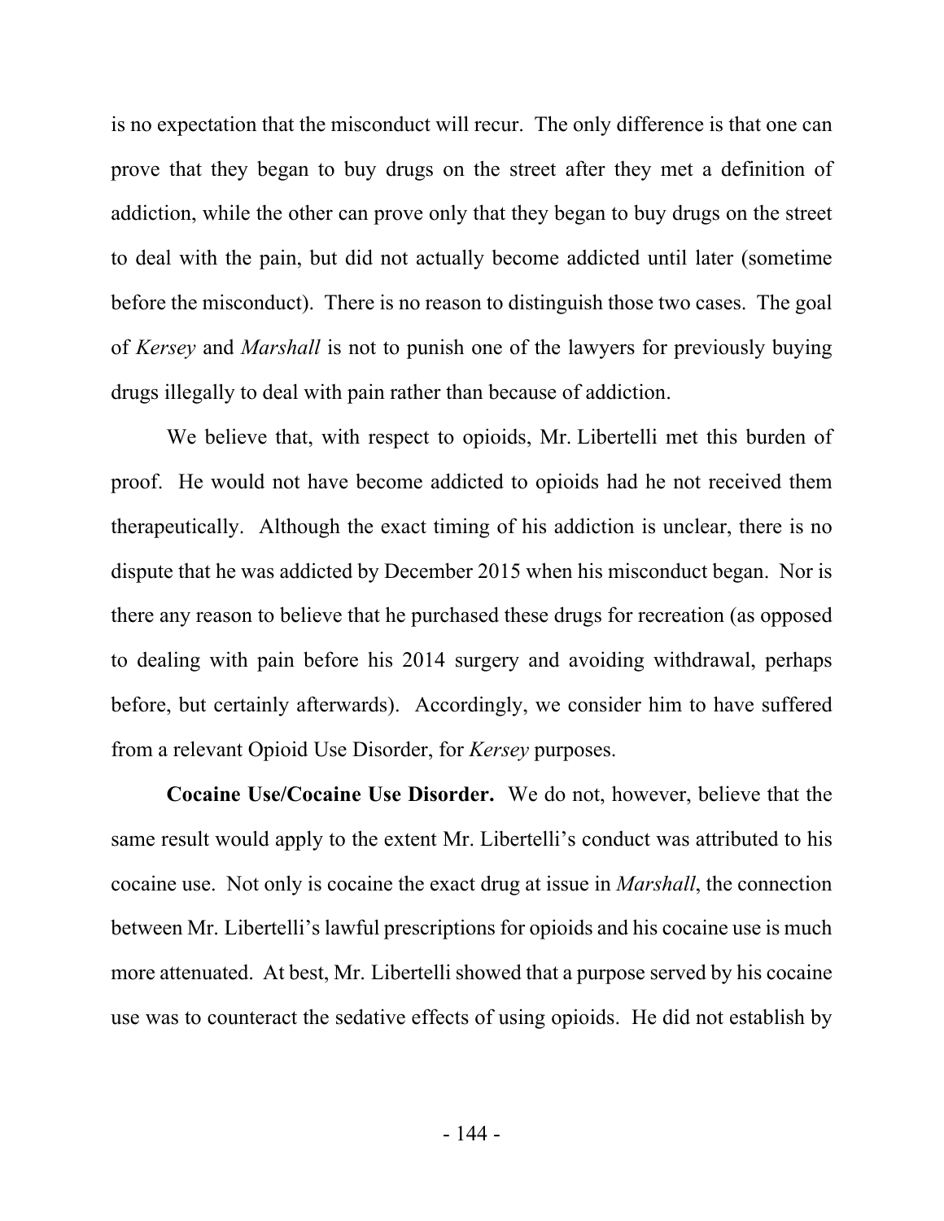is no expectation that the misconduct will recur. The only difference is that one can prove that they began to buy drugs on the street after they met a definition of addiction, while the other can prove only that they began to buy drugs on the street to deal with the pain, but did not actually become addicted until later (sometime before the misconduct). There is no reason to distinguish those two cases. The goal of *Kersey* and *Marshall* is not to punish one of the lawyers for previously buying drugs illegally to deal with pain rather than because of addiction.

We believe that, with respect to opioids, Mr. Libertelli met this burden of proof. He would not have become addicted to opioids had he not received them therapeutically. Although the exact timing of his addiction is unclear, there is no dispute that he was addicted by December 2015 when his misconduct began. Nor is there any reason to believe that he purchased these drugs for recreation (as opposed to dealing with pain before his 2014 surgery and avoiding withdrawal, perhaps before, but certainly afterwards). Accordingly, we consider him to have suffered from a relevant Opioid Use Disorder, for *Kersey* purposes.

**Cocaine Use/Cocaine Use Disorder.** We do not, however, believe that the same result would apply to the extent Mr. Libertelli's conduct was attributed to his cocaine use. Not only is cocaine the exact drug at issue in *Marshall*, the connection between Mr. Libertelli's lawful prescriptions for opioids and his cocaine use is much more attenuated. At best, Mr. Libertelli showed that a purpose served by his cocaine use was to counteract the sedative effects of using opioids. He did not establish by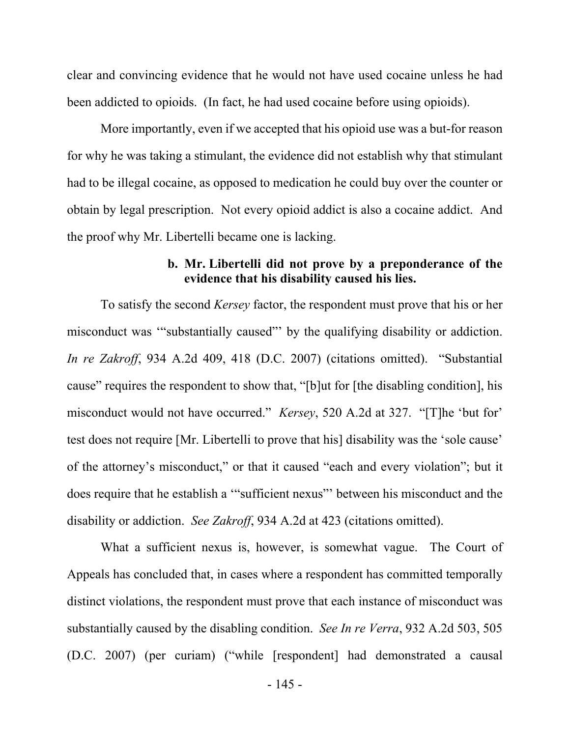clear and convincing evidence that he would not have used cocaine unless he had been addicted to opioids. (In fact, he had used cocaine before using opioids).

More importantly, even if we accepted that his opioid use was a but-for reason for why he was taking a stimulant, the evidence did not establish why that stimulant had to be illegal cocaine, as opposed to medication he could buy over the counter or obtain by legal prescription. Not every opioid addict is also a cocaine addict. And the proof why Mr. Libertelli became one is lacking.

**b. Mr. Libertelli did not prove by a preponderance of the evidence that his disability caused his lies.**

To satisfy the second *Kersey* factor, the respondent must prove that his or her misconduct was '"substantially caused"' by the qualifying disability or addiction. *In re Zakroff*, 934 A.2d 409, 418 (D.C. 2007) (citations omitted). "Substantial cause" requires the respondent to show that, "[b]ut for [the disabling condition], his misconduct would not have occurred." *Kersey*, 520 A.2d at 327. "[T]he 'but for' test does not require [Mr. Libertelli to prove that his] disability was the 'sole cause' of the attorney's misconduct," or that it caused "each and every violation"; but it does require that he establish a '"sufficient nexus"' between his misconduct and the disability or addiction. *See Zakroff*, 934 A.2d at 423 (citations omitted).

What a sufficient nexus is, however, is somewhat vague. The Court of Appeals has concluded that, in cases where a respondent has committed temporally distinct violations, the respondent must prove that each instance of misconduct was substantially caused by the disabling condition. *See In re Verra*, 932 A.2d 503, 505 (D.C. 2007) (per curiam) ("while [respondent] had demonstrated a causal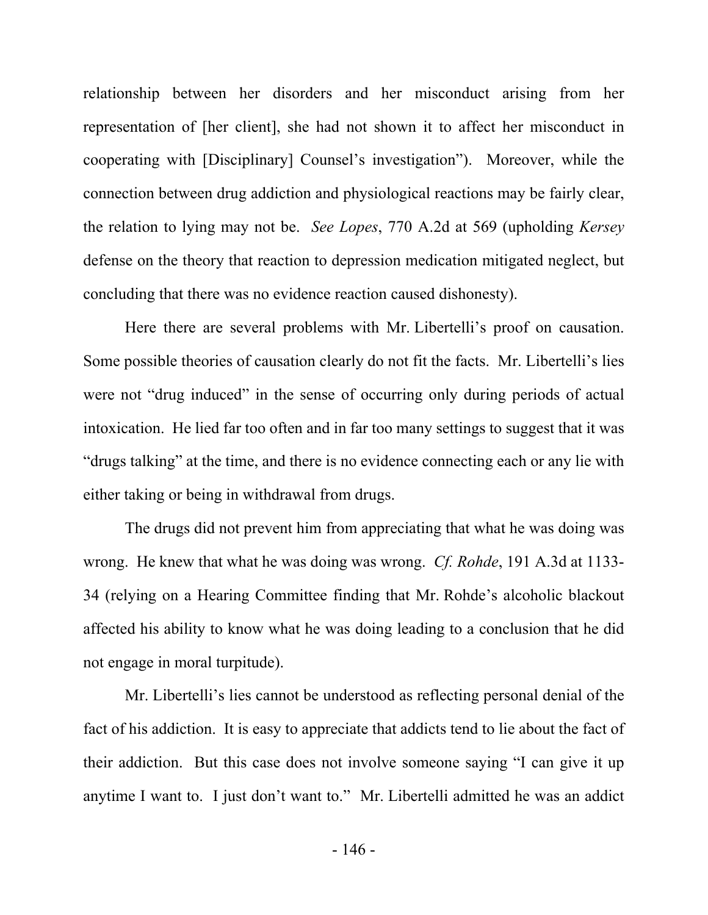relationship between her disorders and her misconduct arising from her representation of [her client], she had not shown it to affect her misconduct in cooperating with [Disciplinary] Counsel's investigation"). Moreover, while the connection between drug addiction and physiological reactions may be fairly clear, the relation to lying may not be. *See Lopes*, 770 A.2d at 569 (upholding *Kersey* defense on the theory that reaction to depression medication mitigated neglect, but concluding that there was no evidence reaction caused dishonesty).

Here there are several problems with Mr. Libertelli's proof on causation. Some possible theories of causation clearly do not fit the facts. Mr. Libertelli's lies were not "drug induced" in the sense of occurring only during periods of actual intoxication. He lied far too often and in far too many settings to suggest that it was "drugs talking" at the time, and there is no evidence connecting each or any lie with either taking or being in withdrawal from drugs.

The drugs did not prevent him from appreciating that what he was doing was wrong. He knew that what he was doing was wrong. *Cf. Rohde*, 191 A.3d at 1133-34 (relying on a Hearing Committee finding that Mr. Rohde's alcoholic blackout affected his ability to know what he was doing leading to a conclusion that he did not engage in moral turpitude).

Mr. Libertelli's lies cannot be understood as reflecting personal denial of the fact of his addiction. It is easy to appreciate that addicts tend to lie about the fact of their addiction. But this case does not involve someone saying "I can give it up anytime I want to. I just don't want to." Mr. Libertelli admitted he was an addict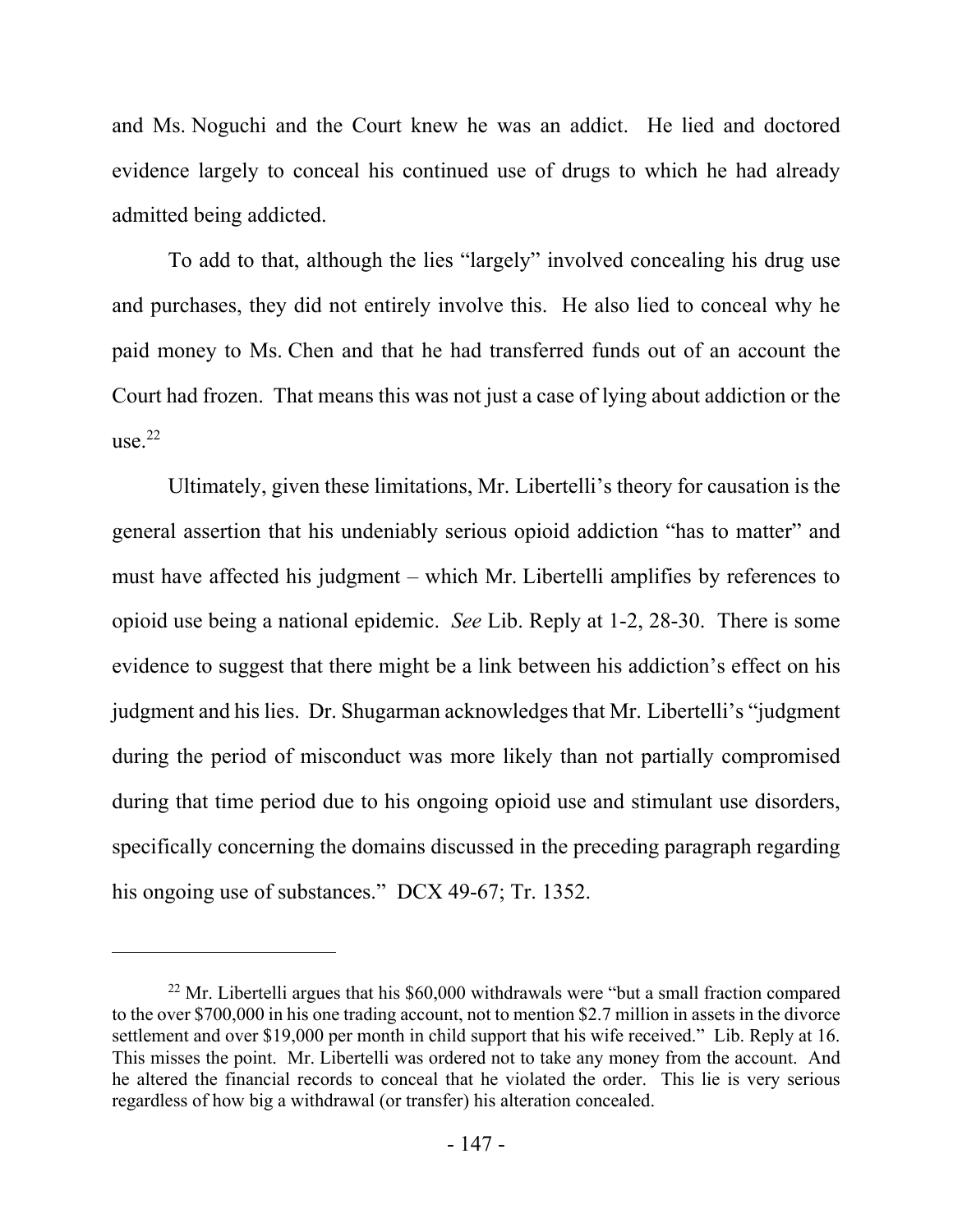and Ms. Noguchi and the Court knew he was an addict. He lied and doctored evidence largely to conceal his continued use of drugs to which he had already admitted being addicted.

To add to that, although the lies "largely" involved concealing his drug use and purchases, they did not entirely involve this. He also lied to conceal why he paid money to Ms. Chen and that he had transferred funds out of an account the Court had frozen. That means this was not just a case of lying about addiction or the use.[22]

Ultimately, given these limitations, Mr. Libertelli's theory for causation is the general assertion that his undeniably serious opioid addiction "has to matter" and must have affected his judgment – which Mr. Libertelli amplifies by references to opioid use being a national epidemic. *See* Lib. Reply at 1-2, 28-30. There is some evidence to suggest that there might be a link between his addiction's effect on his judgment and his lies. Dr. Shugarman acknowledges that Mr. Libertelli's "judgment during the period of misconduct was more likely than not partially compromised during that time period due to his ongoing opioid use and stimulant use disorders, specifically concerning the domains discussed in the preceding paragraph regarding his ongoing use of substances." DCX 49-67; Tr. 1352.

---

[22] Mr. Libertelli argues that his $60,000 withdrawals were "but a small fraction compared to the over $700,000 in his one trading account, not to mention $2.7 million in assets in the divorce settlement and over $19,000 per month in child support that his wife received." Lib. Reply at 16. This misses the point. Mr. Libertelli was ordered not to take any money from the account. And he altered the financial records to conceal that he violated the order. This lie is very serious regardless of how big a withdrawal (or transfer) his alteration concealed.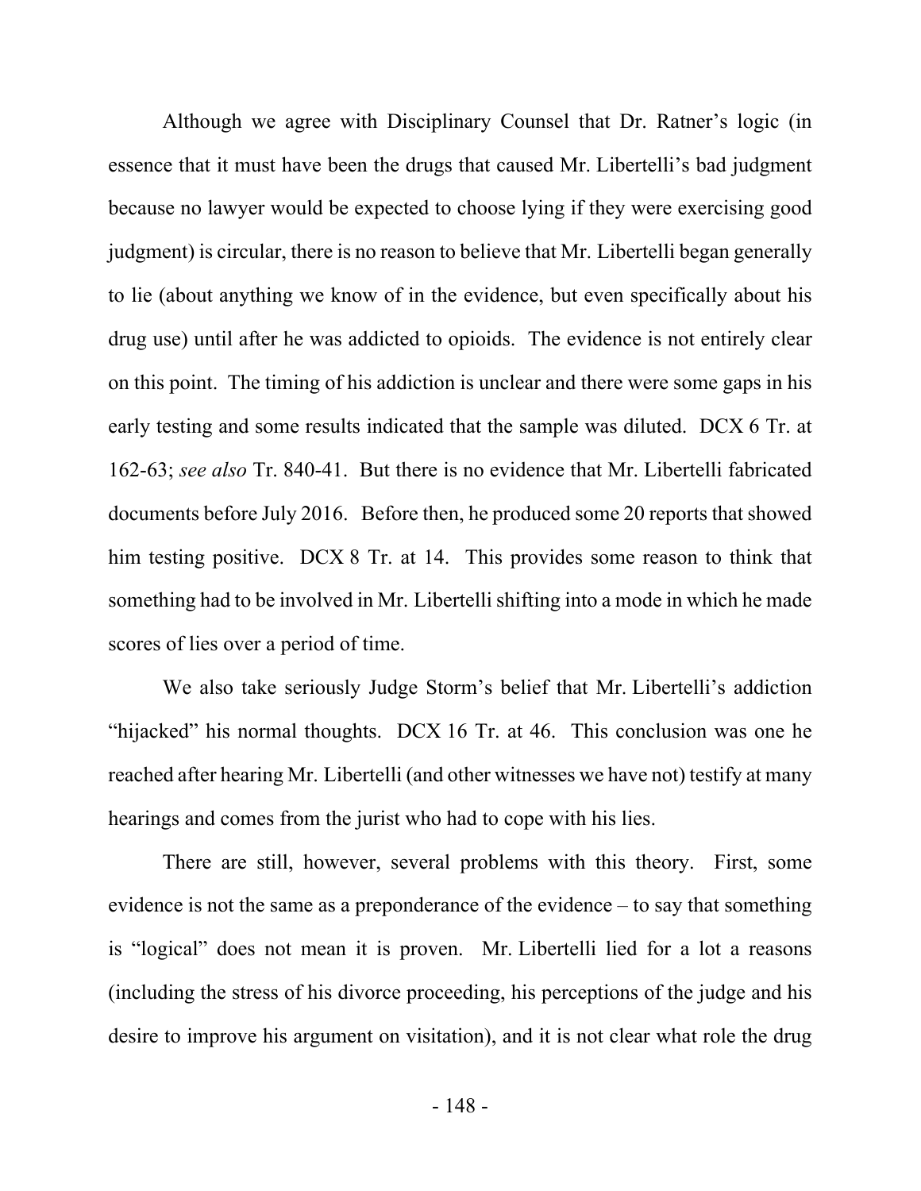Although we agree with Disciplinary Counsel that Dr. Ratner's logic (in essence that it must have been the drugs that caused Mr. Libertelli's bad judgment because no lawyer would be expected to choose lying if they were exercising good judgment) is circular, there is no reason to believe that Mr. Libertelli began generally to lie (about anything we know of in the evidence, but even specifically about his drug use) until after he was addicted to opioids. The evidence is not entirely clear on this point. The timing of his addiction is unclear and there were some gaps in his early testing and some results indicated that the sample was diluted. DCX 6 Tr. at 162-63; *see also* Tr. 840-41. But there is no evidence that Mr. Libertelli fabricated documents before July 2016. Before then, he produced some 20 reports that showed him testing positive. DCX 8 Tr. at 14. This provides some reason to think that something had to be involved in Mr. Libertelli shifting into a mode in which he made scores of lies over a period of time.

We also take seriously Judge Storm's belief that Mr. Libertelli's addiction "hijacked" his normal thoughts. DCX 16 Tr. at 46. This conclusion was one he reached after hearing Mr. Libertelli (and other witnesses we have not) testify at many hearings and comes from the jurist who had to cope with his lies.

There are still, however, several problems with this theory. First, some evidence is not the same as a preponderance of the evidence – to say that something is "logical" does not mean it is proven. Mr. Libertelli lied for a lot a reasons (including the stress of his divorce proceeding, his perceptions of the judge and his desire to improve his argument on visitation), and it is not clear what role the drug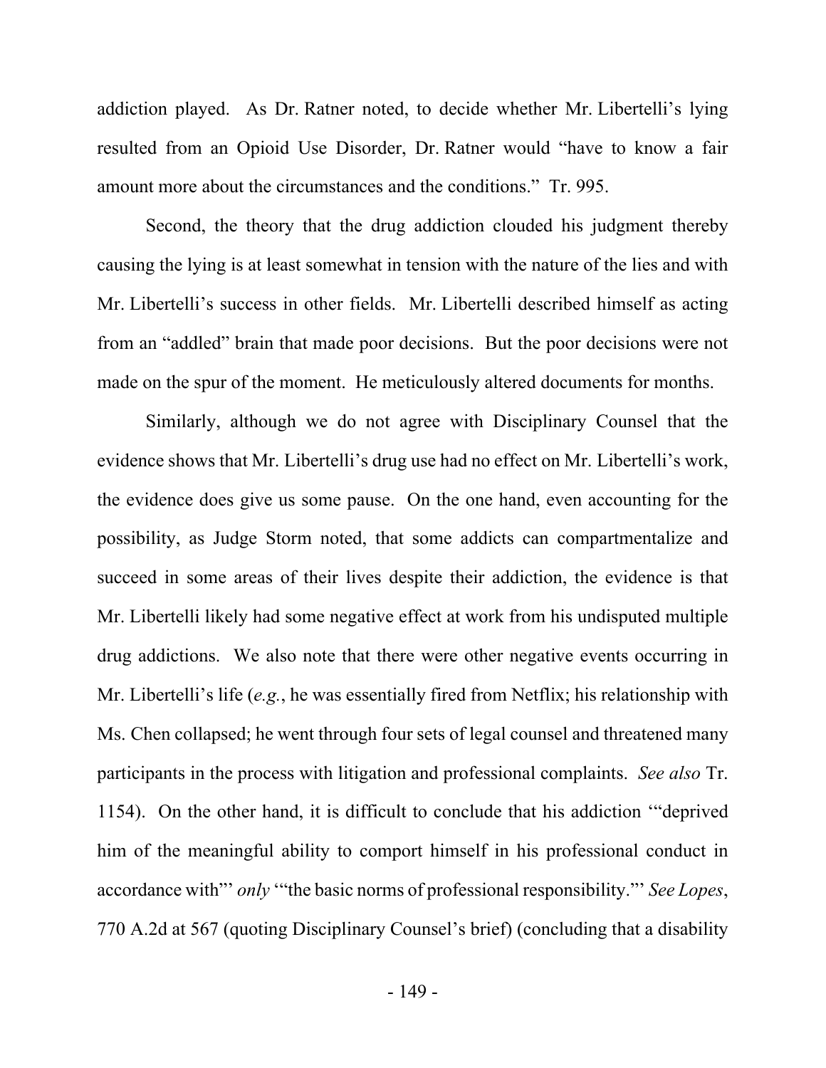addiction played. As Dr. Ratner noted, to decide whether Mr. Libertelli's lying resulted from an Opioid Use Disorder, Dr. Ratner would "have to know a fair amount more about the circumstances and the conditions." Tr. 995.

Second, the theory that the drug addiction clouded his judgment thereby causing the lying is at least somewhat in tension with the nature of the lies and with Mr. Libertelli's success in other fields. Mr. Libertelli described himself as acting from an "addled" brain that made poor decisions. But the poor decisions were not made on the spur of the moment. He meticulously altered documents for months.

Similarly, although we do not agree with Disciplinary Counsel that the evidence shows that Mr. Libertelli's drug use had no effect on Mr. Libertelli's work, the evidence does give us some pause. On the one hand, even accounting for the possibility, as Judge Storm noted, that some addicts can compartmentalize and succeed in some areas of their lives despite their addiction, the evidence is that Mr. Libertelli likely had some negative effect at work from his undisputed multiple drug addictions. We also note that there were other negative events occurring in Mr. Libertelli's life (*e.g.*, he was essentially fired from Netflix; his relationship with Ms. Chen collapsed; he went through four sets of legal counsel and threatened many participants in the process with litigation and professional complaints. *See also* Tr. 1154). On the other hand, it is difficult to conclude that his addiction '"deprived him of the meaningful ability to comport himself in his professional conduct in accordance with"' *only* '"the basic norms of professional responsibility."' *See Lopes*, 770 A.2d at 567 (quoting Disciplinary Counsel's brief) (concluding that a disability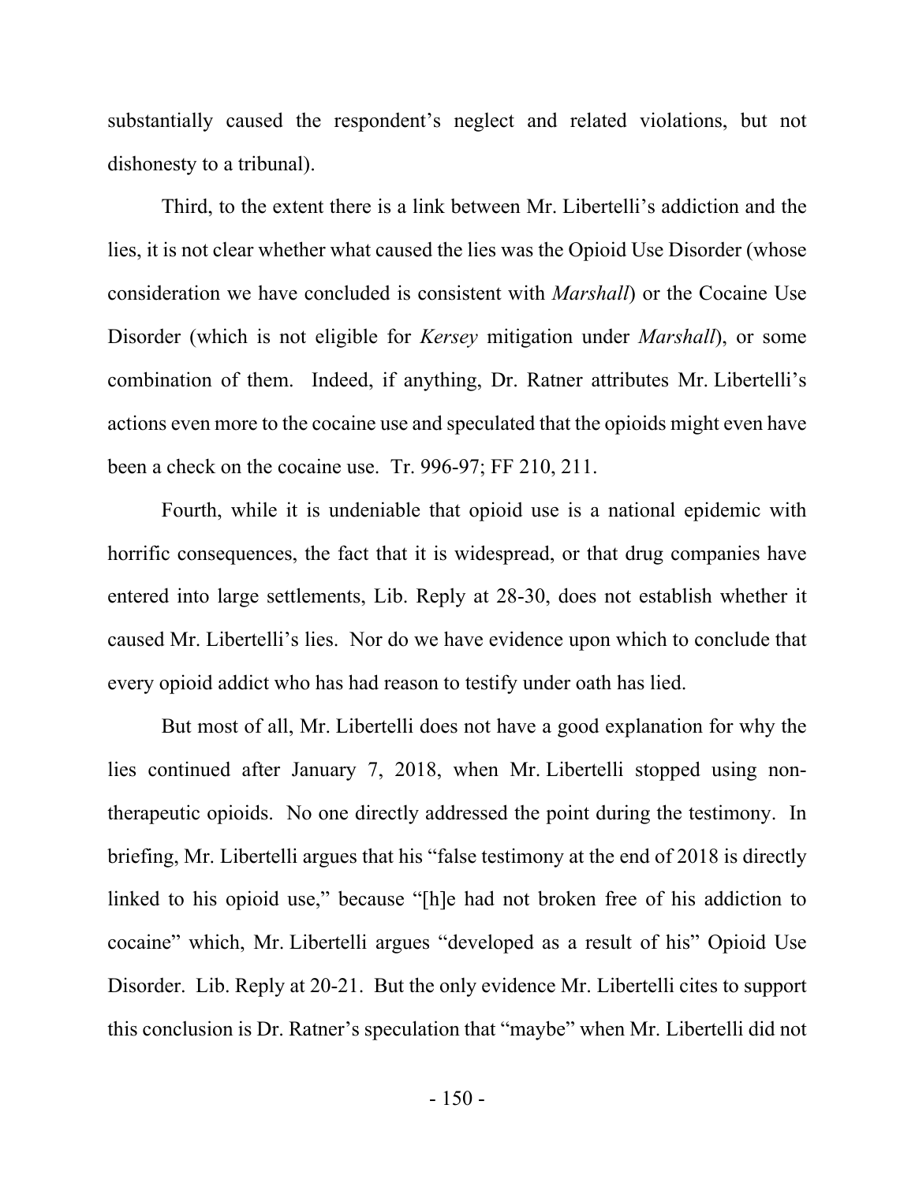substantially caused the respondent's neglect and related violations, but not dishonesty to a tribunal).

Third, to the extent there is a link between Mr. Libertelli's addiction and the lies, it is not clear whether what caused the lies was the Opioid Use Disorder (whose consideration we have concluded is consistent with *Marshall*) or the Cocaine Use Disorder (which is not eligible for *Kersey* mitigation under *Marshall*), or some combination of them. Indeed, if anything, Dr. Ratner attributes Mr. Libertelli's actions even more to the cocaine use and speculated that the opioids might even have been a check on the cocaine use. Tr. 996-97; FF 210, 211.

Fourth, while it is undeniable that opioid use is a national epidemic with horrific consequences, the fact that it is widespread, or that drug companies have entered into large settlements, Lib. Reply at 28-30, does not establish whether it caused Mr. Libertelli's lies. Nor do we have evidence upon which to conclude that every opioid addict who has had reason to testify under oath has lied.

But most of all, Mr. Libertelli does not have a good explanation for why the lies continued after January 7, 2018, when Mr. Libertelli stopped using non-therapeutic opioids. No one directly addressed the point during the testimony. In briefing, Mr. Libertelli argues that his "false testimony at the end of 2018 is directly linked to his opioid use," because "[h]e had not broken free of his addiction to cocaine" which, Mr. Libertelli argues "developed as a result of his" Opioid Use Disorder. Lib. Reply at 20-21. But the only evidence Mr. Libertelli cites to support this conclusion is Dr. Ratner's speculation that "maybe" when Mr. Libertelli did not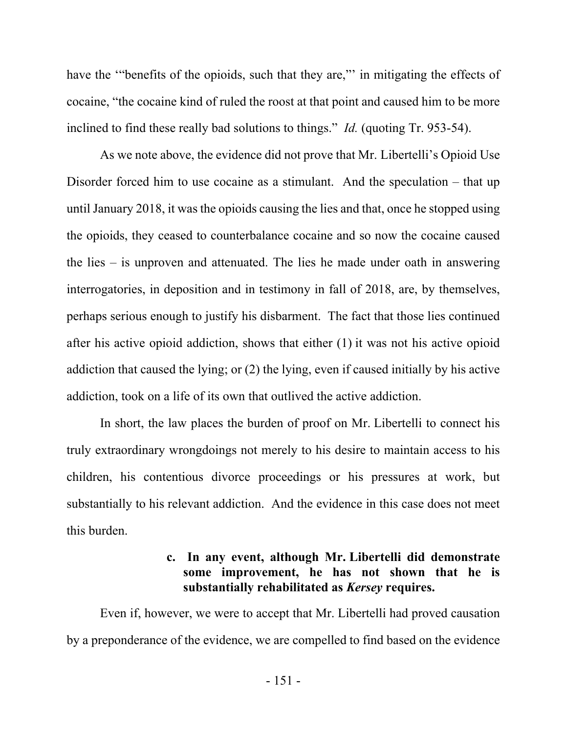have the '"benefits of the opioids, such that they are,"' in mitigating the effects of cocaine, "the cocaine kind of ruled the roost at that point and caused him to be more inclined to find these really bad solutions to things." *Id.* (quoting Tr. 953-54).

As we note above, the evidence did not prove that Mr. Libertelli's Opioid Use Disorder forced him to use cocaine as a stimulant. And the speculation – that up until January 2018, it was the opioids causing the lies and that, once he stopped using the opioids, they ceased to counterbalance cocaine and so now the cocaine caused the lies – is unproven and attenuated. The lies he made under oath in answering interrogatories, in deposition and in testimony in fall of 2018, are, by themselves, perhaps serious enough to justify his disbarment. The fact that those lies continued after his active opioid addiction, shows that either (1) it was not his active opioid addiction that caused the lying; or (2) the lying, even if caused initially by his active addiction, took on a life of its own that outlived the active addiction.

In short, the law places the burden of proof on Mr. Libertelli to connect his truly extraordinary wrongdoings not merely to his desire to maintain access to his children, his contentious divorce proceedings or his pressures at work, but substantially to his relevant addiction. And the evidence in this case does not meet this burden.

**c. In any event, although Mr. Libertelli did demonstrate some improvement, he has not shown that he is substantially rehabilitated as *Kersey* requires.**

Even if, however, we were to accept that Mr. Libertelli had proved causation by a preponderance of the evidence, we are compelled to find based on the evidence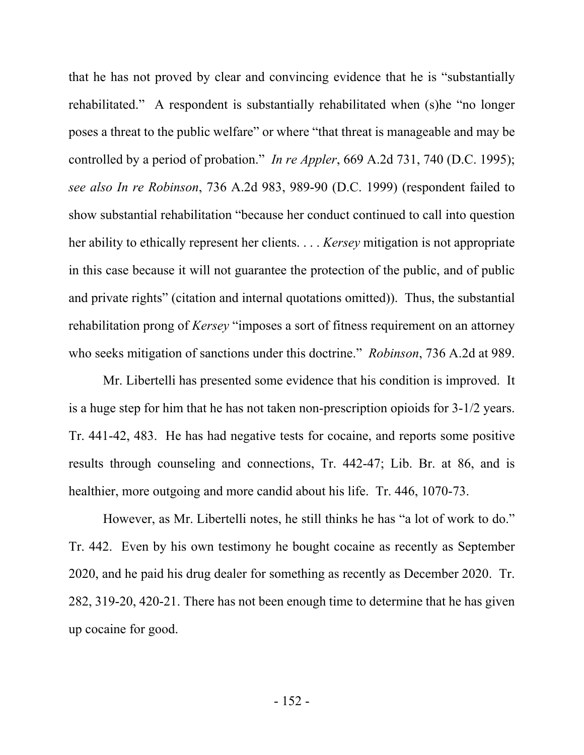that he has not proved by clear and convincing evidence that he is "substantially rehabilitated." A respondent is substantially rehabilitated when (s)he "no longer poses a threat to the public welfare" or where "that threat is manageable and may be controlled by a period of probation." *In re Appler*, 669 A.2d 731, 740 (D.C. 1995); *see also In re Robinson*, 736 A.2d 983, 989-90 (D.C. 1999) (respondent failed to show substantial rehabilitation "because her conduct continued to call into question her ability to ethically represent her clients. . . . *Kersey* mitigation is not appropriate in this case because it will not guarantee the protection of the public, and of public and private rights" (citation and internal quotations omitted)). Thus, the substantial rehabilitation prong of *Kersey* "imposes a sort of fitness requirement on an attorney who seeks mitigation of sanctions under this doctrine." *Robinson*, 736 A.2d at 989.

Mr. Libertelli has presented some evidence that his condition is improved. It is a huge step for him that he has not taken non-prescription opioids for 3-1/2 years. Tr. 441-42, 483. He has had negative tests for cocaine, and reports some positive results through counseling and connections, Tr. 442-47; Lib. Br. at 86, and is healthier, more outgoing and more candid about his life. Tr. 446, 1070-73.

However, as Mr. Libertelli notes, he still thinks he has "a lot of work to do." Tr. 442. Even by his own testimony he bought cocaine as recently as September 2020, and he paid his drug dealer for something as recently as December 2020. Tr. 282, 319-20, 420-21. There has not been enough time to determine that he has given up cocaine for good.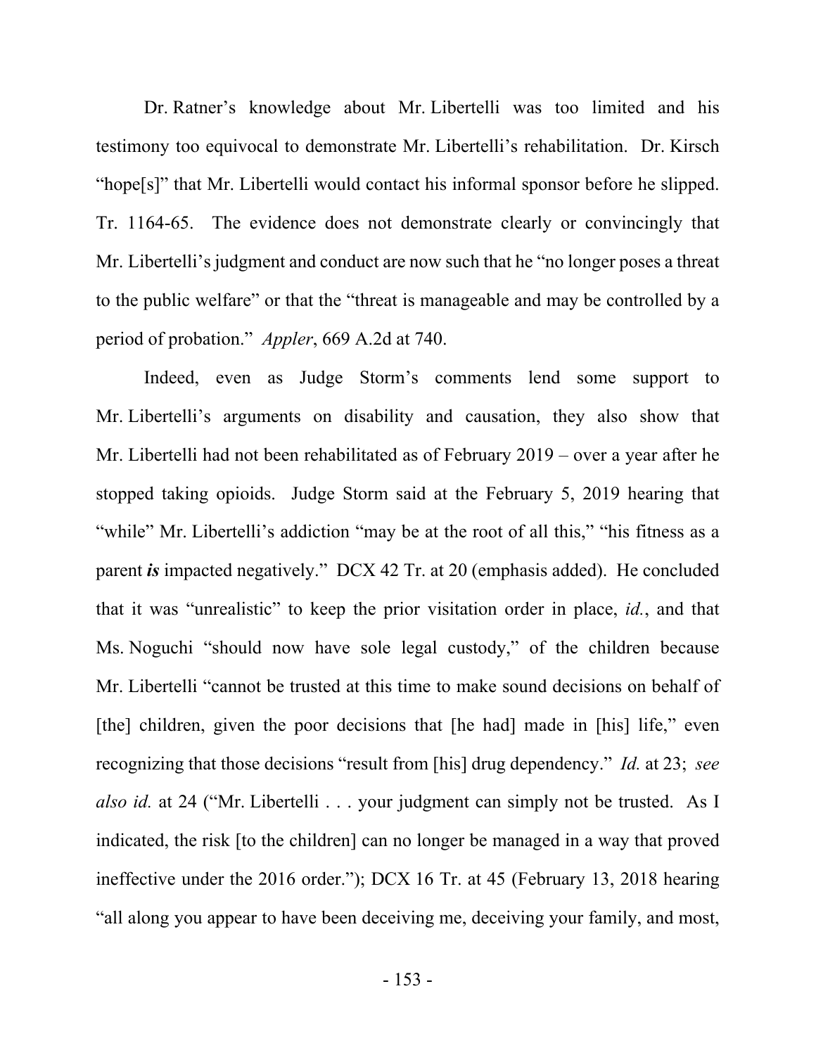Dr. Ratner's knowledge about Mr. Libertelli was too limited and his testimony too equivocal to demonstrate Mr. Libertelli's rehabilitation. Dr. Kirsch "hope[s]" that Mr. Libertelli would contact his informal sponsor before he slipped. Tr. 1164-65. The evidence does not demonstrate clearly or convincingly that Mr. Libertelli's judgment and conduct are now such that he "no longer poses a threat to the public welfare" or that the "threat is manageable and may be controlled by a period of probation." *Appler*, 669 A.2d at 740.

Indeed, even as Judge Storm's comments lend some support to Mr. Libertelli's arguments on disability and causation, they also show that Mr. Libertelli had not been rehabilitated as of February 2019 – over a year after he stopped taking opioids. Judge Storm said at the February 5, 2019 hearing that "while" Mr. Libertelli's addiction "may be at the root of all this," "his fitness as a parent ***is*** impacted negatively." DCX 42 Tr. at 20 (emphasis added). He concluded that it was "unrealistic" to keep the prior visitation order in place, *id.*, and that Ms. Noguchi "should now have sole legal custody," of the children because Mr. Libertelli "cannot be trusted at this time to make sound decisions on behalf of [the] children, given the poor decisions that [he had] made in [his] life," even recognizing that those decisions "result from [his] drug dependency." *Id.* at 23; *see also id.* at 24 ("Mr. Libertelli . . . your judgment can simply not be trusted. As I indicated, the risk [to the children] can no longer be managed in a way that proved ineffective under the 2016 order."); DCX 16 Tr. at 45 (February 13, 2018 hearing "all along you appear to have been deceiving me, deceiving your family, and most,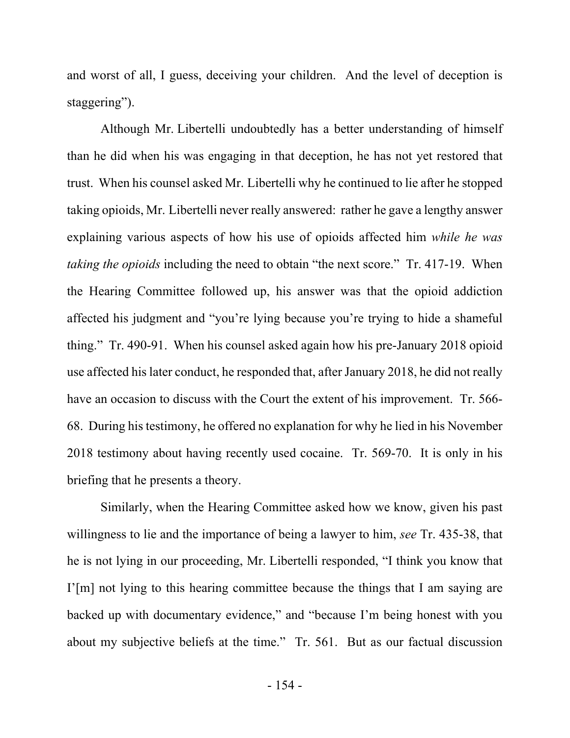and worst of all, I guess, deceiving your children. And the level of deception is staggering").

Although Mr. Libertelli undoubtedly has a better understanding of himself than he did when his was engaging in that deception, he has not yet restored that trust. When his counsel asked Mr. Libertelli why he continued to lie after he stopped taking opioids, Mr. Libertelli never really answered: rather he gave a lengthy answer explaining various aspects of how his use of opioids affected him *while he was taking the opioids* including the need to obtain "the next score." Tr. 417-19. When the Hearing Committee followed up, his answer was that the opioid addiction affected his judgment and "you're lying because you're trying to hide a shameful thing." Tr. 490-91. When his counsel asked again how his pre-January 2018 opioid use affected his later conduct, he responded that, after January 2018, he did not really have an occasion to discuss with the Court the extent of his improvement. Tr. 566-68. During his testimony, he offered no explanation for why he lied in his November 2018 testimony about having recently used cocaine. Tr. 569-70. It is only in his briefing that he presents a theory.

Similarly, when the Hearing Committee asked how we know, given his past willingness to lie and the importance of being a lawyer to him, *see* Tr. 435-38, that he is not lying in our proceeding, Mr. Libertelli responded, "I think you know that I'[m] not lying to this hearing committee because the things that I am saying are backed up with documentary evidence," and "because I'm being honest with you about my subjective beliefs at the time." Tr. 561. But as our factual discussion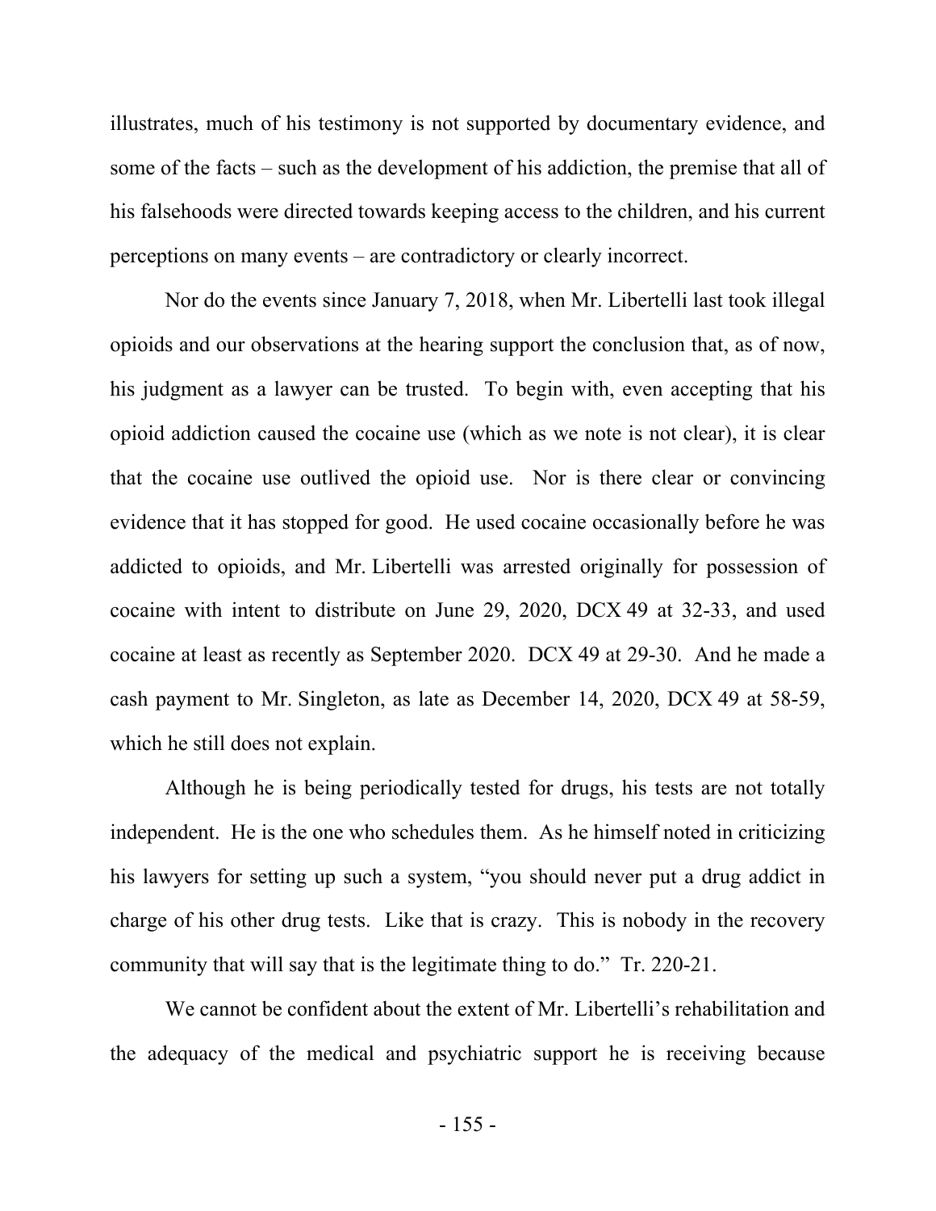illustrates, much of his testimony is not supported by documentary evidence, and some of the facts – such as the development of his addiction, the premise that all of his falsehoods were directed towards keeping access to the children, and his current perceptions on many events – are contradictory or clearly incorrect.

Nor do the events since January 7, 2018, when Mr. Libertelli last took illegal opioids and our observations at the hearing support the conclusion that, as of now, his judgment as a lawyer can be trusted. To begin with, even accepting that his opioid addiction caused the cocaine use (which as we note is not clear), it is clear that the cocaine use outlived the opioid use. Nor is there clear or convincing evidence that it has stopped for good. He used cocaine occasionally before he was addicted to opioids, and Mr. Libertelli was arrested originally for possession of cocaine with intent to distribute on June 29, 2020, DCX 49 at 32-33, and used cocaine at least as recently as September 2020. DCX 49 at 29-30. And he made a cash payment to Mr. Singleton, as late as December 14, 2020, DCX 49 at 58-59, which he still does not explain.

Although he is being periodically tested for drugs, his tests are not totally independent. He is the one who schedules them. As he himself noted in criticizing his lawyers for setting up such a system, "you should never put a drug addict in charge of his other drug tests. Like that is crazy. This is nobody in the recovery community that will say that is the legitimate thing to do." Tr. 220-21.

We cannot be confident about the extent of Mr. Libertelli's rehabilitation and the adequacy of the medical and psychiatric support he is receiving because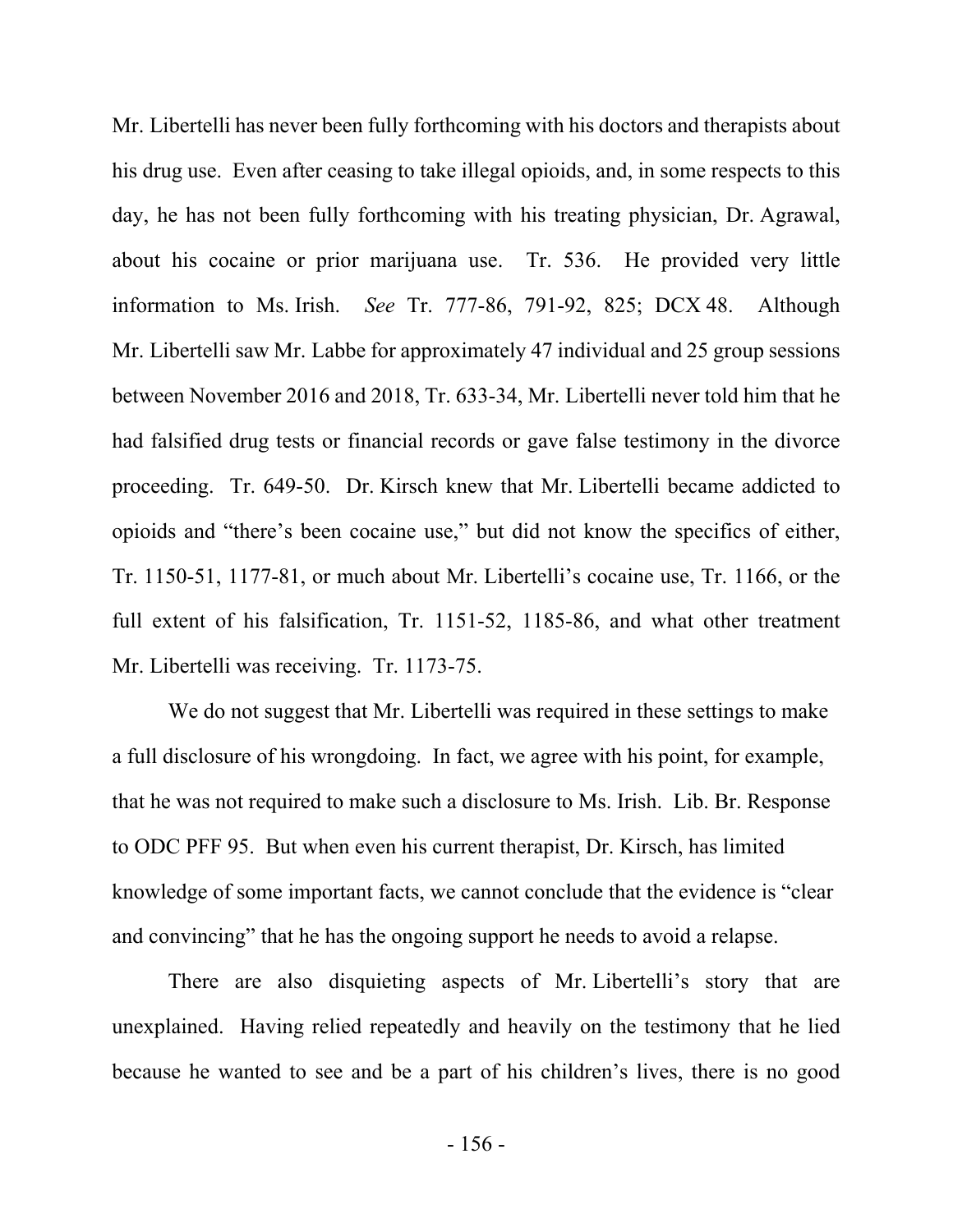Mr. Libertelli has never been fully forthcoming with his doctors and therapists about his drug use. Even after ceasing to take illegal opioids, and, in some respects to this day, he has not been fully forthcoming with his treating physician, Dr. Agrawal, about his cocaine or prior marijuana use. Tr. 536. He provided very little information to Ms. Irish. *See* Tr. 777-86, 791-92, 825; DCX 48. Although Mr. Libertelli saw Mr. Labbe for approximately 47 individual and 25 group sessions between November 2016 and 2018, Tr. 633-34, Mr. Libertelli never told him that he had falsified drug tests or financial records or gave false testimony in the divorce proceeding. Tr. 649-50. Dr. Kirsch knew that Mr. Libertelli became addicted to opioids and "there's been cocaine use," but did not know the specifics of either, Tr. 1150-51, 1177-81, or much about Mr. Libertelli's cocaine use, Tr. 1166, or the full extent of his falsification, Tr. 1151-52, 1185-86, and what other treatment Mr. Libertelli was receiving. Tr. 1173-75.

We do not suggest that Mr. Libertelli was required in these settings to make a full disclosure of his wrongdoing. In fact, we agree with his point, for example, that he was not required to make such a disclosure to Ms. Irish. Lib. Br. Response to ODC PFF 95. But when even his current therapist, Dr. Kirsch, has limited knowledge of some important facts, we cannot conclude that the evidence is "clear and convincing" that he has the ongoing support he needs to avoid a relapse.

There are also disquieting aspects of Mr. Libertelli's story that are unexplained. Having relied repeatedly and heavily on the testimony that he lied because he wanted to see and be a part of his children's lives, there is no good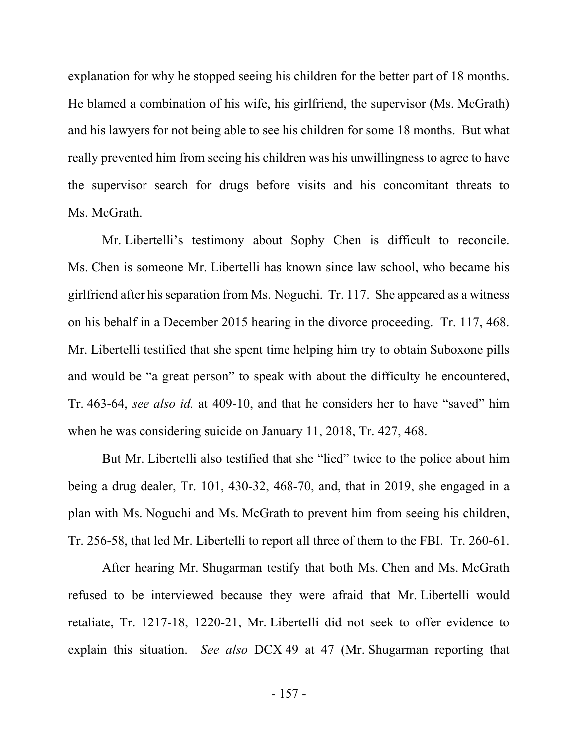explanation for why he stopped seeing his children for the better part of 18 months. He blamed a combination of his wife, his girlfriend, the supervisor (Ms. McGrath) and his lawyers for not being able to see his children for some 18 months. But what really prevented him from seeing his children was his unwillingness to agree to have the supervisor search for drugs before visits and his concomitant threats to Ms. McGrath.

Mr. Libertelli's testimony about Sophy Chen is difficult to reconcile. Ms. Chen is someone Mr. Libertelli has known since law school, who became his girlfriend after his separation from Ms. Noguchi. Tr. 117. She appeared as a witness on his behalf in a December 2015 hearing in the divorce proceeding. Tr. 117, 468. Mr. Libertelli testified that she spent time helping him try to obtain Suboxone pills and would be "a great person" to speak with about the difficulty he encountered, Tr. 463-64, *see also id.* at 409-10, and that he considers her to have "saved" him when he was considering suicide on January 11, 2018, Tr. 427, 468.

But Mr. Libertelli also testified that she "lied" twice to the police about him being a drug dealer, Tr. 101, 430-32, 468-70, and, that in 2019, she engaged in a plan with Ms. Noguchi and Ms. McGrath to prevent him from seeing his children, Tr. 256-58, that led Mr. Libertelli to report all three of them to the FBI. Tr. 260-61.

After hearing Mr. Shugarman testify that both Ms. Chen and Ms. McGrath refused to be interviewed because they were afraid that Mr. Libertelli would retaliate, Tr. 1217-18, 1220-21, Mr. Libertelli did not seek to offer evidence to explain this situation. *See also* DCX 49 at 47 (Mr. Shugarman reporting that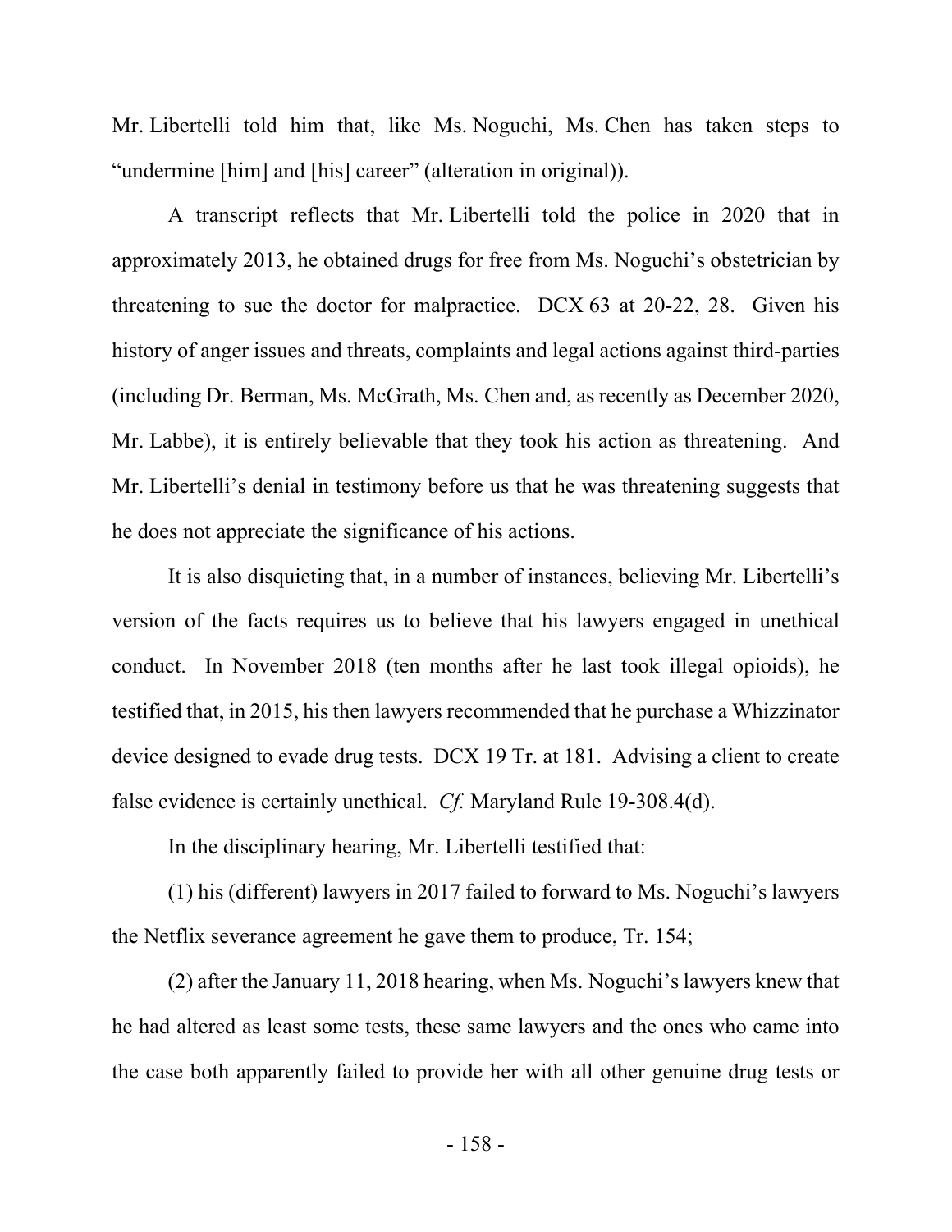Mr. Libertelli told him that, like Ms. Noguchi, Ms. Chen has taken steps to "undermine [him] and [his] career" (alteration in original)).

A transcript reflects that Mr. Libertelli told the police in 2020 that in approximately 2013, he obtained drugs for free from Ms. Noguchi's obstetrician by threatening to sue the doctor for malpractice. DCX 63 at 20-22, 28. Given his history of anger issues and threats, complaints and legal actions against third-parties (including Dr. Berman, Ms. McGrath, Ms. Chen and, as recently as December 2020, Mr. Labbe), it is entirely believable that they took his action as threatening. And Mr. Libertelli's denial in testimony before us that he was threatening suggests that he does not appreciate the significance of his actions.

It is also disquieting that, in a number of instances, believing Mr. Libertelli's version of the facts requires us to believe that his lawyers engaged in unethical conduct. In November 2018 (ten months after he last took illegal opioids), he testified that, in 2015, his then lawyers recommended that he purchase a Whizzinator device designed to evade drug tests. DCX 19 Tr. at 181. Advising a client to create false evidence is certainly unethical. *Cf.* Maryland Rule 19-308.4(d).

In the disciplinary hearing, Mr. Libertelli testified that:

(1) his (different) lawyers in 2017 failed to forward to Ms. Noguchi's lawyers the Netflix severance agreement he gave them to produce, Tr. 154;

(2) after the January 11, 2018 hearing, when Ms. Noguchi's lawyers knew that he had altered as least some tests, these same lawyers and the ones who came into the case both apparently failed to provide her with all other genuine drug tests or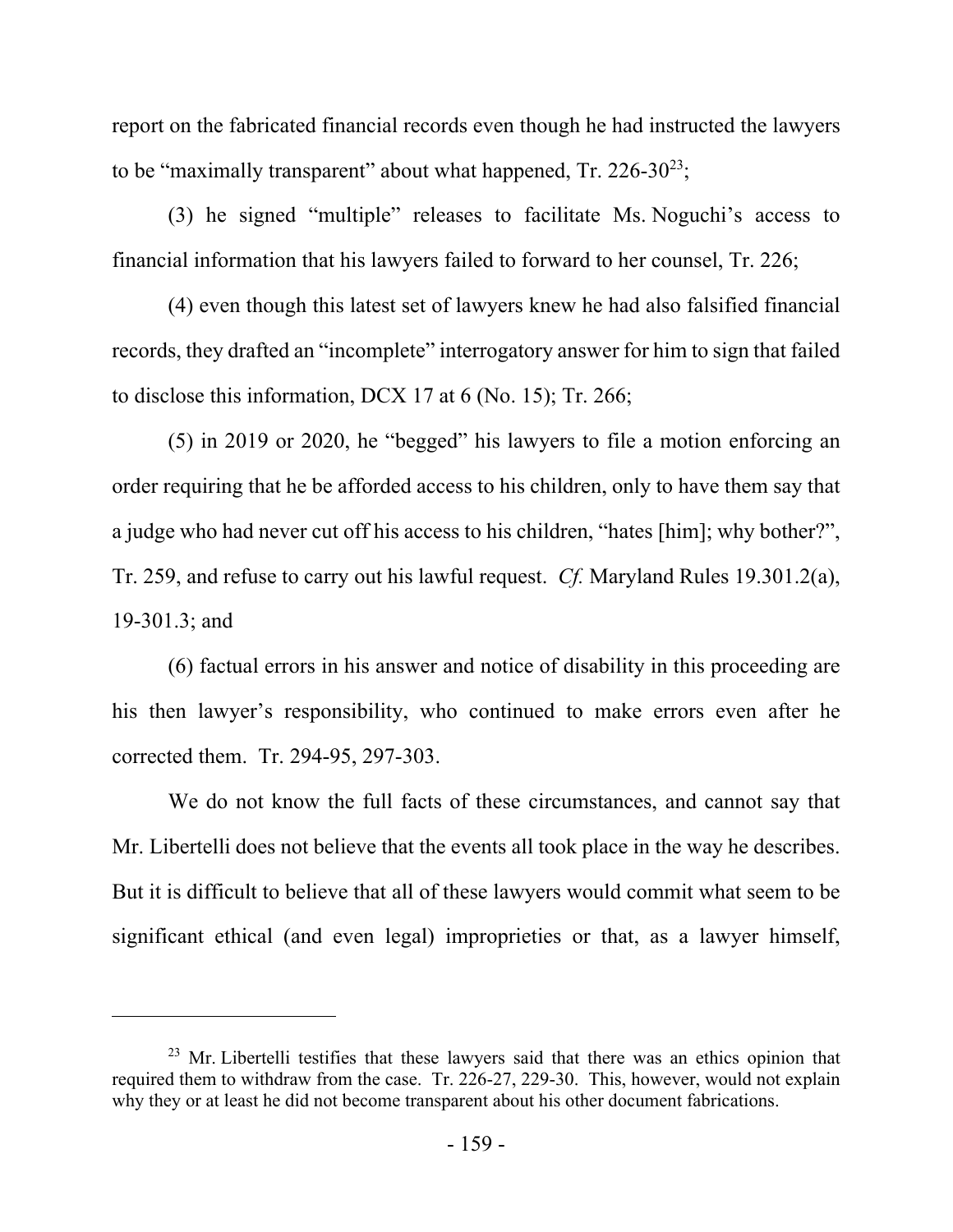report on the fabricated financial records even though he had instructed the lawyers to be "maximally transparent" about what happened, Tr. 226-30[23];

(3) he signed "multiple" releases to facilitate Ms. Noguchi's access to financial information that his lawyers failed to forward to her counsel, Tr. 226;

(4) even though this latest set of lawyers knew he had also falsified financial records, they drafted an "incomplete" interrogatory answer for him to sign that failed to disclose this information, DCX 17 at 6 (No. 15); Tr. 266;

(5) in 2019 or 2020, he "begged" his lawyers to file a motion enforcing an order requiring that he be afforded access to his children, only to have them say that a judge who had never cut off his access to his children, "hates [him]; why bother?", Tr. 259, and refuse to carry out his lawful request. *Cf.* Maryland Rules 19.301.2(a), 19-301.3; and

(6) factual errors in his answer and notice of disability in this proceeding are his then lawyer's responsibility, who continued to make errors even after he corrected them. Tr. 294-95, 297-303.

We do not know the full facts of these circumstances, and cannot say that Mr. Libertelli does not believe that the events all took place in the way he describes. But it is difficult to believe that all of these lawyers would commit what seem to be significant ethical (and even legal) improprieties or that, as a lawyer himself,

---

[23] Mr. Libertelli testifies that these lawyers said that there was an ethics opinion that required them to withdraw from the case. Tr. 226-27, 229-30. This, however, would not explain why they or at least he did not become transparent about his other document fabrications.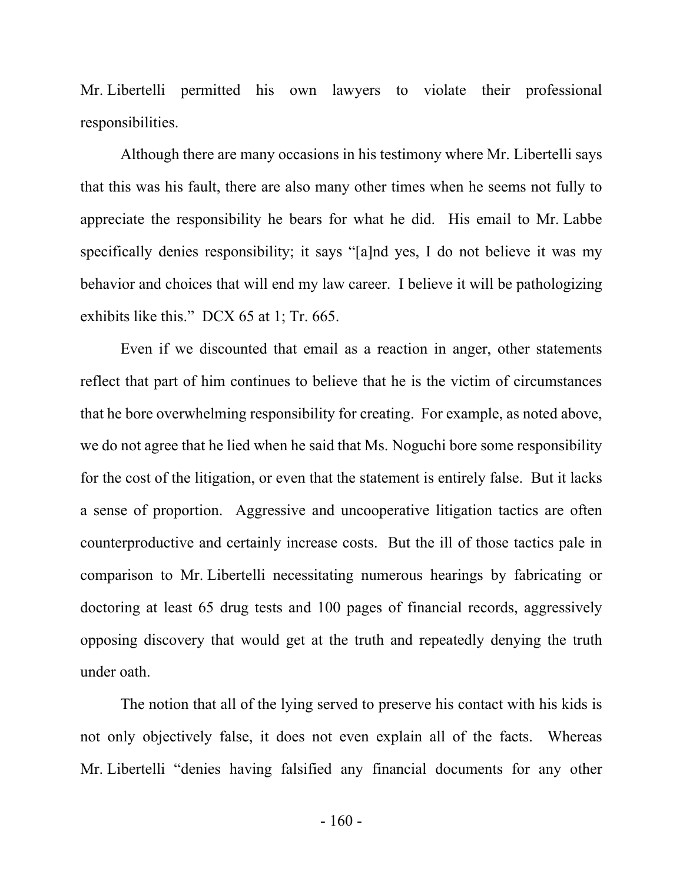Mr. Libertelli permitted his own lawyers to violate their professional responsibilities.

Although there are many occasions in his testimony where Mr. Libertelli says that this was his fault, there are also many other times when he seems not fully to appreciate the responsibility he bears for what he did. His email to Mr. Labbe specifically denies responsibility; it says "[a]nd yes, I do not believe it was my behavior and choices that will end my law career. I believe it will be pathologizing exhibits like this." DCX 65 at 1; Tr. 665.

Even if we discounted that email as a reaction in anger, other statements reflect that part of him continues to believe that he is the victim of circumstances that he bore overwhelming responsibility for creating. For example, as noted above, we do not agree that he lied when he said that Ms. Noguchi bore some responsibility for the cost of the litigation, or even that the statement is entirely false. But it lacks a sense of proportion. Aggressive and uncooperative litigation tactics are often counterproductive and certainly increase costs. But the ill of those tactics pale in comparison to Mr. Libertelli necessitating numerous hearings by fabricating or doctoring at least 65 drug tests and 100 pages of financial records, aggressively opposing discovery that would get at the truth and repeatedly denying the truth under oath.

The notion that all of the lying served to preserve his contact with his kids is not only objectively false, it does not even explain all of the facts. Whereas Mr. Libertelli "denies having falsified any financial documents for any other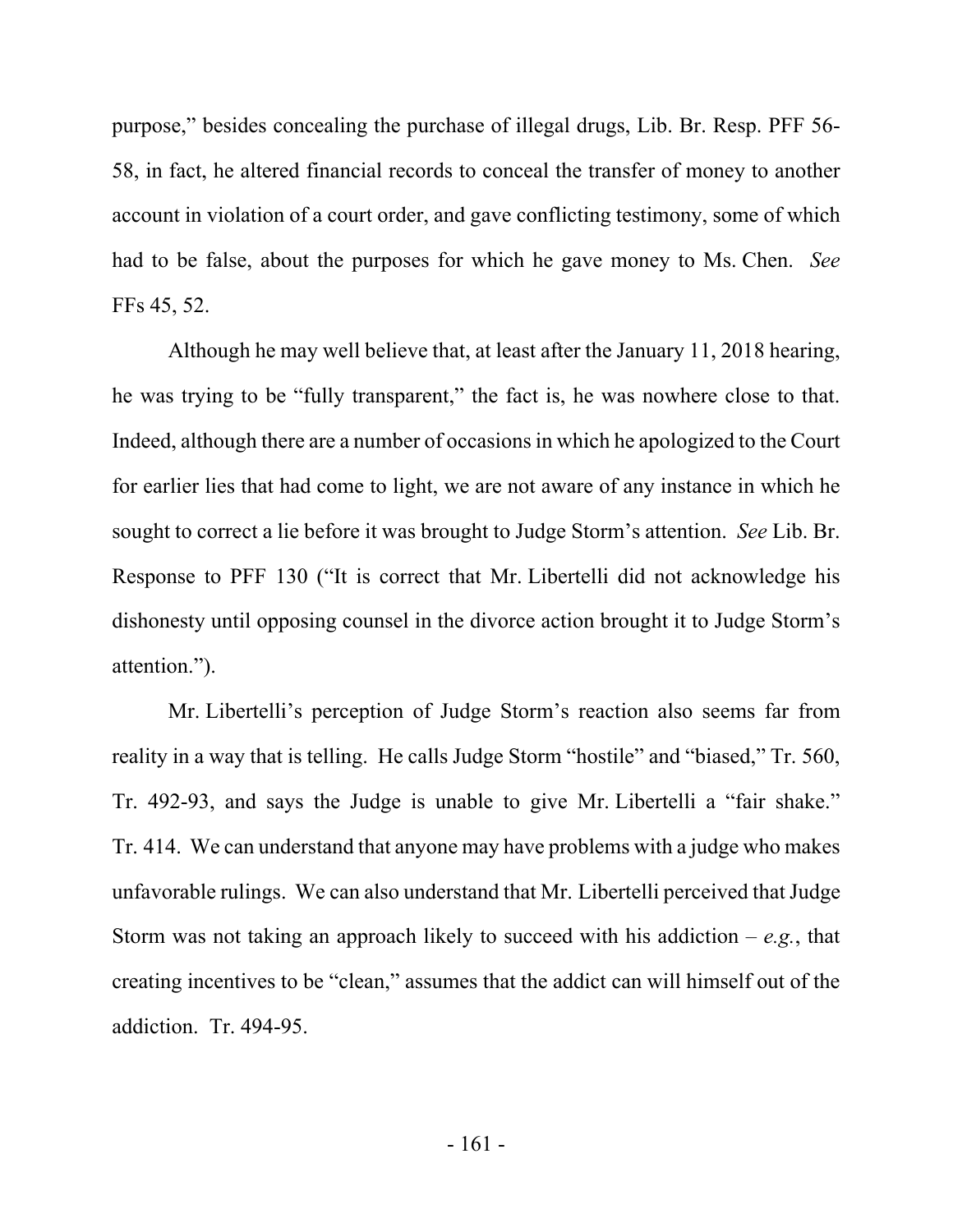purpose," besides concealing the purchase of illegal drugs, Lib. Br. Resp. PFF 56-58, in fact, he altered financial records to conceal the transfer of money to another account in violation of a court order, and gave conflicting testimony, some of which had to be false, about the purposes for which he gave money to Ms. Chen. *See* FFs 45, 52.

Although he may well believe that, at least after the January 11, 2018 hearing, he was trying to be "fully transparent," the fact is, he was nowhere close to that. Indeed, although there are a number of occasions in which he apologized to the Court for earlier lies that had come to light, we are not aware of any instance in which he sought to correct a lie before it was brought to Judge Storm's attention. *See* Lib. Br. Response to PFF 130 ("It is correct that Mr. Libertelli did not acknowledge his dishonesty until opposing counsel in the divorce action brought it to Judge Storm's attention.").

Mr. Libertelli's perception of Judge Storm's reaction also seems far from reality in a way that is telling. He calls Judge Storm "hostile" and "biased," Tr. 560, Tr. 492-93, and says the Judge is unable to give Mr. Libertelli a "fair shake." Tr. 414. We can understand that anyone may have problems with a judge who makes unfavorable rulings. We can also understand that Mr. Libertelli perceived that Judge Storm was not taking an approach likely to succeed with his addiction – *e.g.*, that creating incentives to be "clean," assumes that the addict can will himself out of the addiction. Tr. 494-95.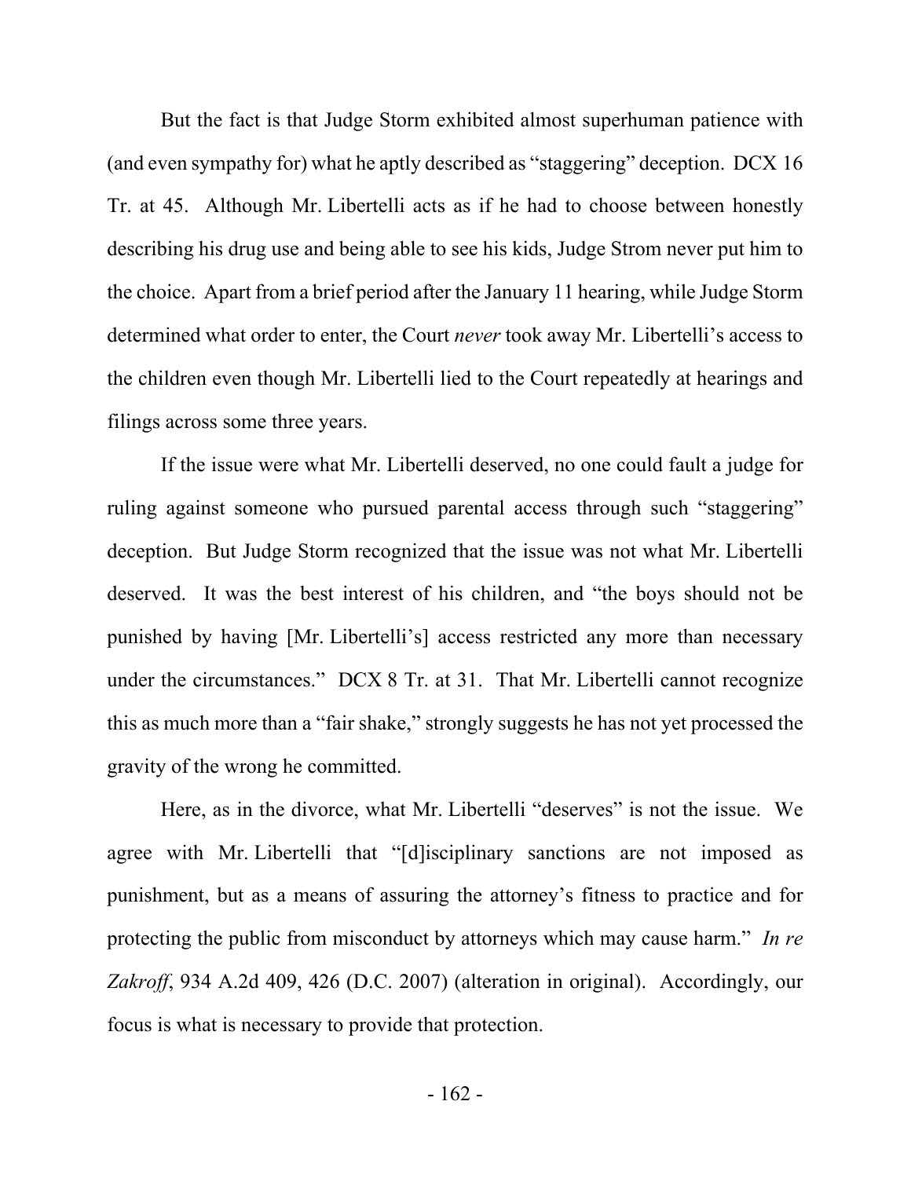But the fact is that Judge Storm exhibited almost superhuman patience with (and even sympathy for) what he aptly described as "staggering" deception. DCX 16 Tr. at 45. Although Mr. Libertelli acts as if he had to choose between honestly describing his drug use and being able to see his kids, Judge Strom never put him to the choice. Apart from a brief period after the January 11 hearing, while Judge Storm determined what order to enter, the Court *never* took away Mr. Libertelli's access to the children even though Mr. Libertelli lied to the Court repeatedly at hearings and filings across some three years.

If the issue were what Mr. Libertelli deserved, no one could fault a judge for ruling against someone who pursued parental access through such "staggering" deception. But Judge Storm recognized that the issue was not what Mr. Libertelli deserved. It was the best interest of his children, and "the boys should not be punished by having [Mr. Libertelli's] access restricted any more than necessary under the circumstances." DCX 8 Tr. at 31. That Mr. Libertelli cannot recognize this as much more than a "fair shake," strongly suggests he has not yet processed the gravity of the wrong he committed.

Here, as in the divorce, what Mr. Libertelli "deserves" is not the issue. We agree with Mr. Libertelli that "[d]isciplinary sanctions are not imposed as punishment, but as a means of assuring the attorney's fitness to practice and for protecting the public from misconduct by attorneys which may cause harm." *In re Zakroff*, 934 A.2d 409, 426 (D.C. 2007) (alteration in original). Accordingly, our focus is what is necessary to provide that protection.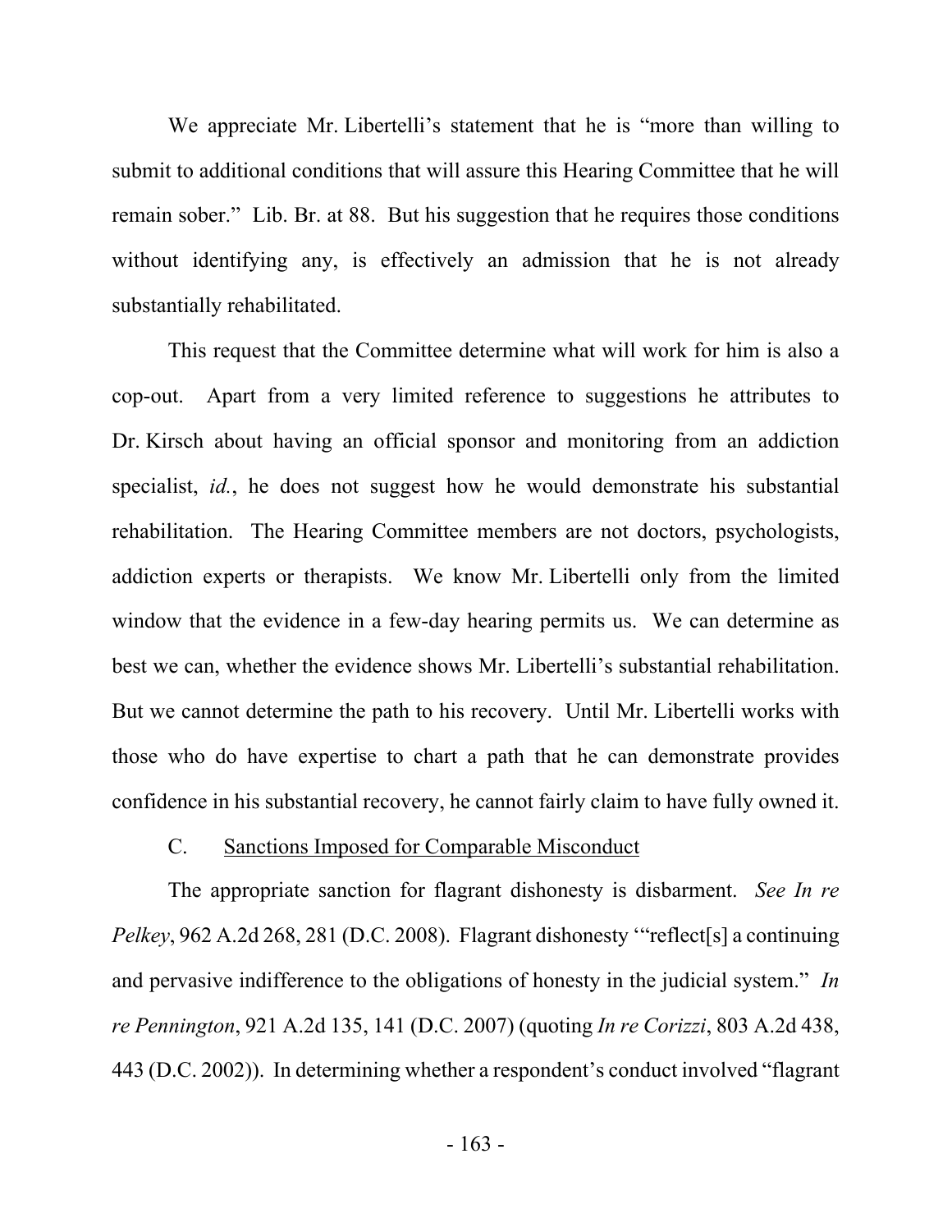We appreciate Mr. Libertelli's statement that he is "more than willing to submit to additional conditions that will assure this Hearing Committee that he will remain sober." Lib. Br. at 88. But his suggestion that he requires those conditions without identifying any, is effectively an admission that he is not already substantially rehabilitated.

This request that the Committee determine what will work for him is also a cop-out. Apart from a very limited reference to suggestions he attributes to Dr. Kirsch about having an official sponsor and monitoring from an addiction specialist, *id.*, he does not suggest how he would demonstrate his substantial rehabilitation. The Hearing Committee members are not doctors, psychologists, addiction experts or therapists. We know Mr. Libertelli only from the limited window that the evidence in a few-day hearing permits us. We can determine as best we can, whether the evidence shows Mr. Libertelli's substantial rehabilitation. But we cannot determine the path to his recovery. Until Mr. Libertelli works with those who do have expertise to chart a path that he can demonstrate provides confidence in his substantial recovery, he cannot fairly claim to have fully owned it.

### C. Sanctions Imposed for Comparable Misconduct

The appropriate sanction for flagrant dishonesty is disbarment. *See In re Pelkey*, 962 A.2d 268, 281 (D.C. 2008). Flagrant dishonesty '"reflect[s] a continuing and pervasive indifference to the obligations of honesty in the judicial system." *In re Pennington*, 921 A.2d 135, 141 (D.C. 2007) (quoting *In re Corizzi*, 803 A.2d 438, 443 (D.C. 2002)). In determining whether a respondent's conduct involved "flagrant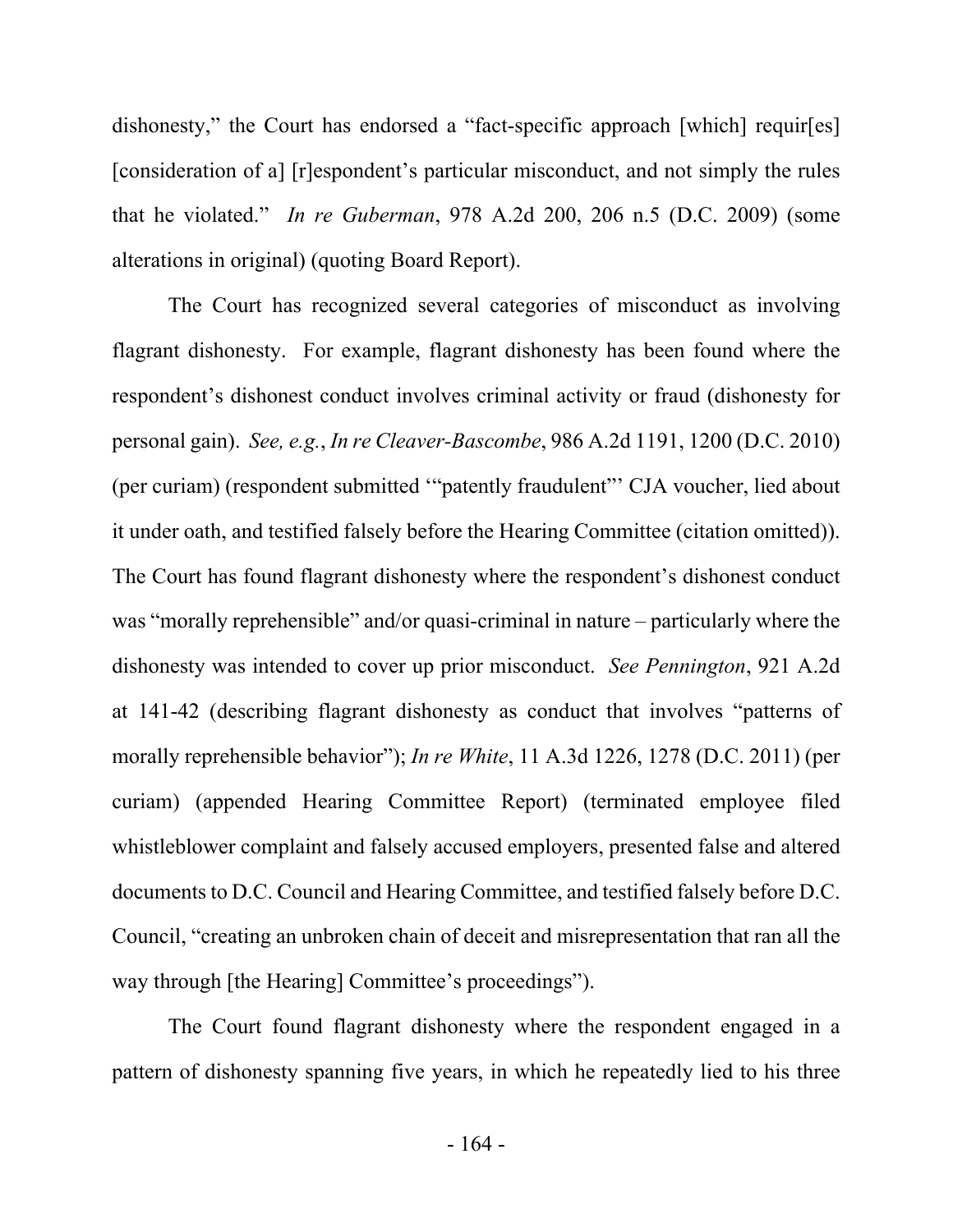dishonesty," the Court has endorsed a "fact-specific approach [which] requir[es] [consideration of a] [r]espondent's particular misconduct, and not simply the rules that he violated." *In re Guberman*, 978 A.2d 200, 206 n.5 (D.C. 2009) (some alterations in original) (quoting Board Report).

The Court has recognized several categories of misconduct as involving flagrant dishonesty. For example, flagrant dishonesty has been found where the respondent's dishonest conduct involves criminal activity or fraud (dishonesty for personal gain). *See, e.g.*, *In re Cleaver-Bascombe*, 986 A.2d 1191, 1200 (D.C. 2010) (per curiam) (respondent submitted '"patently fraudulent"' CJA voucher, lied about it under oath, and testified falsely before the Hearing Committee (citation omitted)). The Court has found flagrant dishonesty where the respondent's dishonest conduct was "morally reprehensible" and/or quasi-criminal in nature – particularly where the dishonesty was intended to cover up prior misconduct. *See Pennington*, 921 A.2d at 141-42 (describing flagrant dishonesty as conduct that involves "patterns of morally reprehensible behavior"); *In re White*, 11 A.3d 1226, 1278 (D.C. 2011) (per curiam) (appended Hearing Committee Report) (terminated employee filed whistleblower complaint and falsely accused employers, presented false and altered documents to D.C. Council and Hearing Committee, and testified falsely before D.C. Council, "creating an unbroken chain of deceit and misrepresentation that ran all the way through [the Hearing] Committee's proceedings").

The Court found flagrant dishonesty where the respondent engaged in a pattern of dishonesty spanning five years, in which he repeatedly lied to his three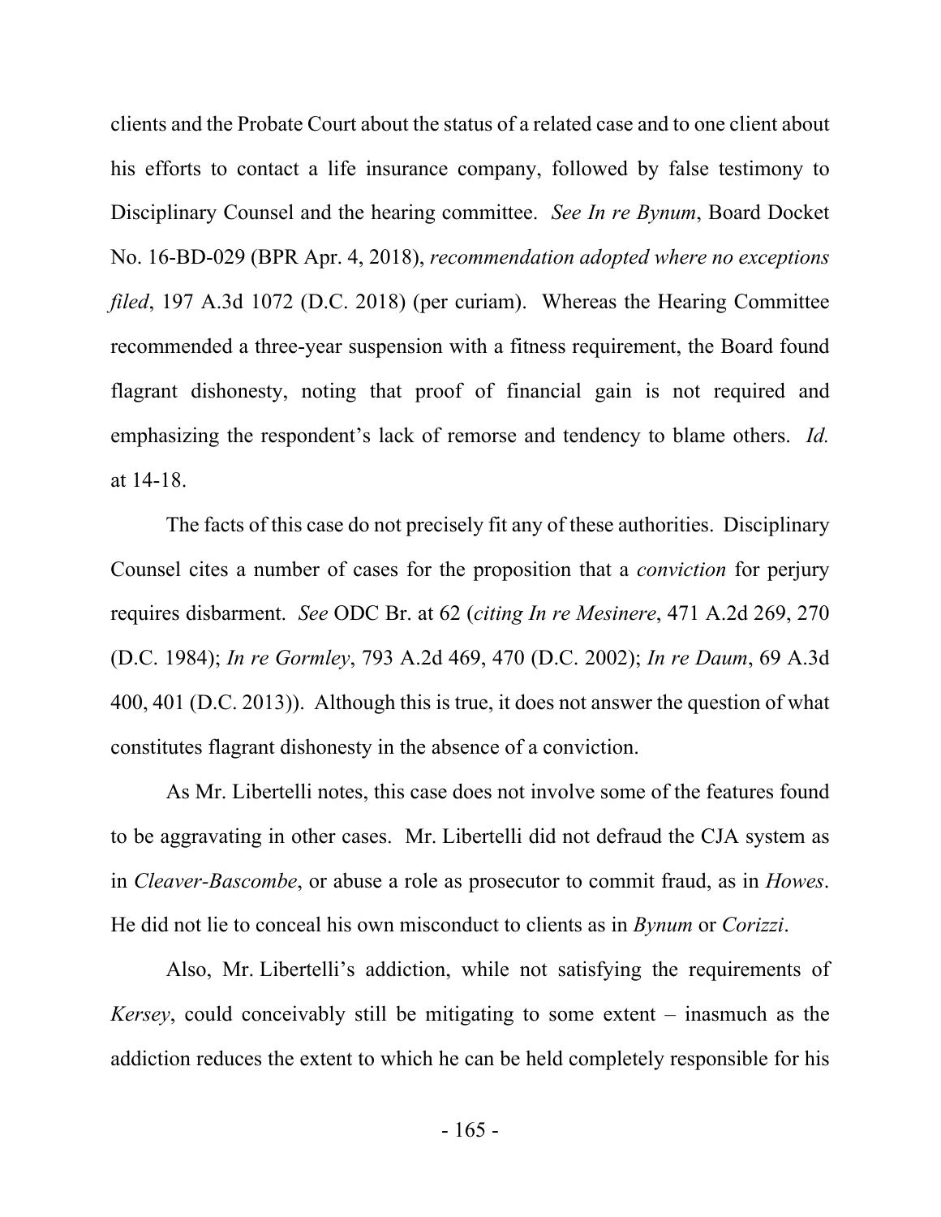clients and the Probate Court about the status of a related case and to one client about his efforts to contact a life insurance company, followed by false testimony to Disciplinary Counsel and the hearing committee. *See In re Bynum*, Board Docket No. 16-BD-029 (BPR Apr. 4, 2018), *recommendation adopted where no exceptions filed*, 197 A.3d 1072 (D.C. 2018) (per curiam). Whereas the Hearing Committee recommended a three-year suspension with a fitness requirement, the Board found flagrant dishonesty, noting that proof of financial gain is not required and emphasizing the respondent's lack of remorse and tendency to blame others. *Id.* at 14-18.

The facts of this case do not precisely fit any of these authorities. Disciplinary Counsel cites a number of cases for the proposition that a *conviction* for perjury requires disbarment. *See* ODC Br. at 62 (*citing In re Mesinere*, 471 A.2d 269, 270 (D.C. 1984); *In re Gormley*, 793 A.2d 469, 470 (D.C. 2002); *In re Daum*, 69 A.3d 400, 401 (D.C. 2013)). Although this is true, it does not answer the question of what constitutes flagrant dishonesty in the absence of a conviction.

As Mr. Libertelli notes, this case does not involve some of the features found to be aggravating in other cases. Mr. Libertelli did not defraud the CJA system as in *Cleaver-Bascombe*, or abuse a role as prosecutor to commit fraud, as in *Howes*. He did not lie to conceal his own misconduct to clients as in *Bynum* or *Corizzi*.

Also, Mr. Libertelli's addiction, while not satisfying the requirements of *Kersey*, could conceivably still be mitigating to some extent – inasmuch as the addiction reduces the extent to which he can be held completely responsible for his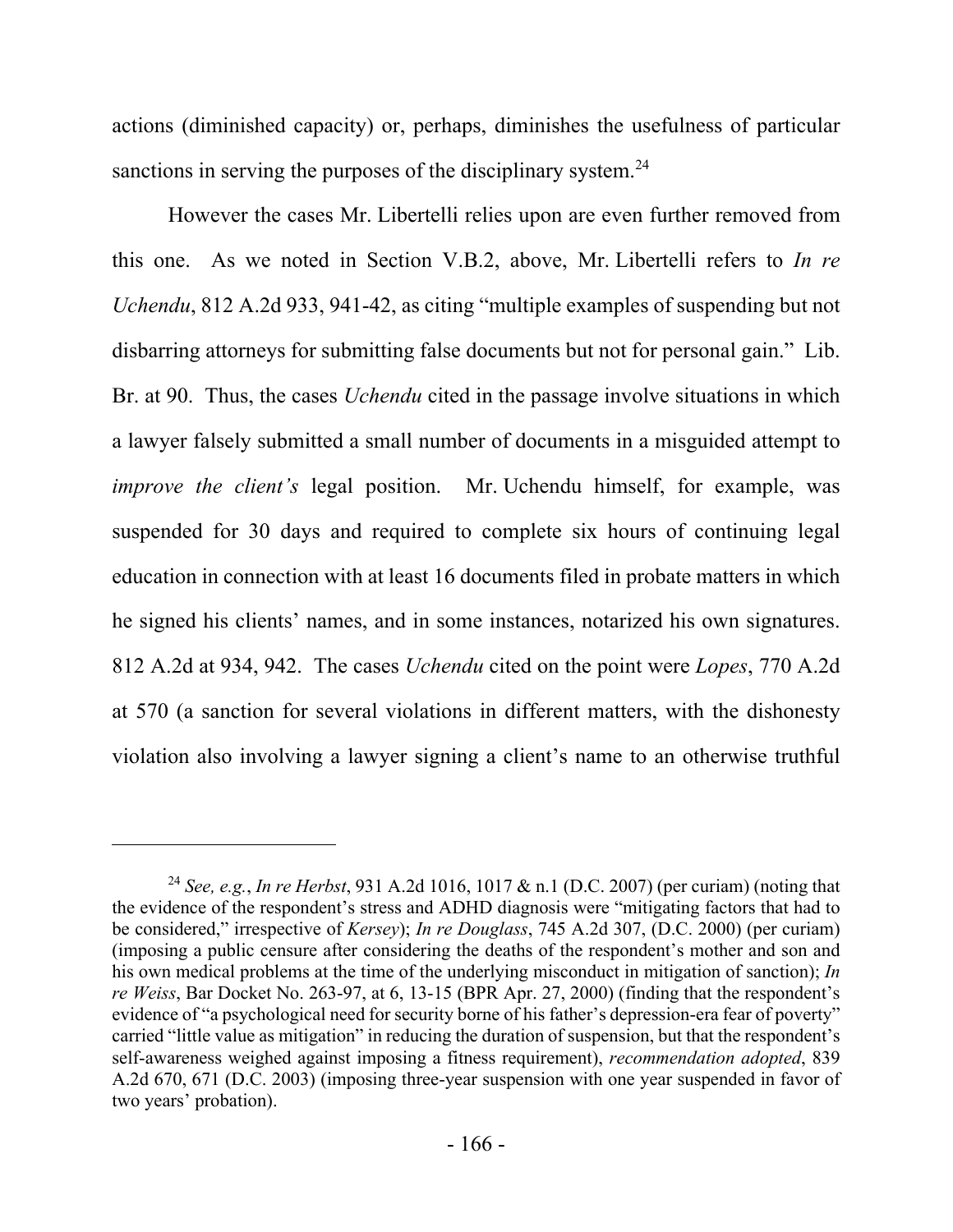actions (diminished capacity) or, perhaps, diminishes the usefulness of particular sanctions in serving the purposes of the disciplinary system.[24]

However the cases Mr. Libertelli relies upon are even further removed from this one. As we noted in Section V.B.2, above, Mr. Libertelli refers to *In re Uchendu*, 812 A.2d 933, 941-42, as citing "multiple examples of suspending but not disbarring attorneys for submitting false documents but not for personal gain." Lib. Br. at 90. Thus, the cases *Uchendu* cited in the passage involve situations in which a lawyer falsely submitted a small number of documents in a misguided attempt to *improve the client's* legal position. Mr. Uchendu himself, for example, was suspended for 30 days and required to complete six hours of continuing legal education in connection with at least 16 documents filed in probate matters in which he signed his clients' names, and in some instances, notarized his own signatures. 812 A.2d at 934, 942. The cases *Uchendu* cited on the point were *Lopes*, 770 A.2d at 570 (a sanction for several violations in different matters, with the dishonesty violation also involving a lawyer signing a client's name to an otherwise truthful

---

[24] *See, e.g.*, *In re Herbst*, 931 A.2d 1016, 1017 & n.1 (D.C. 2007) (per curiam) (noting that the evidence of the respondent's stress and ADHD diagnosis were "mitigating factors that had to be considered," irrespective of *Kersey*); *In re Douglass*, 745 A.2d 307, (D.C. 2000) (per curiam) (imposing a public censure after considering the deaths of the respondent's mother and son and his own medical problems at the time of the underlying misconduct in mitigation of sanction); *In re Weiss*, Bar Docket No. 263-97, at 6, 13-15 (BPR Apr. 27, 2000) (finding that the respondent's evidence of "a psychological need for security borne of his father's depression-era fear of poverty" carried "little value as mitigation" in reducing the duration of suspension, but that the respondent's self-awareness weighed against imposing a fitness requirement), *recommendation adopted*, 839 A.2d 670, 671 (D.C. 2003) (imposing three-year suspension with one year suspended in favor of two years' probation).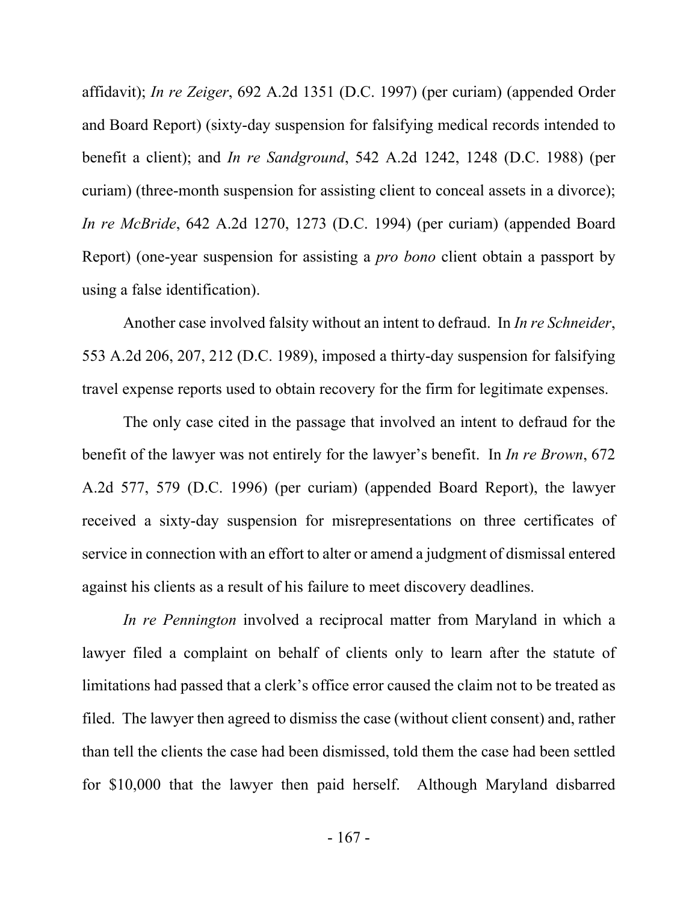affidavit); *In re Zeiger*, 692 A.2d 1351 (D.C. 1997) (per curiam) (appended Order and Board Report) (sixty-day suspension for falsifying medical records intended to benefit a client); and *In re Sandground*, 542 A.2d 1242, 1248 (D.C. 1988) (per curiam) (three-month suspension for assisting client to conceal assets in a divorce); *In re McBride*, 642 A.2d 1270, 1273 (D.C. 1994) (per curiam) (appended Board Report) (one-year suspension for assisting a *pro bono* client obtain a passport by using a false identification).

Another case involved falsity without an intent to defraud. In *In re Schneider*, 553 A.2d 206, 207, 212 (D.C. 1989), imposed a thirty-day suspension for falsifying travel expense reports used to obtain recovery for the firm for legitimate expenses.

The only case cited in the passage that involved an intent to defraud for the benefit of the lawyer was not entirely for the lawyer's benefit. In *In re Brown*, 672 A.2d 577, 579 (D.C. 1996) (per curiam) (appended Board Report), the lawyer received a sixty-day suspension for misrepresentations on three certificates of service in connection with an effort to alter or amend a judgment of dismissal entered against his clients as a result of his failure to meet discovery deadlines.

*In re Pennington* involved a reciprocal matter from Maryland in which a lawyer filed a complaint on behalf of clients only to learn after the statute of limitations had passed that a clerk's office error caused the claim not to be treated as filed. The lawyer then agreed to dismiss the case (without client consent) and, rather than tell the clients the case had been dismissed, told them the case had been settled for $10,000 that the lawyer then paid herself. Although Maryland disbarred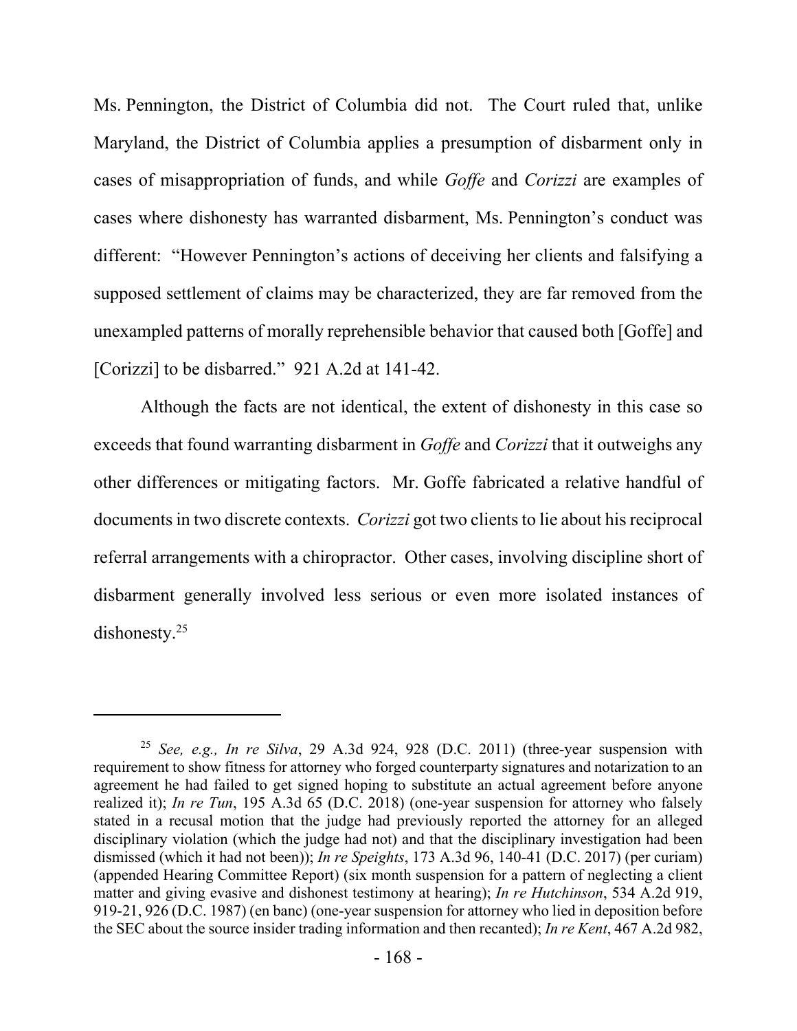Ms. Pennington, the District of Columbia did not. The Court ruled that, unlike Maryland, the District of Columbia applies a presumption of disbarment only in cases of misappropriation of funds, and while *Goffe* and *Corizzi* are examples of cases where dishonesty has warranted disbarment, Ms. Pennington's conduct was different: "However Pennington's actions of deceiving her clients and falsifying a supposed settlement of claims may be characterized, they are far removed from the unexampled patterns of morally reprehensible behavior that caused both [Goffe] and [Corizzi] to be disbarred." 921 A.2d at 141-42.

Although the facts are not identical, the extent of dishonesty in this case so exceeds that found warranting disbarment in *Goffe* and *Corizzi* that it outweighs any other differences or mitigating factors. Mr. Goffe fabricated a relative handful of documents in two discrete contexts. *Corizzi* got two clients to lie about his reciprocal referral arrangements with a chiropractor. Other cases, involving discipline short of disbarment generally involved less serious or even more isolated instances of dishonesty.[25]

---

[25] *See, e.g., In re Silva*, 29 A.3d 924, 928 (D.C. 2011) (three-year suspension with requirement to show fitness for attorney who forged counterparty signatures and notarization to an agreement he had failed to get signed hoping to substitute an actual agreement before anyone realized it); *In re Tun*, 195 A.3d 65 (D.C. 2018) (one-year suspension for attorney who falsely stated in a recusal motion that the judge had previously reported the attorney for an alleged disciplinary violation (which the judge had not) and that the disciplinary investigation had been dismissed (which it had not been)); *In re Speights*, 173 A.3d 96, 140-41 (D.C. 2017) (per curiam) (appended Hearing Committee Report) (six month suspension for a pattern of neglecting a client matter and giving evasive and dishonest testimony at hearing); *In re Hutchinson*, 534 A.2d 919, 919-21, 926 (D.C. 1987) (en banc) (one-year suspension for attorney who lied in deposition before the SEC about the source insider trading information and then recanted); *In re Kent*, 467 A.2d 982,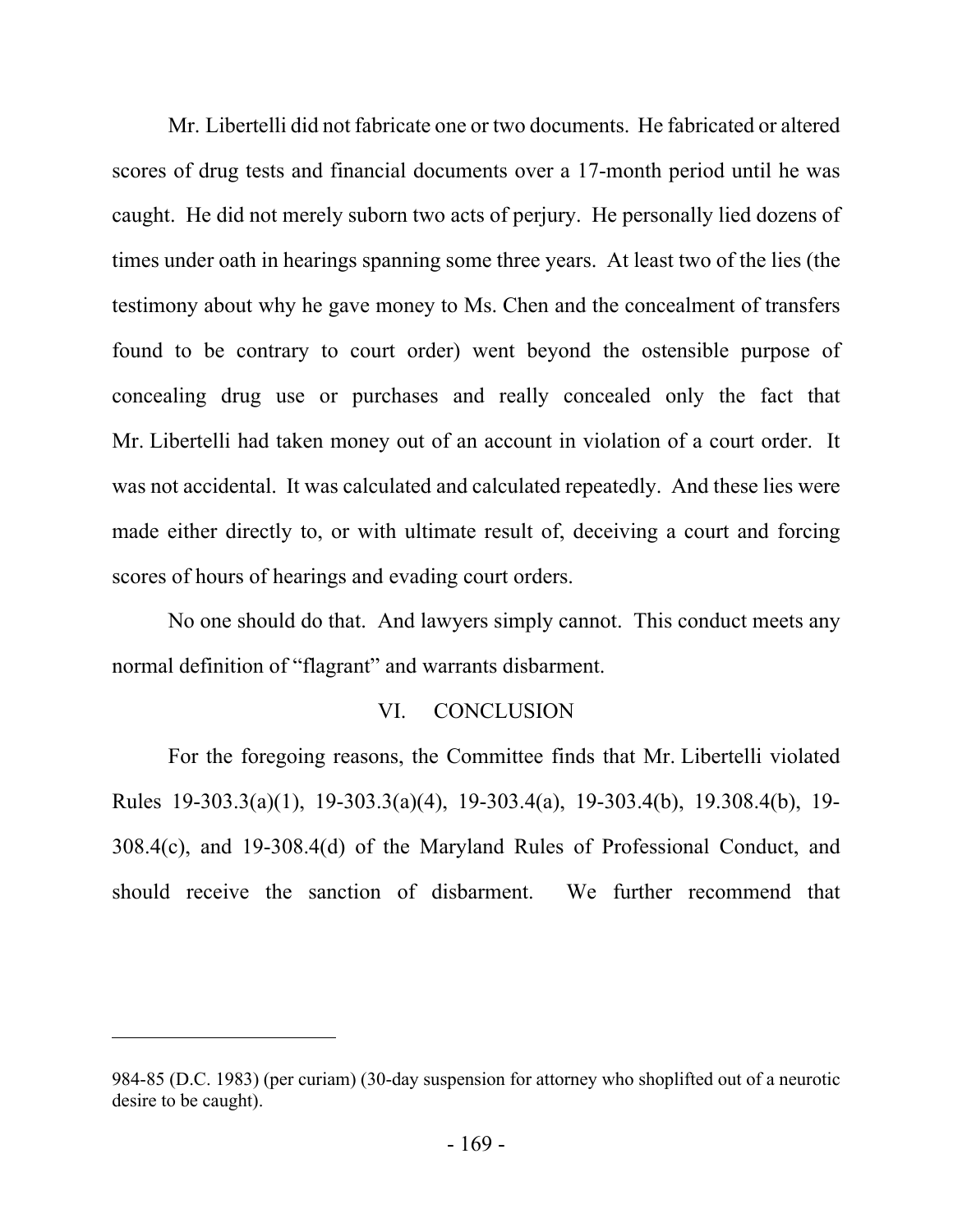Mr. Libertelli did not fabricate one or two documents. He fabricated or altered scores of drug tests and financial documents over a 17-month period until he was caught. He did not merely suborn two acts of perjury. He personally lied dozens of times under oath in hearings spanning some three years. At least two of the lies (the testimony about why he gave money to Ms. Chen and the concealment of transfers found to be contrary to court order) went beyond the ostensible purpose of concealing drug use or purchases and really concealed only the fact that Mr. Libertelli had taken money out of an account in violation of a court order. It was not accidental. It was calculated and calculated repeatedly. And these lies were made either directly to, or with ultimate result of, deceiving a court and forcing scores of hours of hearings and evading court orders.

No one should do that. And lawyers simply cannot. This conduct meets any normal definition of "flagrant" and warrants disbarment.

## VI. CONCLUSION

For the foregoing reasons, the Committee finds that Mr. Libertelli violated Rules 19-303.3(a)(1), 19-303.3(a)(4), 19-303.4(a), 19-303.4(b), 19.308.4(b), 19-308.4(c), and 19-308.4(d) of the Maryland Rules of Professional Conduct, and should receive the sanction of disbarment. We further recommend that

---

984-85 (D.C. 1983) (per curiam) (30-day suspension for attorney who shoplifted out of a neurotic desire to be caught).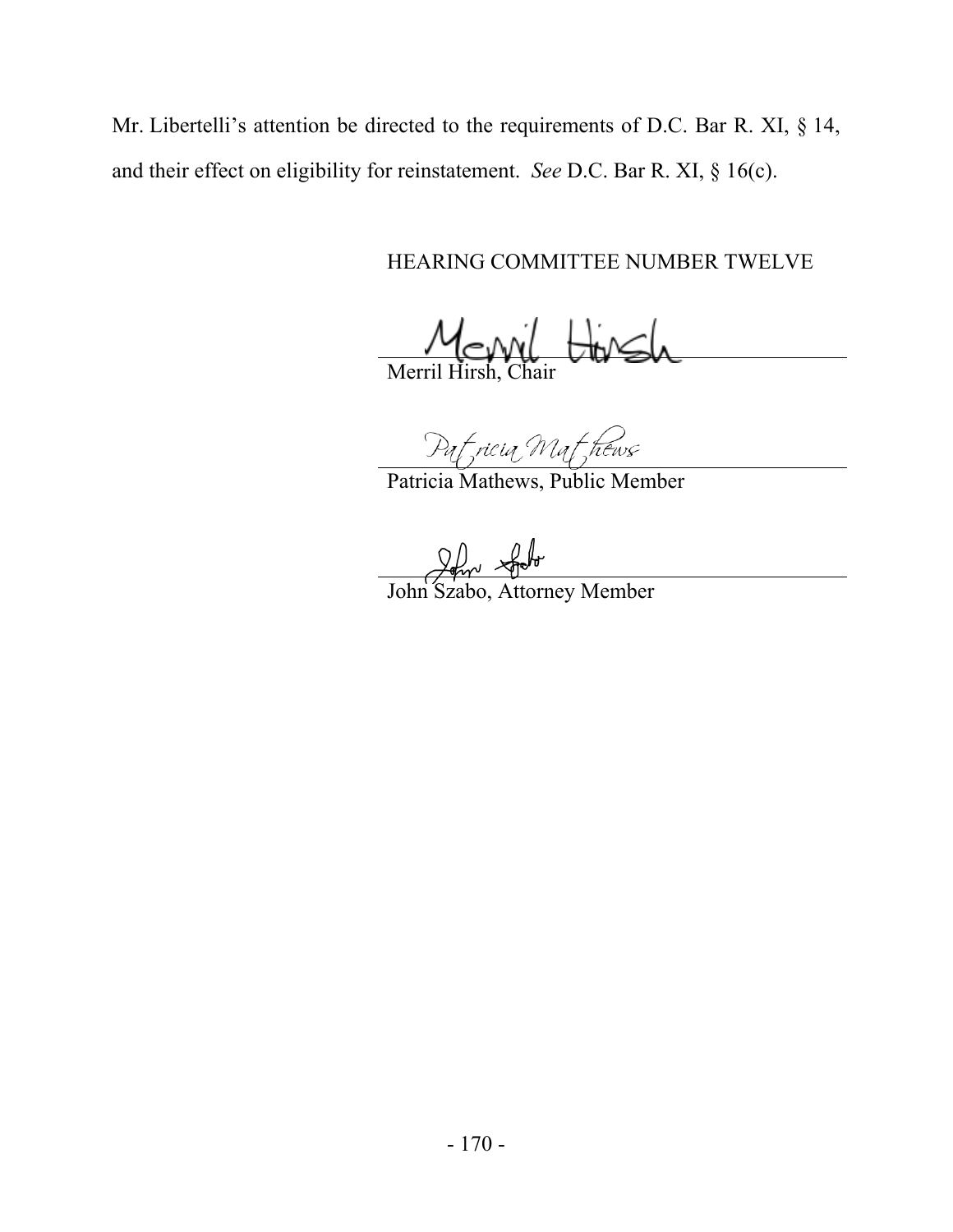Mr. Libertelli's attention be directed to the requirements of D.C. Bar R. XI, § 14, and their effect on eligibility for reinstatement. *See* D.C. Bar R. XI, § 16(c).

HEARING COMMITTEE NUMBER TWELVE

Merril Hirsh, Chair

Patricia Mathews, Public Member

John Szabo, Attorney Member